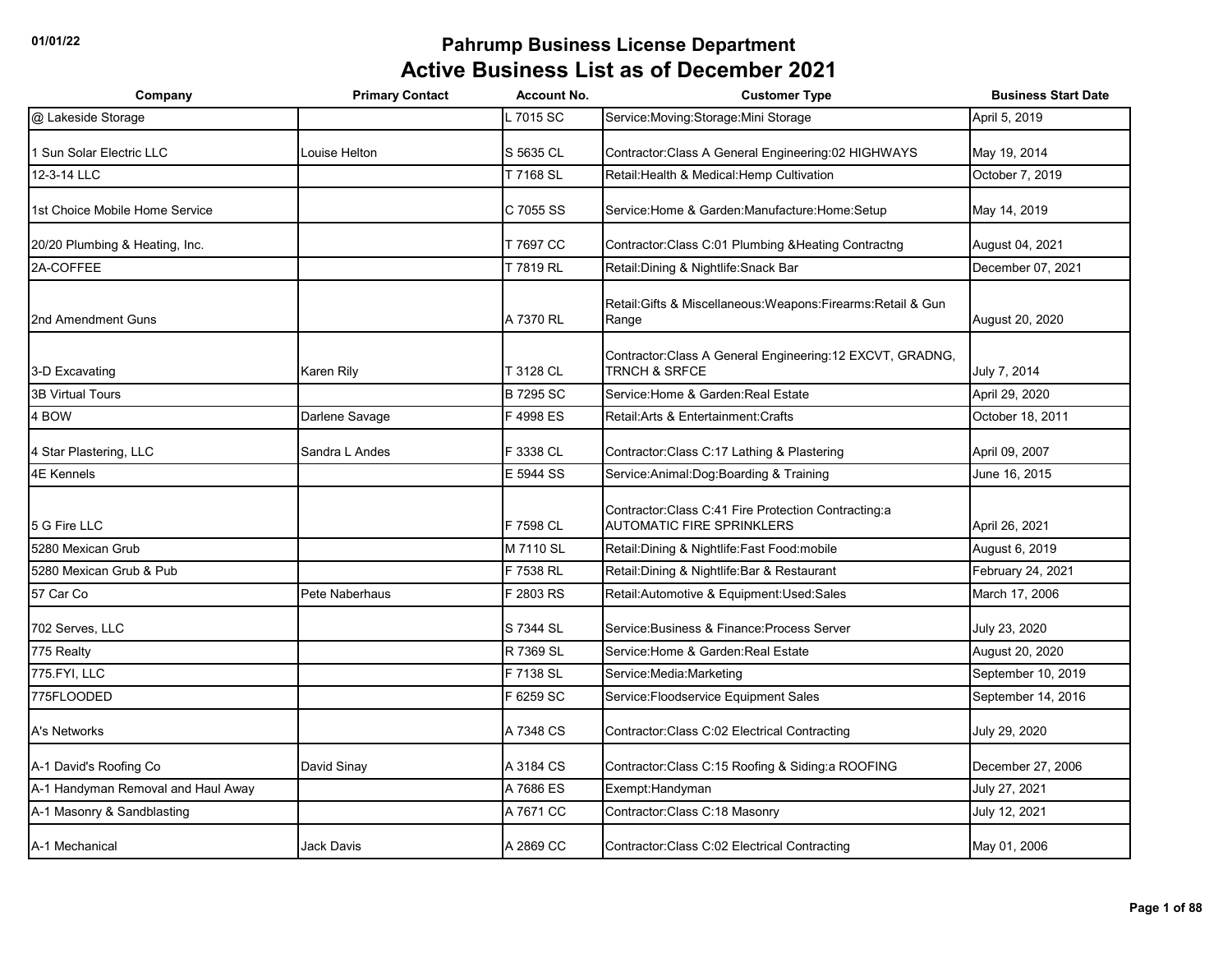# Pahrump Business License Department

## Active Business List as of December 2021

| Company | Primary Contact | Account No. | Customer Type | Business Start Date |
|---|---|---|---|---|
| @ Lakeside Storage | | L 7015 SC | Service:Moving:Storage:Mini Storage | April 5, 2019 |
| 1 Sun Solar Electric LLC | Louise Helton | S 5635 CL | Contractor:Class A General Engineering:02 HIGHWAYS | May 19, 2014 |
| 12-3-14 LLC | | T 7168 SL | Retail:Health & Medical:Hemp Cultivation | October 7, 2019 |
| 1st Choice Mobile Home Service | | C 7055 SS | Service:Home & Garden:Manufacture:Home:Setup | May 14, 2019 |
| 20/20 Plumbing & Heating, Inc. | | T 7697 CC | Contractor:Class C:01 Plumbing &Heating Contractng | August 04, 2021 |
| 2A-COFFEE | | T 7819 RL | Retail:Dining & Nightlife:Snack Bar | December 07, 2021 |
| 2nd Amendment Guns | | A 7370 RL | Retail:Gifts & Miscellaneous:Weapons:Firearms:Retail & Gun Range | August 20, 2020 |
| 3-D Excavating | Karen Rily | T 3128 CL | Contractor:Class A General Engineering:12 EXCVT, GRADNG, TRNCH & SRFCE | July 7, 2014 |
| 3B Virtual Tours | | B 7295 SC | Service:Home & Garden:Real Estate | April 29, 2020 |
| 4 BOW | Darlene Savage | F 4998 ES | Retail:Arts & Entertainment:Crafts | October 18, 2011 |
| 4 Star Plastering, LLC | Sandra L Andes | F 3338 CL | Contractor:Class C:17 Lathing & Plastering | April 09, 2007 |
| 4E Kennels | | E 5944 SS | Service:Animal:Dog:Boarding & Training | June 16, 2015 |
| 5 G Fire LLC | | F 7598 CL | Contractor:Class C:41 Fire Protection Contracting:a AUTOMATIC FIRE SPRINKLERS | April 26, 2021 |
| 5280 Mexican Grub | | M 7110 SL | Retail:Dining & Nightlife:Fast Food:mobile | August 6, 2019 |
| 5280 Mexican Grub & Pub | | F 7538 RL | Retail:Dining & Nightlife:Bar & Restaurant | February 24, 2021 |
| 57 Car Co | Pete Naberhaus | F 2803 RS | Retail:Automotive & Equipment:Used:Sales | March 17, 2006 |
| 702 Serves, LLC | | S 7344 SL | Service:Business & Finance:Process Server | July 23, 2020 |
| 775 Realty | | R 7369 SL | Service:Home & Garden:Real Estate | August 20, 2020 |
| 775.FYI, LLC | | F 7138 SL | Service:Media:Marketing | September 10, 2019 |
| 775FLOODED | | F 6259 SC | Service:Floodservice Equipment Sales | September 14, 2016 |
| A's Networks | | A 7348 CS | Contractor:Class C:02 Electrical Contracting | July 29, 2020 |
| A-1 David's Roofing Co | David Sinay | A 3184 CS | Contractor:Class C:15 Roofing & Siding:a ROOFING | December 27, 2006 |
| A-1 Handyman Removal and Haul Away | | A 7686 ES | Exempt:Handyman | July 27, 2021 |
| A-1 Masonry & Sandblasting | | A 7671 CC | Contractor:Class C:18 Masonry | July 12, 2021 |
| A-1 Mechanical | Jack Davis | A 2869 CC | Contractor:Class C:02 Electrical Contracting | May 01, 2006 |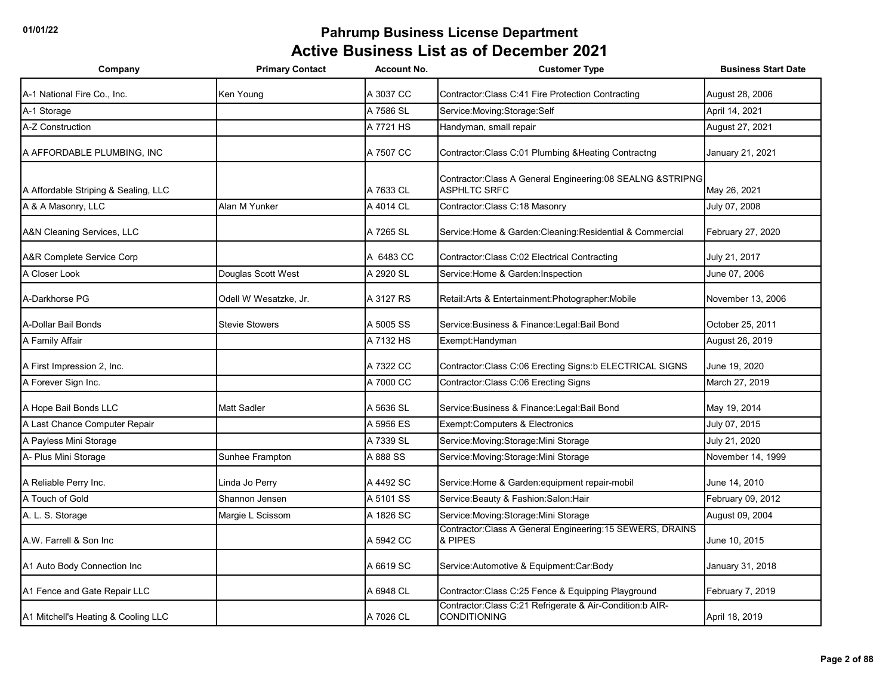# Pahrump Business License Department

## Active Business List as of December 2021

| Company | Primary Contact | Account No. | Customer Type | Business Start Date |
|---|---|---|---|---|
| A-1 National Fire Co., Inc. | Ken Young | A 3037 CC | Contractor:Class C:41 Fire Protection Contracting | August 28, 2006 |
| A-1 Storage | | A 7586 SL | Service:Moving:Storage:Self | April 14, 2021 |
| A-Z Construction | | A 7721 HS | Handyman, small repair | August 27, 2021 |
| A AFFORDABLE PLUMBING, INC | | A 7507 CC | Contractor:Class C:01 Plumbing &Heating Contractng | January 21, 2021 |
| A Affordable Striping & Sealing, LLC | | A 7633 CL | Contractor:Class A General Engineering:08 SEALNG &STRIPNG ASPHLTC SRFC | May 26, 2021 |
| A & A Masonry, LLC | Alan M Yunker | A 4014 CL | Contractor:Class C:18 Masonry | July 07, 2008 |
| A&N Cleaning Services, LLC | | A 7265 SL | Service:Home & Garden:Cleaning:Residential & Commercial | February 27, 2020 |
| A&R Complete Service Corp | | A 6483 CC | Contractor:Class C:02 Electrical Contracting | July 21, 2017 |
| A Closer Look | Douglas Scott West | A 2920 SL | Service:Home & Garden:Inspection | June 07, 2006 |
| A-Darkhorse PG | Odell W Wesatzke, Jr. | A 3127 RS | Retail:Arts & Entertainment:Photographer:Mobile | November 13, 2006 |
| A-Dollar Bail Bonds | Stevie Stowers | A 5005 SS | Service:Business & Finance:Legal:Bail Bond | October 25, 2011 |
| A Family Affair | | A 7132 HS | Exempt:Handyman | August 26, 2019 |
| A First Impression 2, Inc. | | A 7322 CC | Contractor:Class C:06 Erecting Signs:b ELECTRICAL SIGNS | June 19, 2020 |
| A Forever Sign Inc. | | A 7000 CC | Contractor:Class C:06 Erecting Signs | March 27, 2019 |
| A Hope Bail Bonds LLC | Matt Sadler | A 5636 SL | Service:Business & Finance:Legal:Bail Bond | May 19, 2014 |
| A Last Chance Computer Repair | | A 5956 ES | Exempt:Computers & Electronics | July 07, 2015 |
| A Payless Mini Storage | | A 7339 SL | Service:Moving:Storage:Mini Storage | July 21, 2020 |
| A- Plus Mini Storage | Sunhee Frampton | A 888 SS | Service:Moving:Storage:Mini Storage | November 14, 1999 |
| A Reliable Perry Inc. | Linda Jo Perry | A 4492 SC | Service:Home & Garden:equipment repair-mobil | June 14, 2010 |
| A Touch of Gold | Shannon Jensen | A 5101 SS | Service:Beauty & Fashion:Salon:Hair | February 09, 2012 |
| A. L. S. Storage | Margie L Scissom | A 1826 SC | Service:Moving:Storage:Mini Storage | August 09, 2004 |
| A.W. Farrell & Son Inc | | A 5942 CC | Contractor:Class A General Engineering:15 SEWERS, DRAINS & PIPES | June 10, 2015 |
| A1 Auto Body Connection Inc | | A 6619 SC | Service:Automotive & Equipment:Car:Body | January 31, 2018 |
| A1 Fence and Gate Repair LLC | | A 6948 CL | Contractor:Class C:25 Fence & Equipping Playground | February 7, 2019 |
| A1 Mitchell's Heating & Cooling LLC | | A 7026 CL | Contractor:Class C:21 Refrigerate & Air-Condition:b AIR-CONDITIONING | April 18, 2019 |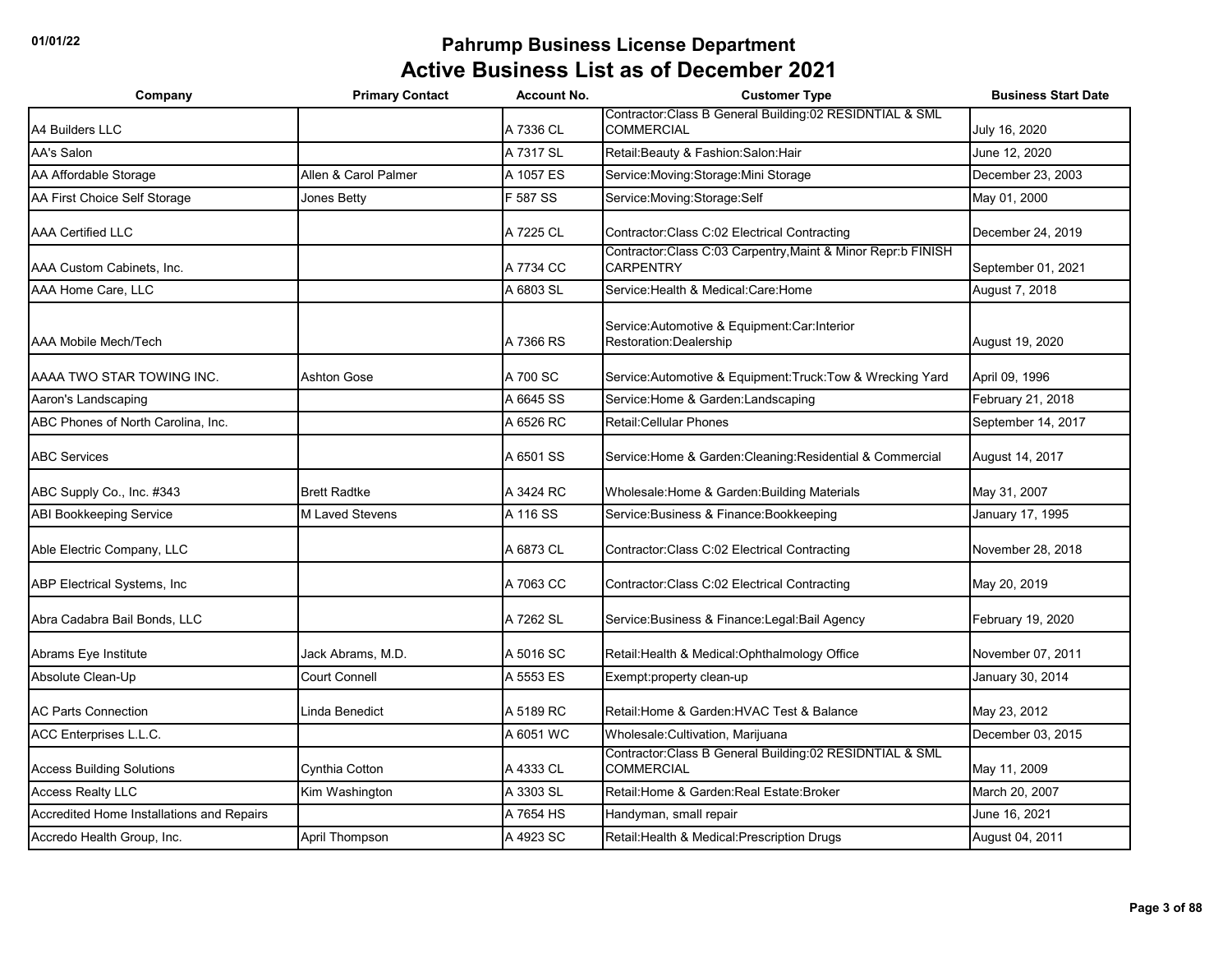# Pahrump Business License Department

## Active Business List as of December 2021

| Company | Primary Contact | Account No. | Customer Type | Business Start Date |
|---|---|---|---|---|
| A4 Builders LLC | | A 7336 CL | Contractor:Class B General Building:02 RESIDNTIAL & SML COMMERCIAL | July 16, 2020 |
| AA's Salon | | A 7317 SL | Retail:Beauty & Fashion:Salon:Hair | June 12, 2020 |
| AA Affordable Storage | Allen & Carol Palmer | A 1057 ES | Service:Moving:Storage:Mini Storage | December 23, 2003 |
| AA First Choice Self Storage | Jones Betty | F 587 SS | Service:Moving:Storage:Self | May 01, 2000 |
| AAA Certified LLC | | A 7225 CL | Contractor:Class C:02 Electrical Contracting | December 24, 2019 |
| AAA Custom Cabinets, Inc. | | A 7734 CC | Contractor:Class C:03 Carpentry,Maint & Minor Repr:b FINISH CARPENTRY | September 01, 2021 |
| AAA Home Care, LLC | | A 6803 SL | Service:Health & Medical:Care:Home | August 7, 2018 |
| AAA Mobile Mech/Tech | | A 7366 RS | Service:Automotive & Equipment:Car:Interior Restoration:Dealership | August 19, 2020 |
| AAAA TWO STAR TOWING INC. | Ashton Gose | A 700 SC | Service:Automotive & Equipment:Truck:Tow & Wrecking Yard | April 09, 1996 |
| Aaron's Landscaping | | A 6645 SS | Service:Home & Garden:Landscaping | February 21, 2018 |
| ABC Phones of North Carolina, Inc. | | A 6526 RC | Retail:Cellular Phones | September 14, 2017 |
| ABC Services | | A 6501 SS | Service:Home & Garden:Cleaning:Residential & Commercial | August 14, 2017 |
| ABC Supply Co., Inc. #343 | Brett Radtke | A 3424 RC | Wholesale:Home & Garden:Building Materials | May 31, 2007 |
| ABI Bookkeeping Service | M Laved Stevens | A 116 SS | Service:Business & Finance:Bookkeeping | January 17, 1995 |
| Able Electric Company, LLC | | A 6873 CL | Contractor:Class C:02 Electrical Contracting | November 28, 2018 |
| ABP Electrical Systems, Inc | | A 7063 CC | Contractor:Class C:02 Electrical Contracting | May 20, 2019 |
| Abra Cadabra Bail Bonds, LLC | | A 7262 SL | Service:Business & Finance:Legal:Bail Agency | February 19, 2020 |
| Abrams Eye Institute | Jack Abrams, M.D. | A 5016 SC | Retail:Health & Medical:Ophthalmology Office | November 07, 2011 |
| Absolute Clean-Up | Court Connell | A 5553 ES | Exempt:property clean-up | January 30, 2014 |
| AC Parts Connection | Linda Benedict | A 5189 RC | Retail:Home & Garden:HVAC Test & Balance | May 23, 2012 |
| ACC Enterprises L.L.C. | | A 6051 WC | Wholesale:Cultivation, Marijuana | December 03, 2015 |
| Access Building Solutions | Cynthia Cotton | A 4333 CL | Contractor:Class B General Building:02 RESIDNTIAL & SML COMMERCIAL | May 11, 2009 |
| Access Realty LLC | Kim Washington | A 3303 SL | Retail:Home & Garden:Real Estate:Broker | March 20, 2007 |
| Accredited Home Installations and Repairs | | A 7654 HS | Handyman, small repair | June 16, 2021 |
| Accredo Health Group, Inc. | April Thompson | A 4923 SC | Retail:Health & Medical:Prescription Drugs | August 04, 2011 |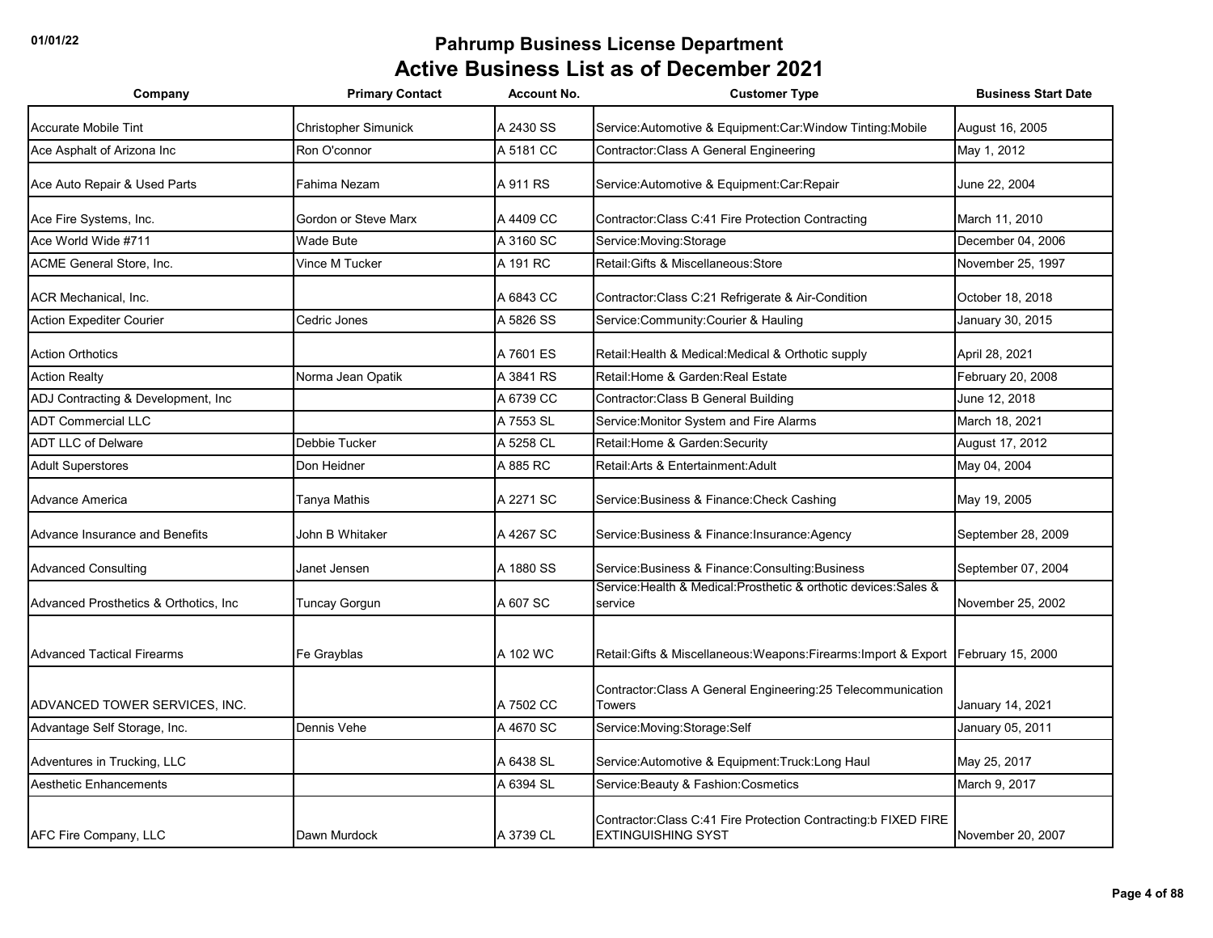# Pahrump Business License Department

## Active Business List as of December 2021

| Company | Primary Contact | Account No. | Customer Type | Business Start Date |
|---|---|---|---|---|
| Accurate Mobile Tint | Christopher Simunick | A 2430 SS | Service:Automotive & Equipment:Car:Window Tinting:Mobile | August 16, 2005 |
| Ace Asphalt of Arizona Inc | Ron O'connor | A 5181 CC | Contractor:Class A General Engineering | May 1, 2012 |
| Ace Auto Repair & Used Parts | Fahima Nezam | A 911 RS | Service:Automotive & Equipment:Car:Repair | June 22, 2004 |
| Ace Fire Systems, Inc. | Gordon or Steve Marx | A 4409 CC | Contractor:Class C:41 Fire Protection Contracting | March 11, 2010 |
| Ace World Wide #711 | Wade Bute | A 3160 SC | Service:Moving:Storage | December 04, 2006 |
| ACME General Store, Inc. | Vince M Tucker | A 191 RC | Retail:Gifts & Miscellaneous:Store | November 25, 1997 |
| ACR Mechanical, Inc. | | A 6843 CC | Contractor:Class C:21 Refrigerate & Air-Condition | October 18, 2018 |
| Action Expediter Courier | Cedric Jones | A 5826 SS | Service:Community:Courier & Hauling | January 30, 2015 |
| Action Orthotics | | A 7601 ES | Retail:Health & Medical:Medical & Orthotic supply | April 28, 2021 |
| Action Realty | Norma Jean Opatik | A 3841 RS | Retail:Home & Garden:Real Estate | February 20, 2008 |
| ADJ Contracting & Development, Inc | | A 6739 CC | Contractor:Class B General Building | June 12, 2018 |
| ADT Commercial LLC | | A 7553 SL | Service:Monitor System and Fire Alarms | March 18, 2021 |
| ADT LLC of Delware | Debbie Tucker | A 5258 CL | Retail:Home & Garden:Security | August 17, 2012 |
| Adult Superstores | Don Heidner | A 885 RC | Retail:Arts & Entertainment:Adult | May 04, 2004 |
| Advance America | Tanya Mathis | A 2271 SC | Service:Business & Finance:Check Cashing | May 19, 2005 |
| Advance Insurance and Benefits | John B Whitaker | A 4267 SC | Service:Business & Finance:Insurance:Agency | September 28, 2009 |
| Advanced Consulting | Janet Jensen | A 1880 SS | Service:Business & Finance:Consulting:Business | September 07, 2004 |
| Advanced Prosthetics & Orthotics, Inc | Tuncay Gorgun | A 607 SC | Service:Health & Medical:Prosthetic & orthotic devices:Sales & service | November 25, 2002 |
| Advanced Tactical Firearms | Fe Grayblas | A 102 WC | Retail:Gifts & Miscellaneous:Weapons:Firearms:Import & Export | February 15, 2000 |
| ADVANCED TOWER SERVICES, INC. | | A 7502 CC | Contractor:Class A General Engineering:25 Telecommunication Towers | January 14, 2021 |
| Advantage Self Storage, Inc. | Dennis Vehe | A 4670 SC | Service:Moving:Storage:Self | January 05, 2011 |
| Adventures in Trucking, LLC | | A 6438 SL | Service:Automotive & Equipment:Truck:Long Haul | May 25, 2017 |
| Aesthetic Enhancements | | A 6394 SL | Service:Beauty & Fashion:Cosmetics | March 9, 2017 |
| AFC Fire Company, LLC | Dawn Murdock | A 3739 CL | Contractor:Class C:41 Fire Protection Contracting:b FIXED FIRE EXTINGUISHING SYST | November 20, 2007 |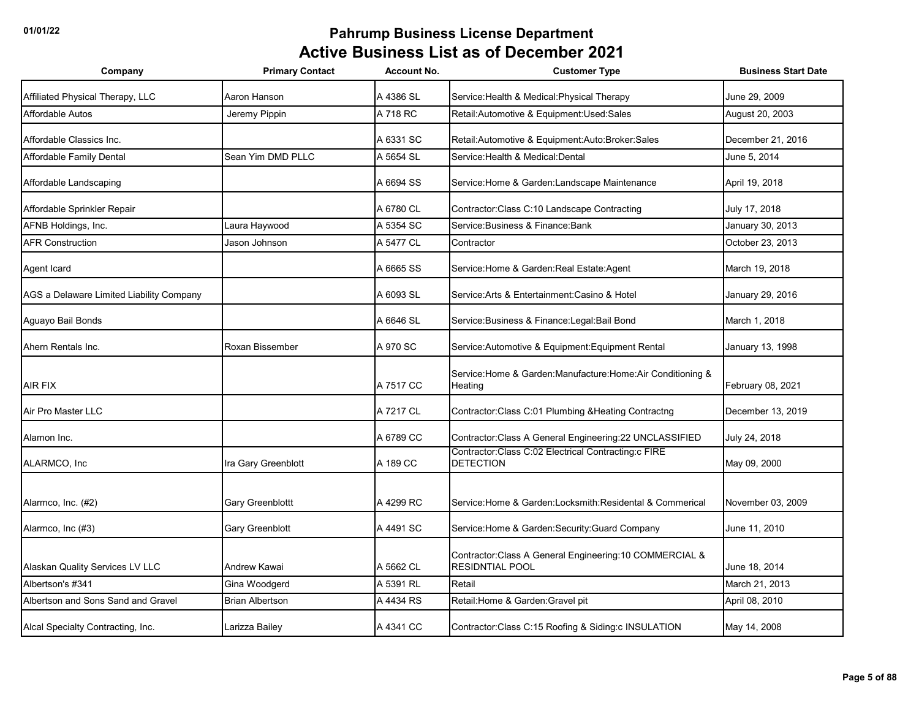# Pahrump Business License Department

## Active Business List as of December 2021

| Company | Primary Contact | Account No. | Customer Type | Business Start Date |
|---|---|---|---|---|
| Affiliated Physical Therapy, LLC | Aaron Hanson | A 4386 SL | Service:Health & Medical:Physical Therapy | June 29, 2009 |
| Affordable Autos | Jeremy Pippin | A 718 RC | Retail:Automotive & Equipment:Used:Sales | August 20, 2003 |
| Affordable Classics Inc. | | A 6331 SC | Retail:Automotive & Equipment:Auto:Broker:Sales | December 21, 2016 |
| Affordable Family Dental | Sean Yim DMD PLLC | A 5654 SL | Service:Health & Medical:Dental | June 5, 2014 |
| Affordable Landscaping | | A 6694 SS | Service:Home & Garden:Landscape Maintenance | April 19, 2018 |
| Affordable Sprinkler Repair | | A 6780 CL | Contractor:Class C:10 Landscape Contracting | July 17, 2018 |
| AFNB Holdings, Inc. | Laura Haywood | A 5354 SC | Service:Business & Finance:Bank | January 30, 2013 |
| AFR Construction | Jason Johnson | A 5477 CL | Contractor | October 23, 2013 |
| Agent Icard | | A 6665 SS | Service:Home & Garden:Real Estate:Agent | March 19, 2018 |
| AGS a Delaware Limited Liability Company | | A 6093 SL | Service:Arts & Entertainment:Casino & Hotel | January 29, 2016 |
| Aguayo Bail Bonds | | A 6646 SL | Service:Business & Finance:Legal:Bail Bond | March 1, 2018 |
| Ahern Rentals Inc. | Roxan Bissember | A 970 SC | Service:Automotive & Equipment:Equipment Rental | January 13, 1998 |
| AIR FIX | | A 7517 CC | Service:Home & Garden:Manufacture:Home:Air Conditioning & Heating | February 08, 2021 |
| Air Pro Master LLC | | A 7217 CL | Contractor:Class C:01 Plumbing &Heating Contractng | December 13, 2019 |
| Alamon Inc. | | A 6789 CC | Contractor:Class A General Engineering:22 UNCLASSIFIED | July 24, 2018 |
| ALARMCO, Inc | Ira Gary Greenblott | A 189 CC | Contractor:Class C:02 Electrical Contracting:c FIRE DETECTION | May 09, 2000 |
| Alarmco, Inc. (#2) | Gary Greenblottt | A 4299 RC | Service:Home & Garden:Locksmith:Residental & Commerical | November 03, 2009 |
| Alarmco, Inc (#3) | Gary Greenblott | A 4491 SC | Service:Home & Garden:Security:Guard Company | June 11, 2010 |
| Alaskan Quality Services LV LLC | Andrew Kawai | A 5662 CL | Contractor:Class A General Engineering:10 COMMERCIAL & RESIDNTIAL POOL | June 18, 2014 |
| Albertson's #341 | Gina Woodgerd | A 5391 RL | Retail | March 21, 2013 |
| Albertson and Sons Sand and Gravel | Brian Albertson | A 4434 RS | Retail:Home & Garden:Gravel pit | April 08, 2010 |
| Alcal Specialty Contracting, Inc. | Larizza Bailey | A 4341 CC | Contractor:Class C:15 Roofing & Siding:c INSULATION | May 14, 2008 |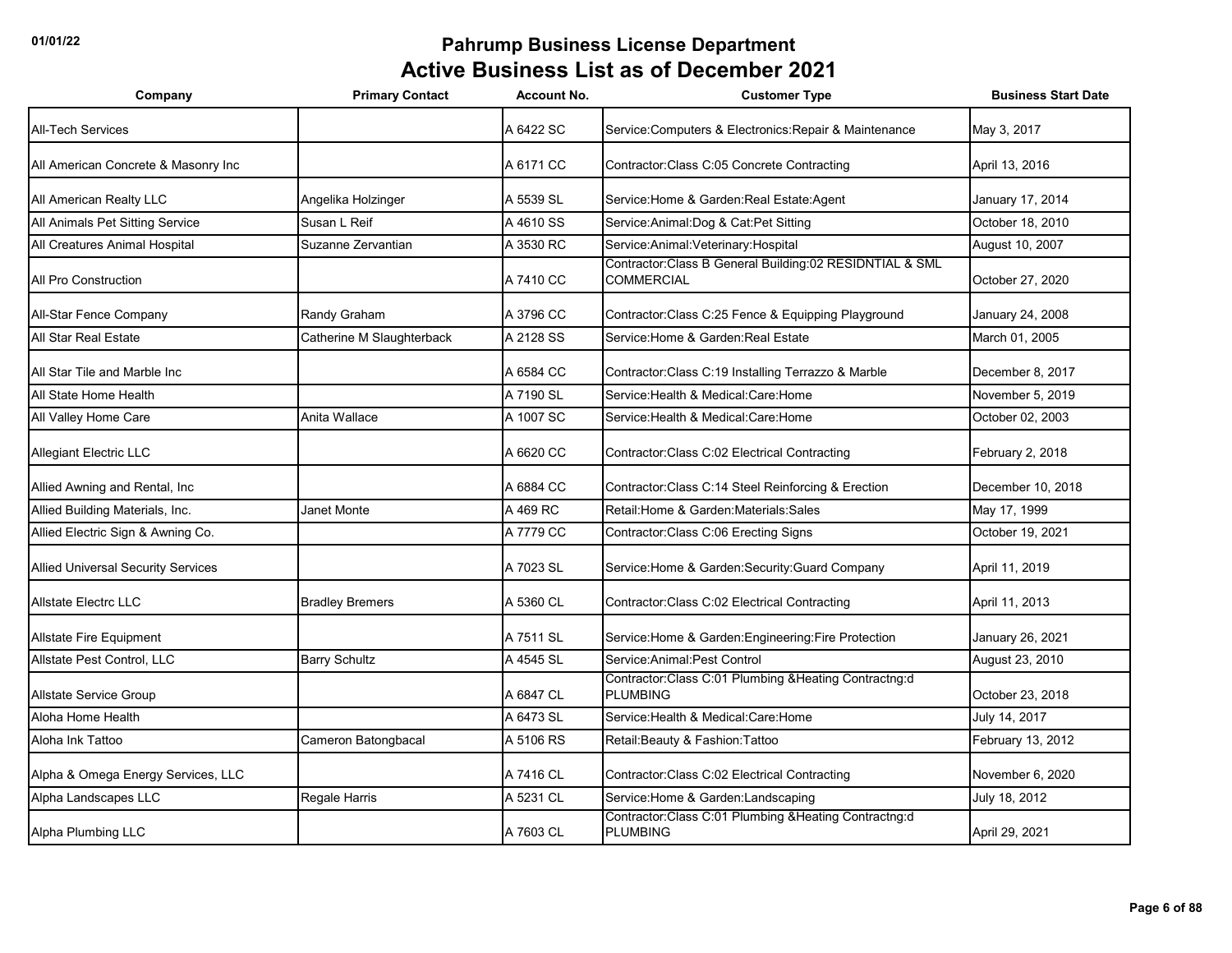# Pahrump Business License Department

## Active Business List as of December 2021

| Company | Primary Contact | Account No. | Customer Type | Business Start Date |
|---|---|---|---|---|
| All-Tech Services | | A 6422 SC | Service:Computers & Electronics:Repair & Maintenance | May 3, 2017 |
| All American Concrete & Masonry Inc | | A 6171 CC | Contractor:Class C:05 Concrete Contracting | April 13, 2016 |
| All American Realty LLC | Angelika Holzinger | A 5539 SL | Service:Home & Garden:Real Estate:Agent | January 17, 2014 |
| All Animals Pet Sitting Service | Susan L Reif | A 4610 SS | Service:Animal:Dog & Cat:Pet Sitting | October 18, 2010 |
| All Creatures Animal Hospital | Suzanne Zervantian | A 3530 RC | Service:Animal:Veterinary:Hospital | August 10, 2007 |
| All Pro Construction | | A 7410 CC | Contractor:Class B General Building:02 RESIDNTIAL & SML COMMERCIAL | October 27, 2020 |
| All-Star Fence Company | Randy Graham | A 3796 CC | Contractor:Class C:25 Fence & Equipping Playground | January 24, 2008 |
| All Star Real Estate | Catherine M Slaughterback | A 2128 SS | Service:Home & Garden:Real Estate | March 01, 2005 |
| All Star Tile and Marble Inc | | A 6584 CC | Contractor:Class C:19 Installing Terrazzo & Marble | December 8, 2017 |
| All State Home Health | | A 7190 SL | Service:Health & Medical:Care:Home | November 5, 2019 |
| All Valley Home Care | Anita Wallace | A 1007 SC | Service:Health & Medical:Care:Home | October 02, 2003 |
| Allegiant Electric LLC | | A 6620 CC | Contractor:Class C:02 Electrical Contracting | February 2, 2018 |
| Allied Awning and Rental, Inc | | A 6884 CC | Contractor:Class C:14 Steel Reinforcing & Erection | December 10, 2018 |
| Allied Building Materials, Inc. | Janet Monte | A 469 RC | Retail:Home & Garden:Materials:Sales | May 17, 1999 |
| Allied Electric Sign & Awning Co. | | A 7779 CC | Contractor:Class C:06 Erecting Signs | October 19, 2021 |
| Allied Universal Security Services | | A 7023 SL | Service:Home & Garden:Security:Guard Company | April 11, 2019 |
| Allstate Electrc LLC | Bradley Bremers | A 5360 CL | Contractor:Class C:02 Electrical Contracting | April 11, 2013 |
| Allstate Fire Equipment | | A 7511 SL | Service:Home & Garden:Engineering:Fire Protection | January 26, 2021 |
| Allstate Pest Control, LLC | Barry Schultz | A 4545 SL | Service:Animal:Pest Control | August 23, 2010 |
| Allstate Service Group | | A 6847 CL | Contractor:Class C:01 Plumbing &Heating Contractng:d PLUMBING | October 23, 2018 |
| Aloha Home Health | | A 6473 SL | Service:Health & Medical:Care:Home | July 14, 2017 |
| Aloha Ink Tattoo | Cameron Batongbacal | A 5106 RS | Retail:Beauty & Fashion:Tattoo | February 13, 2012 |
| Alpha & Omega Energy Services, LLC | | A 7416 CL | Contractor:Class C:02 Electrical Contracting | November 6, 2020 |
| Alpha Landscapes LLC | Regale Harris | A 5231 CL | Service:Home & Garden:Landscaping | July 18, 2012 |
| Alpha Plumbing LLC | | A 7603 CL | Contractor:Class C:01 Plumbing &Heating Contractng:d PLUMBING | April 29, 2021 |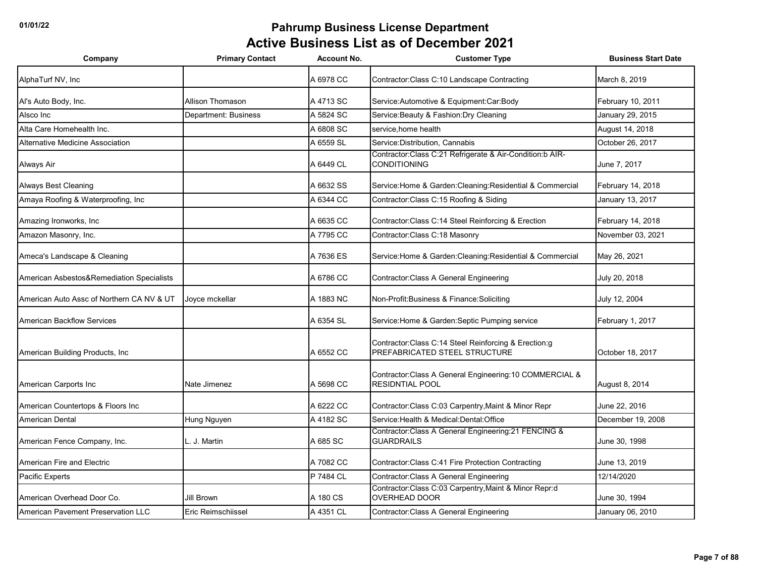# Pahrump Business License Department

## Active Business List as of December 2021

| Company | Primary Contact | Account No. | Customer Type | Business Start Date |
|---|---|---|---|---|
| AlphaTurf NV, Inc | | A 6978 CC | Contractor:Class C:10 Landscape Contracting | March 8, 2019 |
| Al's Auto Body, Inc. | Allison Thomason | A 4713 SC | Service:Automotive & Equipment:Car:Body | February 10, 2011 |
| Alsco Inc | Department: Business | A 5824 SC | Service:Beauty & Fashion:Dry Cleaning | January 29, 2015 |
| Alta Care Homehealth Inc. | | A 6808 SC | service,home health | August 14, 2018 |
| Alternative Medicine Association | | A 6559 SL | Service:Distribution, Cannabis | October 26, 2017 |
| Always Air | | A 6449 CL | Contractor:Class C:21 Refrigerate & Air-Condition:b AIR-CONDITIONING | June 7, 2017 |
| Always Best Cleaning | | A 6632 SS | Service:Home & Garden:Cleaning:Residential & Commercial | February 14, 2018 |
| Amaya Roofing & Waterproofing, Inc | | A 6344 CC | Contractor:Class C:15 Roofing & Siding | January 13, 2017 |
| Amazing Ironworks, Inc | | A 6635 CC | Contractor:Class C:14 Steel Reinforcing & Erection | February 14, 2018 |
| Amazon Masonry, Inc. | | A 7795 CC | Contractor:Class C:18 Masonry | November 03, 2021 |
| Ameca's Landscape & Cleaning | | A 7636 ES | Service:Home & Garden:Cleaning:Residential & Commercial | May 26, 2021 |
| American Asbestos&Remediation Specialists | | A 6786 CC | Contractor:Class A General Engineering | July 20, 2018 |
| American Auto Assc of Northern CA NV & UT | Joyce mckellar | A 1883 NC | Non-Profit:Business & Finance:Soliciting | July 12, 2004 |
| American Backflow Services | | A 6354 SL | Service:Home & Garden:Septic Pumping service | February 1, 2017 |
| American Building Products, Inc | | A 6552 CC | Contractor:Class C:14 Steel Reinforcing & Erection:g PREFABRICATED STEEL STRUCTURE | October 18, 2017 |
| American Carports Inc | Nate Jimenez | A 5698 CC | Contractor:Class A General Engineering:10 COMMERCIAL & RESIDNTIAL POOL | August 8, 2014 |
| American Countertops & Floors Inc | | A 6222 CC | Contractor:Class C:03 Carpentry,Maint & Minor Repr | June 22, 2016 |
| American Dental | Hung Nguyen | A 4182 SC | Service:Health & Medical:Dental:Office | December 19, 2008 |
| American Fence Company, Inc. | L. J. Martin | A 685 SC | Contractor:Class A General Engineering:21 FENCING & GUARDRAILS | June 30, 1998 |
| American Fire and Electric | | A 7082 CC | Contractor:Class C:41 Fire Protection Contracting | June 13, 2019 |
| Pacific Experts | | P 7484 CL | Contractor:Class A General Engineering | 12/14/2020 |
| American Overhead Door Co. | Jill Brown | A 180 CS | Contractor:Class C:03 Carpentry,Maint & Minor Repr:d OVERHEAD DOOR | June 30, 1994 |
| American Pavement Preservation LLC | Eric Reimschiissel | A 4351 CL | Contractor:Class A General Engineering | January 06, 2010 |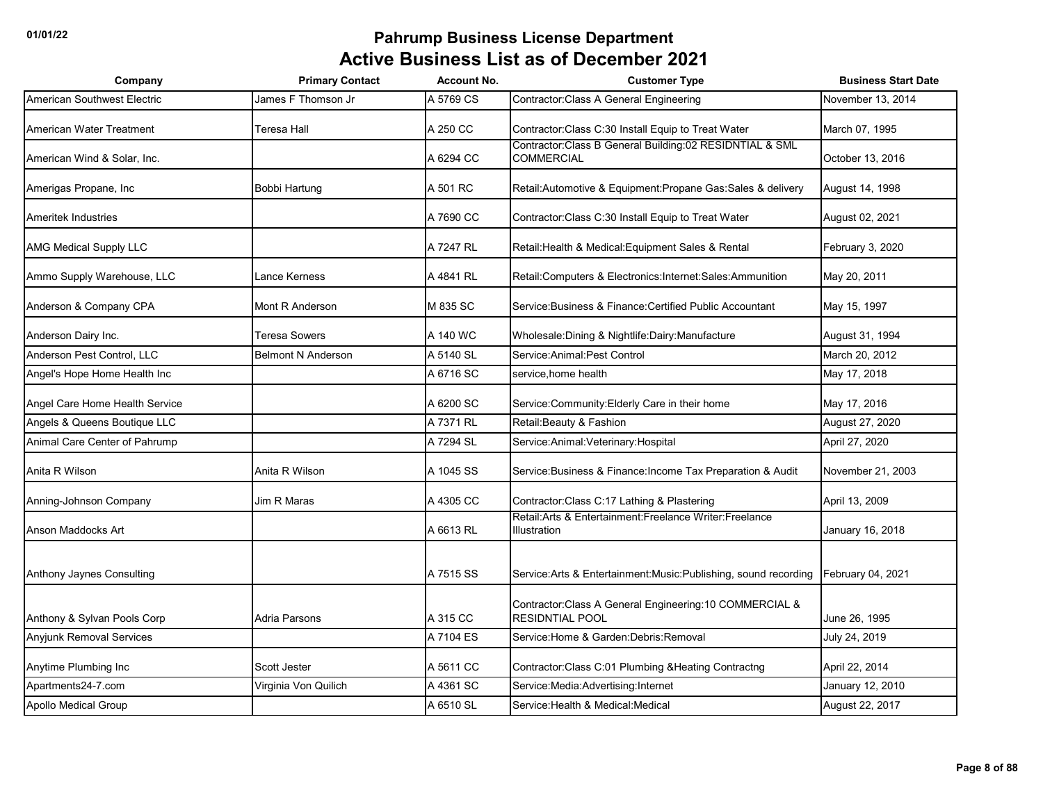# Pahrump Business License Department

## Active Business List as of December 2021

| Company | Primary Contact | Account No. | Customer Type | Business Start Date |
|---|---|---|---|---|
| American Southwest Electric | James F Thomson Jr | A 5769 CS | Contractor:Class A General Engineering | November 13, 2014 |
| American Water Treatment | Teresa Hall | A 250 CC | Contractor:Class C:30 Install Equip to Treat Water | March 07, 1995 |
| American Wind & Solar, Inc. | | A 6294 CC | Contractor:Class B General Building:02 RESIDNTIAL & SML COMMERCIAL | October 13, 2016 |
| Amerigas Propane, Inc | Bobbi Hartung | A 501 RC | Retail:Automotive & Equipment:Propane Gas:Sales & delivery | August 14, 1998 |
| Ameritek Industries | | A 7690 CC | Contractor:Class C:30 Install Equip to Treat Water | August 02, 2021 |
| AMG Medical Supply LLC | | A 7247 RL | Retail:Health & Medical:Equipment Sales & Rental | February 3, 2020 |
| Ammo Supply Warehouse, LLC | Lance Kerness | A 4841 RL | Retail:Computers & Electronics:Internet:Sales:Ammunition | May 20, 2011 |
| Anderson & Company CPA | Mont R Anderson | M 835 SC | Service:Business & Finance:Certified Public Accountant | May 15, 1997 |
| Anderson Dairy Inc. | Teresa Sowers | A 140 WC | Wholesale:Dining & Nightlife:Dairy:Manufacture | August 31, 1994 |
| Anderson Pest Control, LLC | Belmont N Anderson | A 5140 SL | Service:Animal:Pest Control | March 20, 2012 |
| Angel's Hope Home Health Inc | | A 6716 SC | service,home health | May 17, 2018 |
| Angel Care Home Health Service | | A 6200 SC | Service:Community:Elderly Care in their home | May 17, 2016 |
| Angels & Queens Boutique LLC | | A 7371 RL | Retail:Beauty & Fashion | August 27, 2020 |
| Animal Care Center of Pahrump | | A 7294 SL | Service:Animal:Veterinary:Hospital | April 27, 2020 |
| Anita R Wilson | Anita R Wilson | A 1045 SS | Service:Business & Finance:Income Tax Preparation & Audit | November 21, 2003 |
| Anning-Johnson Company | Jim R Maras | A 4305 CC | Contractor:Class C:17 Lathing & Plastering | April 13, 2009 |
| Anson Maddocks Art | | A 6613 RL | Retail:Arts & Entertainment:Freelance Writer:Freelance Illustration | January 16, 2018 |
| Anthony Jaynes Consulting | | A 7515 SS | Service:Arts & Entertainment:Music:Publishing, sound recording | February 04, 2021 |
| Anthony & Sylvan Pools Corp | Adria Parsons | A 315 CC | Contractor:Class A General Engineering:10 COMMERCIAL & RESIDNTIAL POOL | June 26, 1995 |
| Anyjunk Removal Services | | A 7104 ES | Service:Home & Garden:Debris:Removal | July 24, 2019 |
| Anytime Plumbing Inc | Scott Jester | A 5611 CC | Contractor:Class C:01 Plumbing &Heating Contractng | April 22, 2014 |
| Apartments24-7.com | Virginia Von Quilich | A 4361 SC | Service:Media:Advertising:Internet | January 12, 2010 |
| Apollo Medical Group | | A 6510 SL | Service:Health & Medical:Medical | August 22, 2017 |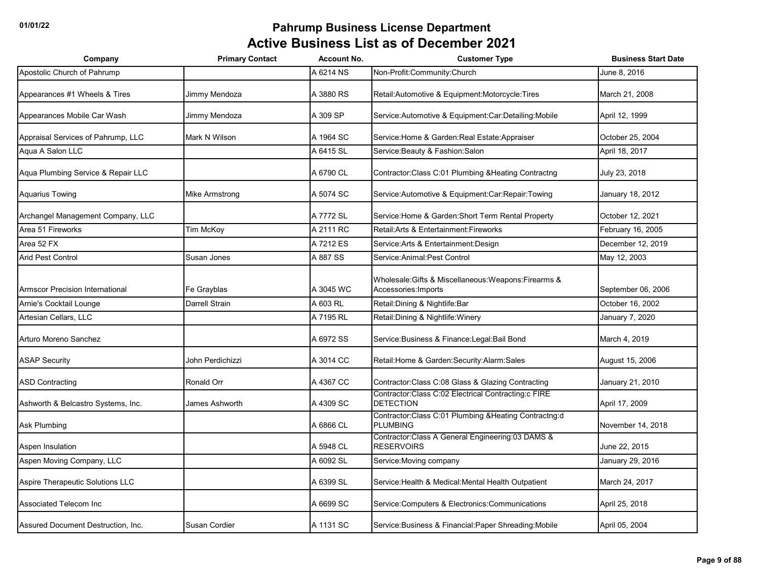# Pahrump Business License Department

## Active Business List as of December 2021

| Company | Primary Contact | Account No. | Customer Type | Business Start Date |
|---|---|---|---|---|
| Apostolic Church of Pahrump | | A 6214 NS | Non-Profit:Community:Church | June 8, 2016 |
| Appearances #1 Wheels & Tires | Jimmy Mendoza | A 3880 RS | Retail:Automotive & Equipment:Motorcycle:Tires | March 21, 2008 |
| Appearances Mobile Car Wash | Jimmy Mendoza | A 309 SP | Service:Automotive & Equipment:Car:Detailing:Mobile | April 12, 1999 |
| Appraisal Services of Pahrump, LLC | Mark N Wilson | A 1964 SC | Service:Home & Garden:Real Estate:Appraiser | October 25, 2004 |
| Aqua A Salon LLC | | A 6415 SL | Service:Beauty & Fashion:Salon | April 18, 2017 |
| Aqua Plumbing Service & Repair LLC | | A 6790 CL | Contractor:Class C:01 Plumbing &Heating Contractng | July 23, 2018 |
| Aquarius Towing | Mike Armstrong | A 5074 SC | Service:Automotive & Equipment:Car:Repair:Towing | January 18, 2012 |
| Archangel Management Company, LLC | | A 7772 SL | Service:Home & Garden:Short Term Rental Property | October 12, 2021 |
| Area 51 Fireworks | Tim McKoy | A 2111 RC | Retail:Arts & Entertainment:Fireworks | February 16, 2005 |
| Area 52 FX | | A 7212 ES | Service:Arts & Entertainment:Design | December 12, 2019 |
| Arid Pest Control | Susan Jones | A 887 SS | Service:Animal:Pest Control | May 12, 2003 |
| Armscor Precision International | Fe Grayblas | A 3045 WC | Wholesale:Gifts & Miscellaneous:Weapons:Firearms & Accessories:Imports | September 06, 2006 |
| Arnie's Cocktail Lounge | Darrell Strain | A 603 RL | Retail:Dining & Nightlife:Bar | October 16, 2002 |
| Artesian Cellars, LLC | | A 7195 RL | Retail:Dining & Nightlife:Winery | January 7, 2020 |
| Arturo Moreno Sanchez | | A 6972 SS | Service:Business & Finance:Legal:Bail Bond | March 4, 2019 |
| ASAP Security | John Perdichizzi | A 3014 CC | Retail:Home & Garden:Security:Alarm:Sales | August 15, 2006 |
| ASD Contracting | Ronald Orr | A 4367 CC | Contractor:Class C:08 Glass & Glazing Contracting | January 21, 2010 |
| Ashworth & Belcastro Systems, Inc. | James Ashworth | A 4309 SC | Contractor:Class C:02 Electrical Contracting:c FIRE DETECTION | April 17, 2009 |
| Ask Plumbing | | A 6866 CL | Contractor:Class C:01 Plumbing &Heating Contractng:d PLUMBING | November 14, 2018 |
| Aspen Insulation | | A 5948 CL | Contractor:Class A General Engineering:03 DAMS & RESERVOIRS | June 22, 2015 |
| Aspen Moving Company, LLC | | A 6092 SL | Service:Moving company | January 29, 2016 |
| Aspire Therapeutic Solutions LLC | | A 6399 SL | Service:Health & Medical:Mental Health Outpatient | March 24, 2017 |
| Associated Telecom Inc | | A 6699 SC | Service:Computers & Electronics:Communications | April 25, 2018 |
| Assured Document Destruction, Inc. | Susan Cordier | A 1131 SC | Service:Business & Financial:Paper Shreading:Mobile | April 05, 2004 |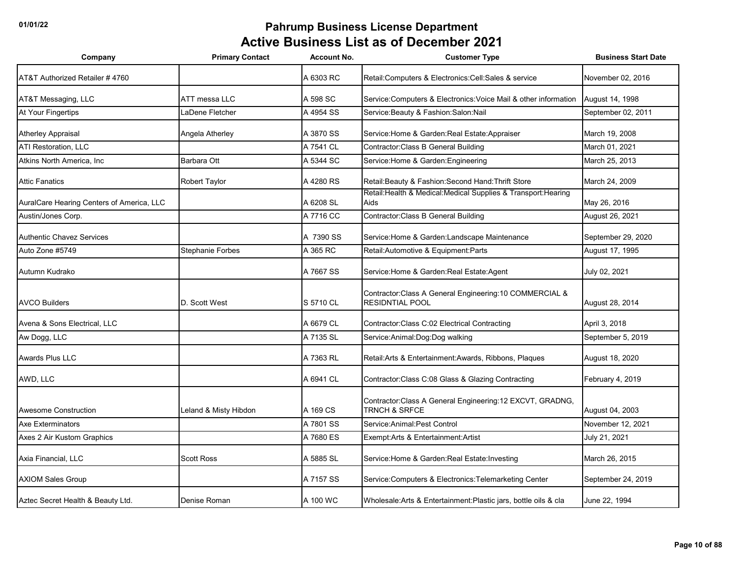# Pahrump Business License Department

## Active Business List as of December 2021

| Company | Primary Contact | Account No. | Customer Type | Business Start Date |
|---|---|---|---|---|
| AT&T Authorized Retailer # 4760 | | A 6303 RC | Retail:Computers & Electronics:Cell:Sales & service | November 02, 2016 |
| AT&T Messaging, LLC | ATT messa LLC | A 598 SC | Service:Computers & Electronics:Voice Mail & other information | August 14, 1998 |
| At Your Fingertips | LaDene Fletcher | A 4954 SS | Service:Beauty & Fashion:Salon:Nail | September 02, 2011 |
| Atherley Appraisal | Angela Atherley | A 3870 SS | Service:Home & Garden:Real Estate:Appraiser | March 19, 2008 |
| ATI Restoration, LLC | | A 7541 CL | Contractor:Class B General Building | March 01, 2021 |
| Atkins North America, Inc | Barbara Ott | A 5344 SC | Service:Home & Garden:Engineering | March 25, 2013 |
| Attic Fanatics | Robert Taylor | A 4280 RS | Retail:Beauty & Fashion:Second Hand:Thrift Store | March 24, 2009 |
| AuralCare Hearing Centers of America, LLC | | A 6208 SL | Retail:Health & Medical:Medical Supplies & Transport:Hearing Aids | May 26, 2016 |
| Austin/Jones Corp. | | A 7716 CC | Contractor:Class B General Building | August 26, 2021 |
| Authentic Chavez Services | | A 7390 SS | Service:Home & Garden:Landscape Maintenance | September 29, 2020 |
| Auto Zone #5749 | Stephanie Forbes | A 365 RC | Retail:Automotive & Equipment:Parts | August 17, 1995 |
| Autumn Kudrako | | A 7667 SS | Service:Home & Garden:Real Estate:Agent | July 02, 2021 |
| AVCO Builders | D. Scott West | S 5710 CL | Contractor:Class A General Engineering:10 COMMERCIAL & RESIDNTIAL POOL | August 28, 2014 |
| Avena & Sons Electrical, LLC | | A 6679 CL | Contractor:Class C:02 Electrical Contracting | April 3, 2018 |
| Aw Dogg, LLC | | A 7135 SL | Service:Animal:Dog:Dog walking | September 5, 2019 |
| Awards Plus LLC | | A 7363 RL | Retail:Arts & Entertainment:Awards, Ribbons, Plaques | August 18, 2020 |
| AWD, LLC | | A 6941 CL | Contractor:Class C:08 Glass & Glazing Contracting | February 4, 2019 |
| Awesome Construction | Leland & Misty Hibdon | A 169 CS | Contractor:Class A General Engineering:12 EXCVT, GRADNG, TRNCH & SRFCE | August 04, 2003 |
| Axe Exterminators | | A 7801 SS | Service:Animal:Pest Control | November 12, 2021 |
| Axes 2 Air Kustom Graphics | | A 7680 ES | Exempt:Arts & Entertainment:Artist | July 21, 2021 |
| Axia Financial, LLC | Scott Ross | A 5885 SL | Service:Home & Garden:Real Estate:Investing | March 26, 2015 |
| AXIOM Sales Group | | A 7157 SS | Service:Computers & Electronics:Telemarketing Center | September 24, 2019 |
| Aztec Secret Health & Beauty Ltd. | Denise Roman | A 100 WC | Wholesale:Arts & Entertainment:Plastic jars, bottle oils & cla | June 22, 1994 |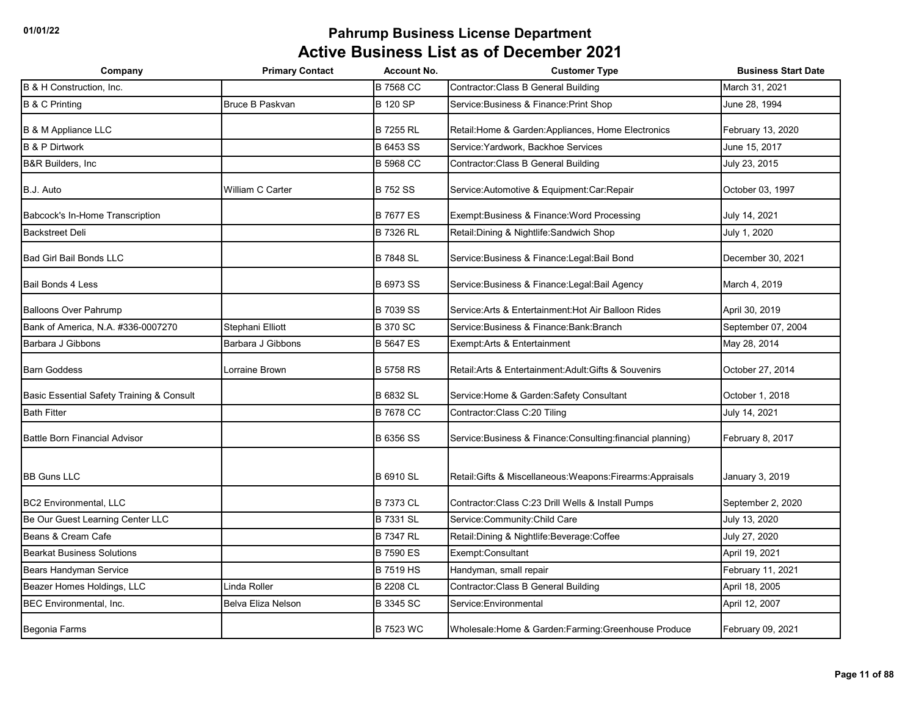# Pahrump Business License Department

## Active Business List as of December 2021

| Company | Primary Contact | Account No. | Customer Type | Business Start Date |
|---|---|---|---|---|
| B & H Construction, Inc. | | B 7568 CC | Contractor:Class B General Building | March 31, 2021 |
| B & C Printing | Bruce B Paskvan | B 120 SP | Service:Business & Finance:Print Shop | June 28, 1994 |
| B & M Appliance LLC | | B 7255 RL | Retail:Home & Garden:Appliances, Home Electronics | February 13, 2020 |
| B & P Dirtwork | | B 6453 SS | Service:Yardwork, Backhoe Services | June 15, 2017 |
| B&R Builders, Inc | | B 5968 CC | Contractor:Class B General Building | July 23, 2015 |
| B.J. Auto | William C Carter | B 752 SS | Service:Automotive & Equipment:Car:Repair | October 03, 1997 |
| Babcock's In-Home Transcription | | B 7677 ES | Exempt:Business & Finance:Word Processing | July 14, 2021 |
| Backstreet Deli | | B 7326 RL | Retail:Dining & Nightlife:Sandwich Shop | July 1, 2020 |
| Bad Girl Bail Bonds LLC | | B 7848 SL | Service:Business & Finance:Legal:Bail Bond | December 30, 2021 |
| Bail Bonds 4 Less | | B 6973 SS | Service:Business & Finance:Legal:Bail Agency | March 4, 2019 |
| Balloons Over Pahrump | | B 7039 SS | Service:Arts & Entertainment:Hot Air Balloon Rides | April 30, 2019 |
| Bank of America, N.A. #336-0007270 | Stephani Elliott | B 370 SC | Service:Business & Finance:Bank:Branch | September 07, 2004 |
| Barbara J Gibbons | Barbara J Gibbons | B 5647 ES | Exempt:Arts & Entertainment | May 28, 2014 |
| Barn Goddess | Lorraine Brown | B 5758 RS | Retail:Arts & Entertainment:Adult:Gifts & Souvenirs | October 27, 2014 |
| Basic Essential Safety Training & Consult | | B 6832 SL | Service:Home & Garden:Safety Consultant | October 1, 2018 |
| Bath Fitter | | B 7678 CC | Contractor:Class C:20 Tiling | July 14, 2021 |
| Battle Born Financial Advisor | | B 6356 SS | Service:Business & Finance:Consulting:financial planning) | February 8, 2017 |
| BB Guns LLC | | B 6910 SL | Retail:Gifts & Miscellaneous:Weapons:Firearms:Appraisals | January 3, 2019 |
| BC2 Environmental, LLC | | B 7373 CL | Contractor:Class C:23 Drill Wells & Install Pumps | September 2, 2020 |
| Be Our Guest Learning Center LLC | | B 7331 SL | Service:Community:Child Care | July 13, 2020 |
| Beans & Cream Cafe | | B 7347 RL | Retail:Dining & Nightlife:Beverage:Coffee | July 27, 2020 |
| Bearkat Business Solutions | | B 7590 ES | Exempt:Consultant | April 19, 2021 |
| Bears Handyman Service | | B 7519 HS | Handyman, small repair | February 11, 2021 |
| Beazer Homes Holdings, LLC | Linda Roller | B 2208 CL | Contractor:Class B General Building | April 18, 2005 |
| BEC Environmental, Inc. | Belva Eliza Nelson | B 3345 SC | Service:Environmental | April 12, 2007 |
| Begonia Farms | | B 7523 WC | Wholesale:Home & Garden:Farming:Greenhouse Produce | February 09, 2021 |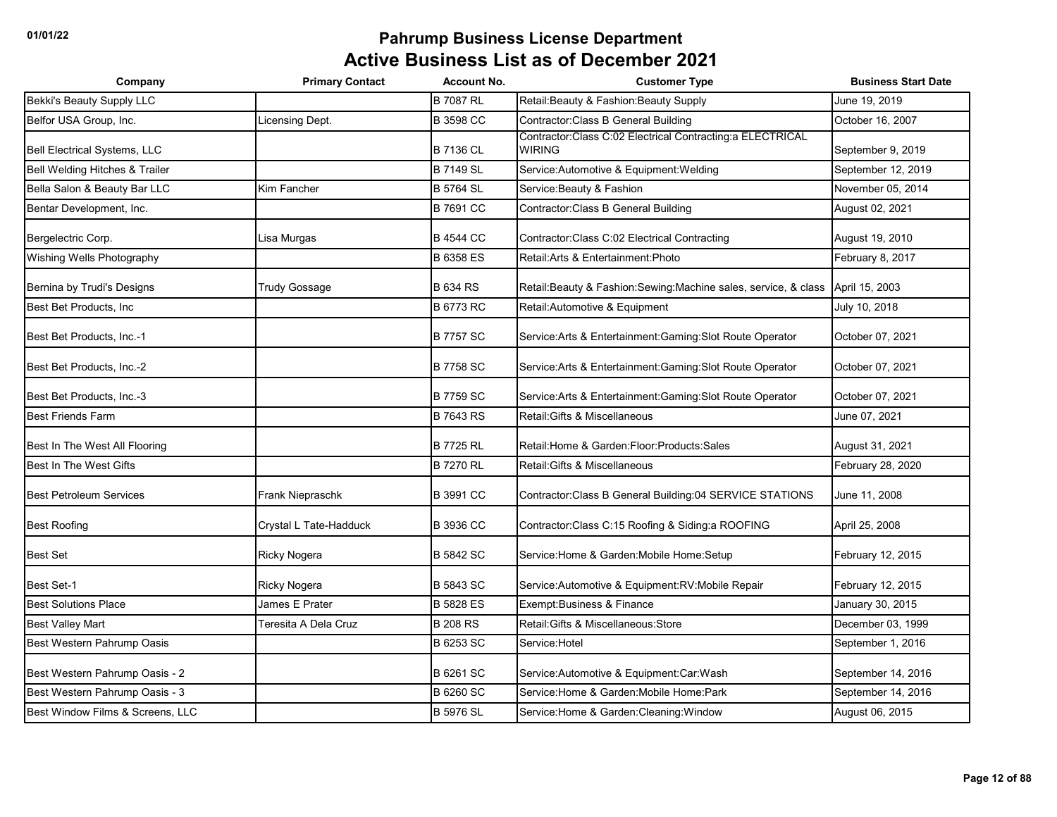# Pahrump Business License Department

## Active Business List as of December 2021

| Company | Primary Contact | Account No. | Customer Type | Business Start Date |
|---|---|---|---|---|
| Bekki's Beauty Supply LLC | | B 7087 RL | Retail:Beauty & Fashion:Beauty Supply | June 19, 2019 |
| Belfor USA Group, Inc. | Licensing Dept. | B 3598 CC | Contractor:Class B General Building | October 16, 2007 |
| Bell Electrical Systems, LLC | | B 7136 CL | Contractor:Class C:02 Electrical Contracting:a ELECTRICAL WIRING | September 9, 2019 |
| Bell Welding Hitches & Trailer | | B 7149 SL | Service:Automotive & Equipment:Welding | September 12, 2019 |
| Bella Salon & Beauty Bar LLC | Kim Fancher | B 5764 SL | Service:Beauty & Fashion | November 05, 2014 |
| Bentar Development, Inc. | | B 7691 CC | Contractor:Class B General Building | August 02, 2021 |
| Bergelectric Corp. | Lisa Murgas | B 4544 CC | Contractor:Class C:02 Electrical Contracting | August 19, 2010 |
| Wishing Wells Photography | | B 6358 ES | Retail:Arts & Entertainment:Photo | February 8, 2017 |
| Bernina by Trudi's Designs | Trudy Gossage | B 634 RS | Retail:Beauty & Fashion:Sewing:Machine sales, service, & class | April 15, 2003 |
| Best Bet Products, Inc | | B 6773 RC | Retail:Automotive & Equipment | July 10, 2018 |
| Best Bet Products, Inc.-1 | | B 7757 SC | Service:Arts & Entertainment:Gaming:Slot Route Operator | October 07, 2021 |
| Best Bet Products, Inc.-2 | | B 7758 SC | Service:Arts & Entertainment:Gaming:Slot Route Operator | October 07, 2021 |
| Best Bet Products, Inc.-3 | | B 7759 SC | Service:Arts & Entertainment:Gaming:Slot Route Operator | October 07, 2021 |
| Best Friends Farm | | B 7643 RS | Retail:Gifts & Miscellaneous | June 07, 2021 |
| Best In The West All Flooring | | B 7725 RL | Retail:Home & Garden:Floor:Products:Sales | August 31, 2021 |
| Best In The West Gifts | | B 7270 RL | Retail:Gifts & Miscellaneous | February 28, 2020 |
| Best Petroleum Services | Frank Niepraschk | B 3991 CC | Contractor:Class B General Building:04 SERVICE STATIONS | June 11, 2008 |
| Best Roofing | Crystal L Tate-Hadduck | B 3936 CC | Contractor:Class C:15 Roofing & Siding:a ROOFING | April 25, 2008 |
| Best Set | Ricky Nogera | B 5842 SC | Service:Home & Garden:Mobile Home:Setup | February 12, 2015 |
| Best Set-1 | Ricky Nogera | B 5843 SC | Service:Automotive & Equipment:RV:Mobile Repair | February 12, 2015 |
| Best Solutions Place | James E Prater | B 5828 ES | Exempt:Business & Finance | January 30, 2015 |
| Best Valley Mart | Teresita A Dela Cruz | B 208 RS | Retail:Gifts & Miscellaneous:Store | December 03, 1999 |
| Best Western Pahrump Oasis | | B 6253 SC | Service:Hotel | September 1, 2016 |
| Best Western Pahrump Oasis - 2 | | B 6261 SC | Service:Automotive & Equipment:Car:Wash | September 14, 2016 |
| Best Western Pahrump Oasis - 3 | | B 6260 SC | Service:Home & Garden:Mobile Home:Park | September 14, 2016 |
| Best Window Films & Screens, LLC | | B 5976 SL | Service:Home & Garden:Cleaning:Window | August 06, 2015 |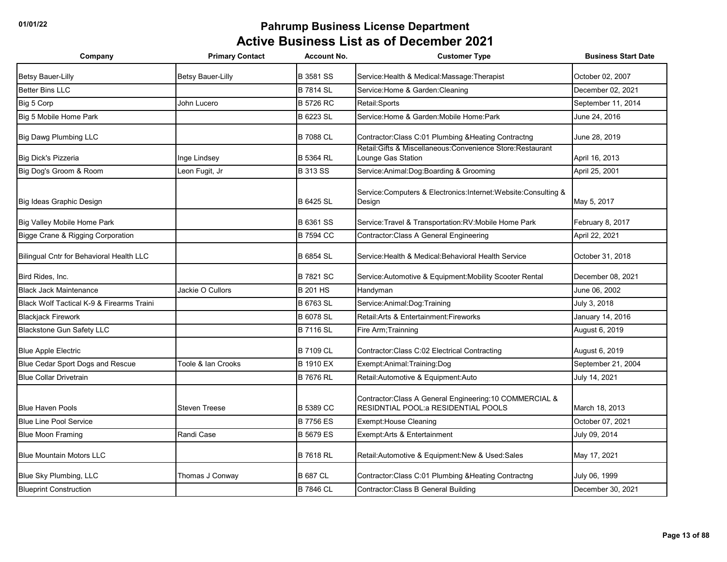# Pahrump Business License Department
## Active Business List as of December 2021

| Company | Primary Contact | Account No. | Customer Type | Business Start Date |
|---|---|---|---|---|
| Betsy Bauer-Lilly | Betsy Bauer-Lilly | B 3581 SS | Service:Health & Medical:Massage:Therapist | October 02, 2007 |
| Better Bins LLC | | B 7814 SL | Service:Home & Garden:Cleaning | December 02, 2021 |
| Big 5 Corp | John Lucero | B 5726 RC | Retail:Sports | September 11, 2014 |
| Big 5 Mobile Home Park | | B 6223 SL | Service:Home & Garden:Mobile Home:Park | June 24, 2016 |
| Big Dawg Plumbing LLC | | B 7088 CL | Contractor:Class C:01 Plumbing &Heating Contractng | June 28, 2019 |
| Big Dick's Pizzeria | Inge Lindsey | B 5364 RL | Retail:Gifts & Miscellaneous:Convenience Store:Restaurant Lounge Gas Station | April 16, 2013 |
| Big Dog's Groom & Room | Leon Fugit, Jr | B 313 SS | Service:Animal:Dog:Boarding & Grooming | April 25, 2001 |
| Big Ideas Graphic Design | | B 6425 SL | Service:Computers & Electronics:Internet:Website:Consulting & Design | May 5, 2017 |
| Big Valley Mobile Home Park | | B 6361 SS | Service:Travel & Transportation:RV:Mobile Home Park | February 8, 2017 |
| Bigge Crane & Rigging Corporation | | B 7594 CC | Contractor:Class A General Engineering | April 22, 2021 |
| Bilingual Cntr for Behavioral Health LLC | | B 6854 SL | Service:Health & Medical:Behavioral Health Service | October 31, 2018 |
| Bird Rides, Inc. | | B 7821 SC | Service:Automotive & Equipment:Mobility Scooter Rental | December 08, 2021 |
| Black Jack Maintenance | Jackie O Cullors | B 201 HS | Handyman | June 06, 2002 |
| Black Wolf Tactical K-9 & Firearms Traini | | B 6763 SL | Service:Animal:Dog:Training | July 3, 2018 |
| Blackjack Firework | | B 6078 SL | Retail:Arts & Entertainment:Fireworks | January 14, 2016 |
| Blackstone Gun Safety LLC | | B 7116 SL | Fire Arm;Trainning | August 6, 2019 |
| Blue Apple Electric | | B 7109 CL | Contractor:Class C:02 Electrical Contracting | August 6, 2019 |
| Blue Cedar Sport Dogs and Rescue | Toole & Ian Crooks | B 1910 EX | Exempt:Animal:Training:Dog | September 21, 2004 |
| Blue Collar Drivetrain | | B 7676 RL | Retail:Automotive & Equipment:Auto | July 14, 2021 |
| Blue Haven Pools | Steven Treese | B 5389 CC | Contractor:Class A General Engineering:10 COMMERCIAL & RESIDNTIAL POOL:a RESIDENTIAL POOLS | March 18, 2013 |
| Blue Line Pool Service | | B 7756 ES | Exempt:House Cleaning | October 07, 2021 |
| Blue Moon Framing | Randi Case | B 5679 ES | Exempt:Arts & Entertainment | July 09, 2014 |
| Blue Mountain Motors LLC | | B 7618 RL | Retail:Automotive & Equipment:New & Used:Sales | May 17, 2021 |
| Blue Sky Plumbing, LLC | Thomas J Conway | B 687 CL | Contractor:Class C:01 Plumbing &Heating Contractng | July 06, 1999 |
| Blueprint Construction | | B 7846 CL | Contractor:Class B General Building | December 30, 2021 |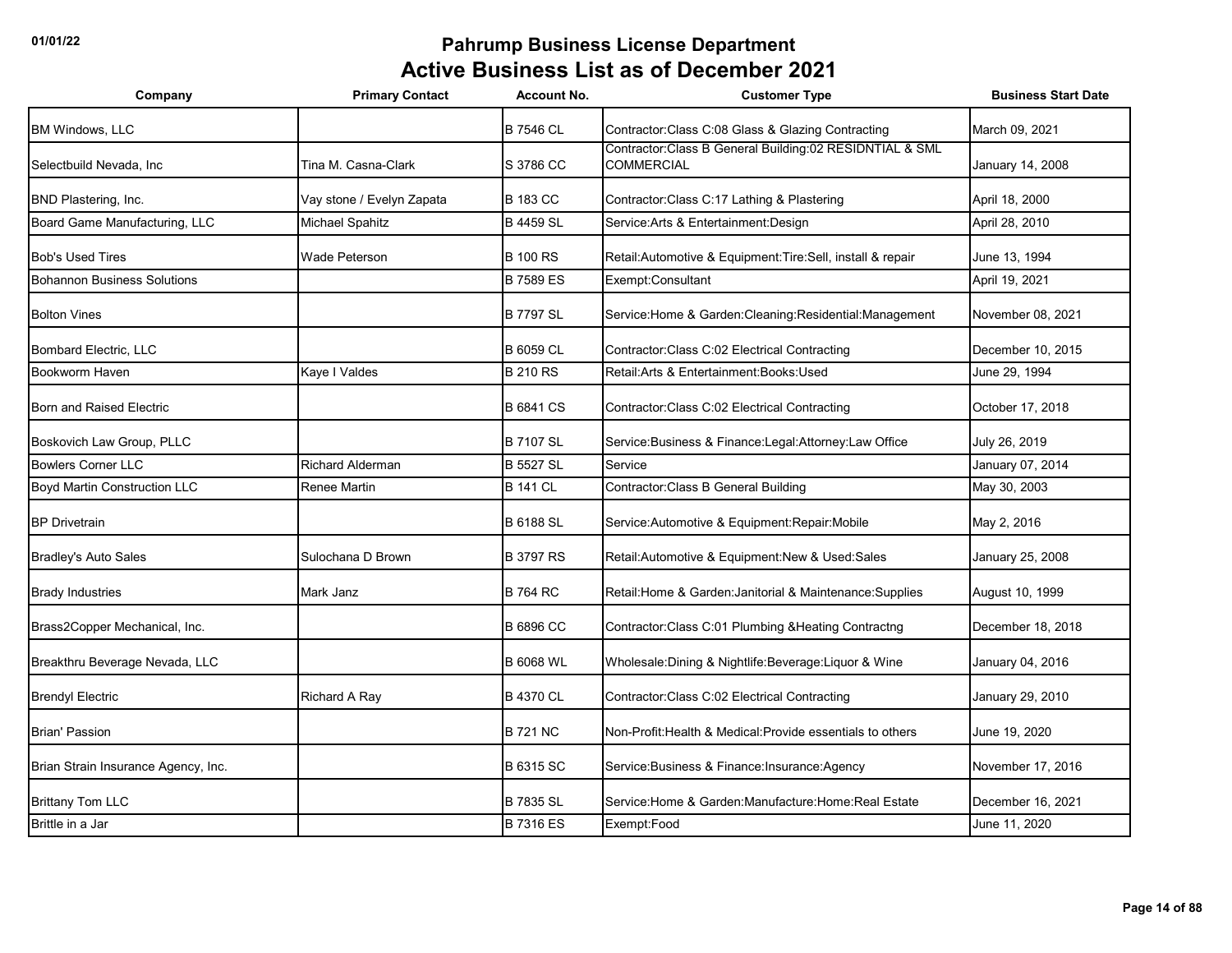# Pahrump Business License Department

## Active Business List as of December 2021

| Company | Primary Contact | Account No. | Customer Type | Business Start Date |
|---|---|---|---|---|
| BM Windows, LLC | | B 7546 CL | Contractor:Class C:08 Glass & Glazing Contracting | March 09, 2021 |
| Selectbuild Nevada, Inc | Tina M. Casna-Clark | S 3786 CC | Contractor:Class B General Building:02 RESIDNTIAL & SML COMMERCIAL | January 14, 2008 |
| BND Plastering, Inc. | Vay stone / Evelyn Zapata | B 183 CC | Contractor:Class C:17 Lathing & Plastering | April 18, 2000 |
| Board Game Manufacturing, LLC | Michael Spahitz | B 4459 SL | Service:Arts & Entertainment:Design | April 28, 2010 |
| Bob's Used Tires | Wade Peterson | B 100 RS | Retail:Automotive & Equipment:Tire:Sell, install & repair | June 13, 1994 |
| Bohannon Business Solutions | | B 7589 ES | Exempt:Consultant | April 19, 2021 |
| Bolton Vines | | B 7797 SL | Service:Home & Garden:Cleaning:Residential:Management | November 08, 2021 |
| Bombard Electric, LLC | | B 6059 CL | Contractor:Class C:02 Electrical Contracting | December 10, 2015 |
| Bookworm Haven | Kaye I Valdes | B 210 RS | Retail:Arts & Entertainment:Books:Used | June 29, 1994 |
| Born and Raised Electric | | B 6841 CS | Contractor:Class C:02 Electrical Contracting | October 17, 2018 |
| Boskovich Law Group, PLLC | | B 7107 SL | Service:Business & Finance:Legal:Attorney:Law Office | July 26, 2019 |
| Bowlers Corner LLC | Richard Alderman | B 5527 SL | Service | January 07, 2014 |
| Boyd Martin Construction LLC | Renee Martin | B 141 CL | Contractor:Class B General Building | May 30, 2003 |
| BP Drivetrain | | B 6188 SL | Service:Automotive & Equipment:Repair:Mobile | May 2, 2016 |
| Bradley's Auto Sales | Sulochana D Brown | B 3797 RS | Retail:Automotive & Equipment:New & Used:Sales | January 25, 2008 |
| Brady Industries | Mark Janz | B 764 RC | Retail:Home & Garden:Janitorial & Maintenance:Supplies | August 10, 1999 |
| Brass2Copper Mechanical, Inc. | | B 6896 CC | Contractor:Class C:01 Plumbing &Heating Contractng | December 18, 2018 |
| Breakthru Beverage Nevada, LLC | | B 6068 WL | Wholesale:Dining & Nightlife:Beverage:Liquor & Wine | January 04, 2016 |
| Brendyl Electric | Richard A Ray | B 4370 CL | Contractor:Class C:02 Electrical Contracting | January 29, 2010 |
| Brian' Passion | | B 721 NC | Non-Profit:Health & Medical:Provide essentials to others | June 19, 2020 |
| Brian Strain Insurance Agency, Inc. | | B 6315 SC | Service:Business & Finance:Insurance:Agency | November 17, 2016 |
| Brittany Tom LLC | | B 7835 SL | Service:Home & Garden:Manufacture:Home:Real Estate | December 16, 2021 |
| Brittle in a Jar | | B 7316 ES | Exempt:Food | June 11, 2020 |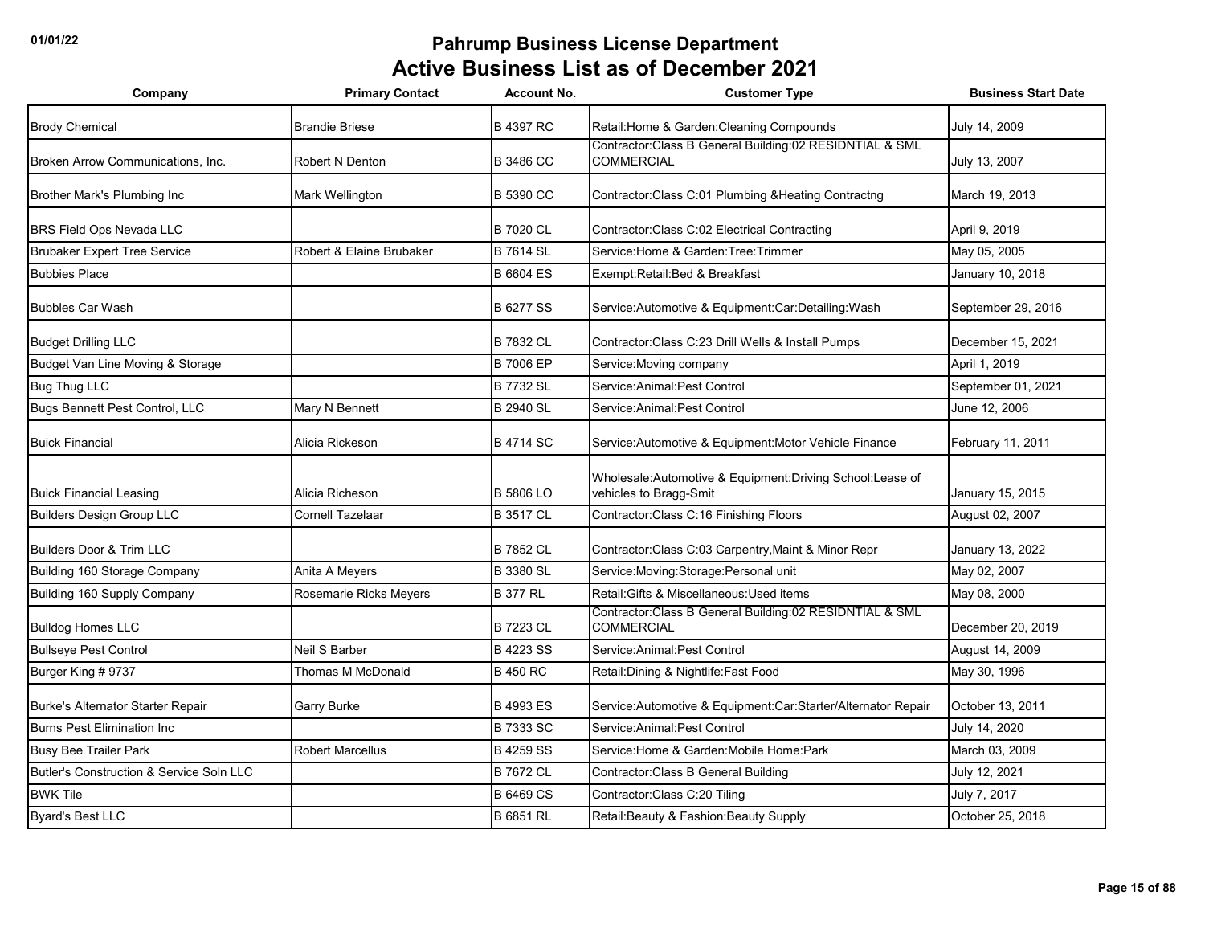# Pahrump Business License Department

## Active Business List as of December 2021

| Company | Primary Contact | Account No. | Customer Type | Business Start Date |
|---|---|---|---|---|
| Brody Chemical | Brandie Briese | B 4397 RC | Retail:Home & Garden:Cleaning Compounds | July 14, 2009 |
| Broken Arrow Communications, Inc. | Robert N Denton | B 3486 CC | Contractor:Class B General Building:02 RESIDNTIAL & SML COMMERCIAL | July 13, 2007 |
| Brother Mark's Plumbing Inc | Mark Wellington | B 5390 CC | Contractor:Class C:01 Plumbing &Heating Contractng | March 19, 2013 |
| BRS Field Ops Nevada LLC | | B 7020 CL | Contractor:Class C:02 Electrical Contracting | April 9, 2019 |
| Brubaker Expert Tree Service | Robert & Elaine Brubaker | B 7614 SL | Service:Home & Garden:Tree:Trimmer | May 05, 2005 |
| Bubbies Place | | B 6604 ES | Exempt:Retail:Bed & Breakfast | January 10, 2018 |
| Bubbles Car Wash | | B 6277 SS | Service:Automotive & Equipment:Car:Detailing:Wash | September 29, 2016 |
| Budget Drilling LLC | | B 7832 CL | Contractor:Class C:23 Drill Wells & Install Pumps | December 15, 2021 |
| Budget Van Line Moving & Storage | | B 7006 EP | Service:Moving company | April 1, 2019 |
| Bug Thug LLC | | B 7732 SL | Service:Animal:Pest Control | September 01, 2021 |
| Bugs Bennett Pest Control, LLC | Mary N Bennett | B 2940 SL | Service:Animal:Pest Control | June 12, 2006 |
| Buick Financial | Alicia Rickeson | B 4714 SC | Service:Automotive & Equipment:Motor Vehicle Finance | February 11, 2011 |
| Buick Financial Leasing | Alicia Richeson | B 5806 LO | Wholesale:Automotive & Equipment:Driving School:Lease of vehicles to Bragg-Smit | January 15, 2015 |
| Builders Design Group LLC | Cornell Tazelaar | B 3517 CL | Contractor:Class C:16 Finishing Floors | August 02, 2007 |
| Builders Door & Trim LLC | | B 7852 CL | Contractor:Class C:03 Carpentry,Maint & Minor Repr | January 13, 2022 |
| Building 160 Storage Company | Anita A Meyers | B 3380 SL | Service:Moving:Storage:Personal unit | May 02, 2007 |
| Building 160 Supply Company | Rosemarie Ricks Meyers | B 377 RL | Retail:Gifts & Miscellaneous:Used items | May 08, 2000 |
| Bulldog Homes LLC | | B 7223 CL | Contractor:Class B General Building:02 RESIDNTIAL & SML COMMERCIAL | December 20, 2019 |
| Bullseye Pest Control | Neil S Barber | B 4223 SS | Service:Animal:Pest Control | August 14, 2009 |
| Burger King # 9737 | Thomas M McDonald | B 450 RC | Retail:Dining & Nightlife:Fast Food | May 30, 1996 |
| Burke's Alternator Starter Repair | Garry Burke | B 4993 ES | Service:Automotive & Equipment:Car:Starter/Alternator Repair | October 13, 2011 |
| Burns Pest Elimination Inc | | B 7333 SC | Service:Animal:Pest Control | July 14, 2020 |
| Busy Bee Trailer Park | Robert Marcellus | B 4259 SS | Service:Home & Garden:Mobile Home:Park | March 03, 2009 |
| Butler's Construction & Service Soln LLC | | B 7672 CL | Contractor:Class B General Building | July 12, 2021 |
| BWK Tile | | B 6469 CS | Contractor:Class C:20 Tiling | July 7, 2017 |
| Byard's Best LLC | | B 6851 RL | Retail:Beauty & Fashion:Beauty Supply | October 25, 2018 |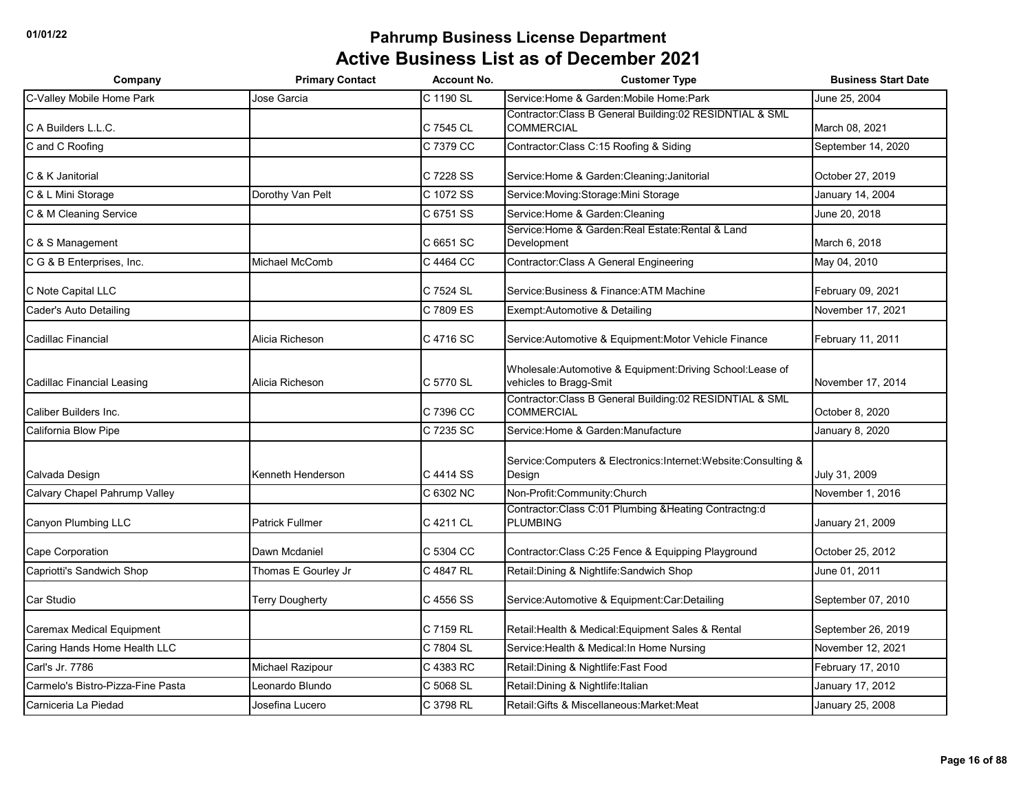# Pahrump Business License Department

## Active Business List as of December 2021

| Company | Primary Contact | Account No. | Customer Type | Business Start Date |
|---|---|---|---|---|
| C-Valley Mobile Home Park | Jose Garcia | C 1190 SL | Service:Home & Garden:Mobile Home:Park | June 25, 2004 |
| C A Builders L.L.C. | | C 7545 CL | Contractor:Class B General Building:02 RESIDNTIAL & SML COMMERCIAL | March 08, 2021 |
| C and C Roofing | | C 7379 CC | Contractor:Class C:15 Roofing & Siding | September 14, 2020 |
| C & K Janitorial | | C 7228 SS | Service:Home & Garden:Cleaning:Janitorial | October 27, 2019 |
| C & L Mini Storage | Dorothy Van Pelt | C 1072 SS | Service:Moving:Storage:Mini Storage | January 14, 2004 |
| C & M Cleaning Service | | C 6751 SS | Service:Home & Garden:Cleaning | June 20, 2018 |
| C & S Management | | C 6651 SC | Service:Home & Garden:Real Estate:Rental & Land Development | March 6, 2018 |
| C G & B Enterprises, Inc. | Michael McComb | C 4464 CC | Contractor:Class A General Engineering | May 04, 2010 |
| C Note Capital LLC | | C 7524 SL | Service:Business & Finance:ATM Machine | February 09, 2021 |
| Cader's Auto Detailing | | C 7809 ES | Exempt:Automotive & Detailing | November 17, 2021 |
| Cadillac Financial | Alicia Richeson | C 4716 SC | Service:Automotive & Equipment:Motor Vehicle Finance | February 11, 2011 |
| Cadillac Financial Leasing | Alicia Richeson | C 5770 SL | Wholesale:Automotive & Equipment:Driving School:Lease of vehicles to Bragg-Smit | November 17, 2014 |
| Caliber Builders Inc. | | C 7396 CC | Contractor:Class B General Building:02 RESIDNTIAL & SML COMMERCIAL | October 8, 2020 |
| California Blow Pipe | | C 7235 SC | Service:Home & Garden:Manufacture | January 8, 2020 |
| Calvada Design | Kenneth Henderson | C 4414 SS | Service:Computers & Electronics:Internet:Website:Consulting & Design | July 31, 2009 |
| Calvary Chapel Pahrump Valley | | C 6302 NC | Non-Profit:Community:Church | November 1, 2016 |
| Canyon Plumbing LLC | Patrick Fullmer | C 4211 CL | Contractor:Class C:01 Plumbing &Heating Contractng:d PLUMBING | January 21, 2009 |
| Cape Corporation | Dawn Mcdaniel | C 5304 CC | Contractor:Class C:25 Fence & Equipping Playground | October 25, 2012 |
| Capriotti's Sandwich Shop | Thomas E Gourley Jr | C 4847 RL | Retail:Dining & Nightlife:Sandwich Shop | June 01, 2011 |
| Car Studio | Terry Dougherty | C 4556 SS | Service:Automotive & Equipment:Car:Detailing | September 07, 2010 |
| Caremax Medical Equipment | | C 7159 RL | Retail:Health & Medical:Equipment Sales & Rental | September 26, 2019 |
| Caring Hands Home Health LLC | | C 7804 SL | Service:Health & Medical:In Home Nursing | November 12, 2021 |
| Carl's Jr. 7786 | Michael Razipour | C 4383 RC | Retail:Dining & Nightlife:Fast Food | February 17, 2010 |
| Carmelo's Bistro-Pizza-Fine Pasta | Leonardo Blundo | C 5068 SL | Retail:Dining & Nightlife:Italian | January 17, 2012 |
| Carniceria La Piedad | Josefina Lucero | C 3798 RL | Retail:Gifts & Miscellaneous:Market:Meat | January 25, 2008 |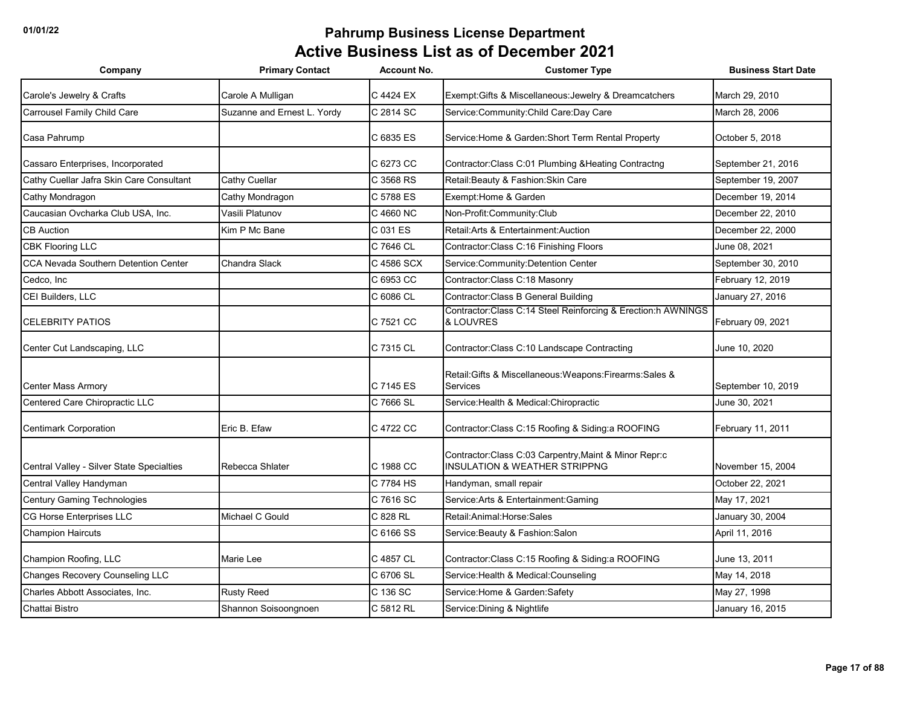01/01/22

# Pahrump Business License Department

## Active Business List as of December 2021

| Company | Primary Contact | Account No. | Customer Type | Business Start Date |
|---|---|---|---|---|
| Carole's Jewelry & Crafts | Carole A Mulligan | C 4424 EX | Exempt:Gifts & Miscellaneous:Jewelry & Dreamcatchers | March 29, 2010 |
| Carrousel Family Child Care | Suzanne and Ernest L. Yordy | C 2814 SC | Service:Community:Child Care:Day Care | March 28, 2006 |
| Casa Pahrump | | C 6835 ES | Service:Home & Garden:Short Term Rental Property | October 5, 2018 |
| Cassaro Enterprises, Incorporated | | C 6273 CC | Contractor:Class C:01 Plumbing &Heating Contractng | September 21, 2016 |
| Cathy Cuellar Jafra Skin Care Consultant | Cathy Cuellar | C 3568 RS | Retail:Beauty & Fashion:Skin Care | September 19, 2007 |
| Cathy Mondragon | Cathy Mondragon | C 5788 ES | Exempt:Home & Garden | December 19, 2014 |
| Caucasian Ovcharka Club USA, Inc. | Vasili Platunov | C 4660 NC | Non-Profit:Community:Club | December 22, 2010 |
| CB Auction | Kim P Mc Bane | C 031 ES | Retail:Arts & Entertainment:Auction | December 22, 2000 |
| CBK Flooring LLC | | C 7646 CL | Contractor:Class C:16 Finishing Floors | June 08, 2021 |
| CCA Nevada Southern Detention Center | Chandra Slack | C 4586 SCX | Service:Community:Detention Center | September 30, 2010 |
| Cedco, Inc | | C 6953 CC | Contractor:Class C:18 Masonry | February 12, 2019 |
| CEI Builders, LLC | | C 6086 CL | Contractor:Class B General Building | January 27, 2016 |
| CELEBRITY PATIOS | | C 7521 CC | Contractor:Class C:14 Steel Reinforcing & Erection:h AWNINGS & LOUVRES | February 09, 2021 |
| Center Cut Landscaping, LLC | | C 7315 CL | Contractor:Class C:10 Landscape Contracting | June 10, 2020 |
| Center Mass Armory | | C 7145 ES | Retail:Gifts & Miscellaneous:Weapons:Firearms:Sales & Services | September 10, 2019 |
| Centered Care Chiropractic LLC | | C 7666 SL | Service:Health & Medical:Chiropractic | June 30, 2021 |
| Centimark Corporation | Eric B. Efaw | C 4722 CC | Contractor:Class C:15 Roofing & Siding:a ROOFING | February 11, 2011 |
| Central Valley - Silver State Specialties | Rebecca Shlater | C 1988 CC | Contractor:Class C:03 Carpentry,Maint & Minor Repr:c INSULATION & WEATHER STRIPPNG | November 15, 2004 |
| Central Valley Handyman | | C 7784 HS | Handyman, small repair | October 22, 2021 |
| Century Gaming Technologies | | C 7616 SC | Service:Arts & Entertainment:Gaming | May 17, 2021 |
| CG Horse Enterprises LLC | Michael C Gould | C 828 RL | Retail:Animal:Horse:Sales | January 30, 2004 |
| Champion Haircuts | | C 6166 SS | Service:Beauty & Fashion:Salon | April 11, 2016 |
| Champion Roofing, LLC | Marie Lee | C 4857 CL | Contractor:Class C:15 Roofing & Siding:a ROOFING | June 13, 2011 |
| Changes Recovery Counseling LLC | | C 6706 SL | Service:Health & Medical:Counseling | May 14, 2018 |
| Charles Abbott Associates, Inc. | Rusty Reed | C 136 SC | Service:Home & Garden:Safety | May 27, 1998 |
| Chattai Bistro | Shannon Soisoongnoen | C 5812 RL | Service:Dining & Nightlife | January 16, 2015 |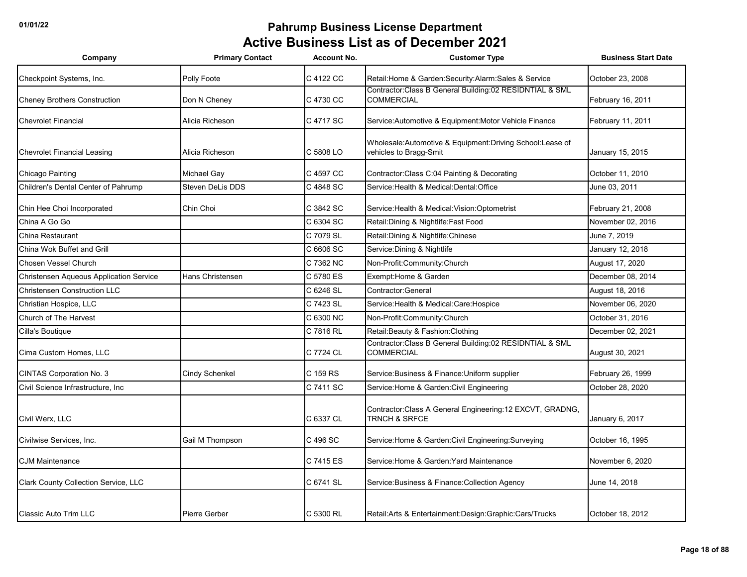# Pahrump Business License Department

## Active Business List as of December 2021

| Company | Primary Contact | Account No. | Customer Type | Business Start Date |
|---|---|---|---|---|
| Checkpoint Systems, Inc. | Polly Foote | C 4122 CC | Retail:Home & Garden:Security:Alarm:Sales & Service | October 23, 2008 |
| Cheney Brothers Construction | Don N Cheney | C 4730 CC | Contractor:Class B General Building:02 RESIDNTIAL & SML COMMERCIAL | February 16, 2011 |
| Chevrolet Financial | Alicia Richeson | C 4717 SC | Service:Automotive & Equipment:Motor Vehicle Finance | February 11, 2011 |
| Chevrolet Financial Leasing | Alicia Richeson | C 5808 LO | Wholesale:Automotive & Equipment:Driving School:Lease of vehicles to Bragg-Smit | January 15, 2015 |
| Chicago Painting | Michael Gay | C 4597 CC | Contractor:Class C:04 Painting & Decorating | October 11, 2010 |
| Children's Dental Center of Pahrump | Steven DeLis DDS | C 4848 SC | Service:Health & Medical:Dental:Office | June 03, 2011 |
| Chin Hee Choi Incorporated | Chin Choi | C 3842 SC | Service:Health & Medical:Vision:Optometrist | February 21, 2008 |
| China A Go Go | | C 6304 SC | Retail:Dining & Nightlife:Fast Food | November 02, 2016 |
| China Restaurant | | C 7079 SL | Retail:Dining & Nightlife:Chinese | June 7, 2019 |
| China Wok Buffet and Grill | | C 6606 SC | Service:Dining & Nightlife | January 12, 2018 |
| Chosen Vessel Church | | C 7362 NC | Non-Profit:Community:Church | August 17, 2020 |
| Christensen Aqueous Application Service | Hans Christensen | C 5780 ES | Exempt:Home & Garden | December 08, 2014 |
| Christensen Construction LLC | | C 6246 SL | Contractor:General | August 18, 2016 |
| Christian Hospice, LLC | | C 7423 SL | Service:Health & Medical:Care:Hospice | November 06, 2020 |
| Church of The Harvest | | C 6300 NC | Non-Profit:Community:Church | October 31, 2016 |
| Cilla's Boutique | | C 7816 RL | Retail:Beauty & Fashion:Clothing | December 02, 2021 |
| Cima Custom Homes, LLC | | C 7724 CL | Contractor:Class B General Building:02 RESIDNTIAL & SML COMMERCIAL | August 30, 2021 |
| CINTAS Corporation No. 3 | Cindy Schenkel | C 159 RS | Service:Business & Finance:Uniform supplier | February 26, 1999 |
| Civil Science Infrastructure, Inc | | C 7411 SC | Service:Home & Garden:Civil Engineering | October 28, 2020 |
| Civil Werx, LLC | | C 6337 CL | Contractor:Class A General Engineering:12 EXCVT, GRADNG, TRNCH & SRFCE | January 6, 2017 |
| Civilwise Services, Inc. | Gail M Thompson | C 496 SC | Service:Home & Garden:Civil Engineering:Surveying | October 16, 1995 |
| CJM Maintenance | | C 7415 ES | Service:Home & Garden:Yard Maintenance | November 6, 2020 |
| Clark County Collection Service, LLC | | C 6741 SL | Service:Business & Finance:Collection Agency | June 14, 2018 |
| Classic Auto Trim LLC | Pierre Gerber | C 5300 RL | Retail:Arts & Entertainment:Design:Graphic:Cars/Trucks | October 18, 2012 |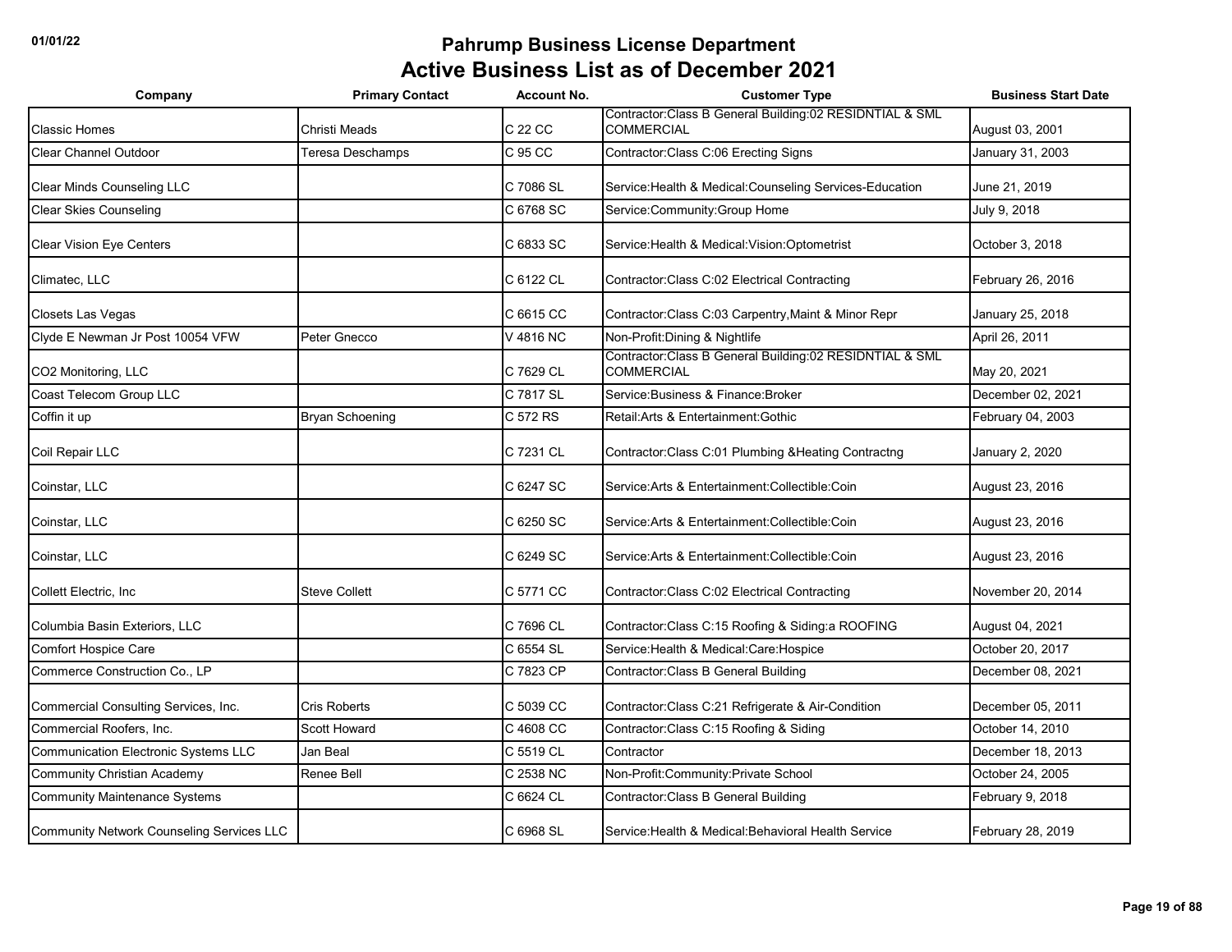# Pahrump Business License Department

## Active Business List as of December 2021

| Company | Primary Contact | Account No. | Customer Type | Business Start Date |
|---|---|---|---|---|
| Classic Homes | Christi Meads | C 22 CC | Contractor:Class B General Building:02 RESIDNTIAL & SML COMMERCIAL | August 03, 2001 |
| Clear Channel Outdoor | Teresa Deschamps | C 95 CC | Contractor:Class C:06 Erecting Signs | January 31, 2003 |
| Clear Minds Counseling LLC | | C 7086 SL | Service:Health & Medical:Counseling Services-Education | June 21, 2019 |
| Clear Skies Counseling | | C 6768 SC | Service:Community:Group Home | July 9, 2018 |
| Clear Vision Eye Centers | | C 6833 SC | Service:Health & Medical:Vision:Optometrist | October 3, 2018 |
| Climatec, LLC | | C 6122 CL | Contractor:Class C:02 Electrical Contracting | February 26, 2016 |
| Closets Las Vegas | | C 6615 CC | Contractor:Class C:03 Carpentry,Maint & Minor Repr | January 25, 2018 |
| Clyde E Newman Jr Post 10054 VFW | Peter Gnecco | V 4816 NC | Non-Profit:Dining & Nightlife | April 26, 2011 |
| CO2 Monitoring, LLC | | C 7629 CL | Contractor:Class B General Building:02 RESIDNTIAL & SML COMMERCIAL | May 20, 2021 |
| Coast Telecom Group LLC | | C 7817 SL | Service:Business & Finance:Broker | December 02, 2021 |
| Coffin it up | Bryan Schoening | C 572 RS | Retail:Arts & Entertainment:Gothic | February 04, 2003 |
| Coil Repair LLC | | C 7231 CL | Contractor:Class C:01 Plumbing &Heating Contractng | January 2, 2020 |
| Coinstar, LLC | | C 6247 SC | Service:Arts & Entertainment:Collectible:Coin | August 23, 2016 |
| Coinstar, LLC | | C 6250 SC | Service:Arts & Entertainment:Collectible:Coin | August 23, 2016 |
| Coinstar, LLC | | C 6249 SC | Service:Arts & Entertainment:Collectible:Coin | August 23, 2016 |
| Collett Electric, Inc | Steve Collett | C 5771 CC | Contractor:Class C:02 Electrical Contracting | November 20, 2014 |
| Columbia Basin Exteriors, LLC | | C 7696 CL | Contractor:Class C:15 Roofing & Siding:a ROOFING | August 04, 2021 |
| Comfort Hospice Care | | C 6554 SL | Service:Health & Medical:Care:Hospice | October 20, 2017 |
| Commerce Construction Co., LP | | C 7823 CP | Contractor:Class B General Building | December 08, 2021 |
| Commercial Consulting Services, Inc. | Cris Roberts | C 5039 CC | Contractor:Class C:21 Refrigerate & Air-Condition | December 05, 2011 |
| Commercial Roofers, Inc. | Scott Howard | C 4608 CC | Contractor:Class C:15 Roofing & Siding | October 14, 2010 |
| Communication Electronic Systems LLC | Jan Beal | C 5519 CL | Contractor | December 18, 2013 |
| Community Christian Academy | Renee Bell | C 2538 NC | Non-Profit:Community:Private School | October 24, 2005 |
| Community Maintenance Systems | | C 6624 CL | Contractor:Class B General Building | February 9, 2018 |
| Community Network Counseling Services LLC | | C 6968 SL | Service:Health & Medical:Behavioral Health Service | February 28, 2019 |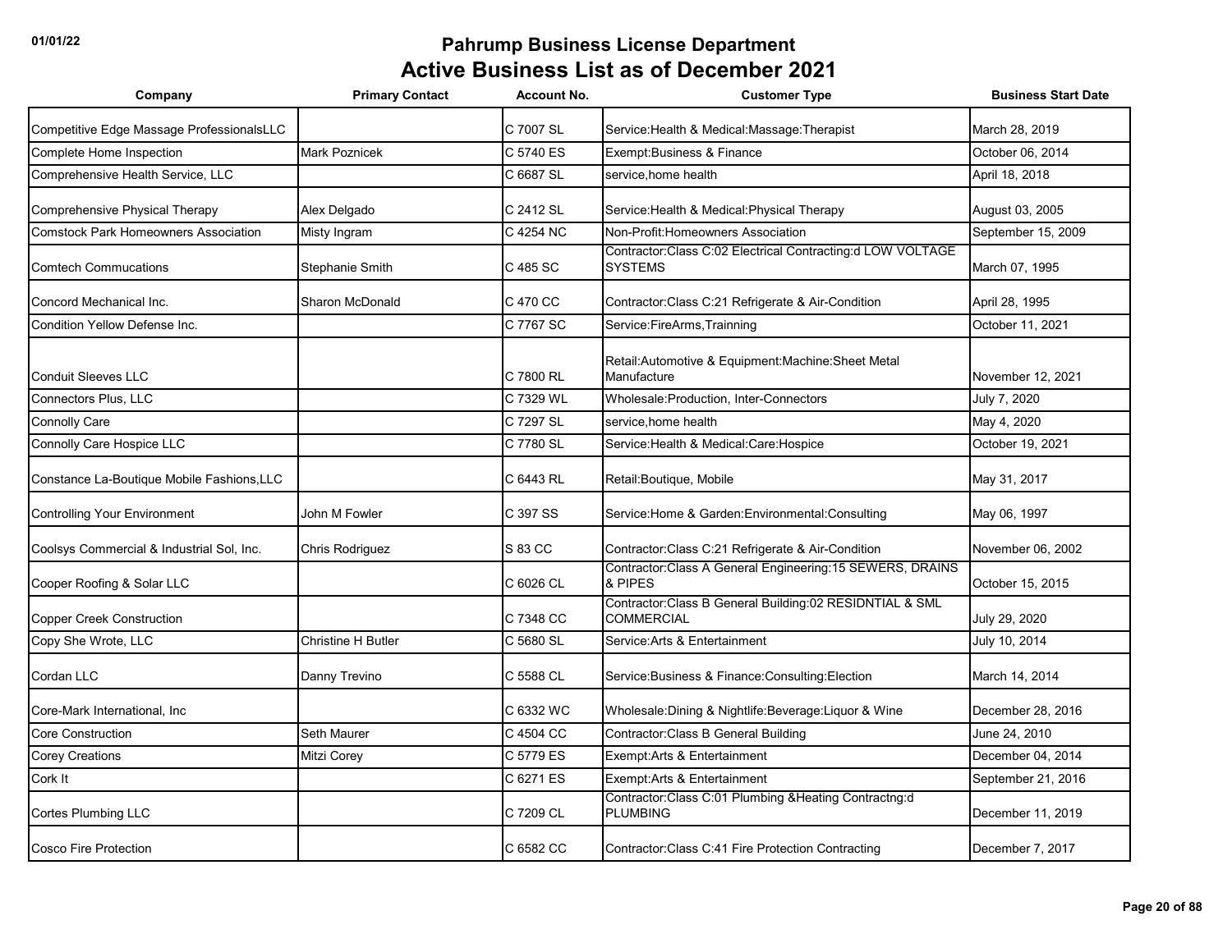# Pahrump Business License Department

## Active Business List as of December 2021

| Company | Primary Contact | Account No. | Customer Type | Business Start Date |
|---|---|---|---|---|
| Competitive Edge Massage ProfessionalsLLC | | C 7007 SL | Service:Health & Medical:Massage:Therapist | March 28, 2019 |
| Complete Home Inspection | Mark Poznicek | C 5740 ES | Exempt:Business & Finance | October 06, 2014 |
| Comprehensive Health Service, LLC | | C 6687 SL | service,home health | April 18, 2018 |
| Comprehensive Physical Therapy | Alex Delgado | C 2412 SL | Service:Health & Medical:Physical Therapy | August 03, 2005 |
| Comstock Park Homeowners Association | Misty Ingram | C 4254 NC | Non-Profit:Homeowners Association | September 15, 2009 |
| Comtech Commucations | Stephanie Smith | C 485 SC | Contractor:Class C:02 Electrical Contracting:d LOW VOLTAGE SYSTEMS | March 07, 1995 |
| Concord Mechanical Inc. | Sharon McDonald | C 470 CC | Contractor:Class C:21 Refrigerate & Air-Condition | April 28, 1995 |
| Condition Yellow Defense Inc. | | C 7767 SC | Service:FireArms,Trainning | October 11, 2021 |
| Conduit Sleeves LLC | | C 7800 RL | Retail:Automotive & Equipment:Machine:Sheet Metal Manufacture | November 12, 2021 |
| Connectors Plus, LLC | | C 7329 WL | Wholesale:Production, Inter-Connectors | July 7, 2020 |
| Connolly Care | | C 7297 SL | service,home health | May 4, 2020 |
| Connolly Care Hospice LLC | | C 7780 SL | Service:Health & Medical:Care:Hospice | October 19, 2021 |
| Constance La-Boutique Mobile Fashions,LLC | | C 6443 RL | Retail:Boutique, Mobile | May 31, 2017 |
| Controlling Your Environment | John M Fowler | C 397 SS | Service:Home & Garden:Environmental:Consulting | May 06, 1997 |
| Coolsys Commercial & Industrial Sol, Inc. | Chris Rodriguez | S 83 CC | Contractor:Class C:21 Refrigerate & Air-Condition | November 06, 2002 |
| Cooper Roofing & Solar LLC | | C 6026 CL | Contractor:Class A General Engineering:15 SEWERS, DRAINS & PIPES | October 15, 2015 |
| Copper Creek Construction | | C 7348 CC | Contractor:Class B General Building:02 RESIDNTIAL & SML COMMERCIAL | July 29, 2020 |
| Copy She Wrote, LLC | Christine H Butler | C 5680 SL | Service:Arts & Entertainment | July 10, 2014 |
| Cordan LLC | Danny Trevino | C 5588 CL | Service:Business & Finance:Consulting:Election | March 14, 2014 |
| Core-Mark International, Inc | | C 6332 WC | Wholesale:Dining & Nightlife:Beverage:Liquor & Wine | December 28, 2016 |
| Core Construction | Seth Maurer | C 4504 CC | Contractor:Class B General Building | June 24, 2010 |
| Corey Creations | Mitzi Corey | C 5779 ES | Exempt:Arts & Entertainment | December 04, 2014 |
| Cork It | | C 6271 ES | Exempt:Arts & Entertainment | September 21, 2016 |
| Cortes Plumbing LLC | | C 7209 CL | Contractor:Class C:01 Plumbing &Heating Contractng:d PLUMBING | December 11, 2019 |
| Cosco Fire Protection | | C 6582 CC | Contractor:Class C:41 Fire Protection Contracting | December 7, 2017 |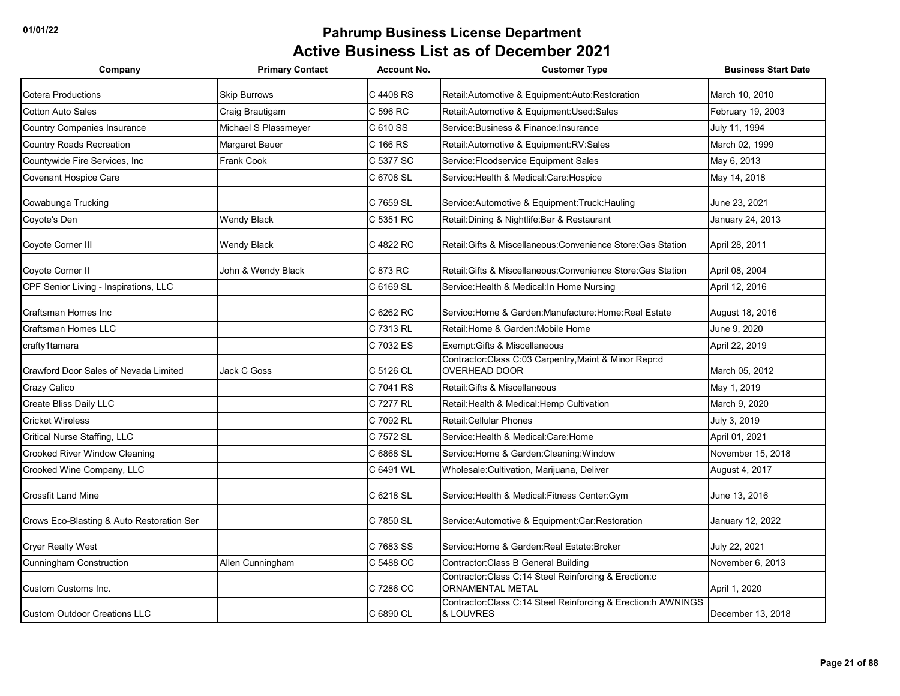# Pahrump Business License Department

## Active Business List as of December 2021

| Company | Primary Contact | Account No. | Customer Type | Business Start Date |
|---|---|---|---|---|
| Cotera Productions | Skip Burrows | C 4408 RS | Retail:Automotive & Equipment:Auto:Restoration | March 10, 2010 |
| Cotton Auto Sales | Craig Brautigam | C 596 RC | Retail:Automotive & Equipment:Used:Sales | February 19, 2003 |
| Country Companies Insurance | Michael S Plassmeyer | C 610 SS | Service:Business & Finance:Insurance | July 11, 1994 |
| Country Roads Recreation | Margaret Bauer | C 166 RS | Retail:Automotive & Equipment:RV:Sales | March 02, 1999 |
| Countywide Fire Services, Inc | Frank Cook | C 5377 SC | Service:Floodservice Equipment Sales | May 6, 2013 |
| Covenant Hospice Care | | C 6708 SL | Service:Health & Medical:Care:Hospice | May 14, 2018 |
| Cowabunga Trucking | | C 7659 SL | Service:Automotive & Equipment:Truck:Hauling | June 23, 2021 |
| Coyote's Den | Wendy Black | C 5351 RC | Retail:Dining & Nightlife:Bar & Restaurant | January 24, 2013 |
| Coyote Corner III | Wendy Black | C 4822 RC | Retail:Gifts & Miscellaneous:Convenience Store:Gas Station | April 28, 2011 |
| Coyote Corner II | John & Wendy Black | C 873 RC | Retail:Gifts & Miscellaneous:Convenience Store:Gas Station | April 08, 2004 |
| CPF Senior Living - Inspirations, LLC | | C 6169 SL | Service:Health & Medical:In Home Nursing | April 12, 2016 |
| Craftsman Homes Inc | | C 6262 RC | Service:Home & Garden:Manufacture:Home:Real Estate | August 18, 2016 |
| Craftsman Homes LLC | | C 7313 RL | Retail:Home & Garden:Mobile Home | June 9, 2020 |
| crafty1tamara | | C 7032 ES | Exempt:Gifts & Miscellaneous | April 22, 2019 |
| Crawford Door Sales of Nevada Limited | Jack C Goss | C 5126 CL | Contractor:Class C:03 Carpentry,Maint & Minor Repr:d OVERHEAD DOOR | March 05, 2012 |
| Crazy Calico | | C 7041 RS | Retail:Gifts & Miscellaneous | May 1, 2019 |
| Create Bliss Daily LLC | | C 7277 RL | Retail:Health & Medical:Hemp Cultivation | March 9, 2020 |
| Cricket Wireless | | C 7092 RL | Retail:Cellular Phones | July 3, 2019 |
| Critical Nurse Staffing, LLC | | C 7572 SL | Service:Health & Medical:Care:Home | April 01, 2021 |
| Crooked River Window Cleaning | | C 6868 SL | Service:Home & Garden:Cleaning:Window | November 15, 2018 |
| Crooked Wine Company, LLC | | C 6491 WL | Wholesale:Cultivation, Marijuana, Deliver | August 4, 2017 |
| Crossfit Land Mine | | C 6218 SL | Service:Health & Medical:Fitness Center:Gym | June 13, 2016 |
| Crows Eco-Blasting & Auto Restoration Ser | | C 7850 SL | Service:Automotive & Equipment:Car:Restoration | January 12, 2022 |
| Cryer Realty West | | C 7683 SS | Service:Home & Garden:Real Estate:Broker | July 22, 2021 |
| Cunningham Construction | Allen Cunningham | C 5488 CC | Contractor:Class B General Building | November 6, 2013 |
| Custom Customs Inc. | | C 7286 CC | Contractor:Class C:14 Steel Reinforcing & Erection:c ORNAMENTAL METAL | April 1, 2020 |
| Custom Outdoor Creations LLC | | C 6890 CL | Contractor:Class C:14 Steel Reinforcing & Erection:h AWNINGS & LOUVRES | December 13, 2018 |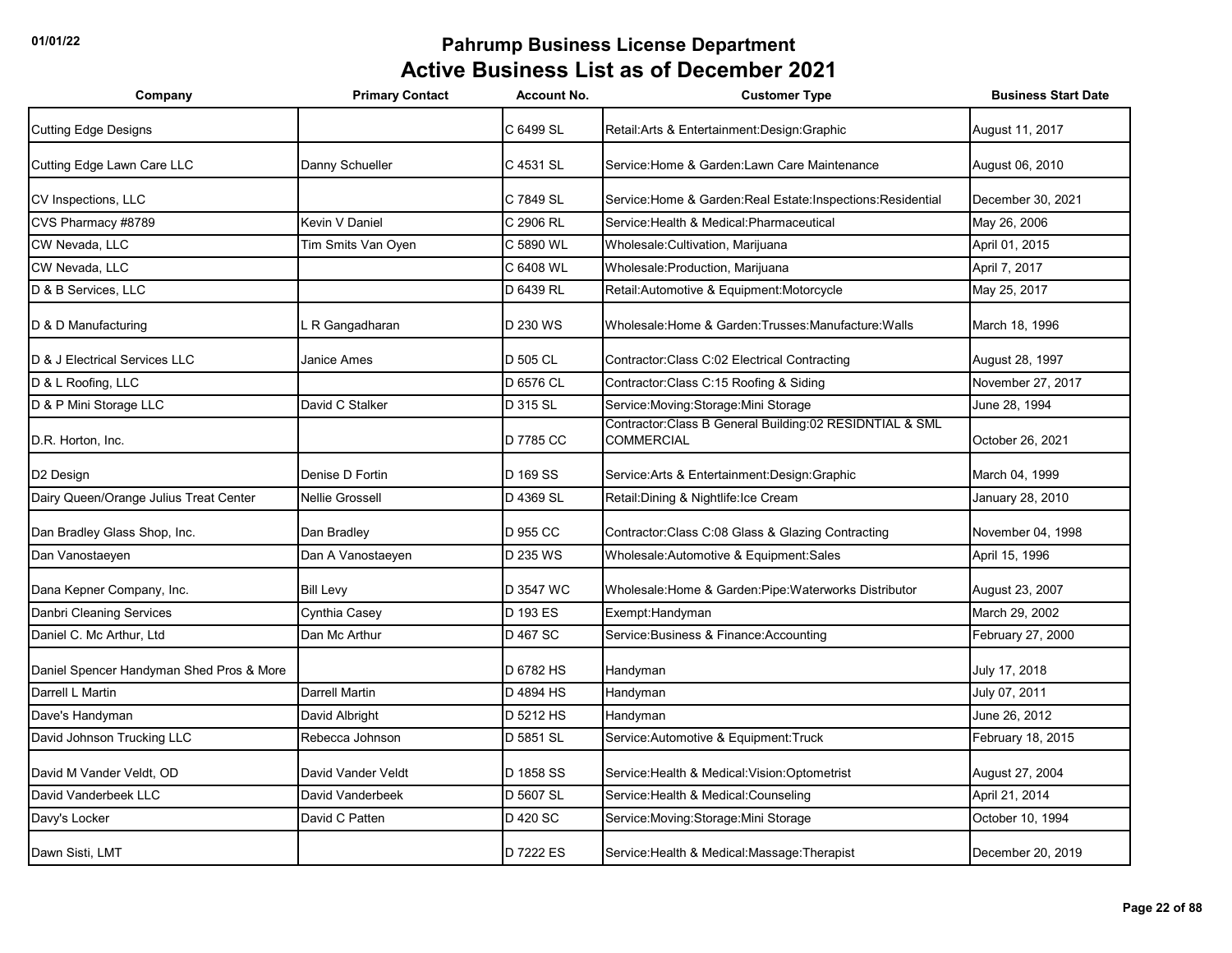# Pahrump Business License Department

## Active Business List as of December 2021

| Company | Primary Contact | Account No. | Customer Type | Business Start Date |
|---|---|---|---|---|
| Cutting Edge Designs | | C 6499 SL | Retail:Arts & Entertainment:Design:Graphic | August 11, 2017 |
| Cutting Edge Lawn Care LLC | Danny Schueller | C 4531 SL | Service:Home & Garden:Lawn Care Maintenance | August 06, 2010 |
| CV Inspections, LLC | | C 7849 SL | Service:Home & Garden:Real Estate:Inspections:Residential | December 30, 2021 |
| CVS Pharmacy #8789 | Kevin V Daniel | C 2906 RL | Service:Health & Medical:Pharmaceutical | May 26, 2006 |
| CW Nevada, LLC | Tim Smits Van Oyen | C 5890 WL | Wholesale:Cultivation, Marijuana | April 01, 2015 |
| CW Nevada, LLC | | C 6408 WL | Wholesale:Production, Marijuana | April 7, 2017 |
| D & B Services, LLC | | D 6439 RL | Retail:Automotive & Equipment:Motorcycle | May 25, 2017 |
| D & D Manufacturing | L R Gangadharan | D 230 WS | Wholesale:Home & Garden:Trusses:Manufacture:Walls | March 18, 1996 |
| D & J Electrical Services LLC | Janice Ames | D 505 CL | Contractor:Class C:02 Electrical Contracting | August 28, 1997 |
| D & L Roofing, LLC | | D 6576 CL | Contractor:Class C:15 Roofing & Siding | November 27, 2017 |
| D & P Mini Storage LLC | David C Stalker | D 315 SL | Service:Moving:Storage:Mini Storage | June 28, 1994 |
| D.R. Horton, Inc. | | D 7785 CC | Contractor:Class B General Building:02 RESIDNTIAL & SML COMMERCIAL | October 26, 2021 |
| D2 Design | Denise D Fortin | D 169 SS | Service:Arts & Entertainment:Design:Graphic | March 04, 1999 |
| Dairy Queen/Orange Julius Treat Center | Nellie Grossell | D 4369 SL | Retail:Dining & Nightlife:Ice Cream | January 28, 2010 |
| Dan Bradley Glass Shop, Inc. | Dan Bradley | D 955 CC | Contractor:Class C:08 Glass & Glazing Contracting | November 04, 1998 |
| Dan Vanostaeyen | Dan A Vanostaeyen | D 235 WS | Wholesale:Automotive & Equipment:Sales | April 15, 1996 |
| Dana Kepner Company, Inc. | Bill Levy | D 3547 WC | Wholesale:Home & Garden:Pipe:Waterworks Distributor | August 23, 2007 |
| Danbri Cleaning Services | Cynthia Casey | D 193 ES | Exempt:Handyman | March 29, 2002 |
| Daniel C. Mc Arthur, Ltd | Dan Mc Arthur | D 467 SC | Service:Business & Finance:Accounting | February 27, 2000 |
| Daniel Spencer Handyman Shed Pros & More | | D 6782 HS | Handyman | July 17, 2018 |
| Darrell L Martin | Darrell Martin | D 4894 HS | Handyman | July 07, 2011 |
| Dave's Handyman | David Albright | D 5212 HS | Handyman | June 26, 2012 |
| David Johnson Trucking LLC | Rebecca Johnson | D 5851 SL | Service:Automotive & Equipment:Truck | February 18, 2015 |
| David M Vander Veldt, OD | David Vander Veldt | D 1858 SS | Service:Health & Medical:Vision:Optometrist | August 27, 2004 |
| David Vanderbeek LLC | David Vanderbeek | D 5607 SL | Service:Health & Medical:Counseling | April 21, 2014 |
| Davy's Locker | David C Patten | D 420 SC | Service:Moving:Storage:Mini Storage | October 10, 1994 |
| Dawn Sisti, LMT | | D 7222 ES | Service:Health & Medical:Massage:Therapist | December 20, 2019 |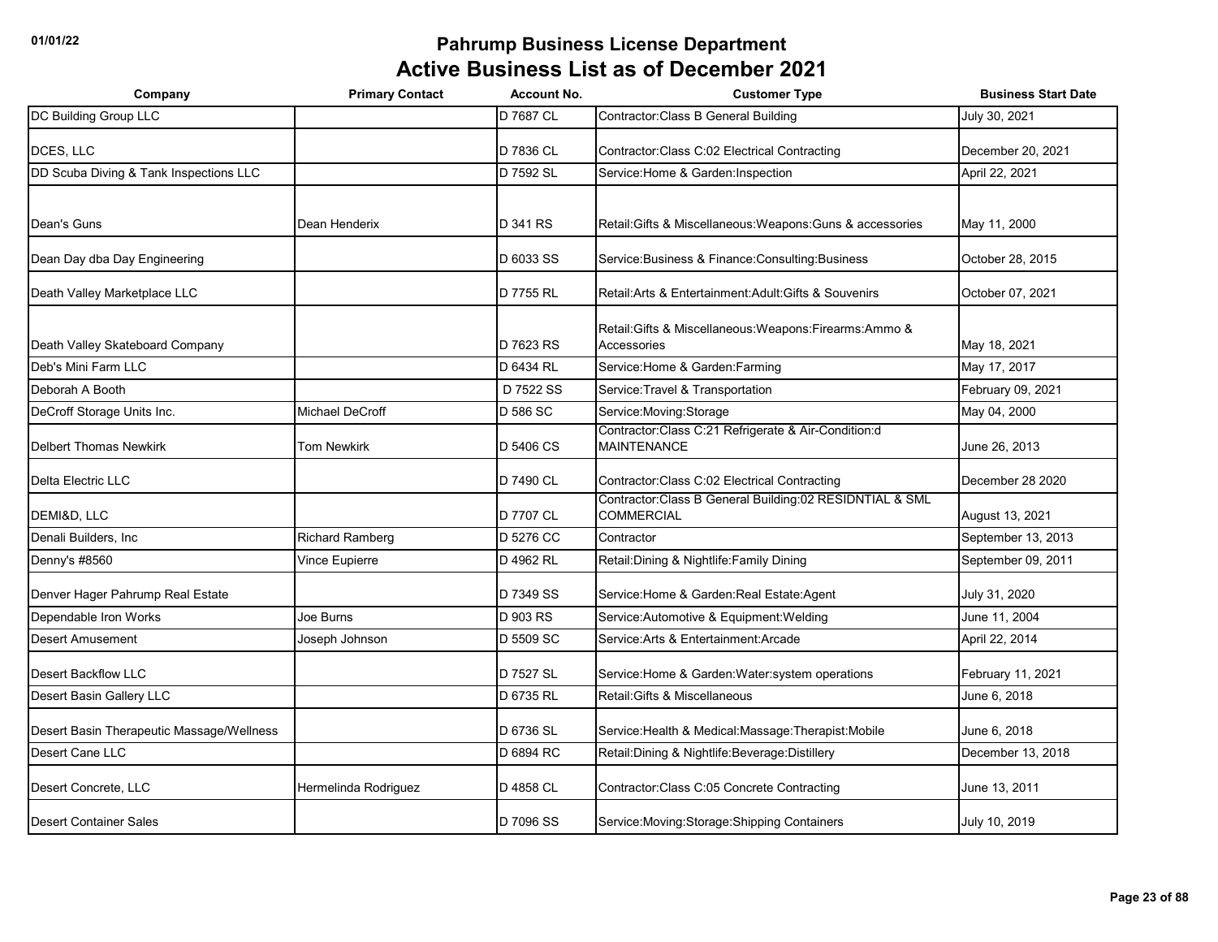# Pahrump Business License Department
# Active Business List as of December 2021

| Company | Primary Contact | Account No. | Customer Type | Business Start Date |
|---|---|---|---|---|
| DC Building Group LLC | | D 7687 CL | Contractor:Class B General Building | July 30, 2021 |
| DCES, LLC | | D 7836 CL | Contractor:Class C:02 Electrical Contracting | December 20, 2021 |
| DD Scuba Diving & Tank Inspections LLC | | D 7592 SL | Service:Home & Garden:Inspection | April 22, 2021 |
| Dean's Guns | Dean Henderix | D 341 RS | Retail:Gifts & Miscellaneous:Weapons:Guns & accessories | May 11, 2000 |
| Dean Day dba Day Engineering | | D 6033 SS | Service:Business & Finance:Consulting:Business | October 28, 2015 |
| Death Valley Marketplace LLC | | D 7755 RL | Retail:Arts & Entertainment:Adult:Gifts & Souvenirs | October 07, 2021 |
| Death Valley Skateboard Company | | D 7623 RS | Retail:Gifts & Miscellaneous:Weapons:Firearms:Ammo & Accessories | May 18, 2021 |
| Deb's Mini Farm LLC | | D 6434 RL | Service:Home & Garden:Farming | May 17, 2017 |
| Deborah A Booth | | D 7522 SS | Service:Travel & Transportation | February 09, 2021 |
| DeCroff Storage Units Inc. | Michael DeCroff | D 586 SC | Service:Moving:Storage | May 04, 2000 |
| Delbert Thomas Newkirk | Tom Newkirk | D 5406 CS | Contractor:Class C:21 Refrigerate & Air-Condition:d MAINTENANCE | June 26, 2013 |
| Delta Electric LLC | | D 7490 CL | Contractor:Class C:02 Electrical Contracting | December 28 2020 |
| DEMI&D, LLC | | D 7707 CL | Contractor:Class B General Building:02 RESIDNTIAL & SML COMMERCIAL | August 13, 2021 |
| Denali Builders, Inc | Richard Ramberg | D 5276 CC | Contractor | September 13, 2013 |
| Denny's #8560 | Vince Eupierre | D 4962 RL | Retail:Dining & Nightlife:Family Dining | September 09, 2011 |
| Denver Hager Pahrump Real Estate | | D 7349 SS | Service:Home & Garden:Real Estate:Agent | July 31, 2020 |
| Dependable Iron Works | Joe Burns | D 903 RS | Service:Automotive & Equipment:Welding | June 11, 2004 |
| Desert Amusement | Joseph Johnson | D 5509 SC | Service:Arts & Entertainment:Arcade | April 22, 2014 |
| Desert Backflow LLC | | D 7527 SL | Service:Home & Garden:Water:system operations | February 11, 2021 |
| Desert Basin Gallery LLC | | D 6735 RL | Retail:Gifts & Miscellaneous | June 6, 2018 |
| Desert Basin Therapeutic Massage/Wellness | | D 6736 SL | Service:Health & Medical:Massage:Therapist:Mobile | June 6, 2018 |
| Desert Cane LLC | | D 6894 RC | Retail:Dining & Nightlife:Beverage:Distillery | December 13, 2018 |
| Desert Concrete, LLC | Hermelinda Rodriguez | D 4858 CL | Contractor:Class C:05 Concrete Contracting | June 13, 2011 |
| Desert Container Sales | | D 7096 SS | Service:Moving:Storage:Shipping Containers | July 10, 2019 |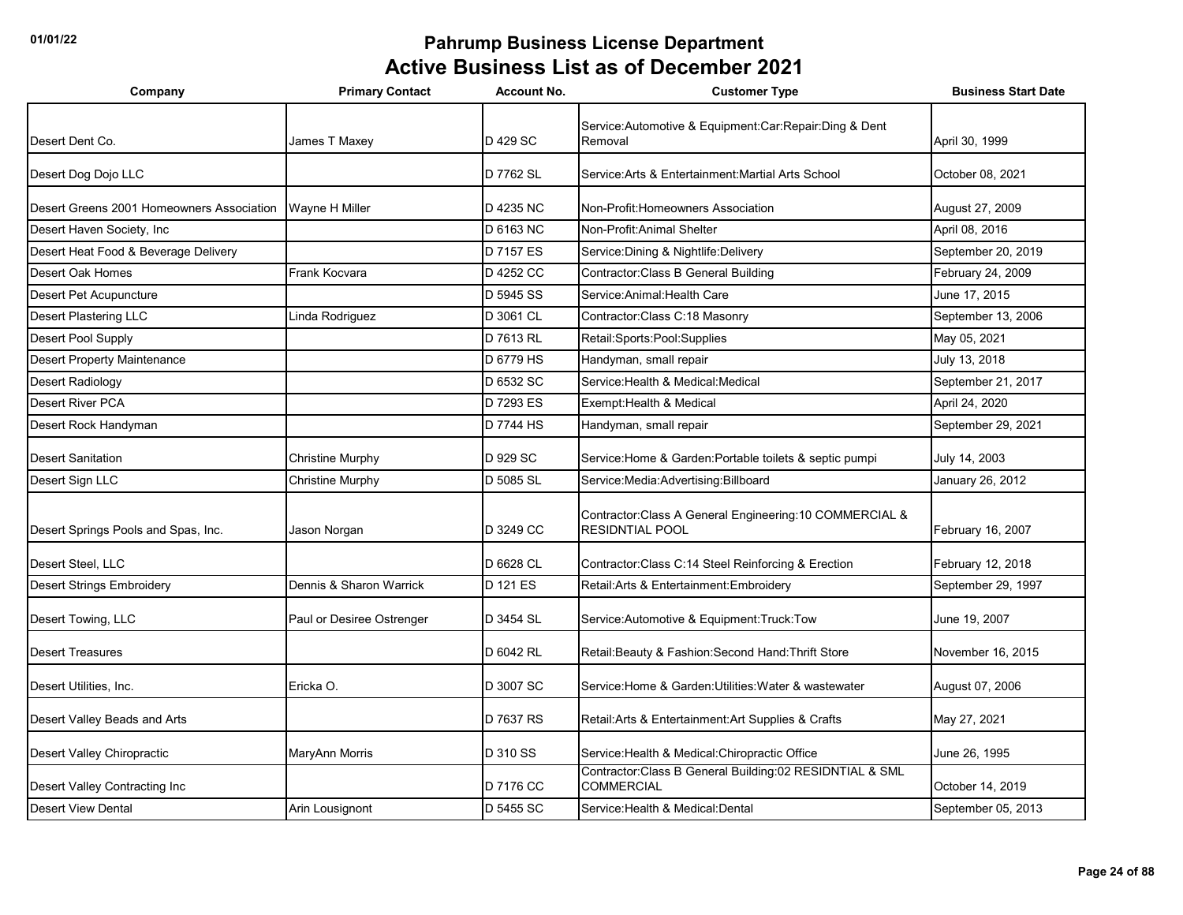# Pahrump Business License Department
## Active Business List as of December 2021

| Company | Primary Contact | Account No. | Customer Type | Business Start Date |
|---|---|---|---|---|
| Desert Dent Co. | James T Maxey | D 429 SC | Service:Automotive & Equipment:Car:Repair:Ding & Dent Removal | April 30, 1999 |
| Desert Dog Dojo LLC | | D 7762 SL | Service:Arts & Entertainment:Martial Arts School | October 08, 2021 |
| Desert Greens 2001 Homeowners Association | Wayne H Miller | D 4235 NC | Non-Profit:Homeowners Association | August 27, 2009 |
| Desert Haven Society, Inc | | D 6163 NC | Non-Profit:Animal Shelter | April 08, 2016 |
| Desert Heat Food & Beverage Delivery | | D 7157 ES | Service:Dining & Nightlife:Delivery | September 20, 2019 |
| Desert Oak Homes | Frank Kocvara | D 4252 CC | Contractor:Class B General Building | February 24, 2009 |
| Desert Pet Acupuncture | | D 5945 SS | Service:Animal:Health Care | June 17, 2015 |
| Desert Plastering LLC | Linda Rodriguez | D 3061 CL | Contractor:Class C:18 Masonry | September 13, 2006 |
| Desert Pool Supply | | D 7613 RL | Retail:Sports:Pool:Supplies | May 05, 2021 |
| Desert Property Maintenance | | D 6779 HS | Handyman, small repair | July 13, 2018 |
| Desert Radiology | | D 6532 SC | Service:Health & Medical:Medical | September 21, 2017 |
| Desert River PCA | | D 7293 ES | Exempt:Health & Medical | April 24, 2020 |
| Desert Rock Handyman | | D 7744 HS | Handyman, small repair | September 29, 2021 |
| Desert Sanitation | Christine Murphy | D 929 SC | Service:Home & Garden:Portable toilets & septic pumpi | July 14, 2003 |
| Desert Sign LLC | Christine Murphy | D 5085 SL | Service:Media:Advertising:Billboard | January 26, 2012 |
| Desert Springs Pools and Spas, Inc. | Jason Norgan | D 3249 CC | Contractor:Class A General Engineering:10 COMMERCIAL & RESIDNTIAL POOL | February 16, 2007 |
| Desert Steel, LLC | | D 6628 CL | Contractor:Class C:14 Steel Reinforcing & Erection | February 12, 2018 |
| Desert Strings Embroidery | Dennis & Sharon Warrick | D 121 ES | Retail:Arts & Entertainment:Embroidery | September 29, 1997 |
| Desert Towing, LLC | Paul or Desiree Ostrenger | D 3454 SL | Service:Automotive & Equipment:Truck:Tow | June 19, 2007 |
| Desert Treasures | | D 6042 RL | Retail:Beauty & Fashion:Second Hand:Thrift Store | November 16, 2015 |
| Desert Utilities, Inc. | Ericka O. | D 3007 SC | Service:Home & Garden:Utilities:Water & wastewater | August 07, 2006 |
| Desert Valley Beads and Arts | | D 7637 RS | Retail:Arts & Entertainment:Art Supplies & Crafts | May 27, 2021 |
| Desert Valley Chiropractic | MaryAnn Morris | D 310 SS | Service:Health & Medical:Chiropractic Office | June 26, 1995 |
| Desert Valley Contracting Inc | | D 7176 CC | Contractor:Class B General Building:02 RESIDNTIAL & SML COMMERCIAL | October 14, 2019 |
| Desert View Dental | Arin Lousignont | D 5455 SC | Service:Health & Medical:Dental | September 05, 2013 |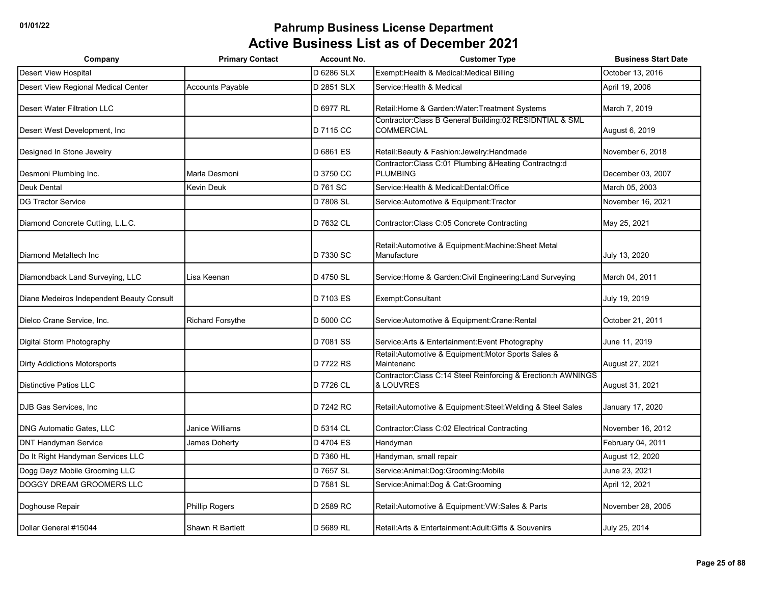# Pahrump Business License Department

## Active Business List as of December 2021

| Company | Primary Contact | Account No. | Customer Type | Business Start Date |
|---|---|---|---|---|
| Desert View Hospital | | D 6286 SLX | Exempt:Health & Medical:Medical Billing | October 13, 2016 |
| Desert View Regional Medical Center | Accounts Payable | D 2851 SLX | Service:Health & Medical | April 19, 2006 |
| Desert Water Filtration LLC | | D 6977 RL | Retail:Home & Garden:Water:Treatment Systems | March 7, 2019 |
| Desert West Development, Inc | | D 7115 CC | Contractor:Class B General Building:02 RESIDNTIAL & SML COMMERCIAL | August 6, 2019 |
| Designed In Stone Jewelry | | D 6861 ES | Retail:Beauty & Fashion:Jewelry:Handmade | November 6, 2018 |
| Desmoni Plumbing Inc. | Marla Desmoni | D 3750 CC | Contractor:Class C:01 Plumbing &Heating Contractng:d PLUMBING | December 03, 2007 |
| Deuk Dental | Kevin Deuk | D 761 SC | Service:Health & Medical:Dental:Office | March 05, 2003 |
| DG Tractor Service | | D 7808 SL | Service:Automotive & Equipment:Tractor | November 16, 2021 |
| Diamond Concrete Cutting, L.L.C. | | D 7632 CL | Contractor:Class C:05 Concrete Contracting | May 25, 2021 |
| Diamond Metaltech Inc | | D 7330 SC | Retail:Automotive & Equipment:Machine:Sheet Metal Manufacture | July 13, 2020 |
| Diamondback Land Surveying, LLC | Lisa Keenan | D 4750 SL | Service:Home & Garden:Civil Engineering:Land Surveying | March 04, 2011 |
| Diane Medeiros Independent Beauty Consult | | D 7103 ES | Exempt:Consultant | July 19, 2019 |
| Dielco Crane Service, Inc. | Richard Forsythe | D 5000 CC | Service:Automotive & Equipment:Crane:Rental | October 21, 2011 |
| Digital Storm Photography | | D 7081 SS | Service:Arts & Entertainment:Event Photography | June 11, 2019 |
| Dirty Addictions Motorsports | | D 7722 RS | Retail:Automotive & Equipment:Motor Sports Sales & Maintenanc | August 27, 2021 |
| Distinctive Patios LLC | | D 7726 CL | Contractor:Class C:14 Steel Reinforcing & Erection:h AWNINGS & LOUVRES | August 31, 2021 |
| DJB Gas Services, Inc | | D 7242 RC | Retail:Automotive & Equipment:Steel:Welding & Steel Sales | January 17, 2020 |
| DNG Automatic Gates, LLC | Janice Williams | D 5314 CL | Contractor:Class C:02 Electrical Contracting | November 16, 2012 |
| DNT Handyman Service | James Doherty | D 4704 ES | Handyman | February 04, 2011 |
| Do It Right Handyman Services LLC | | D 7360 HL | Handyman, small repair | August 12, 2020 |
| Dogg Dayz Mobile Grooming LLC | | D 7657 SL | Service:Animal:Dog:Grooming:Mobile | June 23, 2021 |
| DOGGY DREAM GROOMERS LLC | | D 7581 SL | Service:Animal:Dog & Cat:Grooming | April 12, 2021 |
| Doghouse Repair | Phillip Rogers | D 2589 RC | Retail:Automotive & Equipment:VW:Sales & Parts | November 28, 2005 |
| Dollar General #15044 | Shawn R Bartlett | D 5689 RL | Retail:Arts & Entertainment:Adult:Gifts & Souvenirs | July 25, 2014 |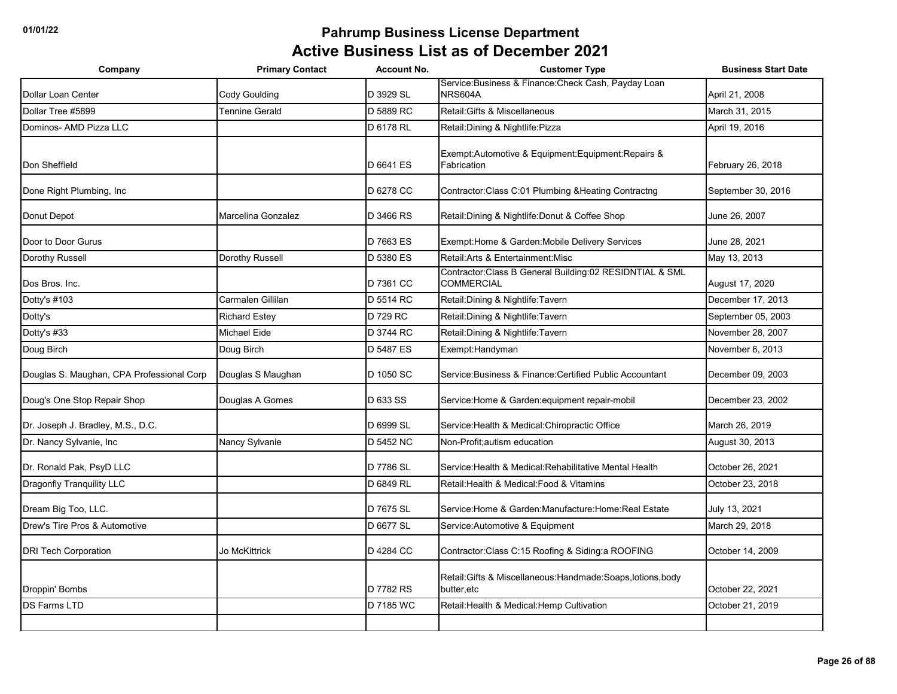# Pahrump Business License Department

## Active Business List as of December 2021

| Company | Primary Contact | Account No. | Customer Type | Business Start Date |
|---|---|---|---|---|
| Dollar Loan Center | Cody Goulding | D 3929 SL | Service:Business & Finance:Check Cash, Payday Loan NRS604A | April 21, 2008 |
| Dollar Tree #5899 | Tennine Gerald | D 5889 RC | Retail:Gifts & Miscellaneous | March 31, 2015 |
| Dominos- AMD Pizza LLC | | D 6178 RL | Retail:Dining & Nightlife:Pizza | April 19, 2016 |
| Don Sheffield | | D 6641 ES | Exempt:Automotive & Equipment:Equipment:Repairs & Fabrication | February 26, 2018 |
| Done Right Plumbing, Inc | | D 6278 CC | Contractor:Class C:01 Plumbing &Heating Contractng | September 30, 2016 |
| Donut Depot | Marcelina Gonzalez | D 3466 RS | Retail:Dining & Nightlife:Donut & Coffee Shop | June 26, 2007 |
| Door to Door Gurus | | D 7663 ES | Exempt:Home & Garden:Mobile Delivery Services | June 28, 2021 |
| Dorothy Russell | Dorothy Russell | D 5380 ES | Retail:Arts & Entertainment:Misc | May 13, 2013 |
| Dos Bros. Inc. | | D 7361 CC | Contractor:Class B General Building:02 RESIDNTIAL & SML COMMERCIAL | August 17, 2020 |
| Dotty's #103 | Carmalen Gillilan | D 5514 RC | Retail:Dining & Nightlife:Tavern | December 17, 2013 |
| Dotty's | Richard Estey | D 729 RC | Retail:Dining & Nightlife:Tavern | September 05, 2003 |
| Dotty's #33 | Michael Eide | D 3744 RC | Retail:Dining & Nightlife:Tavern | November 28, 2007 |
| Doug Birch | Doug Birch | D 5487 ES | Exempt:Handyman | November 6, 2013 |
| Douglas S. Maughan, CPA Professional Corp | Douglas S Maughan | D 1050 SC | Service:Business & Finance:Certified Public Accountant | December 09, 2003 |
| Doug's One Stop Repair Shop | Douglas A Gomes | D 633 SS | Service:Home & Garden:equipment repair-mobil | December 23, 2002 |
| Dr. Joseph J. Bradley, M.S., D.C. | | D 6999 SL | Service:Health & Medical:Chiropractic Office | March 26, 2019 |
| Dr. Nancy Sylvanie, Inc | Nancy Sylvanie | D 5452 NC | Non-Profit;autism education | August 30, 2013 |
| Dr. Ronald Pak, PsyD LLC | | D 7786 SL | Service:Health & Medical:Rehabilitative Mental Health | October 26, 2021 |
| Dragonfly Tranquility LLC | | D 6849 RL | Retail:Health & Medical:Food & Vitamins | October 23, 2018 |
| Dream Big Too, LLC. | | D 7675 SL | Service:Home & Garden:Manufacture:Home:Real Estate | July 13, 2021 |
| Drew's Tire Pros & Automotive | | D 6677 SL | Service:Automotive & Equipment | March 29, 2018 |
| DRI Tech Corporation | Jo McKittrick | D 4284 CC | Contractor:Class C:15 Roofing & Siding:a ROOFING | October 14, 2009 |
| Droppin' Bombs | | D 7782 RS | Retail:Gifts & Miscellaneous:Handmade:Soaps,lotions,body butter,etc | October 22, 2021 |
| DS Farms LTD | | D 7185 WC | Retail:Health & Medical:Hemp Cultivation | October 21, 2019 |
| | | | | |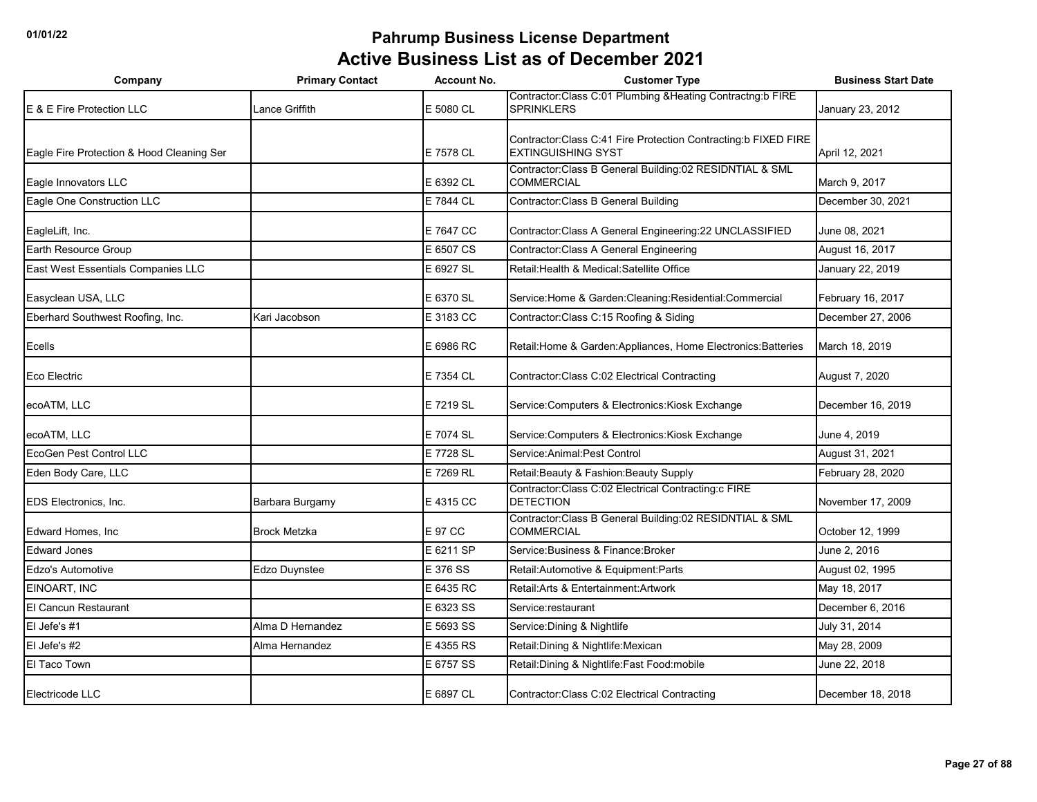# Pahrump Business License Department

## Active Business List as of December 2021

| Company | Primary Contact | Account No. | Customer Type | Business Start Date |
|---|---|---|---|---|
| E & E Fire Protection LLC | Lance Griffith | E 5080 CL | Contractor:Class C:01 Plumbing &Heating Contractng:b FIRE SPRINKLERS | January 23, 2012 |
| Eagle Fire Protection & Hood Cleaning Ser | | E 7578 CL | Contractor:Class C:41 Fire Protection Contracting:b FIXED FIRE EXTINGUISHING SYST | April 12, 2021 |
| Eagle Innovators LLC | | E 6392 CL | Contractor:Class B General Building:02 RESIDNTIAL & SML COMMERCIAL | March 9, 2017 |
| Eagle One Construction LLC | | E 7844 CL | Contractor:Class B General Building | December 30, 2021 |
| EagleLift, Inc. | | E 7647 CC | Contractor:Class A General Engineering:22 UNCLASSIFIED | June 08, 2021 |
| Earth Resource Group | | E 6507 CS | Contractor:Class A General Engineering | August 16, 2017 |
| East West Essentials Companies LLC | | E 6927 SL | Retail:Health & Medical:Satellite Office | January 22, 2019 |
| Easyclean USA, LLC | | E 6370 SL | Service:Home & Garden:Cleaning:Residential:Commercial | February 16, 2017 |
| Eberhard Southwest Roofing, Inc. | Kari Jacobson | E 3183 CC | Contractor:Class C:15 Roofing & Siding | December 27, 2006 |
| Ecells | | E 6986 RC | Retail:Home & Garden:Appliances, Home Electronics:Batteries | March 18, 2019 |
| Eco Electric | | E 7354 CL | Contractor:Class C:02 Electrical Contracting | August 7, 2020 |
| ecoATM, LLC | | E 7219 SL | Service:Computers & Electronics:Kiosk Exchange | December 16, 2019 |
| ecoATM, LLC | | E 7074 SL | Service:Computers & Electronics:Kiosk Exchange | June 4, 2019 |
| EcoGen Pest Control LLC | | E 7728 SL | Service:Animal:Pest Control | August 31, 2021 |
| Eden Body Care, LLC | | E 7269 RL | Retail:Beauty & Fashion:Beauty Supply | February 28, 2020 |
| EDS Electronics, Inc. | Barbara Burgamy | E 4315 CC | Contractor:Class C:02 Electrical Contracting:c FIRE DETECTION | November 17, 2009 |
| Edward Homes, Inc | Brock Metzka | E 97 CC | Contractor:Class B General Building:02 RESIDNTIAL & SML COMMERCIAL | October 12, 1999 |
| Edward Jones | | E 6211 SP | Service:Business & Finance:Broker | June 2, 2016 |
| Edzo's Automotive | Edzo Duynstee | E 376 SS | Retail:Automotive & Equipment:Parts | August 02, 1995 |
| EINOART, INC | | E 6435 RC | Retail:Arts & Entertainment:Artwork | May 18, 2017 |
| El Cancun Restaurant | | E 6323 SS | Service:restaurant | December 6, 2016 |
| El Jefe's #1 | Alma D Hernandez | E 5693 SS | Service:Dining & Nightlife | July 31, 2014 |
| El Jefe's #2 | Alma Hernandez | E 4355 RS | Retail:Dining & Nightlife:Mexican | May 28, 2009 |
| El Taco Town | | E 6757 SS | Retail:Dining & Nightlife:Fast Food:mobile | June 22, 2018 |
| Electricode LLC | | E 6897 CL | Contractor:Class C:02 Electrical Contracting | December 18, 2018 |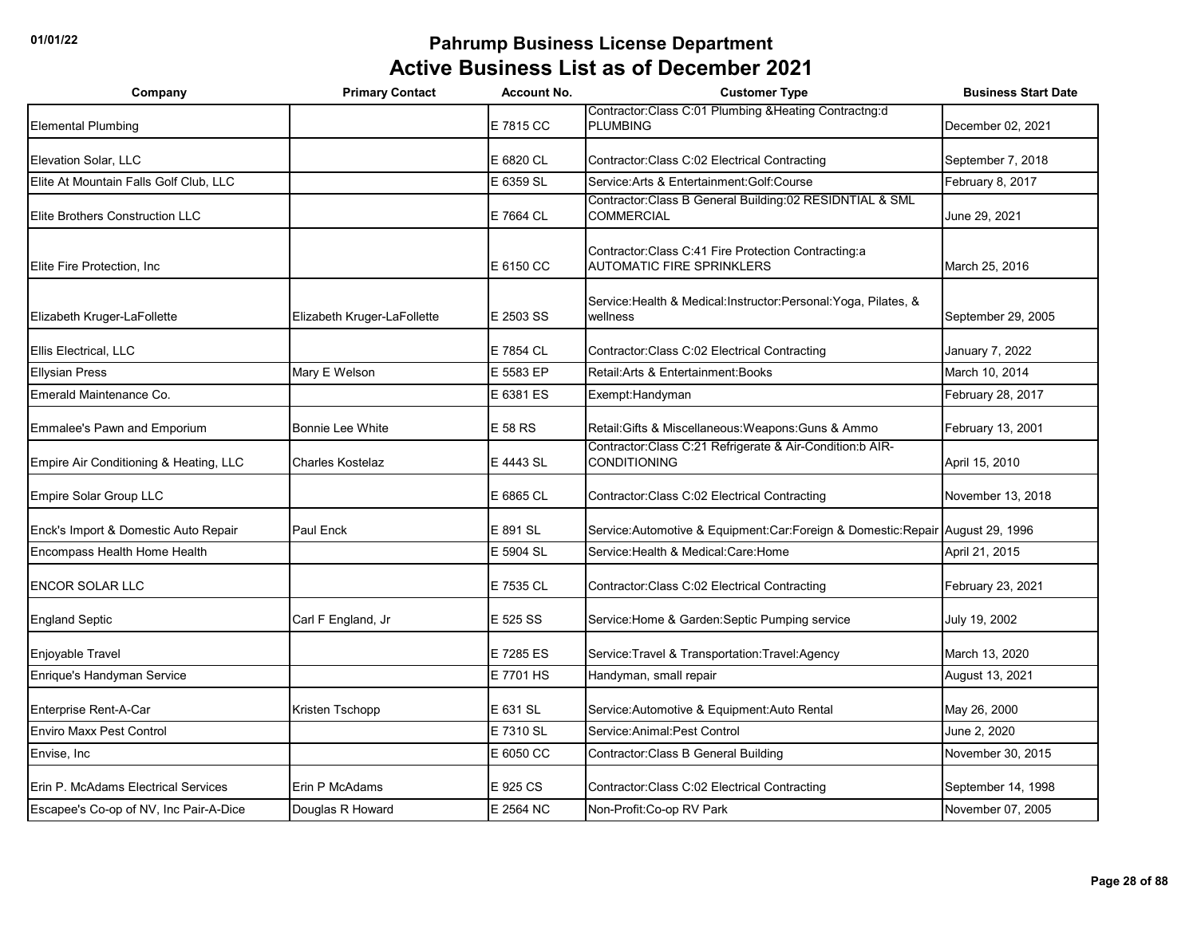# Pahrump Business License Department

## Active Business List as of December 2021

| Company | Primary Contact | Account No. | Customer Type | Business Start Date |
|---|---|---|---|---|
| Elemental Plumbing | | E 7815 CC | Contractor:Class C:01 Plumbing &Heating Contractng:d PLUMBING | December 02, 2021 |
| Elevation Solar, LLC | | E 6820 CL | Contractor:Class C:02 Electrical Contracting | September 7, 2018 |
| Elite At Mountain Falls Golf Club, LLC | | E 6359 SL | Service:Arts & Entertainment:Golf:Course | February 8, 2017 |
| Elite Brothers Construction LLC | | E 7664 CL | Contractor:Class B General Building:02 RESIDNTIAL & SML COMMERCIAL | June 29, 2021 |
| Elite Fire Protection, Inc | | E 6150 CC | Contractor:Class C:41 Fire Protection Contracting:a AUTOMATIC FIRE SPRINKLERS | March 25, 2016 |
| Elizabeth Kruger-LaFollette | Elizabeth Kruger-LaFollette | E 2503 SS | Service:Health & Medical:Instructor:Personal:Yoga, Pilates, & wellness | September 29, 2005 |
| Ellis Electrical, LLC | | E 7854 CL | Contractor:Class C:02 Electrical Contracting | January 7, 2022 |
| Ellysian Press | Mary E Welson | E 5583 EP | Retail:Arts & Entertainment:Books | March 10, 2014 |
| Emerald Maintenance Co. | | E 6381 ES | Exempt:Handyman | February 28, 2017 |
| Emmalee's Pawn and Emporium | Bonnie Lee White | E 58 RS | Retail:Gifts & Miscellaneous:Weapons:Guns & Ammo | February 13, 2001 |
| Empire Air Conditioning & Heating, LLC | Charles Kostelaz | E 4443 SL | Contractor:Class C:21 Refrigerate & Air-Condition:b AIR-CONDITIONING | April 15, 2010 |
| Empire Solar Group LLC | | E 6865 CL | Contractor:Class C:02 Electrical Contracting | November 13, 2018 |
| Enck's Import & Domestic Auto Repair | Paul Enck | E 891 SL | Service:Automotive & Equipment:Car:Foreign & Domestic:Repair | August 29, 1996 |
| Encompass Health Home Health | | E 5904 SL | Service:Health & Medical:Care:Home | April 21, 2015 |
| ENCOR SOLAR LLC | | E 7535 CL | Contractor:Class C:02 Electrical Contracting | February 23, 2021 |
| England Septic | Carl F England, Jr | E 525 SS | Service:Home & Garden:Septic Pumping service | July 19, 2002 |
| Enjoyable Travel | | E 7285 ES | Service:Travel & Transportation:Travel:Agency | March 13, 2020 |
| Enrique's Handyman Service | | E 7701 HS | Handyman, small repair | August 13, 2021 |
| Enterprise Rent-A-Car | Kristen Tschopp | E 631 SL | Service:Automotive & Equipment:Auto Rental | May 26, 2000 |
| Enviro Maxx Pest Control | | E 7310 SL | Service:Animal:Pest Control | June 2, 2020 |
| Envise, Inc | | E 6050 CC | Contractor:Class B General Building | November 30, 2015 |
| Erin P. McAdams Electrical Services | Erin P McAdams | E 925 CS | Contractor:Class C:02 Electrical Contracting | September 14, 1998 |
| Escapee's Co-op of NV, Inc Pair-A-Dice | Douglas R Howard | E 2564 NC | Non-Profit:Co-op RV Park | November 07, 2005 |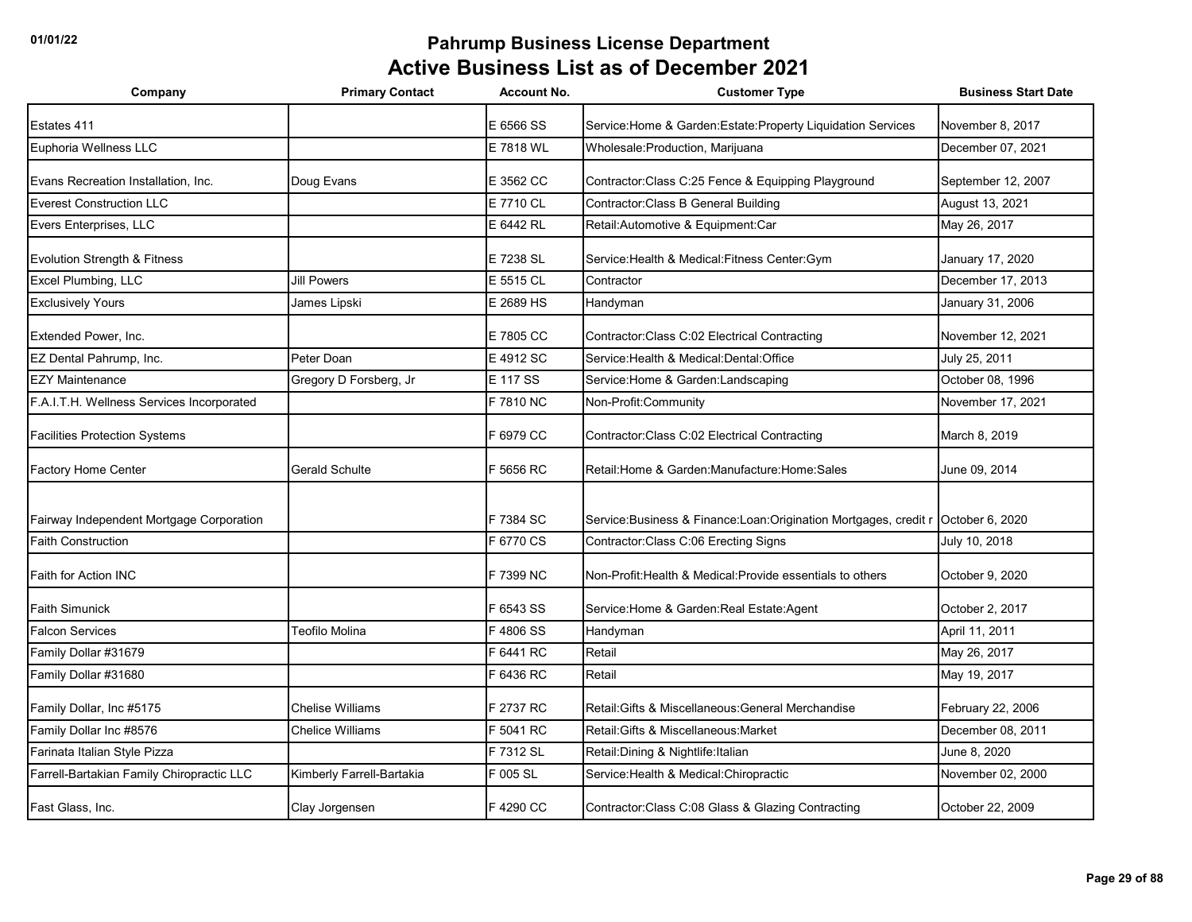# Pahrump Business License Department

## Active Business List as of December 2021

| Company | Primary Contact | Account No. | Customer Type | Business Start Date |
|---|---|---|---|---|
| Estates 411 | | E 6566 SS | Service:Home & Garden:Estate:Property Liquidation Services | November 8, 2017 |
| Euphoria Wellness LLC | | E 7818 WL | Wholesale:Production, Marijuana | December 07, 2021 |
| Evans Recreation Installation, Inc. | Doug Evans | E 3562 CC | Contractor:Class C:25 Fence & Equipping Playground | September 12, 2007 |
| Everest Construction LLC | | E 7710 CL | Contractor:Class B General Building | August 13, 2021 |
| Evers Enterprises, LLC | | E 6442 RL | Retail:Automotive & Equipment:Car | May 26, 2017 |
| Evolution Strength & Fitness | | E 7238 SL | Service:Health & Medical:Fitness Center:Gym | January 17, 2020 |
| Excel Plumbing, LLC | Jill Powers | E 5515 CL | Contractor | December 17, 2013 |
| Exclusively Yours | James Lipski | E 2689 HS | Handyman | January 31, 2006 |
| Extended Power, Inc. | | E 7805 CC | Contractor:Class C:02 Electrical Contracting | November 12, 2021 |
| EZ Dental Pahrump, Inc. | Peter Doan | E 4912 SC | Service:Health & Medical:Dental:Office | July 25, 2011 |
| EZY Maintenance | Gregory D Forsberg, Jr | E 117 SS | Service:Home & Garden:Landscaping | October 08, 1996 |
| F.A.I.T.H. Wellness Services Incorporated | | F 7810 NC | Non-Profit:Community | November 17, 2021 |
| Facilities Protection Systems | | F 6979 CC | Contractor:Class C:02 Electrical Contracting | March 8, 2019 |
| Factory Home Center | Gerald Schulte | F 5656 RC | Retail:Home & Garden:Manufacture:Home:Sales | June 09, 2014 |
| Fairway Independent Mortgage Corporation | | F 7384 SC | Service:Business & Finance:Loan:Origination Mortgages, credit r | October 6, 2020 |
| Faith Construction | | F 6770 CS | Contractor:Class C:06 Erecting Signs | July 10, 2018 |
| Faith for Action INC | | F 7399 NC | Non-Profit:Health & Medical:Provide essentials to others | October 9, 2020 |
| Faith Simunick | | F 6543 SS | Service:Home & Garden:Real Estate:Agent | October 2, 2017 |
| Falcon Services | Teofilo Molina | F 4806 SS | Handyman | April 11, 2011 |
| Family Dollar #31679 | | F 6441 RC | Retail | May 26, 2017 |
| Family Dollar #31680 | | F 6436 RC | Retail | May 19, 2017 |
| Family Dollar, Inc #5175 | Chelise Williams | F 2737 RC | Retail:Gifts & Miscellaneous:General Merchandise | February 22, 2006 |
| Family Dollar Inc #8576 | Chelice Williams | F 5041 RC | Retail:Gifts & Miscellaneous:Market | December 08, 2011 |
| Farinata Italian Style Pizza | | F 7312 SL | Retail:Dining & Nightlife:Italian | June 8, 2020 |
| Farrell-Bartakian Family Chiropractic LLC | Kimberly Farrell-Bartakia | F 005 SL | Service:Health & Medical:Chiropractic | November 02, 2000 |
| Fast Glass, Inc. | Clay Jorgensen | F 4290 CC | Contractor:Class C:08 Glass & Glazing Contracting | October 22, 2009 |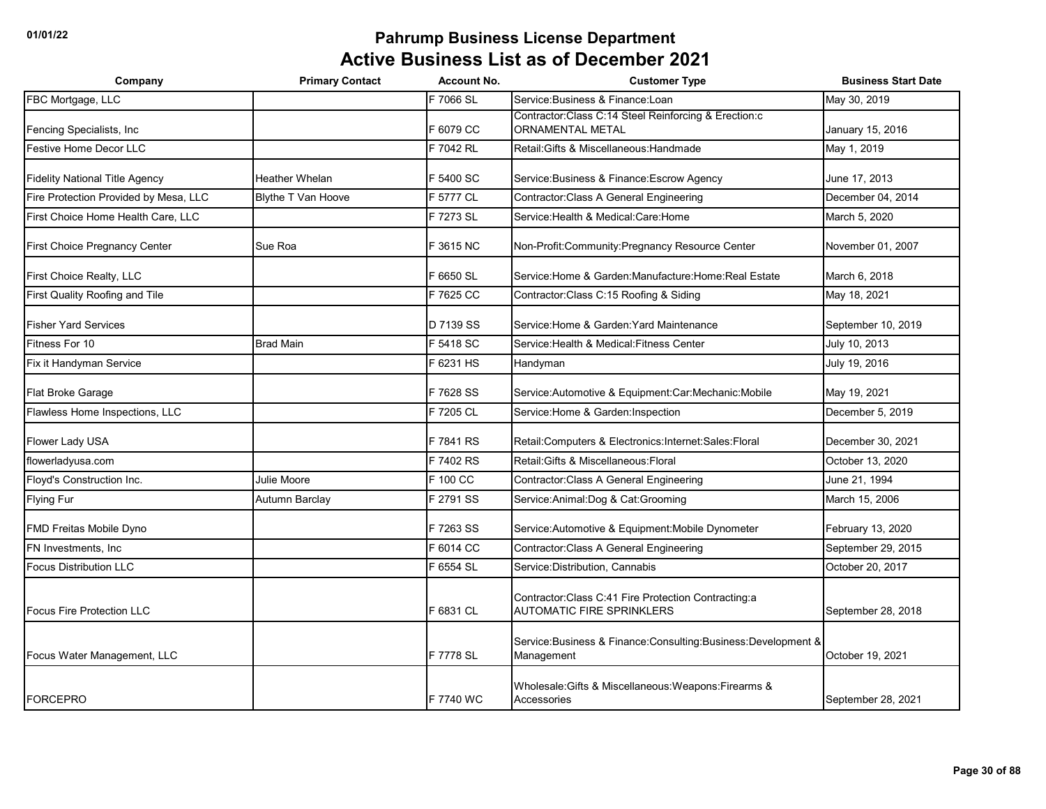# Pahrump Business License Department

## Active Business List as of December 2021

| Company | Primary Contact | Account No. | Customer Type | Business Start Date |
|---|---|---|---|---|
| FBC Mortgage, LLC | | F 7066 SL | Service:Business & Finance:Loan | May 30, 2019 |
| Fencing Specialists, Inc | | F 6079 CC | Contractor:Class C:14 Steel Reinforcing & Erection:c ORNAMENTAL METAL | January 15, 2016 |
| Festive Home Decor LLC | | F 7042 RL | Retail:Gifts & Miscellaneous:Handmade | May 1, 2019 |
| Fidelity National Title Agency | Heather Whelan | F 5400 SC | Service:Business & Finance:Escrow Agency | June 17, 2013 |
| Fire Protection Provided by Mesa, LLC | Blythe T Van Hoove | F 5777 CL | Contractor:Class A General Engineering | December 04, 2014 |
| First Choice Home Health Care, LLC | | F 7273 SL | Service:Health & Medical:Care:Home | March 5, 2020 |
| First Choice Pregnancy Center | Sue Roa | F 3615 NC | Non-Profit:Community:Pregnancy Resource Center | November 01, 2007 |
| First Choice Realty, LLC | | F 6650 SL | Service:Home & Garden:Manufacture:Home:Real Estate | March 6, 2018 |
| First Quality Roofing and Tile | | F 7625 CC | Contractor:Class C:15 Roofing & Siding | May 18, 2021 |
| Fisher Yard Services | | D 7139 SS | Service:Home & Garden:Yard Maintenance | September 10, 2019 |
| Fitness For 10 | Brad Main | F 5418 SC | Service:Health & Medical:Fitness Center | July 10, 2013 |
| Fix it Handyman Service | | F 6231 HS | Handyman | July 19, 2016 |
| Flat Broke Garage | | F 7628 SS | Service:Automotive & Equipment:Car:Mechanic:Mobile | May 19, 2021 |
| Flawless Home Inspections, LLC | | F 7205 CL | Service:Home & Garden:Inspection | December 5, 2019 |
| Flower Lady USA | | F 7841 RS | Retail:Computers & Electronics:Internet:Sales:Floral | December 30, 2021 |
| flowerladyusa.com | | F 7402 RS | Retail:Gifts & Miscellaneous:Floral | October 13, 2020 |
| Floyd's Construction Inc. | Julie Moore | F 100 CC | Contractor:Class A General Engineering | June 21, 1994 |
| Flying Fur | Autumn Barclay | F 2791 SS | Service:Animal:Dog & Cat:Grooming | March 15, 2006 |
| FMD Freitas Mobile Dyno | | F 7263 SS | Service:Automotive & Equipment:Mobile Dynometer | February 13, 2020 |
| FN Investments, Inc | | F 6014 CC | Contractor:Class A General Engineering | September 29, 2015 |
| Focus Distribution LLC | | F 6554 SL | Service:Distribution, Cannabis | October 20, 2017 |
| Focus Fire Protection LLC | | F 6831 CL | Contractor:Class C:41 Fire Protection Contracting:a AUTOMATIC FIRE SPRINKLERS | September 28, 2018 |
| Focus Water Management, LLC | | F 7778 SL | Service:Business & Finance:Consulting:Business:Development & Management | October 19, 2021 |
| FORCEPRO | | F 7740 WC | Wholesale:Gifts & Miscellaneous:Weapons:Firearms & Accessories | September 28, 2021 |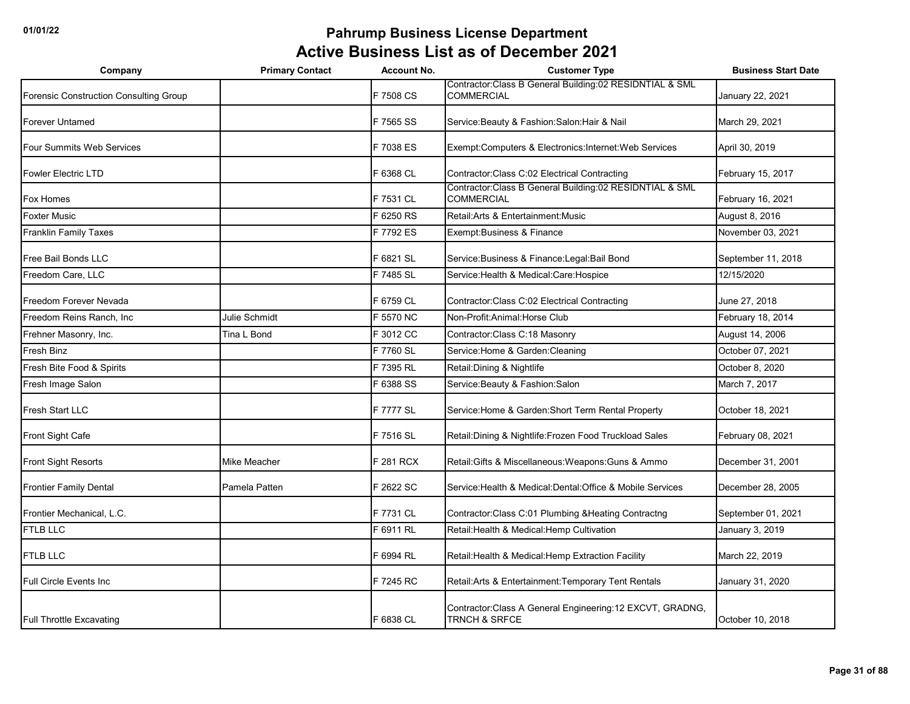# Pahrump Business License Department

## Active Business List as of December 2021

| Company | Primary Contact | Account No. | Customer Type | Business Start Date |
|---|---|---|---|---|
| Forensic Construction Consulting Group | | F 7508 CS | Contractor:Class B General Building:02 RESIDNTIAL & SML COMMERCIAL | January 22, 2021 |
| Forever Untamed | | F 7565 SS | Service:Beauty & Fashion:Salon:Hair & Nail | March 29, 2021 |
| Four Summits Web Services | | F 7038 ES | Exempt:Computers & Electronics:Internet:Web Services | April 30, 2019 |
| Fowler Electric LTD | | F 6368 CL | Contractor:Class C:02 Electrical Contracting | February 15, 2017 |
| Fox Homes | | F 7531 CL | Contractor:Class B General Building:02 RESIDNTIAL & SML COMMERCIAL | February 16, 2021 |
| Foxter Music | | F 6250 RS | Retail:Arts & Entertainment:Music | August 8, 2016 |
| Franklin Family Taxes | | F 7792 ES | Exempt:Business & Finance | November 03, 2021 |
| Free Bail Bonds LLC | | F 6821 SL | Service:Business & Finance:Legal:Bail Bond | September 11, 2018 |
| Freedom Care, LLC | | F 7485 SL | Service:Health & Medical:Care:Hospice | 12/15/2020 |
| Freedom Forever Nevada | | F 6759 CL | Contractor:Class C:02 Electrical Contracting | June 27, 2018 |
| Freedom Reins Ranch, Inc | Julie Schmidt | F 5570 NC | Non-Profit:Animal:Horse Club | February 18, 2014 |
| Frehner Masonry, Inc. | Tina L Bond | F 3012 CC | Contractor:Class C:18 Masonry | August 14, 2006 |
| Fresh Binz | | F 7760 SL | Service:Home & Garden:Cleaning | October 07, 2021 |
| Fresh Bite Food & Spirits | | F 7395 RL | Retail:Dining & Nightlife | October 8, 2020 |
| Fresh Image Salon | | F 6388 SS | Service:Beauty & Fashion:Salon | March 7, 2017 |
| Fresh Start LLC | | F 7777 SL | Service:Home & Garden:Short Term Rental Property | October 18, 2021 |
| Front Sight Cafe | | F 7516 SL | Retail:Dining & Nightlife:Frozen Food Truckload Sales | February 08, 2021 |
| Front Sight Resorts | Mike Meacher | F 281 RCX | Retail:Gifts & Miscellaneous:Weapons:Guns & Ammo | December 31, 2001 |
| Frontier Family Dental | Pamela Patten | F 2622 SC | Service:Health & Medical:Dental:Office & Mobile Services | December 28, 2005 |
| Frontier Mechanical, L.C. | | F 7731 CL | Contractor:Class C:01 Plumbing &Heating Contractng | September 01, 2021 |
| FTLB LLC | | F 6911 RL | Retail:Health & Medical:Hemp Cultivation | January 3, 2019 |
| FTLB LLC | | F 6994 RL | Retail:Health & Medical:Hemp Extraction Facility | March 22, 2019 |
| Full Circle Events Inc | | F 7245 RC | Retail:Arts & Entertainment:Temporary Tent Rentals | January 31, 2020 |
| Full Throttle Excavating | | F 6838 CL | Contractor:Class A General Engineering:12 EXCVT, GRADNG, TRNCH & SRFCE | October 10, 2018 |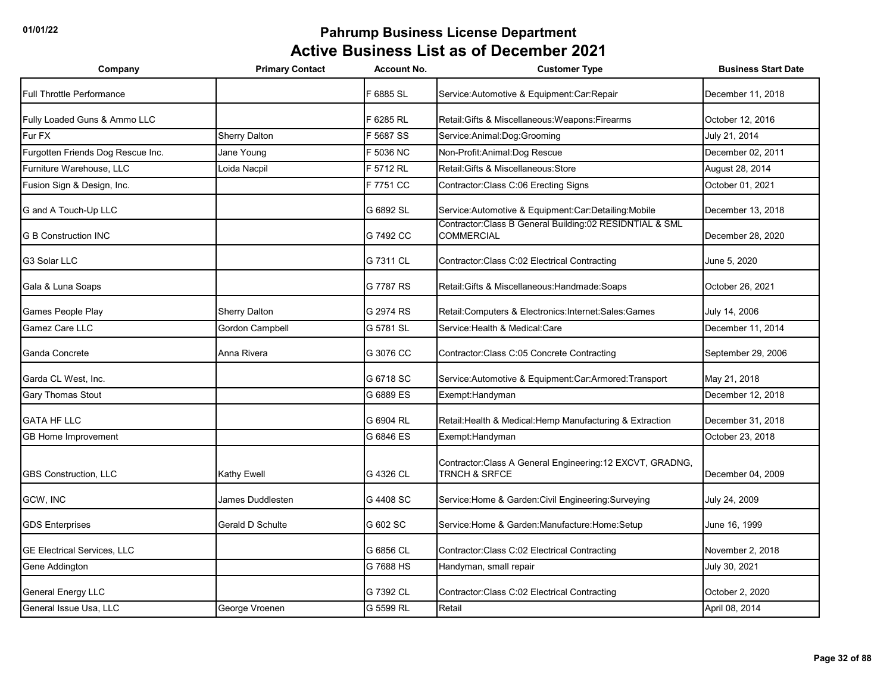# Pahrump Business License Department

## Active Business List as of December 2021

| Company | Primary Contact | Account No. | Customer Type | Business Start Date |
|---|---|---|---|---|
| Full Throttle Performance | | F 6885 SL | Service:Automotive & Equipment:Car:Repair | December 11, 2018 |
| Fully Loaded Guns & Ammo LLC | | F 6285 RL | Retail:Gifts & Miscellaneous:Weapons:Firearms | October 12, 2016 |
| Fur FX | Sherry Dalton | F 5687 SS | Service:Animal:Dog:Grooming | July 21, 2014 |
| Furgotten Friends Dog Rescue Inc. | Jane Young | F 5036 NC | Non-Profit:Animal:Dog Rescue | December 02, 2011 |
| Furniture Warehouse, LLC | Loida Nacpil | F 5712 RL | Retail:Gifts & Miscellaneous:Store | August 28, 2014 |
| Fusion Sign & Design, Inc. | | F 7751 CC | Contractor:Class C:06 Erecting Signs | October 01, 2021 |
| G and A Touch-Up LLC | | G 6892 SL | Service:Automotive & Equipment:Car:Detailing:Mobile | December 13, 2018 |
| G B Construction INC | | G 7492 CC | Contractor:Class B General Building:02 RESIDNTIAL & SML COMMERCIAL | December 28, 2020 |
| G3 Solar LLC | | G 7311 CL | Contractor:Class C:02 Electrical Contracting | June 5, 2020 |
| Gala & Luna Soaps | | G 7787 RS | Retail:Gifts & Miscellaneous:Handmade:Soaps | October 26, 2021 |
| Games People Play | Sherry Dalton | G 2974 RS | Retail:Computers & Electronics:Internet:Sales:Games | July 14, 2006 |
| Gamez Care LLC | Gordon Campbell | G 5781 SL | Service:Health & Medical:Care | December 11, 2014 |
| Ganda Concrete | Anna Rivera | G 3076 CC | Contractor:Class C:05 Concrete Contracting | September 29, 2006 |
| Garda CL West, Inc. | | G 6718 SC | Service:Automotive & Equipment:Car:Armored:Transport | May 21, 2018 |
| Gary Thomas Stout | | G 6889 ES | Exempt:Handyman | December 12, 2018 |
| GATA HF LLC | | G 6904 RL | Retail:Health & Medical:Hemp Manufacturing & Extraction | December 31, 2018 |
| GB Home Improvement | | G 6846 ES | Exempt:Handyman | October 23, 2018 |
| GBS Construction, LLC | Kathy Ewell | G 4326 CL | Contractor:Class A General Engineering:12 EXCVT, GRADNG, TRNCH & SRFCE | December 04, 2009 |
| GCW, INC | James Duddlesten | G 4408 SC | Service:Home & Garden:Civil Engineering:Surveying | July 24, 2009 |
| GDS Enterprises | Gerald D Schulte | G 602 SC | Service:Home & Garden:Manufacture:Home:Setup | June 16, 1999 |
| GE Electrical Services, LLC | | G 6856 CL | Contractor:Class C:02 Electrical Contracting | November 2, 2018 |
| Gene Addington | | G 7688 HS | Handyman, small repair | July 30, 2021 |
| General Energy LLC | | G 7392 CL | Contractor:Class C:02 Electrical Contracting | October 2, 2020 |
| General Issue Usa, LLC | George Vroenen | G 5599 RL | Retail | April 08, 2014 |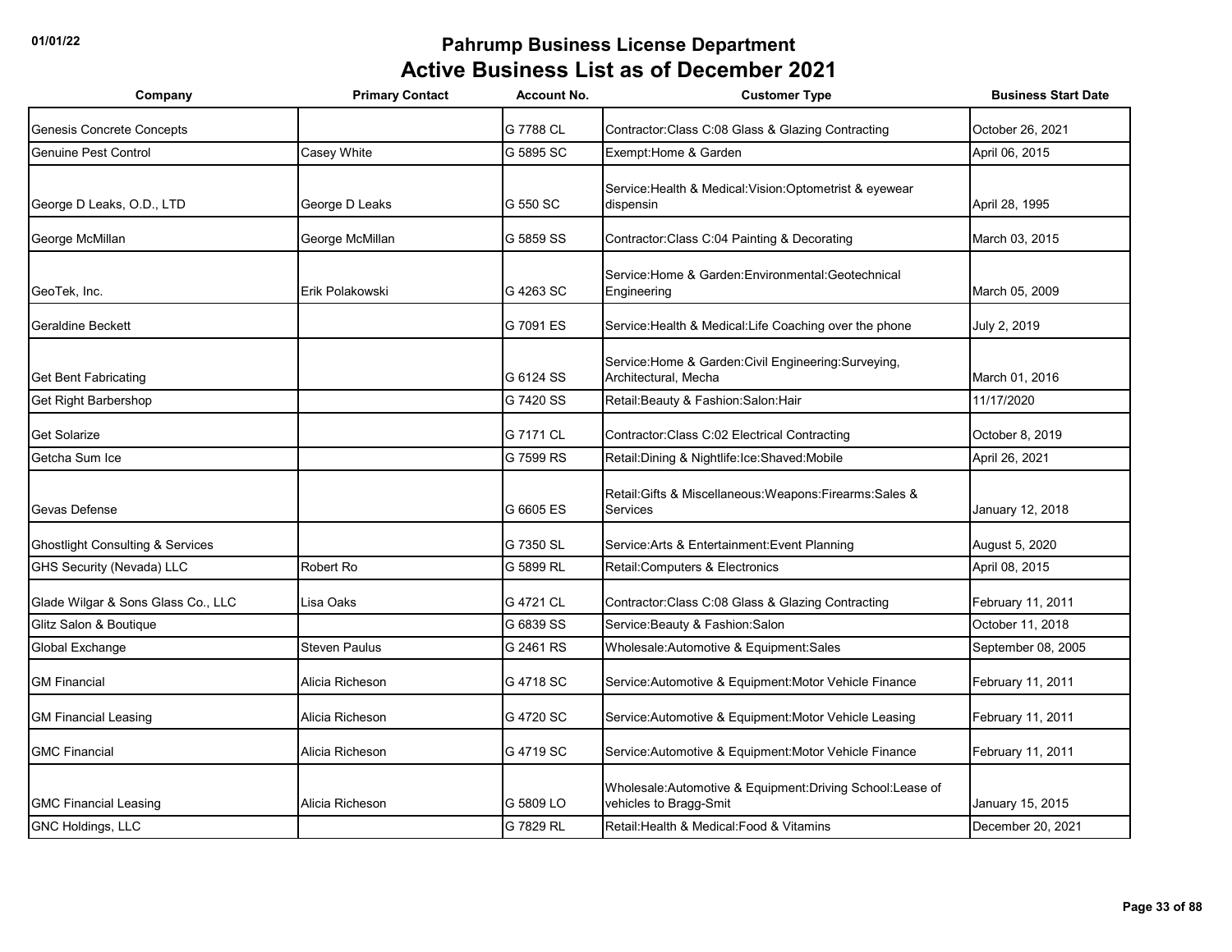# Pahrump Business License Department

## Active Business List as of December 2021

| Company | Primary Contact | Account No. | Customer Type | Business Start Date |
|---|---|---|---|---|
| Genesis Concrete Concepts | | G 7788 CL | Contractor:Class C:08 Glass & Glazing Contracting | October 26, 2021 |
| Genuine Pest Control | Casey White | G 5895 SC | Exempt:Home & Garden | April 06, 2015 |
| George D Leaks, O.D., LTD | George D Leaks | G 550 SC | Service:Health & Medical:Vision:Optometrist & eyewear dispensin | April 28, 1995 |
| George McMillan | George McMillan | G 5859 SS | Contractor:Class C:04 Painting & Decorating | March 03, 2015 |
| GeoTek, Inc. | Erik Polakowski | G 4263 SC | Service:Home & Garden:Environmental:Geotechnical Engineering | March 05, 2009 |
| Geraldine Beckett | | G 7091 ES | Service:Health & Medical:Life Coaching over the phone | July 2, 2019 |
| Get Bent Fabricating | | G 6124 SS | Service:Home & Garden:Civil Engineering:Surveying, Architectural, Mecha | March 01, 2016 |
| Get Right Barbershop | | G 7420 SS | Retail:Beauty & Fashion:Salon:Hair | 11/17/2020 |
| Get Solarize | | G 7171 CL | Contractor:Class C:02 Electrical Contracting | October 8, 2019 |
| Getcha Sum Ice | | G 7599 RS | Retail:Dining & Nightlife:Ice:Shaved:Mobile | April 26, 2021 |
| Gevas Defense | | G 6605 ES | Retail:Gifts & Miscellaneous:Weapons:Firearms:Sales & Services | January 12, 2018 |
| Ghostlight Consulting & Services | | G 7350 SL | Service:Arts & Entertainment:Event Planning | August 5, 2020 |
| GHS Security (Nevada) LLC | Robert Ro | G 5899 RL | Retail:Computers & Electronics | April 08, 2015 |
| Glade Wilgar & Sons Glass Co., LLC | Lisa Oaks | G 4721 CL | Contractor:Class C:08 Glass & Glazing Contracting | February 11, 2011 |
| Glitz Salon & Boutique | | G 6839 SS | Service:Beauty & Fashion:Salon | October 11, 2018 |
| Global Exchange | Steven Paulus | G 2461 RS | Wholesale:Automotive & Equipment:Sales | September 08, 2005 |
| GM Financial | Alicia Richeson | G 4718 SC | Service:Automotive & Equipment:Motor Vehicle Finance | February 11, 2011 |
| GM Financial Leasing | Alicia Richeson | G 4720 SC | Service:Automotive & Equipment:Motor Vehicle Leasing | February 11, 2011 |
| GMC Financial | Alicia Richeson | G 4719 SC | Service:Automotive & Equipment:Motor Vehicle Finance | February 11, 2011 |
| GMC Financial Leasing | Alicia Richeson | G 5809 LO | Wholesale:Automotive & Equipment:Driving School:Lease of vehicles to Bragg-Smit | January 15, 2015 |
| GNC Holdings, LLC | | G 7829 RL | Retail:Health & Medical:Food & Vitamins | December 20, 2021 |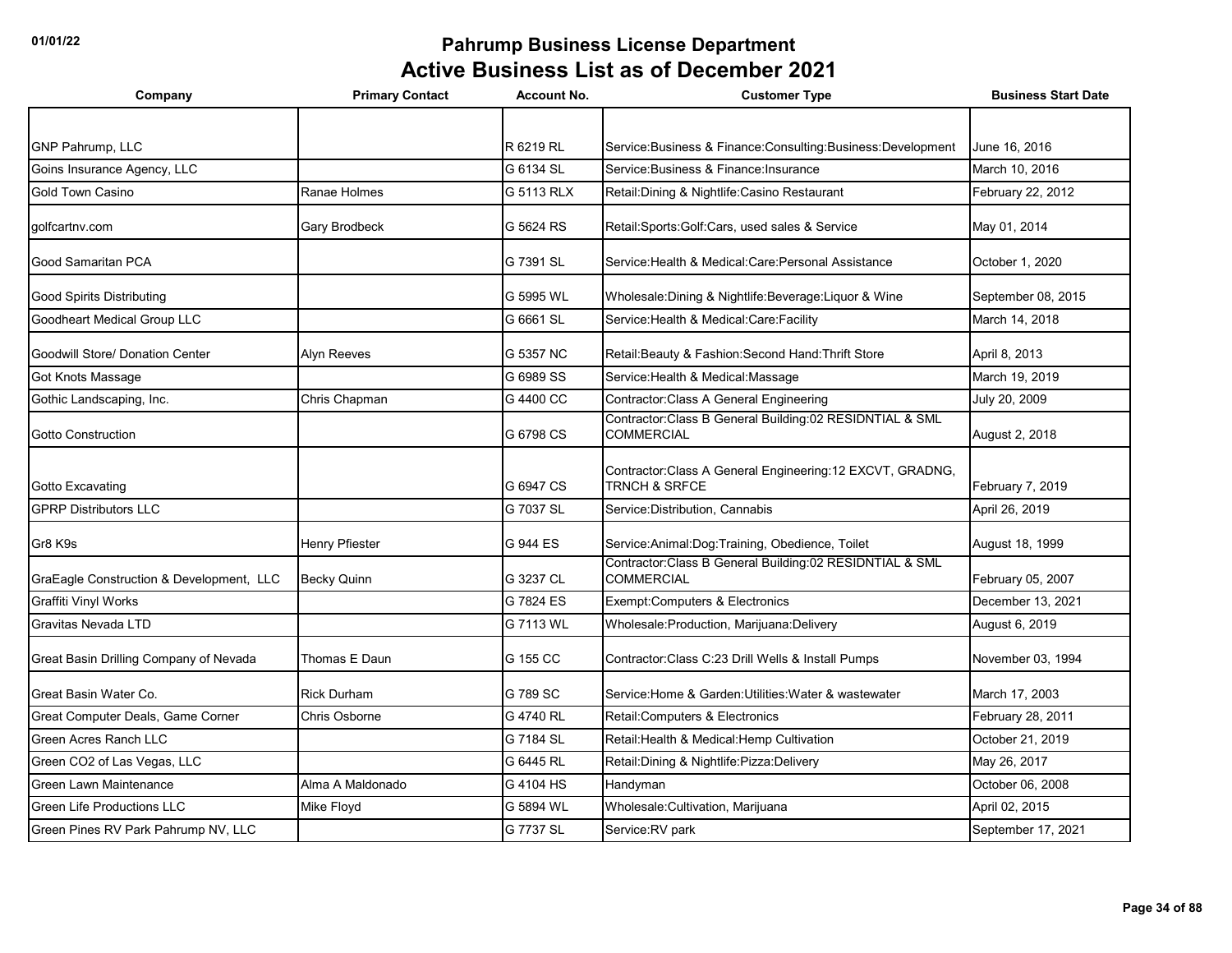# Pahrump Business License Department

## Active Business List as of December 2021

| Company | Primary Contact | Account No. | Customer Type | Business Start Date |
|---|---|---|---|---|
| GNP Pahrump, LLC | | R 6219 RL | Service:Business & Finance:Consulting:Business:Development | June 16, 2016 |
| Goins Insurance Agency, LLC | | G 6134 SL | Service:Business & Finance:Insurance | March 10, 2016 |
| Gold Town Casino | Ranae Holmes | G 5113 RLX | Retail:Dining & Nightlife:Casino Restaurant | February 22, 2012 |
| golfcartnv.com | Gary Brodbeck | G 5624 RS | Retail:Sports:Golf:Cars, used sales & Service | May 01, 2014 |
| Good Samaritan PCA | | G 7391 SL | Service:Health & Medical:Care:Personal Assistance | October 1, 2020 |
| Good Spirits Distributing | | G 5995 WL | Wholesale:Dining & Nightlife:Beverage:Liquor & Wine | September 08, 2015 |
| Goodheart Medical Group LLC | | G 6661 SL | Service:Health & Medical:Care:Facility | March 14, 2018 |
| Goodwill Store/ Donation Center | Alyn Reeves | G 5357 NC | Retail:Beauty & Fashion:Second Hand:Thrift Store | April 8, 2013 |
| Got Knots Massage | | G 6989 SS | Service:Health & Medical:Massage | March 19, 2019 |
| Gothic Landscaping, Inc. | Chris Chapman | G 4400 CC | Contractor:Class A General Engineering | July 20, 2009 |
| Gotto Construction | | G 6798 CS | Contractor:Class B General Building:02 RESIDNTIAL & SML COMMERCIAL | August 2, 2018 |
| Gotto Excavating | | G 6947 CS | Contractor:Class A General Engineering:12 EXCVT, GRADNG, TRNCH & SRFCE | February 7, 2019 |
| GPRP Distributors LLC | | G 7037 SL | Service:Distribution, Cannabis | April 26, 2019 |
| Gr8 K9s | Henry Pfiester | G 944 ES | Service:Animal:Dog:Training, Obedience, Toilet | August 18, 1999 |
| GraEagle Construction & Development, LLC | Becky Quinn | G 3237 CL | Contractor:Class B General Building:02 RESIDNTIAL & SML COMMERCIAL | February 05, 2007 |
| Graffiti Vinyl Works | | G 7824 ES | Exempt:Computers & Electronics | December 13, 2021 |
| Gravitas Nevada LTD | | G 7113 WL | Wholesale:Production, Marijuana:Delivery | August 6, 2019 |
| Great Basin Drilling Company of Nevada | Thomas E Daun | G 155 CC | Contractor:Class C:23 Drill Wells & Install Pumps | November 03, 1994 |
| Great Basin Water Co. | Rick Durham | G 789 SC | Service:Home & Garden:Utilities:Water & wastewater | March 17, 2003 |
| Great Computer Deals, Game Corner | Chris Osborne | G 4740 RL | Retail:Computers & Electronics | February 28, 2011 |
| Green Acres Ranch LLC | | G 7184 SL | Retail:Health & Medical:Hemp Cultivation | October 21, 2019 |
| Green CO2 of Las Vegas, LLC | | G 6445 RL | Retail:Dining & Nightlife:Pizza:Delivery | May 26, 2017 |
| Green Lawn Maintenance | Alma A Maldonado | G 4104 HS | Handyman | October 06, 2008 |
| Green Life Productions LLC | Mike Floyd | G 5894 WL | Wholesale:Cultivation, Marijuana | April 02, 2015 |
| Green Pines RV Park Pahrump NV, LLC | | G 7737 SL | Service:RV park | September 17, 2021 |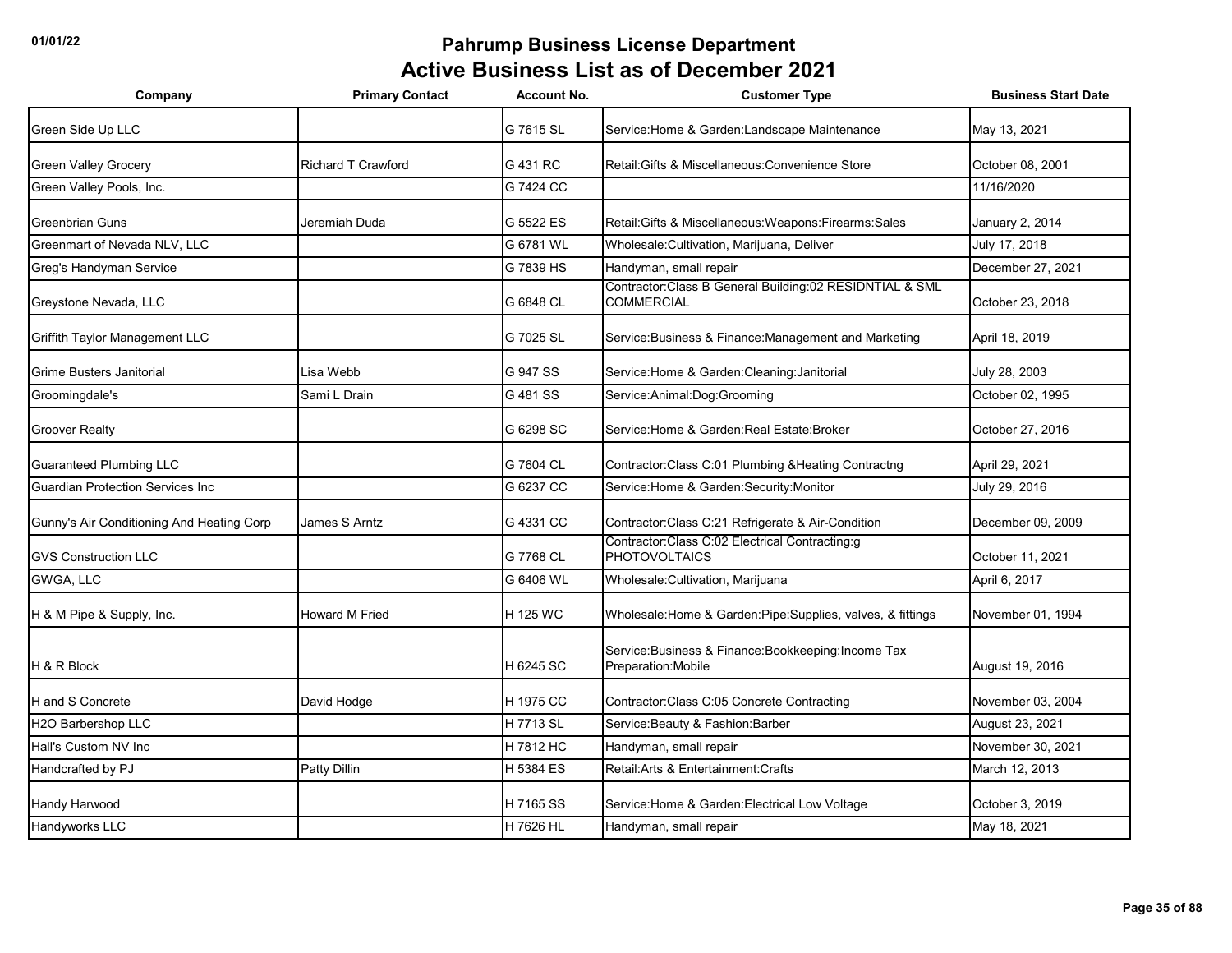# Pahrump Business License Department

## Active Business List as of December 2021

| Company | Primary Contact | Account No. | Customer Type | Business Start Date |
|---|---|---|---|---|
| Green Side Up LLC | | G 7615 SL | Service:Home & Garden:Landscape Maintenance | May 13, 2021 |
| Green Valley Grocery | Richard T Crawford | G 431 RC | Retail:Gifts & Miscellaneous:Convenience Store | October 08, 2001 |
| Green Valley Pools, Inc. | | G 7424 CC | | 11/16/2020 |
| Greenbrian Guns | Jeremiah Duda | G 5522 ES | Retail:Gifts & Miscellaneous:Weapons:Firearms:Sales | January 2, 2014 |
| Greenmart of Nevada NLV, LLC | | G 6781 WL | Wholesale:Cultivation, Marijuana, Deliver | July 17, 2018 |
| Greg's Handyman Service | | G 7839 HS | Handyman, small repair | December 27, 2021 |
| Greystone Nevada, LLC | | G 6848 CL | Contractor:Class B General Building:02 RESIDNTIAL & SML COMMERCIAL | October 23, 2018 |
| Griffith Taylor Management LLC | | G 7025 SL | Service:Business & Finance:Management and Marketing | April 18, 2019 |
| Grime Busters Janitorial | Lisa Webb | G 947 SS | Service:Home & Garden:Cleaning:Janitorial | July 28, 2003 |
| Groomingdale's | Sami L Drain | G 481 SS | Service:Animal:Dog:Grooming | October 02, 1995 |
| Groover Realty | | G 6298 SC | Service:Home & Garden:Real Estate:Broker | October 27, 2016 |
| Guaranteed Plumbing LLC | | G 7604 CL | Contractor:Class C:01 Plumbing &Heating Contractng | April 29, 2021 |
| Guardian Protection Services Inc | | G 6237 CC | Service:Home & Garden:Security:Monitor | July 29, 2016 |
| Gunny's Air Conditioning And Heating Corp | James S Arntz | G 4331 CC | Contractor:Class C:21 Refrigerate & Air-Condition | December 09, 2009 |
| GVS Construction LLC | | G 7768 CL | Contractor:Class C:02 Electrical Contracting:g PHOTOVOLTAICS | October 11, 2021 |
| GWGA, LLC | | G 6406 WL | Wholesale:Cultivation, Marijuana | April 6, 2017 |
| H & M Pipe & Supply, Inc. | Howard M Fried | H 125 WC | Wholesale:Home & Garden:Pipe:Supplies, valves, & fittings | November 01, 1994 |
| H & R Block | | H 6245 SC | Service:Business & Finance:Bookkeeping:Income Tax Preparation:Mobile | August 19, 2016 |
| H and S Concrete | David Hodge | H 1975 CC | Contractor:Class C:05 Concrete Contracting | November 03, 2004 |
| H2O Barbershop LLC | | H 7713 SL | Service:Beauty & Fashion:Barber | August 23, 2021 |
| Hall's Custom NV Inc | | H 7812 HC | Handyman, small repair | November 30, 2021 |
| Handcrafted by PJ | Patty Dillin | H 5384 ES | Retail:Arts & Entertainment:Crafts | March 12, 2013 |
| Handy Harwood | | H 7165 SS | Service:Home & Garden:Electrical Low Voltage | October 3, 2019 |
| Handyworks LLC | | H 7626 HL | Handyman, small repair | May 18, 2021 |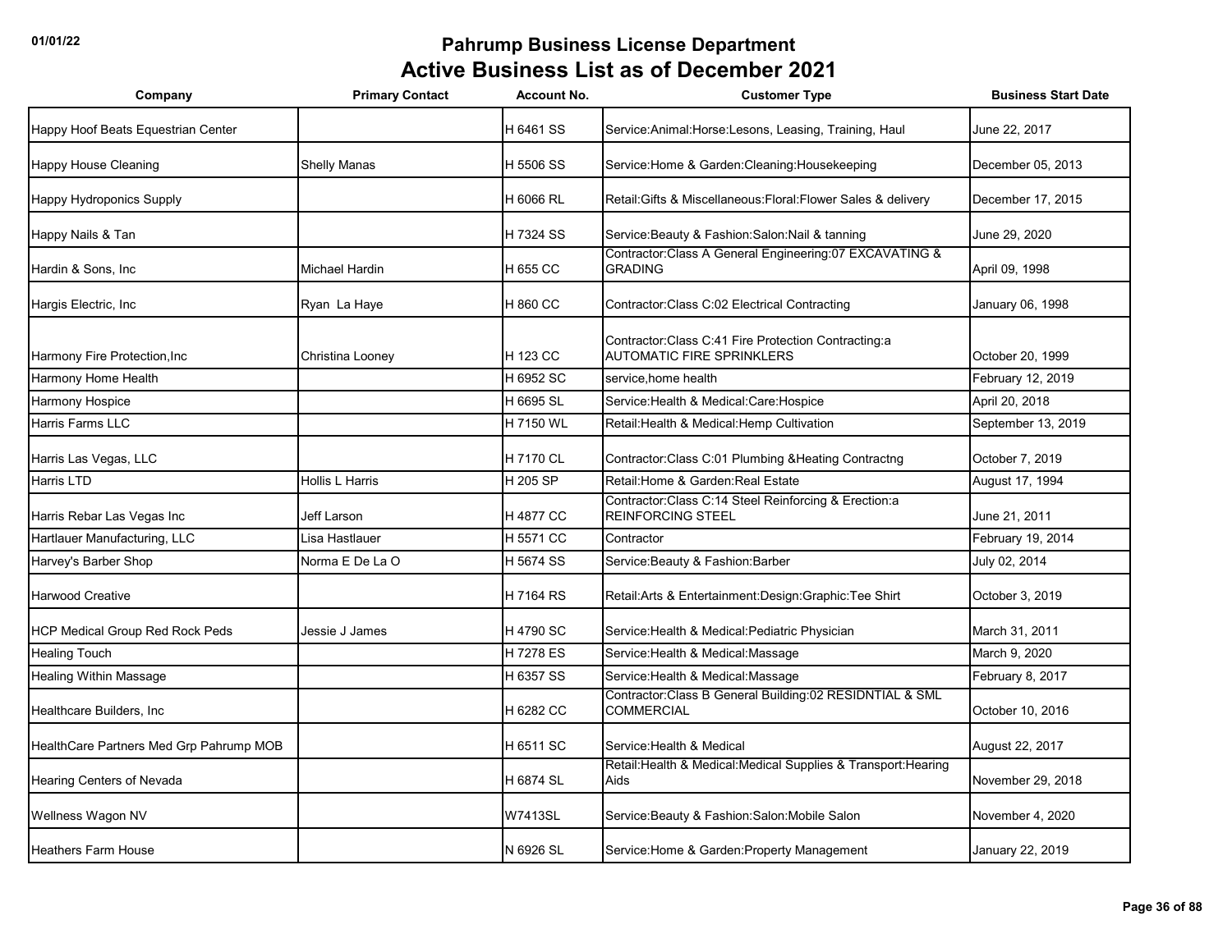# Pahrump Business License Department

## Active Business List as of December 2021

| Company | Primary Contact | Account No. | Customer Type | Business Start Date |
|---|---|---|---|---|
| Happy Hoof Beats Equestrian Center | | H 6461 SS | Service:Animal:Horse:Lesons, Leasing, Training, Haul | June 22, 2017 |
| Happy House Cleaning | Shelly Manas | H 5506 SS | Service:Home & Garden:Cleaning:Housekeeping | December 05, 2013 |
| Happy Hydroponics Supply | | H 6066 RL | Retail:Gifts & Miscellaneous:Floral:Flower Sales & delivery | December 17, 2015 |
| Happy Nails & Tan | | H 7324 SS | Service:Beauty & Fashion:Salon:Nail & tanning | June 29, 2020 |
| Hardin & Sons, Inc | Michael Hardin | H 655 CC | Contractor:Class A General Engineering:07 EXCAVATING & GRADING | April 09, 1998 |
| Hargis Electric, Inc | Ryan La Haye | H 860 CC | Contractor:Class C:02 Electrical Contracting | January 06, 1998 |
| Harmony Fire Protection,Inc | Christina Looney | H 123 CC | Contractor:Class C:41 Fire Protection Contracting:a AUTOMATIC FIRE SPRINKLERS | October 20, 1999 |
| Harmony Home Health | | H 6952 SC | service,home health | February 12, 2019 |
| Harmony Hospice | | H 6695 SL | Service:Health & Medical:Care:Hospice | April 20, 2018 |
| Harris Farms LLC | | H 7150 WL | Retail:Health & Medical:Hemp Cultivation | September 13, 2019 |
| Harris Las Vegas, LLC | | H 7170 CL | Contractor:Class C:01 Plumbing &Heating Contractng | October 7, 2019 |
| Harris LTD | Hollis L Harris | H 205 SP | Retail:Home & Garden:Real Estate | August 17, 1994 |
| Harris Rebar Las Vegas Inc | Jeff Larson | H 4877 CC | Contractor:Class C:14 Steel Reinforcing & Erection:a REINFORCING STEEL | June 21, 2011 |
| Hartlauer Manufacturing, LLC | Lisa Hastlauer | H 5571 CC | Contractor | February 19, 2014 |
| Harvey's Barber Shop | Norma E De La O | H 5674 SS | Service:Beauty & Fashion:Barber | July 02, 2014 |
| Harwood Creative | | H 7164 RS | Retail:Arts & Entertainment:Design:Graphic:Tee Shirt | October 3, 2019 |
| HCP Medical Group Red Rock Peds | Jessie J James | H 4790 SC | Service:Health & Medical:Pediatric Physician | March 31, 2011 |
| Healing Touch | | H 7278 ES | Service:Health & Medical:Massage | March 9, 2020 |
| Healing Within Massage | | H 6357 SS | Service:Health & Medical:Massage | February 8, 2017 |
| Healthcare Builders, Inc | | H 6282 CC | Contractor:Class B General Building:02 RESIDNTIAL & SML COMMERCIAL | October 10, 2016 |
| HealthCare Partners Med Grp Pahrump MOB | | H 6511 SC | Service:Health & Medical | August 22, 2017 |
| Hearing Centers of Nevada | | H 6874 SL | Retail:Health & Medical:Medical Supplies & Transport:Hearing Aids | November 29, 2018 |
| Wellness Wagon NV | | W7413SL | Service:Beauty & Fashion:Salon:Mobile Salon | November 4, 2020 |
| Heathers Farm House | | N 6926 SL | Service:Home & Garden:Property Management | January 22, 2019 |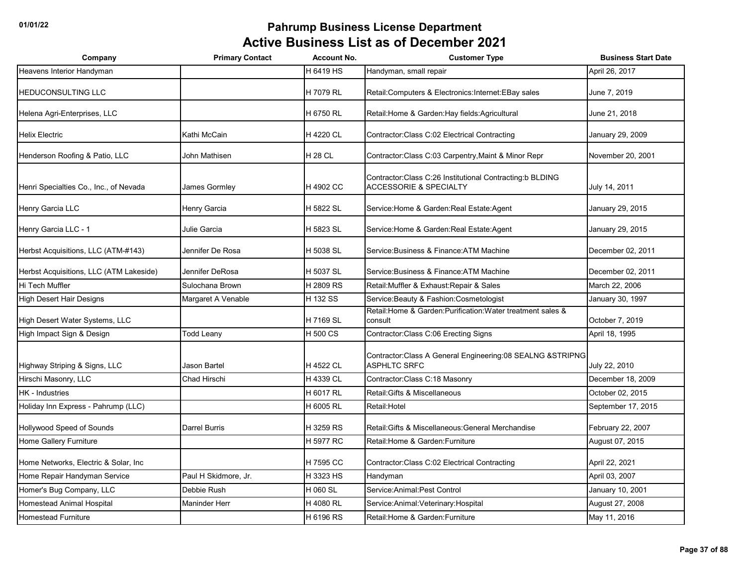# Pahrump Business License Department

## Active Business List as of December 2021

| Company | Primary Contact | Account No. | Customer Type | Business Start Date |
|---|---|---|---|---|
| Heavens Interior Handyman | | H 6419 HS | Handyman, small repair | April 26, 2017 |
| HEDUCONSULTING LLC | | H 7079 RL | Retail:Computers & Electronics:Internet:EBay sales | June 7, 2019 |
| Helena Agri-Enterprises, LLC | | H 6750 RL | Retail:Home & Garden:Hay fields:Agricultural | June 21, 2018 |
| Helix Electric | Kathi McCain | H 4220 CL | Contractor:Class C:02 Electrical Contracting | January 29, 2009 |
| Henderson Roofing & Patio, LLC | John Mathisen | H 28 CL | Contractor:Class C:03 Carpentry,Maint & Minor Repr | November 20, 2001 |
| Henri Specialties Co., Inc., of Nevada | James Gormley | H 4902 CC | Contractor:Class C:26 Institutional Contracting:b BLDING ACCESSORIE & SPECIALTY | July 14, 2011 |
| Henry Garcia LLC | Henry Garcia | H 5822 SL | Service:Home & Garden:Real Estate:Agent | January 29, 2015 |
| Henry Garcia LLC - 1 | Julie Garcia | H 5823 SL | Service:Home & Garden:Real Estate:Agent | January 29, 2015 |
| Herbst Acquisitions, LLC (ATM-#143) | Jennifer De Rosa | H 5038 SL | Service:Business & Finance:ATM Machine | December 02, 2011 |
| Herbst Acquisitions, LLC (ATM Lakeside) | Jennifer DeRosa | H 5037 SL | Service:Business & Finance:ATM Machine | December 02, 2011 |
| Hi Tech Muffler | Sulochana Brown | H 2809 RS | Retail:Muffler & Exhaust:Repair & Sales | March 22, 2006 |
| High Desert Hair Designs | Margaret A Venable | H 132 SS | Service:Beauty & Fashion:Cosmetologist | January 30, 1997 |
| High Desert Water Systems, LLC | | H 7169 SL | Retail:Home & Garden:Purification:Water treatment sales & consult | October 7, 2019 |
| High Impact Sign & Design | Todd Leany | H 500 CS | Contractor:Class C:06 Erecting Signs | April 18, 1995 |
| Highway Striping & Signs, LLC | Jason Bartel | H 4522 CL | Contractor:Class A General Engineering:08 SEALNG &STRIPNG ASPHLTC SRFC | July 22, 2010 |
| Hirschi Masonry, LLC | Chad Hirschi | H 4339 CL | Contractor:Class C:18 Masonry | December 18, 2009 |
| HK - Industries | | H 6017 RL | Retail:Gifts & Miscellaneous | October 02, 2015 |
| Holiday Inn Express - Pahrump (LLC) | | H 6005 RL | Retail:Hotel | September 17, 2015 |
| Hollywood Speed of Sounds | Darrel Burris | H 3259 RS | Retail:Gifts & Miscellaneous:General Merchandise | February 22, 2007 |
| Home Gallery Furniture | | H 5977 RC | Retail:Home & Garden:Furniture | August 07, 2015 |
| Home Networks, Electric & Solar, Inc | | H 7595 CC | Contractor:Class C:02 Electrical Contracting | April 22, 2021 |
| Home Repair Handyman Service | Paul H Skidmore, Jr. | H 3323 HS | Handyman | April 03, 2007 |
| Homer's Bug Company, LLC | Debbie Rush | H 060 SL | Service:Animal:Pest Control | January 10, 2001 |
| Homestead Animal Hospital | Maninder Herr | H 4080 RL | Service:Animal:Veterinary:Hospital | August 27, 2008 |
| Homestead Furniture | | H 6196 RS | Retail:Home & Garden:Furniture | May 11, 2016 |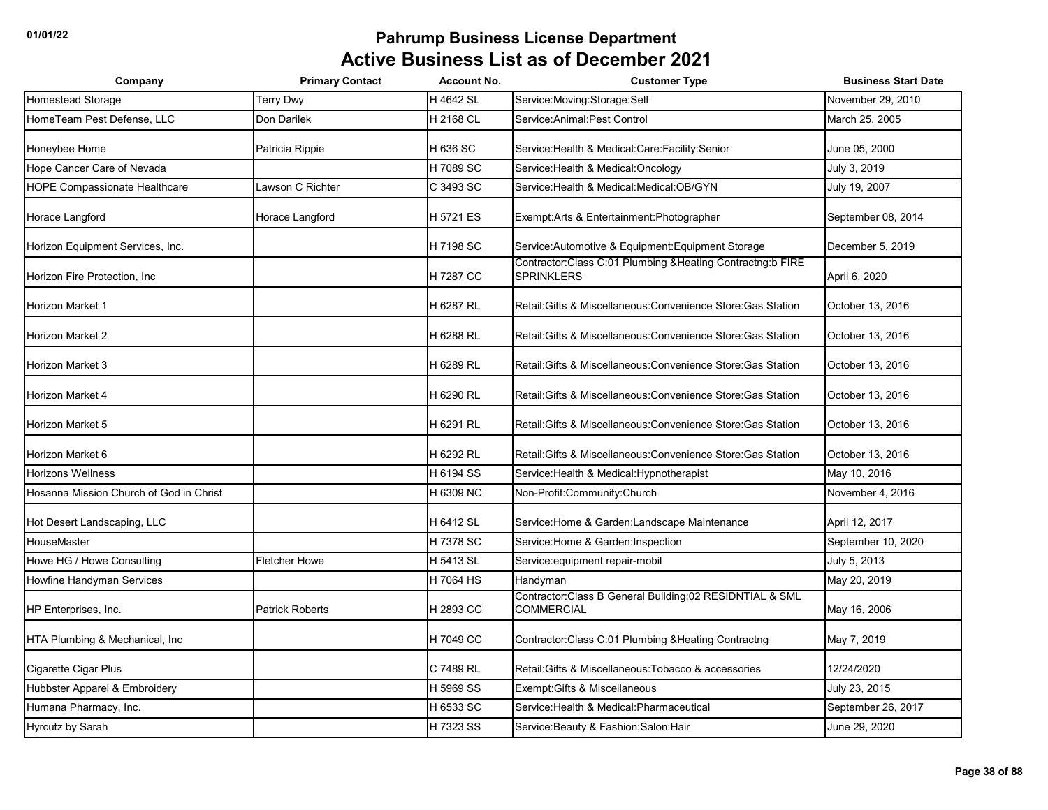# Pahrump Business License Department

## Active Business List as of December 2021

| Company | Primary Contact | Account No. | Customer Type | Business Start Date |
|---|---|---|---|---|
| Homestead Storage | Terry Dwy | H 4642 SL | Service:Moving:Storage:Self | November 29, 2010 |
| HomeTeam Pest Defense, LLC | Don Darilek | H 2168 CL | Service:Animal:Pest Control | March 25, 2005 |
| Honeybee Home | Patricia Rippie | H 636 SC | Service:Health & Medical:Care:Facility:Senior | June 05, 2000 |
| Hope Cancer Care of Nevada | | H 7089 SC | Service:Health & Medical:Oncology | July 3, 2019 |
| HOPE Compassionate Healthcare | Lawson C Richter | C 3493 SC | Service:Health & Medical:Medical:OB/GYN | July 19, 2007 |
| Horace Langford | Horace Langford | H 5721 ES | Exempt:Arts & Entertainment:Photographer | September 08, 2014 |
| Horizon Equipment Services, Inc. | | H 7198 SC | Service:Automotive & Equipment:Equipment Storage | December 5, 2019 |
| Horizon Fire Protection, Inc | | H 7287 CC | Contractor:Class C:01 Plumbing &Heating Contractng:b FIRE SPRINKLERS | April 6, 2020 |
| Horizon Market 1 | | H 6287 RL | Retail:Gifts & Miscellaneous:Convenience Store:Gas Station | October 13, 2016 |
| Horizon Market 2 | | H 6288 RL | Retail:Gifts & Miscellaneous:Convenience Store:Gas Station | October 13, 2016 |
| Horizon Market 3 | | H 6289 RL | Retail:Gifts & Miscellaneous:Convenience Store:Gas Station | October 13, 2016 |
| Horizon Market 4 | | H 6290 RL | Retail:Gifts & Miscellaneous:Convenience Store:Gas Station | October 13, 2016 |
| Horizon Market 5 | | H 6291 RL | Retail:Gifts & Miscellaneous:Convenience Store:Gas Station | October 13, 2016 |
| Horizon Market 6 | | H 6292 RL | Retail:Gifts & Miscellaneous:Convenience Store:Gas Station | October 13, 2016 |
| Horizons Wellness | | H 6194 SS | Service:Health & Medical:Hypnotherapist | May 10, 2016 |
| Hosanna Mission Church of God in Christ | | H 6309 NC | Non-Profit:Community:Church | November 4, 2016 |
| Hot Desert Landscaping, LLC | | H 6412 SL | Service:Home & Garden:Landscape Maintenance | April 12, 2017 |
| HouseMaster | | H 7378 SC | Service:Home & Garden:Inspection | September 10, 2020 |
| Howe HG / Howe Consulting | Fletcher Howe | H 5413 SL | Service:equipment repair-mobil | July 5, 2013 |
| Howfine Handyman Services | | H 7064 HS | Handyman | May 20, 2019 |
| HP Enterprises, Inc. | Patrick Roberts | H 2893 CC | Contractor:Class B General Building:02 RESIDNTIAL & SML COMMERCIAL | May 16, 2006 |
| HTA Plumbing & Mechanical, Inc | | H 7049 CC | Contractor:Class C:01 Plumbing &Heating Contractng | May 7, 2019 |
| Cigarette Cigar Plus | | C 7489 RL | Retail:Gifts & Miscellaneous:Tobacco & accessories | 12/24/2020 |
| Hubbster Apparel & Embroidery | | H 5969 SS | Exempt:Gifts & Miscellaneous | July 23, 2015 |
| Humana Pharmacy, Inc. | | H 6533 SC | Service:Health & Medical:Pharmaceutical | September 26, 2017 |
| Hyrcutz by Sarah | | H 7323 SS | Service:Beauty & Fashion:Salon:Hair | June 29, 2020 |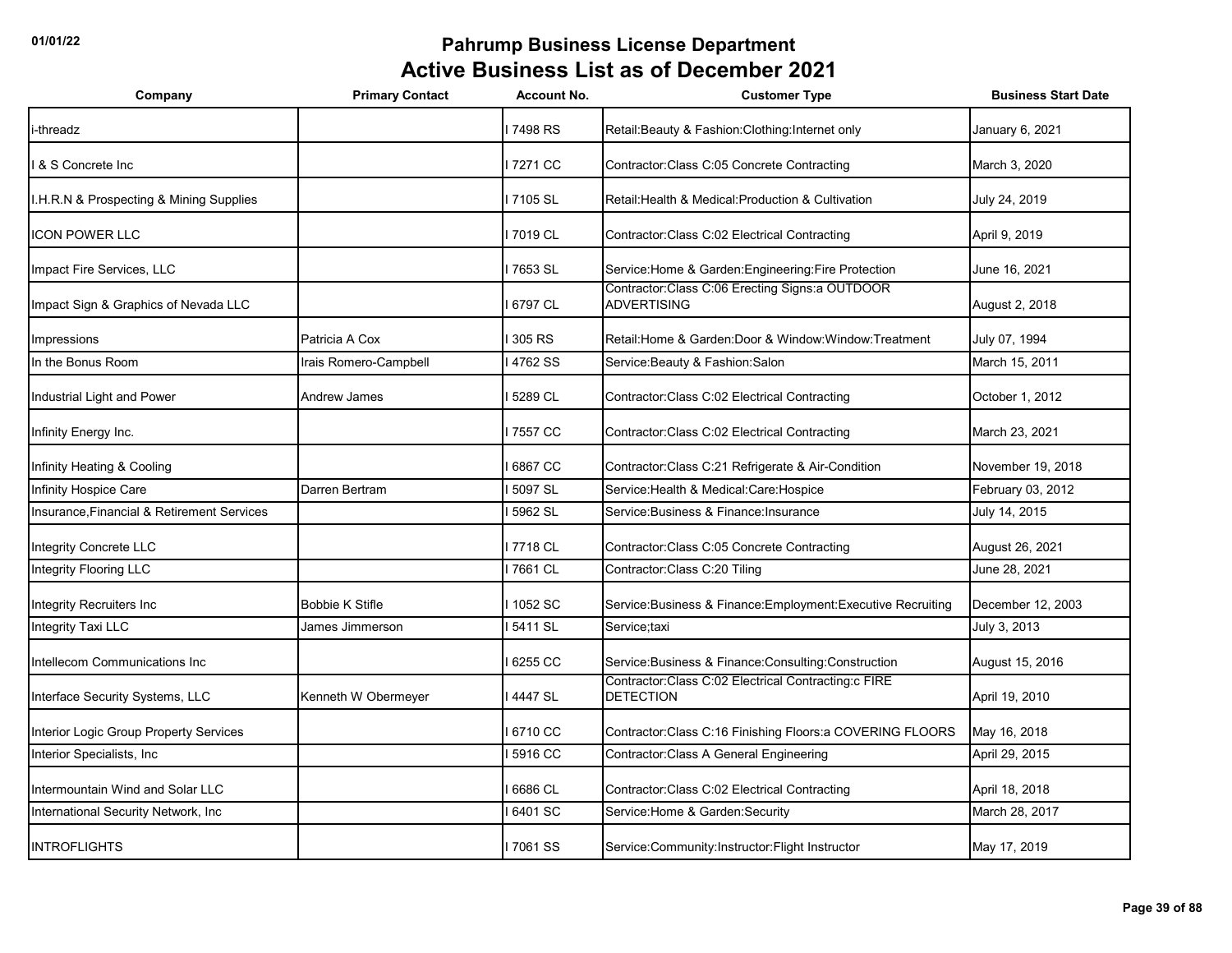# Pahrump Business License Department

## Active Business List as of December 2021

| Company | Primary Contact | Account No. | Customer Type | Business Start Date |
|---|---|---|---|---|
| i-threadz | | I 7498 RS | Retail:Beauty & Fashion:Clothing:Internet only | January 6, 2021 |
| I & S Concrete Inc | | I 7271 CC | Contractor:Class C:05 Concrete Contracting | March 3, 2020 |
| I.H.R.N & Prospecting & Mining Supplies | | I 7105 SL | Retail:Health & Medical:Production & Cultivation | July 24, 2019 |
| ICON POWER LLC | | I 7019 CL | Contractor:Class C:02 Electrical Contracting | April 9, 2019 |
| Impact Fire Services, LLC | | I 7653 SL | Service:Home & Garden:Engineering:Fire Protection | June 16, 2021 |
| Impact Sign & Graphics of Nevada LLC | | I 6797 CL | Contractor:Class C:06 Erecting Signs:a OUTDOOR ADVERTISING | August 2, 2018 |
| Impressions | Patricia A Cox | I 305 RS | Retail:Home & Garden:Door & Window:Window:Treatment | July 07, 1994 |
| In the Bonus Room | Irais Romero-Campbell | I 4762 SS | Service:Beauty & Fashion:Salon | March 15, 2011 |
| Industrial Light and Power | Andrew James | I 5289 CL | Contractor:Class C:02 Electrical Contracting | October 1, 2012 |
| Infinity Energy Inc. | | I 7557 CC | Contractor:Class C:02 Electrical Contracting | March 23, 2021 |
| Infinity Heating & Cooling | | I 6867 CC | Contractor:Class C:21 Refrigerate & Air-Condition | November 19, 2018 |
| Infinity Hospice Care | Darren Bertram | I 5097 SL | Service:Health & Medical:Care:Hospice | February 03, 2012 |
| Insurance,Financial & Retirement Services | | I 5962 SL | Service:Business & Finance:Insurance | July 14, 2015 |
| Integrity Concrete LLC | | I 7718 CL | Contractor:Class C:05 Concrete Contracting | August 26, 2021 |
| Integrity Flooring LLC | | I 7661 CL | Contractor:Class C:20 Tiling | June 28, 2021 |
| Integrity Recruiters Inc | Bobbie K Stifle | I 1052 SC | Service:Business & Finance:Employment:Executive Recruiting | December 12, 2003 |
| Integrity Taxi LLC | James Jimmerson | I 5411 SL | Service;taxi | July 3, 2013 |
| Intellecom Communications Inc | | I 6255 CC | Service:Business & Finance:Consulting:Construction | August 15, 2016 |
| Interface Security Systems, LLC | Kenneth W Obermeyer | I 4447 SL | Contractor:Class C:02 Electrical Contracting:c FIRE DETECTION | April 19, 2010 |
| Interior Logic Group Property Services | | I 6710 CC | Contractor:Class C:16 Finishing Floors:a COVERING FLOORS | May 16, 2018 |
| Interior Specialists, Inc | | I 5916 CC | Contractor:Class A General Engineering | April 29, 2015 |
| Intermountain Wind and Solar LLC | | I 6686 CL | Contractor:Class C:02 Electrical Contracting | April 18, 2018 |
| International Security Network, Inc | | I 6401 SC | Service:Home & Garden:Security | March 28, 2017 |
| INTROFLIGHTS | | I 7061 SS | Service:Community:Instructor:Flight Instructor | May 17, 2019 |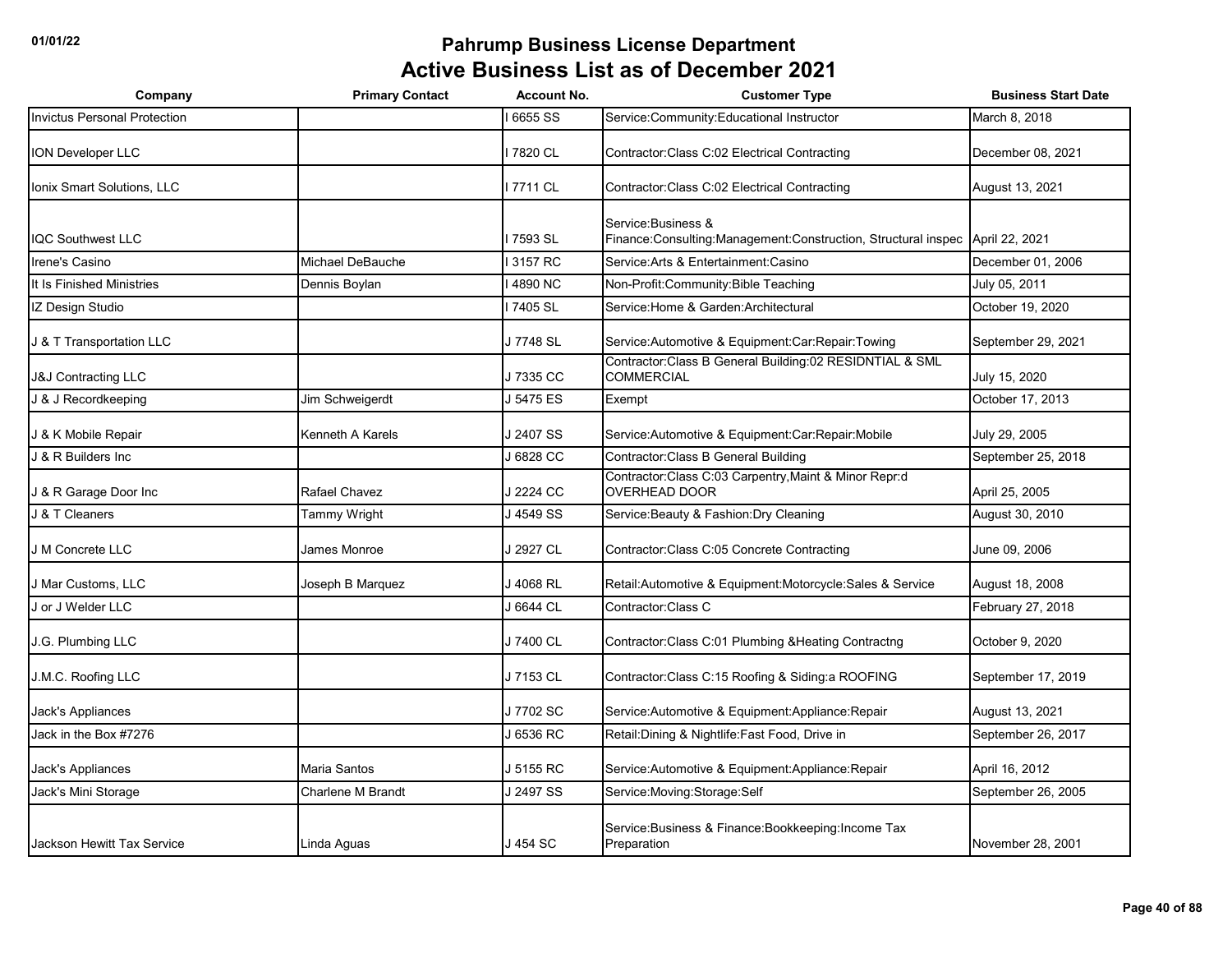# Pahrump Business License Department

## Active Business List as of December 2021

| Company | Primary Contact | Account No. | Customer Type | Business Start Date |
|---|---|---|---|---|
| Invictus Personal Protection | | I 6655 SS | Service:Community:Educational Instructor | March 8, 2018 |
| ION Developer LLC | | I 7820 CL | Contractor:Class C:02 Electrical Contracting | December 08, 2021 |
| Ionix Smart Solutions, LLC | | I 7711 CL | Contractor:Class C:02 Electrical Contracting | August 13, 2021 |
| IQC Southwest LLC | | I 7593 SL | Service:Business & Finance:Consulting:Management:Construction, Structural inspec | April 22, 2021 |
| Irene's Casino | Michael DeBauche | I 3157 RC | Service:Arts & Entertainment:Casino | December 01, 2006 |
| It Is Finished Ministries | Dennis Boylan | I 4890 NC | Non-Profit:Community:Bible Teaching | July 05, 2011 |
| IZ Design Studio | | I 7405 SL | Service:Home & Garden:Architectural | October 19, 2020 |
| J & T Transportation LLC | | J 7748 SL | Service:Automotive & Equipment:Car:Repair:Towing | September 29, 2021 |
| J&J Contracting LLC | | J 7335 CC | Contractor:Class B General Building:02 RESIDNTIAL & SML COMMERCIAL | July 15, 2020 |
| J & J Recordkeeping | Jim Schweigerdt | J 5475 ES | Exempt | October 17, 2013 |
| J & K Mobile Repair | Kenneth A Karels | J 2407 SS | Service:Automotive & Equipment:Car:Repair:Mobile | July 29, 2005 |
| J & R Builders Inc | | J 6828 CC | Contractor:Class B General Building | September 25, 2018 |
| J & R Garage Door Inc | Rafael Chavez | J 2224 CC | Contractor:Class C:03 Carpentry,Maint & Minor Repr:d OVERHEAD DOOR | April 25, 2005 |
| J & T Cleaners | Tammy Wright | J 4549 SS | Service:Beauty & Fashion:Dry Cleaning | August 30, 2010 |
| J M Concrete LLC | James Monroe | J 2927 CL | Contractor:Class C:05 Concrete Contracting | June 09, 2006 |
| J Mar Customs, LLC | Joseph B Marquez | J 4068 RL | Retail:Automotive & Equipment:Motorcycle:Sales & Service | August 18, 2008 |
| J or J Welder LLC | | J 6644 CL | Contractor:Class C | February 27, 2018 |
| J.G. Plumbing LLC | | J 7400 CL | Contractor:Class C:01 Plumbing &Heating Contractng | October 9, 2020 |
| J.M.C. Roofing LLC | | J 7153 CL | Contractor:Class C:15 Roofing & Siding:a ROOFING | September 17, 2019 |
| Jack's Appliances | | J 7702 SC | Service:Automotive & Equipment:Appliance:Repair | August 13, 2021 |
| Jack in the Box #7276 | | J 6536 RC | Retail:Dining & Nightlife:Fast Food, Drive in | September 26, 2017 |
| Jack's Appliances | Maria Santos | J 5155 RC | Service:Automotive & Equipment:Appliance:Repair | April 16, 2012 |
| Jack's Mini Storage | Charlene M Brandt | J 2497 SS | Service:Moving:Storage:Self | September 26, 2005 |
| Jackson Hewitt Tax Service | Linda Aguas | J 454 SC | Service:Business & Finance:Bookkeeping:Income Tax Preparation | November 28, 2001 |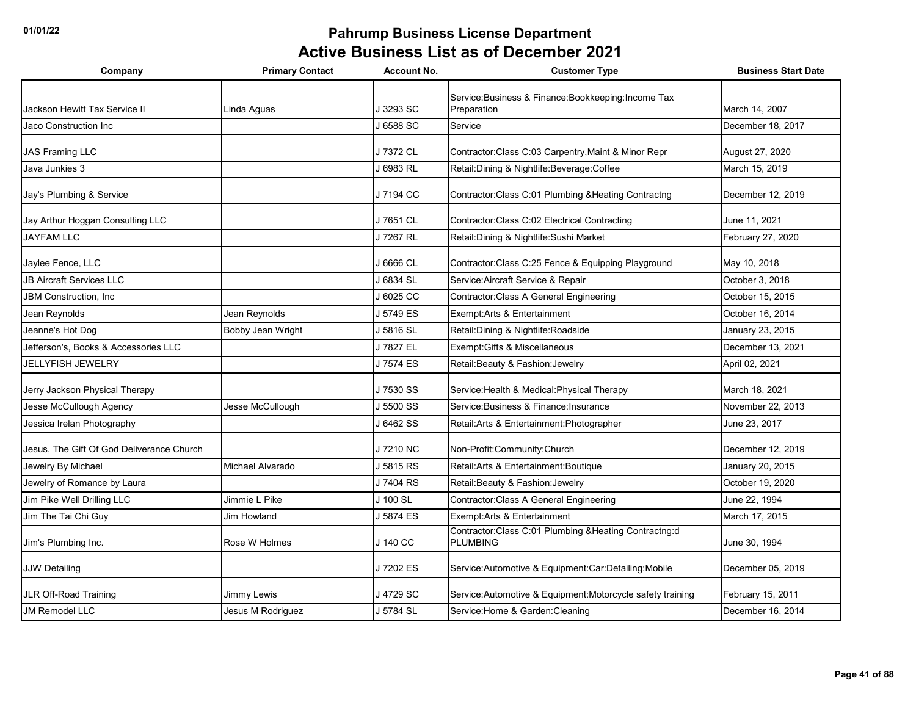# Pahrump Business License Department

## Active Business List as of December 2021

| Company | Primary Contact | Account No. | Customer Type | Business Start Date |
|---|---|---|---|---|
| Jackson Hewitt Tax Service II | Linda Aguas | J 3293 SC | Service:Business & Finance:Bookkeeping:Income Tax Preparation | March 14, 2007 |
| Jaco Construction Inc | | J 6588 SC | Service | December 18, 2017 |
| JAS Framing LLC | | J 7372 CL | Contractor:Class C:03 Carpentry,Maint & Minor Repr | August 27, 2020 |
| Java Junkies 3 | | J 6983 RL | Retail:Dining & Nightlife:Beverage:Coffee | March 15, 2019 |
| Jay's Plumbing & Service | | J 7194 CC | Contractor:Class C:01 Plumbing &Heating Contractng | December 12, 2019 |
| Jay Arthur Hoggan Consulting LLC | | J 7651 CL | Contractor:Class C:02 Electrical Contracting | June 11, 2021 |
| JAYFAM LLC | | J 7267 RL | Retail:Dining & Nightlife:Sushi Market | February 27, 2020 |
| Jaylee Fence, LLC | | J 6666 CL | Contractor:Class C:25 Fence & Equipping Playground | May 10, 2018 |
| JB Aircraft Services LLC | | J 6834 SL | Service:Aircraft Service & Repair | October 3, 2018 |
| JBM Construction, Inc | | J 6025 CC | Contractor:Class A General Engineering | October 15, 2015 |
| Jean Reynolds | Jean Reynolds | J 5749 ES | Exempt:Arts & Entertainment | October 16, 2014 |
| Jeanne's Hot Dog | Bobby Jean Wright | J 5816 SL | Retail:Dining & Nightlife:Roadside | January 23, 2015 |
| Jefferson's, Books & Accessories LLC | | J 7827 EL | Exempt:Gifts & Miscellaneous | December 13, 2021 |
| JELLYFISH JEWELRY | | J 7574 ES | Retail:Beauty & Fashion:Jewelry | April 02, 2021 |
| Jerry Jackson Physical Therapy | | J 7530 SS | Service:Health & Medical:Physical Therapy | March 18, 2021 |
| Jesse McCullough Agency | Jesse McCullough | J 5500 SS | Service:Business & Finance:Insurance | November 22, 2013 |
| Jessica Irelan Photography | | J 6462 SS | Retail:Arts & Entertainment:Photographer | June 23, 2017 |
| Jesus, The Gift Of God Deliverance Church | | J 7210 NC | Non-Profit:Community:Church | December 12, 2019 |
| Jewelry By Michael | Michael Alvarado | J 5815 RS | Retail:Arts & Entertainment:Boutique | January 20, 2015 |
| Jewelry of Romance by Laura | | J 7404 RS | Retail:Beauty & Fashion:Jewelry | October 19, 2020 |
| Jim Pike Well Drilling LLC | Jimmie L Pike | J 100 SL | Contractor:Class A General Engineering | June 22, 1994 |
| Jim The Tai Chi Guy | Jim Howland | J 5874 ES | Exempt:Arts & Entertainment | March 17, 2015 |
| Jim's Plumbing Inc. | Rose W Holmes | J 140 CC | Contractor:Class C:01 Plumbing &Heating Contractng:d PLUMBING | June 30, 1994 |
| JJW Detailing | | J 7202 ES | Service:Automotive & Equipment:Car:Detailing:Mobile | December 05, 2019 |
| JLR Off-Road Training | Jimmy Lewis | J 4729 SC | Service:Automotive & Equipment:Motorcycle safety training | February 15, 2011 |
| JM Remodel LLC | Jesus M Rodriguez | J 5784 SL | Service:Home & Garden:Cleaning | December 16, 2014 |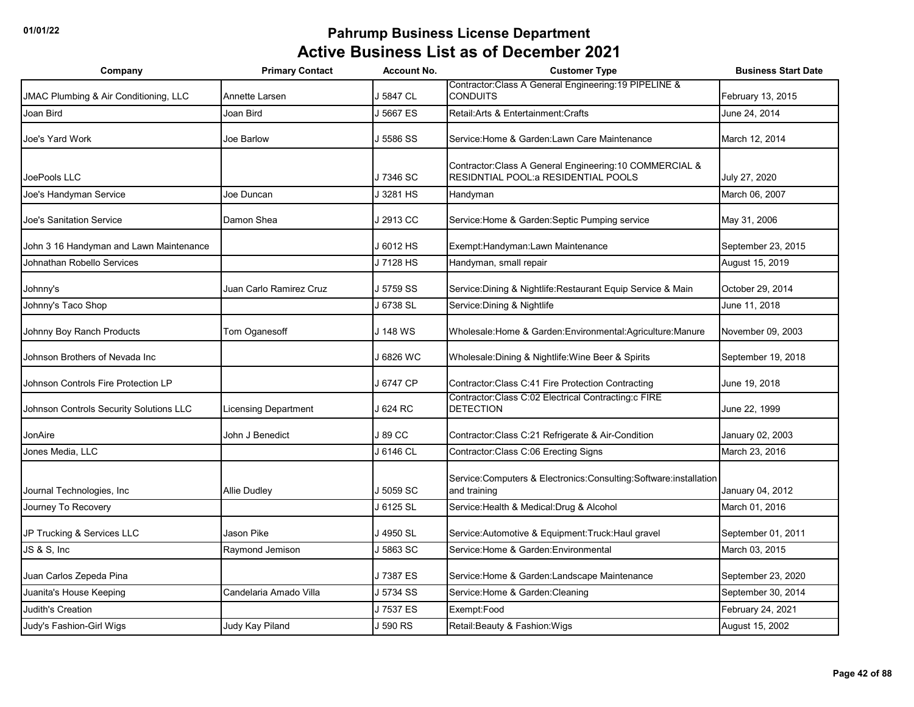# Pahrump Business License Department

## Active Business List as of December 2021

| Company | Primary Contact | Account No. | Customer Type | Business Start Date |
|---|---|---|---|---|
| JMAC Plumbing & Air Conditioning, LLC | Annette Larsen | J 5847 CL | Contractor:Class A General Engineering:19 PIPELINE & CONDUITS | February 13, 2015 |
| Joan Bird | Joan Bird | J 5667 ES | Retail:Arts & Entertainment:Crafts | June 24, 2014 |
| Joe's Yard Work | Joe Barlow | J 5586 SS | Service:Home & Garden:Lawn Care Maintenance | March 12, 2014 |
| JoePools LLC | | J 7346 SC | Contractor:Class A General Engineering:10 COMMERCIAL & RESIDNTIAL POOL:a RESIDENTIAL POOLS | July 27, 2020 |
| Joe's Handyman Service | Joe Duncan | J 3281 HS | Handyman | March 06, 2007 |
| Joe's Sanitation Service | Damon Shea | J 2913 CC | Service:Home & Garden:Septic Pumping service | May 31, 2006 |
| John 3 16 Handyman and Lawn Maintenance | | J 6012 HS | Exempt:Handyman:Lawn Maintenance | September 23, 2015 |
| Johnathan Robello Services | | J 7128 HS | Handyman, small repair | August 15, 2019 |
| Johnny's | Juan Carlo Ramirez Cruz | J 5759 SS | Service:Dining & Nightlife:Restaurant Equip Service & Main | October 29, 2014 |
| Johnny's Taco Shop | | J 6738 SL | Service:Dining & Nightlife | June 11, 2018 |
| Johnny Boy Ranch Products | Tom Oganesoff | J 148 WS | Wholesale:Home & Garden:Environmental:Agriculture:Manure | November 09, 2003 |
| Johnson Brothers of Nevada Inc | | J 6826 WC | Wholesale:Dining & Nightlife:Wine Beer & Spirits | September 19, 2018 |
| Johnson Controls Fire Protection LP | | J 6747 CP | Contractor:Class C:41 Fire Protection Contracting | June 19, 2018 |
| Johnson Controls Security Solutions LLC | Licensing Department | J 624 RC | Contractor:Class C:02 Electrical Contracting:c FIRE DETECTION | June 22, 1999 |
| JonAire | John J Benedict | J 89 CC | Contractor:Class C:21 Refrigerate & Air-Condition | January 02, 2003 |
| Jones Media, LLC | | J 6146 CL | Contractor:Class C:06 Erecting Signs | March 23, 2016 |
| Journal Technologies, Inc | Allie Dudley | J 5059 SC | Service:Computers & Electronics:Consulting:Software:installation and training | January 04, 2012 |
| Journey To Recovery | | J 6125 SL | Service:Health & Medical:Drug & Alcohol | March 01, 2016 |
| JP Trucking & Services LLC | Jason Pike | J 4950 SL | Service:Automotive & Equipment:Truck:Haul gravel | September 01, 2011 |
| JS & S, Inc | Raymond Jemison | J 5863 SC | Service:Home & Garden:Environmental | March 03, 2015 |
| Juan Carlos Zepeda Pina | | J 7387 ES | Service:Home & Garden:Landscape Maintenance | September 23, 2020 |
| Juanita's House Keeping | Candelaria Amado Villa | J 5734 SS | Service:Home & Garden:Cleaning | September 30, 2014 |
| Judith's Creation | | J 7537 ES | Exempt:Food | February 24, 2021 |
| Judy's Fashion-Girl Wigs | Judy Kay Piland | J 590 RS | Retail:Beauty & Fashion:Wigs | August 15, 2002 |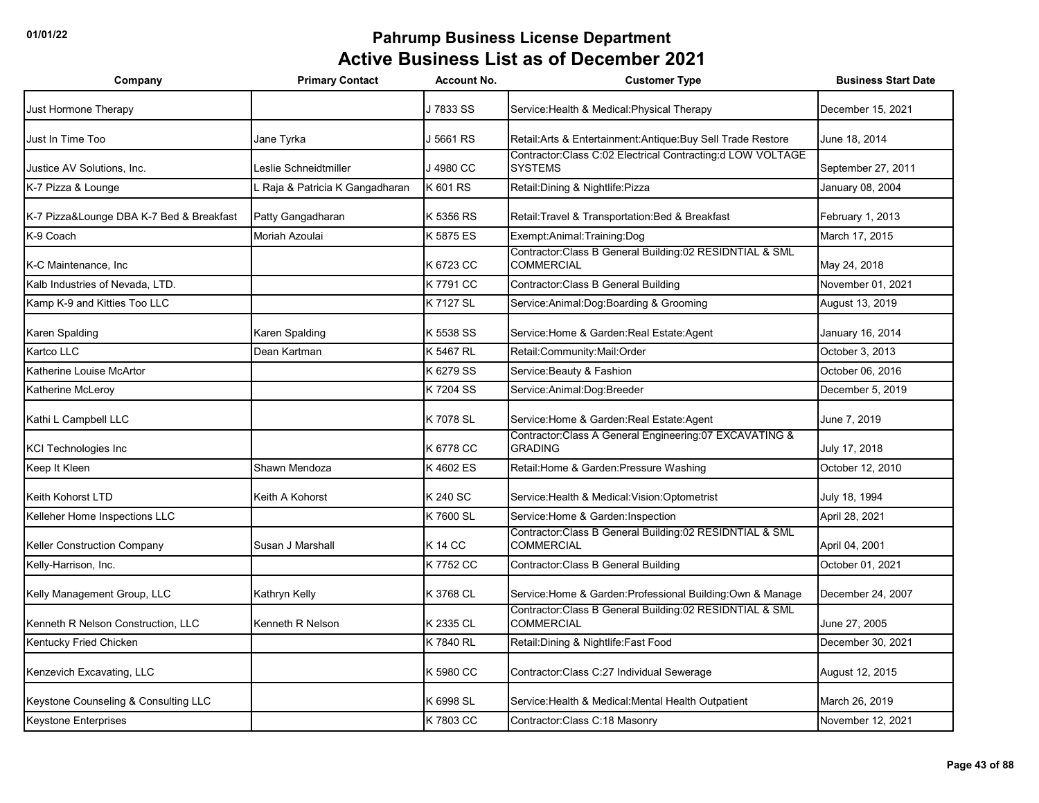# Pahrump Business License Department

## Active Business List as of December 2021

| Company | Primary Contact | Account No. | Customer Type | Business Start Date |
|---|---|---|---|---|
| Just Hormone Therapy | | J 7833 SS | Service:Health & Medical:Physical Therapy | December 15, 2021 |
| Just In Time Too | Jane Tyrka | J 5661 RS | Retail:Arts & Entertainment:Antique:Buy Sell Trade Restore | June 18, 2014 |
| Justice AV Solutions, Inc. | Leslie Schneidtmiller | J 4980 CC | Contractor:Class C:02 Electrical Contracting:d LOW VOLTAGE SYSTEMS | September 27, 2011 |
| K-7 Pizza & Lounge | L Raja & Patricia K Gangadharan | K 601 RS | Retail:Dining & Nightlife:Pizza | January 08, 2004 |
| K-7 Pizza&Lounge DBA K-7 Bed & Breakfast | Patty Gangadharan | K 5356 RS | Retail:Travel & Transportation:Bed & Breakfast | February 1, 2013 |
| K-9 Coach | Moriah Azoulai | K 5875 ES | Exempt:Animal:Training:Dog | March 17, 2015 |
| K-C Maintenance, Inc | | K 6723 CC | Contractor:Class B General Building:02 RESIDNTIAL & SML COMMERCIAL | May 24, 2018 |
| Kalb Industries of Nevada, LTD. | | K 7791 CC | Contractor:Class B General Building | November 01, 2021 |
| Kamp K-9 and Kitties Too LLC | | K 7127 SL | Service:Animal:Dog:Boarding & Grooming | August 13, 2019 |
| Karen Spalding | Karen Spalding | K 5538 SS | Service:Home & Garden:Real Estate:Agent | January 16, 2014 |
| Kartco LLC | Dean Kartman | K 5467 RL | Retail:Community:Mail:Order | October 3, 2013 |
| Katherine Louise McArtor | | K 6279 SS | Service:Beauty & Fashion | October 06, 2016 |
| Katherine McLeroy | | K 7204 SS | Service:Animal:Dog:Breeder | December 5, 2019 |
| Kathi L Campbell LLC | | K 7078 SL | Service:Home & Garden:Real Estate:Agent | June 7, 2019 |
| KCI Technologies Inc | | K 6778 CC | Contractor:Class A General Engineering:07 EXCAVATING & GRADING | July 17, 2018 |
| Keep It Kleen | Shawn Mendoza | K 4602 ES | Retail:Home & Garden:Pressure Washing | October 12, 2010 |
| Keith Kohorst LTD | Keith A Kohorst | K 240 SC | Service:Health & Medical:Vision:Optometrist | July 18, 1994 |
| Kelleher Home Inspections LLC | | K 7600 SL | Service:Home & Garden:Inspection | April 28, 2021 |
| Keller Construction Company | Susan J Marshall | K 14 CC | Contractor:Class B General Building:02 RESIDNTIAL & SML COMMERCIAL | April 04, 2001 |
| Kelly-Harrison, Inc. | | K 7752 CC | Contractor:Class B General Building | October 01, 2021 |
| Kelly Management Group, LLC | Kathryn Kelly | K 3768 CL | Service:Home & Garden:Professional Building:Own & Manage | December 24, 2007 |
| Kenneth R Nelson Construction, LLC | Kenneth R Nelson | K 2335 CL | Contractor:Class B General Building:02 RESIDNTIAL & SML COMMERCIAL | June 27, 2005 |
| Kentucky Fried Chicken | | K 7840 RL | Retail:Dining & Nightlife:Fast Food | December 30, 2021 |
| Kenzevich Excavating, LLC | | K 5980 CC | Contractor:Class C:27 Individual Sewerage | August 12, 2015 |
| Keystone Counseling & Consulting LLC | | K 6998 SL | Service:Health & Medical:Mental Health Outpatient | March 26, 2019 |
| Keystone Enterprises | | K 7803 CC | Contractor:Class C:18 Masonry | November 12, 2021 |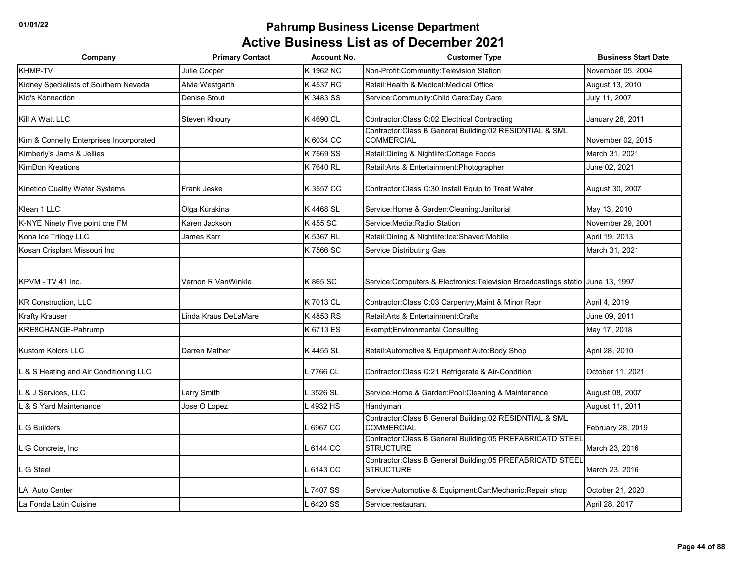# Pahrump Business License Department

## Active Business List as of December 2021

| Company | Primary Contact | Account No. | Customer Type | Business Start Date |
|---|---|---|---|---|
| KHMP-TV | Julie Cooper | K 1962 NC | Non-Profit:Community:Television Station | November 05, 2004 |
| Kidney Specialists of Southern Nevada | Alvia Westgarth | K 4537 RC | Retail:Health & Medical:Medical Office | August 13, 2010 |
| Kid's Konnection | Denise Stout | K 3483 SS | Service:Community:Child Care:Day Care | July 11, 2007 |
| Kill A Watt LLC | Steven Khoury | K 4690 CL | Contractor:Class C:02 Electrical Contracting | January 28, 2011 |
| Kim & Connelly Enterprises Incorporated | | K 6034 CC | Contractor:Class B General Building:02 RESIDNTIAL & SML COMMERCIAL | November 02, 2015 |
| Kimberly's Jams & Jellies | | K 7569 SS | Retail:Dining & Nightlife:Cottage Foods | March 31, 2021 |
| KimDon Kreations | | K 7640 RL | Retail:Arts & Entertainment:Photographer | June 02, 2021 |
| Kinetico Quality Water Systems | Frank Jeske | K 3557 CC | Contractor:Class C:30 Install Equip to Treat Water | August 30, 2007 |
| Klean 1 LLC | Olga Kurakina | K 4468 SL | Service:Home & Garden:Cleaning:Janitorial | May 13, 2010 |
| K-NYE Ninety Five point one FM | Karen Jackson | K 455 SC | Service:Media:Radio Station | November 29, 2001 |
| Kona Ice Trilogy LLC | James Karr | K 5367 RL | Retail:Dining & Nightlife:Ice:Shaved:Mobile | April 19, 2013 |
| Kosan Crisplant Missouri Inc | | K 7566 SC | Service Distributing Gas | March 31, 2021 |
| KPVM - TV 41 Inc. | Vernon R VanWinkle | K 865 SC | Service:Computers & Electronics:Television Broadcastings statio | June 13, 1997 |
| KR Construction, LLC | | K 7013 CL | Contractor:Class C:03 Carpentry,Maint & Minor Repr | April 4, 2019 |
| Krafty Krauser | Linda Kraus DeLaMare | K 4853 RS | Retail:Arts & Entertainment:Crafts | June 09, 2011 |
| KRE8CHANGE-Pahrump | | K 6713 ES | Exempt;Environmental Consulting | May 17, 2018 |
| Kustom Kolors LLC | Darren Mather | K 4455 SL | Retail:Automotive & Equipment:Auto:Body Shop | April 28, 2010 |
| L & S Heating and Air Conditioning LLC | | L 7766 CL | Contractor:Class C:21 Refrigerate & Air-Condition | October 11, 2021 |
| L & J Services, LLC | Larry Smith | L 3526 SL | Service:Home & Garden:Pool:Cleaning & Maintenance | August 08, 2007 |
| L & S Yard Maintenance | Jose O Lopez | L 4932 HS | Handyman | August 11, 2011 |
| L G Builders | | L 6967 CC | Contractor:Class B General Building:02 RESIDNTIAL & SML COMMERCIAL | February 28, 2019 |
| L G Concrete, Inc | | L 6144 CC | Contractor:Class B General Building:05 PREFABRICATD STEEL STRUCTURE | March 23, 2016 |
| L G Steel | | L 6143 CC | Contractor:Class B General Building:05 PREFABRICATD STEEL STRUCTURE | March 23, 2016 |
| LA Auto Center | | L 7407 SS | Service:Automotive & Equipment:Car:Mechanic:Repair shop | October 21, 2020 |
| La Fonda Latin Cuisine | | L 6420 SS | Service:restaurant | April 28, 2017 |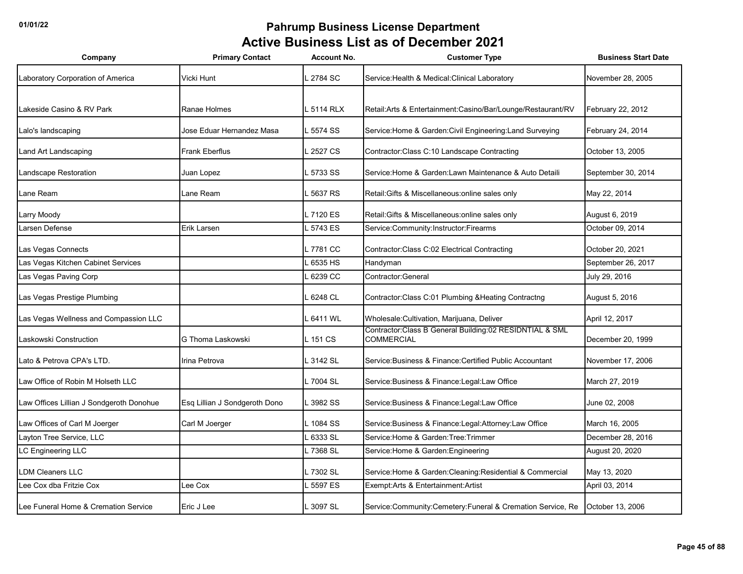# Pahrump Business License Department

## Active Business List as of December 2021

| Company | Primary Contact | Account No. | Customer Type | Business Start Date |
|---|---|---|---|---|
| Laboratory Corporation of America | Vicki Hunt | L 2784 SC | Service:Health & Medical:Clinical Laboratory | November 28, 2005 |
| Lakeside Casino & RV Park | Ranae Holmes | L 5114 RLX | Retail:Arts & Entertainment:Casino/Bar/Lounge/Restaurant/RV | February 22, 2012 |
| Lalo's landscaping | Jose Eduar Hernandez Masa | L 5574 SS | Service:Home & Garden:Civil Engineering:Land Surveying | February 24, 2014 |
| Land Art Landscaping | Frank Eberflus | L 2527 CS | Contractor:Class C:10 Landscape Contracting | October 13, 2005 |
| Landscape Restoration | Juan Lopez | L 5733 SS | Service:Home & Garden:Lawn Maintenance & Auto Detaili | September 30, 2014 |
| Lane Ream | Lane Ream | L 5637 RS | Retail:Gifts & Miscellaneous:online sales only | May 22, 2014 |
| Larry Moody | | L 7120 ES | Retail:Gifts & Miscellaneous:online sales only | August 6, 2019 |
| Larsen Defense | Erik Larsen | L 5743 ES | Service:Community:Instructor:Firearms | October 09, 2014 |
| Las Vegas Connects | | L 7781 CC | Contractor:Class C:02 Electrical Contracting | October 20, 2021 |
| Las Vegas Kitchen Cabinet Services | | L 6535 HS | Handyman | September 26, 2017 |
| Las Vegas Paving Corp | | L 6239 CC | Contractor:General | July 29, 2016 |
| Las Vegas Prestige Plumbing | | L 6248 CL | Contractor:Class C:01 Plumbing &Heating Contractng | August 5, 2016 |
| Las Vegas Wellness and Compassion LLC | | L 6411 WL | Wholesale:Cultivation, Marijuana, Deliver | April 12, 2017 |
| Laskowski Construction | G Thoma Laskowski | L 151 CS | Contractor:Class B General Building:02 RESIDNTIAL & SML COMMERCIAL | December 20, 1999 |
| Lato & Petrova CPA's LTD. | Irina Petrova | L 3142 SL | Service:Business & Finance:Certified Public Accountant | November 17, 2006 |
| Law Office of Robin M Holseth LLC | | L 7004 SL | Service:Business & Finance:Legal:Law Office | March 27, 2019 |
| Law Offices Lillian J Sondgeroth Donohue | Esq Lillian J Sondgeroth Dono | L 3982 SS | Service:Business & Finance:Legal:Law Office | June 02, 2008 |
| Law Offices of Carl M Joerger | Carl M Joerger | L 1084 SS | Service:Business & Finance:Legal:Attorney:Law Office | March 16, 2005 |
| Layton Tree Service, LLC | | L 6333 SL | Service:Home & Garden:Tree:Trimmer | December 28, 2016 |
| LC Engineering LLC | | L 7368 SL | Service:Home & Garden:Engineering | August 20, 2020 |
| LDM Cleaners LLC | | L 7302 SL | Service:Home & Garden:Cleaning:Residential & Commercial | May 13, 2020 |
| Lee Cox dba Fritzie Cox | Lee Cox | L 5597 ES | Exempt:Arts & Entertainment:Artist | April 03, 2014 |
| Lee Funeral Home & Cremation Service | Eric J Lee | L 3097 SL | Service:Community:Cemetery:Funeral & Cremation Service, Re | October 13, 2006 |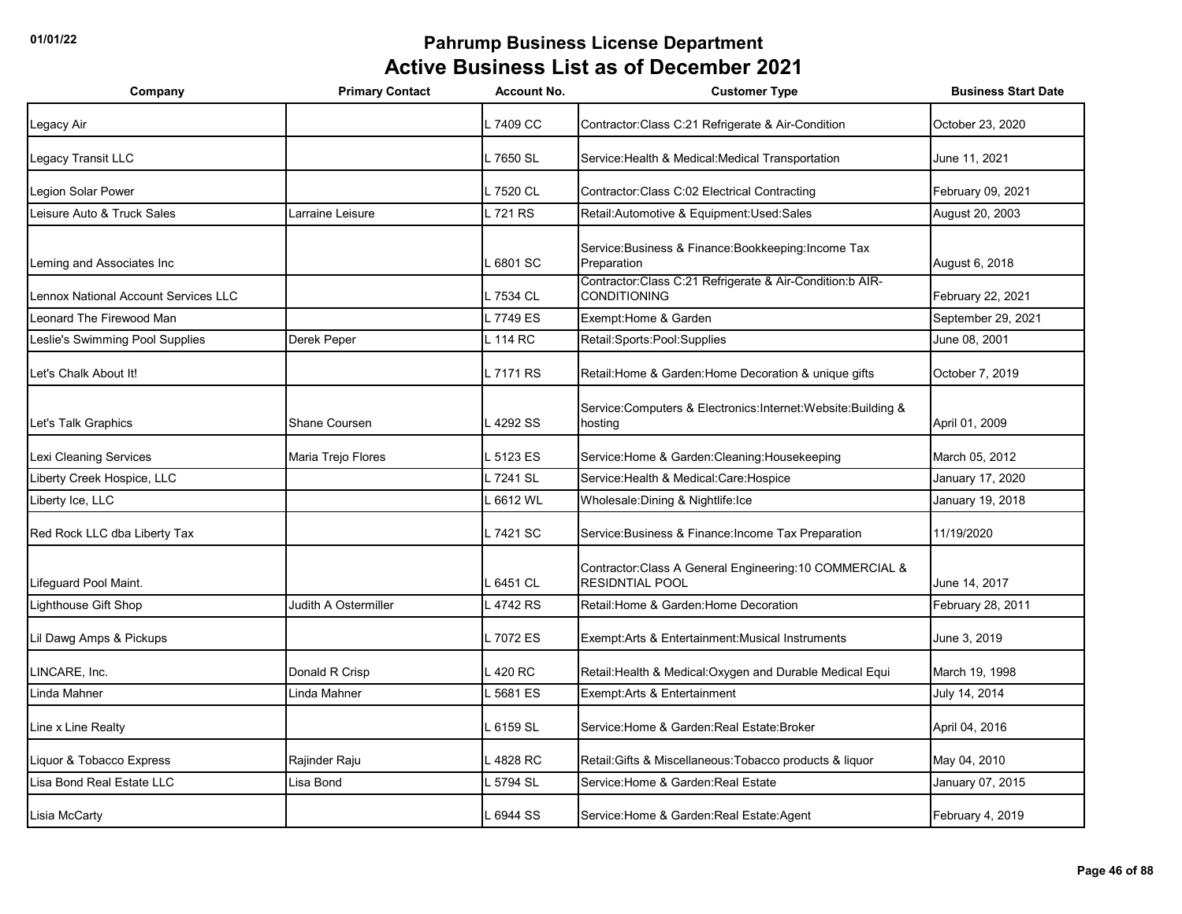# Pahrump Business License Department

## Active Business List as of December 2021

| Company | Primary Contact | Account No. | Customer Type | Business Start Date |
|---|---|---|---|---|
| Legacy Air | | L 7409 CC | Contractor:Class C:21 Refrigerate & Air-Condition | October 23, 2020 |
| Legacy Transit LLC | | L 7650 SL | Service:Health & Medical:Medical Transportation | June 11, 2021 |
| Legion Solar Power | | L 7520 CL | Contractor:Class C:02 Electrical Contracting | February 09, 2021 |
| Leisure Auto & Truck Sales | Larraine Leisure | L 721 RS | Retail:Automotive & Equipment:Used:Sales | August 20, 2003 |
| Leming and Associates Inc | | L 6801 SC | Service:Business & Finance:Bookkeeping:Income Tax Preparation | August 6, 2018 |
| Lennox National Account Services LLC | | L 7534 CL | Contractor:Class C:21 Refrigerate & Air-Condition:b AIR-CONDITIONING | February 22, 2021 |
| Leonard The Firewood Man | | L 7749 ES | Exempt:Home & Garden | September 29, 2021 |
| Leslie's Swimming Pool Supplies | Derek Peper | L 114 RC | Retail:Sports:Pool:Supplies | June 08, 2001 |
| Let's Chalk About It! | | L 7171 RS | Retail:Home & Garden:Home Decoration & unique gifts | October 7, 2019 |
| Let's Talk Graphics | Shane Coursen | L 4292 SS | Service:Computers & Electronics:Internet:Website:Building & hosting | April 01, 2009 |
| Lexi Cleaning Services | Maria Trejo Flores | L 5123 ES | Service:Home & Garden:Cleaning:Housekeeping | March 05, 2012 |
| Liberty Creek Hospice, LLC | | L 7241 SL | Service:Health & Medical:Care:Hospice | January 17, 2020 |
| Liberty Ice, LLC | | L 6612 WL | Wholesale:Dining & Nightlife:Ice | January 19, 2018 |
| Red Rock LLC dba Liberty Tax | | L 7421 SC | Service:Business & Finance:Income Tax Preparation | 11/19/2020 |
| Lifeguard Pool Maint. | | L 6451 CL | Contractor:Class A General Engineering:10 COMMERCIAL & RESIDNTIAL POOL | June 14, 2017 |
| Lighthouse Gift Shop | Judith A Ostermiller | L 4742 RS | Retail:Home & Garden:Home Decoration | February 28, 2011 |
| Lil Dawg Amps & Pickups | | L 7072 ES | Exempt:Arts & Entertainment:Musical Instruments | June 3, 2019 |
| LINCARE, Inc. | Donald R Crisp | L 420 RC | Retail:Health & Medical:Oxygen and Durable Medical Equi | March 19, 1998 |
| Linda Mahner | Linda Mahner | L 5681 ES | Exempt:Arts & Entertainment | July 14, 2014 |
| Line x Line Realty | | L 6159 SL | Service:Home & Garden:Real Estate:Broker | April 04, 2016 |
| Liquor & Tobacco Express | Rajinder Raju | L 4828 RC | Retail:Gifts & Miscellaneous:Tobacco products & liquor | May 04, 2010 |
| Lisa Bond Real Estate LLC | Lisa Bond | L 5794 SL | Service:Home & Garden:Real Estate | January 07, 2015 |
| Lisia McCarty | | L 6944 SS | Service:Home & Garden:Real Estate:Agent | February 4, 2019 |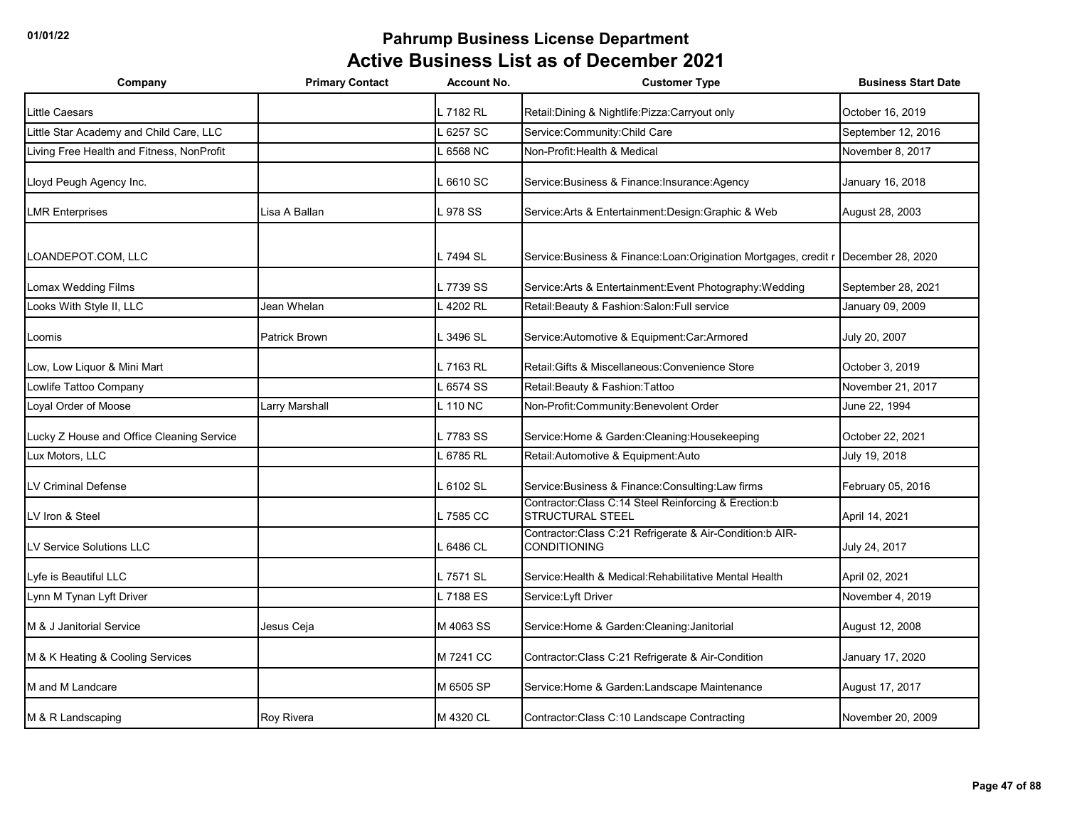# Pahrump Business License Department

## Active Business List as of December 2021

| Company | Primary Contact | Account No. | Customer Type | Business Start Date |
|---|---|---|---|---|
| Little Caesars | | L 7182 RL | Retail:Dining & Nightlife:Pizza:Carryout only | October 16, 2019 |
| Little Star Academy and Child Care, LLC | | L 6257 SC | Service:Community:Child Care | September 12, 2016 |
| Living Free Health and Fitness, NonProfit | | L 6568 NC | Non-Profit:Health & Medical | November 8, 2017 |
| Lloyd Peugh Agency Inc. | | L 6610 SC | Service:Business & Finance:Insurance:Agency | January 16, 2018 |
| LMR Enterprises | Lisa A Ballan | L 978 SS | Service:Arts & Entertainment:Design:Graphic & Web | August 28, 2003 |
| LOANDEPOT.COM, LLC | | L 7494 SL | Service:Business & Finance:Loan:Origination Mortgages, credit r | December 28, 2020 |
| Lomax Wedding Films | | L 7739 SS | Service:Arts & Entertainment:Event Photography:Wedding | September 28, 2021 |
| Looks With Style II, LLC | Jean Whelan | L 4202 RL | Retail:Beauty & Fashion:Salon:Full service | January 09, 2009 |
| Loomis | Patrick Brown | L 3496 SL | Service:Automotive & Equipment:Car:Armored | July 20, 2007 |
| Low, Low Liquor & Mini Mart | | L 7163 RL | Retail:Gifts & Miscellaneous:Convenience Store | October 3, 2019 |
| Lowlife Tattoo Company | | L 6574 SS | Retail:Beauty & Fashion:Tattoo | November 21, 2017 |
| Loyal Order of Moose | Larry Marshall | L 110 NC | Non-Profit:Community:Benevolent Order | June 22, 1994 |
| Lucky Z House and Office Cleaning Service | | L 7783 SS | Service:Home & Garden:Cleaning:Housekeeping | October 22, 2021 |
| Lux Motors, LLC | | L 6785 RL | Retail:Automotive & Equipment:Auto | July 19, 2018 |
| LV Criminal Defense | | L 6102 SL | Service:Business & Finance:Consulting:Law firms | February 05, 2016 |
| LV Iron & Steel | | L 7585 CC | Contractor:Class C:14 Steel Reinforcing & Erection:b STRUCTURAL STEEL | April 14, 2021 |
| LV Service Solutions LLC | | L 6486 CL | Contractor:Class C:21 Refrigerate & Air-Condition:b AIR-CONDITIONING | July 24, 2017 |
| Lyfe is Beautiful LLC | | L 7571 SL | Service:Health & Medical:Rehabilitative Mental Health | April 02, 2021 |
| Lynn M Tynan Lyft Driver | | L 7188 ES | Service:Lyft Driver | November 4, 2019 |
| M & J Janitorial Service | Jesus Ceja | M 4063 SS | Service:Home & Garden:Cleaning:Janitorial | August 12, 2008 |
| M & K Heating & Cooling Services | | M 7241 CC | Contractor:Class C:21 Refrigerate & Air-Condition | January 17, 2020 |
| M and M Landcare | | M 6505 SP | Service:Home & Garden:Landscape Maintenance | August 17, 2017 |
| M & R Landscaping | Roy Rivera | M 4320 CL | Contractor:Class C:10 Landscape Contracting | November 20, 2009 |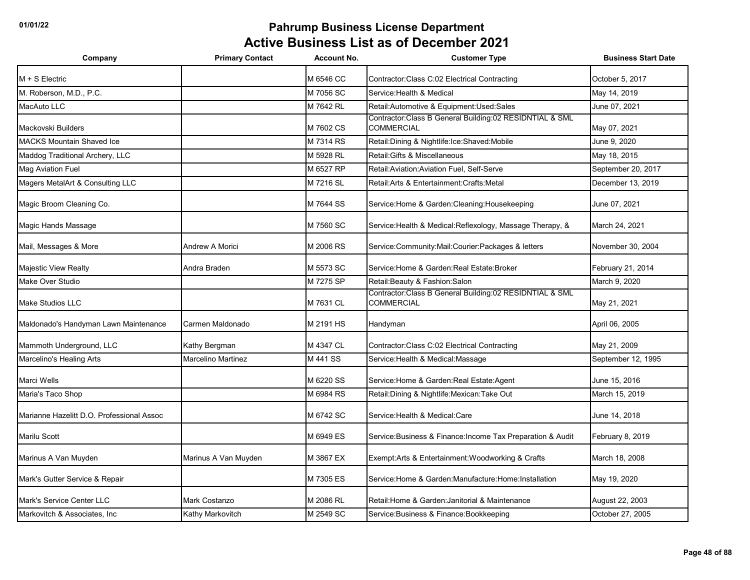# Pahrump Business License Department

## Active Business List as of December 2021

| Company | Primary Contact | Account No. | Customer Type | Business Start Date |
|---|---|---|---|---|
| M + S Electric | | M 6546 CC | Contractor:Class C:02 Electrical Contracting | October 5, 2017 |
| M. Roberson, M.D., P.C. | | M 7056 SC | Service:Health & Medical | May 14, 2019 |
| MacAuto LLC | | M 7642 RL | Retail:Automotive & Equipment:Used:Sales | June 07, 2021 |
| Mackovski Builders | | M 7602 CS | Contractor:Class B General Building:02 RESIDNTIAL & SML COMMERCIAL | May 07, 2021 |
| MACKS Mountain Shaved Ice | | M 7314 RS | Retail:Dining & Nightlife:Ice:Shaved:Mobile | June 9, 2020 |
| Maddog Traditional Archery, LLC | | M 5928 RL | Retail:Gifts & Miscellaneous | May 18, 2015 |
| Mag Aviation Fuel | | M 6527 RP | Retail:Aviation:Aviation Fuel, Self-Serve | September 20, 2017 |
| Magers MetalArt & Consulting LLC | | M 7216 SL | Retail:Arts & Entertainment:Crafts:Metal | December 13, 2019 |
| Magic Broom Cleaning Co. | | M 7644 SS | Service:Home & Garden:Cleaning:Housekeeping | June 07, 2021 |
| Magic Hands Massage | | M 7560 SC | Service:Health & Medical:Reflexology, Massage Therapy, & | March 24, 2021 |
| Mail, Messages & More | Andrew A Morici | M 2006 RS | Service:Community:Mail:Courier:Packages & letters | November 30, 2004 |
| Majestic View Realty | Andra Braden | M 5573 SC | Service:Home & Garden:Real Estate:Broker | February 21, 2014 |
| Make Over Studio | | M 7275 SP | Retail:Beauty & Fashion:Salon | March 9, 2020 |
| Make Studios LLC | | M 7631 CL | Contractor:Class B General Building:02 RESIDNTIAL & SML COMMERCIAL | May 21, 2021 |
| Maldonado's Handyman Lawn Maintenance | Carmen Maldonado | M 2191 HS | Handyman | April 06, 2005 |
| Mammoth Underground, LLC | Kathy Bergman | M 4347 CL | Contractor:Class C:02 Electrical Contracting | May 21, 2009 |
| Marcelino's Healing Arts | Marcelino Martinez | M 441 SS | Service:Health & Medical:Massage | September 12, 1995 |
| Marci Wells | | M 6220 SS | Service:Home & Garden:Real Estate:Agent | June 15, 2016 |
| Maria's Taco Shop | | M 6984 RS | Retail:Dining & Nightlife:Mexican:Take Out | March 15, 2019 |
| Marianne Hazelitt D.O. Professional Assoc | | M 6742 SC | Service:Health & Medical:Care | June 14, 2018 |
| Marilu Scott | | M 6949 ES | Service:Business & Finance:Income Tax Preparation & Audit | February 8, 2019 |
| Marinus A Van Muyden | Marinus A Van Muyden | M 3867 EX | Exempt:Arts & Entertainment:Woodworking & Crafts | March 18, 2008 |
| Mark's Gutter Service & Repair | | M 7305 ES | Service:Home & Garden:Manufacture:Home:Installation | May 19, 2020 |
| Mark's Service Center LLC | Mark Costanzo | M 2086 RL | Retail:Home & Garden:Janitorial & Maintenance | August 22, 2003 |
| Markovitch & Associates, Inc | Kathy Markovitch | M 2549 SC | Service:Business & Finance:Bookkeeping | October 27, 2005 |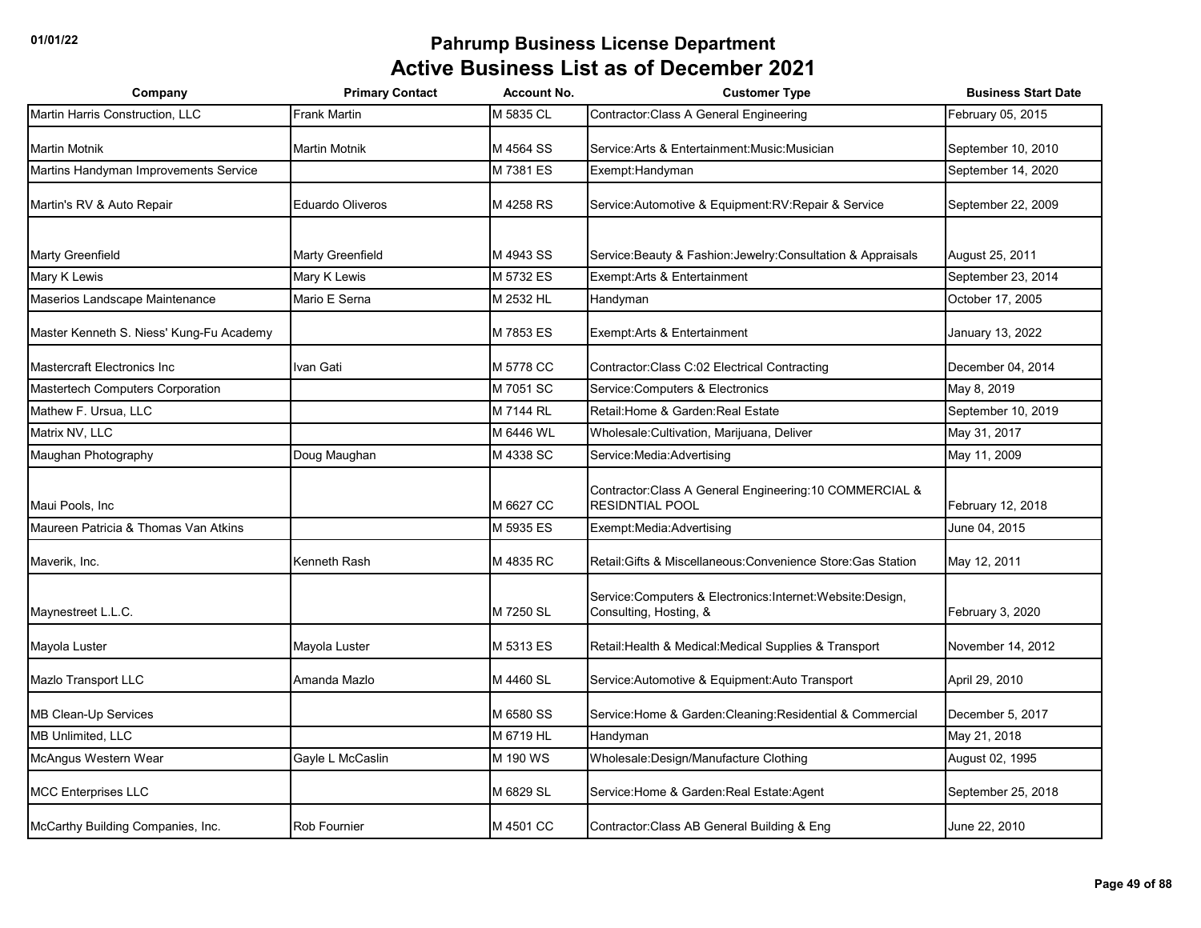# Pahrump Business License Department
# Active Business List as of December 2021

| Company | Primary Contact | Account No. | Customer Type | Business Start Date |
|---|---|---|---|---|
| Martin Harris Construction, LLC | Frank Martin | M 5835 CL | Contractor:Class A General Engineering | February 05, 2015 |
| Martin Motnik | Martin Motnik | M 4564 SS | Service:Arts & Entertainment:Music:Musician | September 10, 2010 |
| Martins Handyman Improvements Service | | M 7381 ES | Exempt:Handyman | September 14, 2020 |
| Martin's RV & Auto Repair | Eduardo Oliveros | M 4258 RS | Service:Automotive & Equipment:RV:Repair & Service | September 22, 2009 |
| Marty Greenfield | Marty Greenfield | M 4943 SS | Service:Beauty & Fashion:Jewelry:Consultation & Appraisals | August 25, 2011 |
| Mary K Lewis | Mary K Lewis | M 5732 ES | Exempt:Arts & Entertainment | September 23, 2014 |
| Maserios Landscape Maintenance | Mario E Serna | M 2532 HL | Handyman | October 17, 2005 |
| Master Kenneth S. Niess' Kung-Fu Academy | | M 7853 ES | Exempt:Arts & Entertainment | January 13, 2022 |
| Mastercraft Electronics Inc | Ivan Gati | M 5778 CC | Contractor:Class C:02 Electrical Contracting | December 04, 2014 |
| Mastertech Computers Corporation | | M 7051 SC | Service:Computers & Electronics | May 8, 2019 |
| Mathew F. Ursua, LLC | | M 7144 RL | Retail:Home & Garden:Real Estate | September 10, 2019 |
| Matrix NV, LLC | | M 6446 WL | Wholesale:Cultivation, Marijuana, Deliver | May 31, 2017 |
| Maughan Photography | Doug Maughan | M 4338 SC | Service:Media:Advertising | May 11, 2009 |
| Maui Pools, Inc | | M 6627 CC | Contractor:Class A General Engineering:10 COMMERCIAL & RESIDNTIAL POOL | February 12, 2018 |
| Maureen Patricia & Thomas Van Atkins | | M 5935 ES | Exempt:Media:Advertising | June 04, 2015 |
| Maverik, Inc. | Kenneth Rash | M 4835 RC | Retail:Gifts & Miscellaneous:Convenience Store:Gas Station | May 12, 2011 |
| Maynestreet L.L.C. | | M 7250 SL | Service:Computers & Electronics:Internet:Website:Design, Consulting, Hosting, & | February 3, 2020 |
| Mayola Luster | Mayola Luster | M 5313 ES | Retail:Health & Medical:Medical Supplies & Transport | November 14, 2012 |
| Mazlo Transport LLC | Amanda Mazlo | M 4460 SL | Service:Automotive & Equipment:Auto Transport | April 29, 2010 |
| MB Clean-Up Services | | M 6580 SS | Service:Home & Garden:Cleaning:Residential & Commercial | December 5, 2017 |
| MB Unlimited, LLC | | M 6719 HL | Handyman | May 21, 2018 |
| McAngus Western Wear | Gayle L McCaslin | M 190 WS | Wholesale:Design/Manufacture Clothing | August 02, 1995 |
| MCC Enterprises LLC | | M 6829 SL | Service:Home & Garden:Real Estate:Agent | September 25, 2018 |
| McCarthy Building Companies, Inc. | Rob Fournier | M 4501 CC | Contractor:Class AB General Building & Eng | June 22, 2010 |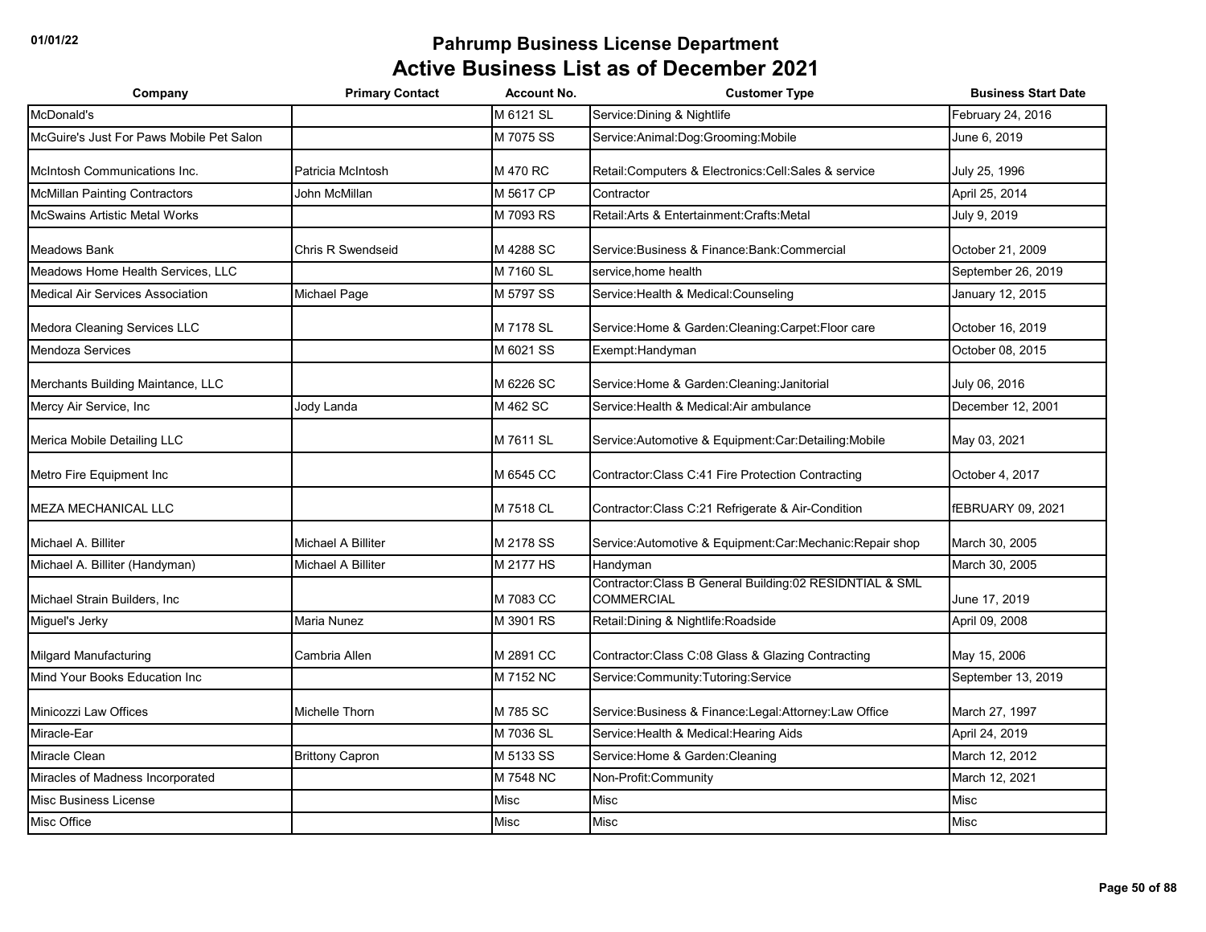# Pahrump Business License Department
## Active Business List as of December 2021

| Company | Primary Contact | Account No. | Customer Type | Business Start Date |
|---|---|---|---|---|
| McDonald's | | M 6121 SL | Service:Dining & Nightlife | February 24, 2016 |
| McGuire's Just For Paws Mobile Pet Salon | | M 7075 SS | Service:Animal:Dog:Grooming:Mobile | June 6, 2019 |
| McIntosh Communications Inc. | Patricia McIntosh | M 470 RC | Retail:Computers & Electronics:Cell:Sales & service | July 25, 1996 |
| McMillan Painting Contractors | John McMillan | M 5617 CP | Contractor | April 25, 2014 |
| McSwains Artistic Metal Works | | M 7093 RS | Retail:Arts & Entertainment:Crafts:Metal | July 9, 2019 |
| Meadows Bank | Chris R Swendseid | M 4288 SC | Service:Business & Finance:Bank:Commercial | October 21, 2009 |
| Meadows Home Health Services, LLC | | M 7160 SL | service,home health | September 26, 2019 |
| Medical Air Services Association | Michael Page | M 5797 SS | Service:Health & Medical:Counseling | January 12, 2015 |
| Medora Cleaning Services LLC | | M 7178 SL | Service:Home & Garden:Cleaning:Carpet:Floor care | October 16, 2019 |
| Mendoza Services | | M 6021 SS | Exempt:Handyman | October 08, 2015 |
| Merchants Building Maintance, LLC | | M 6226 SC | Service:Home & Garden:Cleaning:Janitorial | July 06, 2016 |
| Mercy Air Service, Inc | Jody Landa | M 462 SC | Service:Health & Medical:Air ambulance | December 12, 2001 |
| Merica Mobile Detailing LLC | | M 7611 SL | Service:Automotive & Equipment:Car:Detailing:Mobile | May 03, 2021 |
| Metro Fire Equipment Inc | | M 6545 CC | Contractor:Class C:41 Fire Protection Contracting | October 4, 2017 |
| MEZA MECHANICAL LLC | | M 7518 CL | Contractor:Class C:21 Refrigerate & Air-Condition | fEBRUARY 09, 2021 |
| Michael A. Billiter | Michael A Billiter | M 2178 SS | Service:Automotive & Equipment:Car:Mechanic:Repair shop | March 30, 2005 |
| Michael A. Billiter (Handyman) | Michael A Billiter | M 2177 HS | Handyman | March 30, 2005 |
| Michael Strain Builders, Inc | | M 7083 CC | Contractor:Class B General Building:02 RESIDNTIAL & SML COMMERCIAL | June 17, 2019 |
| Miguel's Jerky | Maria Nunez | M 3901 RS | Retail:Dining & Nightlife:Roadside | April 09, 2008 |
| Milgard Manufacturing | Cambria Allen | M 2891 CC | Contractor:Class C:08 Glass & Glazing Contracting | May 15, 2006 |
| Mind Your Books Education Inc | | M 7152 NC | Service:Community:Tutoring:Service | September 13, 2019 |
| Minicozzi Law Offices | Michelle Thorn | M 785 SC | Service:Business & Finance:Legal:Attorney:Law Office | March 27, 1997 |
| Miracle-Ear | | M 7036 SL | Service:Health & Medical:Hearing Aids | April 24, 2019 |
| Miracle Clean | Brittony Capron | M 5133 SS | Service:Home & Garden:Cleaning | March 12, 2012 |
| Miracles of Madness Incorporated | | M 7548 NC | Non-Profit:Community | March 12, 2021 |
| Misc Business License | | Misc | Misc | Misc |
| Misc Office | | Misc | Misc | Misc |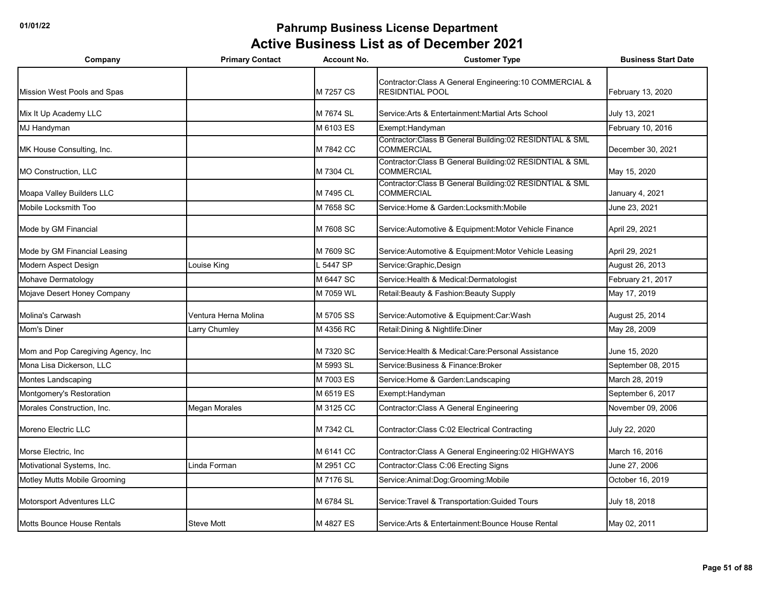# Pahrump Business License Department

## Active Business List as of December 2021

| Company | Primary Contact | Account No. | Customer Type | Business Start Date |
|---|---|---|---|---|
| Mission West Pools and Spas | | M 7257 CS | Contractor:Class A General Engineering:10 COMMERCIAL & RESIDNTIAL POOL | February 13, 2020 |
| Mix It Up Academy LLC | | M 7674 SL | Service:Arts & Entertainment:Martial Arts School | July 13, 2021 |
| MJ Handyman | | M 6103 ES | Exempt:Handyman | February 10, 2016 |
| MK House Consulting, Inc. | | M 7842 CC | Contractor:Class B General Building:02 RESIDNTIAL & SML COMMERCIAL | December 30, 2021 |
| MO Construction, LLC | | M 7304 CL | Contractor:Class B General Building:02 RESIDNTIAL & SML COMMERCIAL | May 15, 2020 |
| Moapa Valley Builders LLC | | M 7495 CL | Contractor:Class B General Building:02 RESIDNTIAL & SML COMMERCIAL | January 4, 2021 |
| Mobile Locksmith Too | | M 7658 SC | Service:Home & Garden:Locksmith:Mobile | June 23, 2021 |
| Mode by GM Financial | | M 7608 SC | Service:Automotive & Equipment:Motor Vehicle Finance | April 29, 2021 |
| Mode by GM Financial Leasing | | M 7609 SC | Service:Automotive & Equipment:Motor Vehicle Leasing | April 29, 2021 |
| Modern Aspect Design | Louise King | L 5447 SP | Service:Graphic,Design | August 26, 2013 |
| Mohave Dermatology | | M 6447 SC | Service:Health & Medical:Dermatologist | February 21, 2017 |
| Mojave Desert Honey Company | | M 7059 WL | Retail:Beauty & Fashion:Beauty Supply | May 17, 2019 |
| Molina's Carwash | Ventura Herna Molina | M 5705 SS | Service:Automotive & Equipment:Car:Wash | August 25, 2014 |
| Mom's Diner | Larry Chumley | M 4356 RC | Retail:Dining & Nightlife:Diner | May 28, 2009 |
| Mom and Pop Caregiving Agency, Inc | | M 7320 SC | Service:Health & Medical:Care:Personal Assistance | June 15, 2020 |
| Mona Lisa Dickerson, LLC | | M 5993 SL | Service:Business & Finance:Broker | September 08, 2015 |
| Montes Landscaping | | M 7003 ES | Service:Home & Garden:Landscaping | March 28, 2019 |
| Montgomery's Restoration | | M 6519 ES | Exempt:Handyman | September 6, 2017 |
| Morales Construction, Inc. | Megan Morales | M 3125 CC | Contractor:Class A General Engineering | November 09, 2006 |
| Moreno Electric LLC | | M 7342 CL | Contractor:Class C:02 Electrical Contracting | July 22, 2020 |
| Morse Electric, Inc | | M 6141 CC | Contractor:Class A General Engineering:02 HIGHWAYS | March 16, 2016 |
| Motivational Systems, Inc. | Linda Forman | M 2951 CC | Contractor:Class C:06 Erecting Signs | June 27, 2006 |
| Motley Mutts Mobile Grooming | | M 7176 SL | Service:Animal:Dog:Grooming:Mobile | October 16, 2019 |
| Motorsport Adventures LLC | | M 6784 SL | Service:Travel & Transportation:Guided Tours | July 18, 2018 |
| Motts Bounce House Rentals | Steve Mott | M 4827 ES | Service:Arts & Entertainment:Bounce House Rental | May 02, 2011 |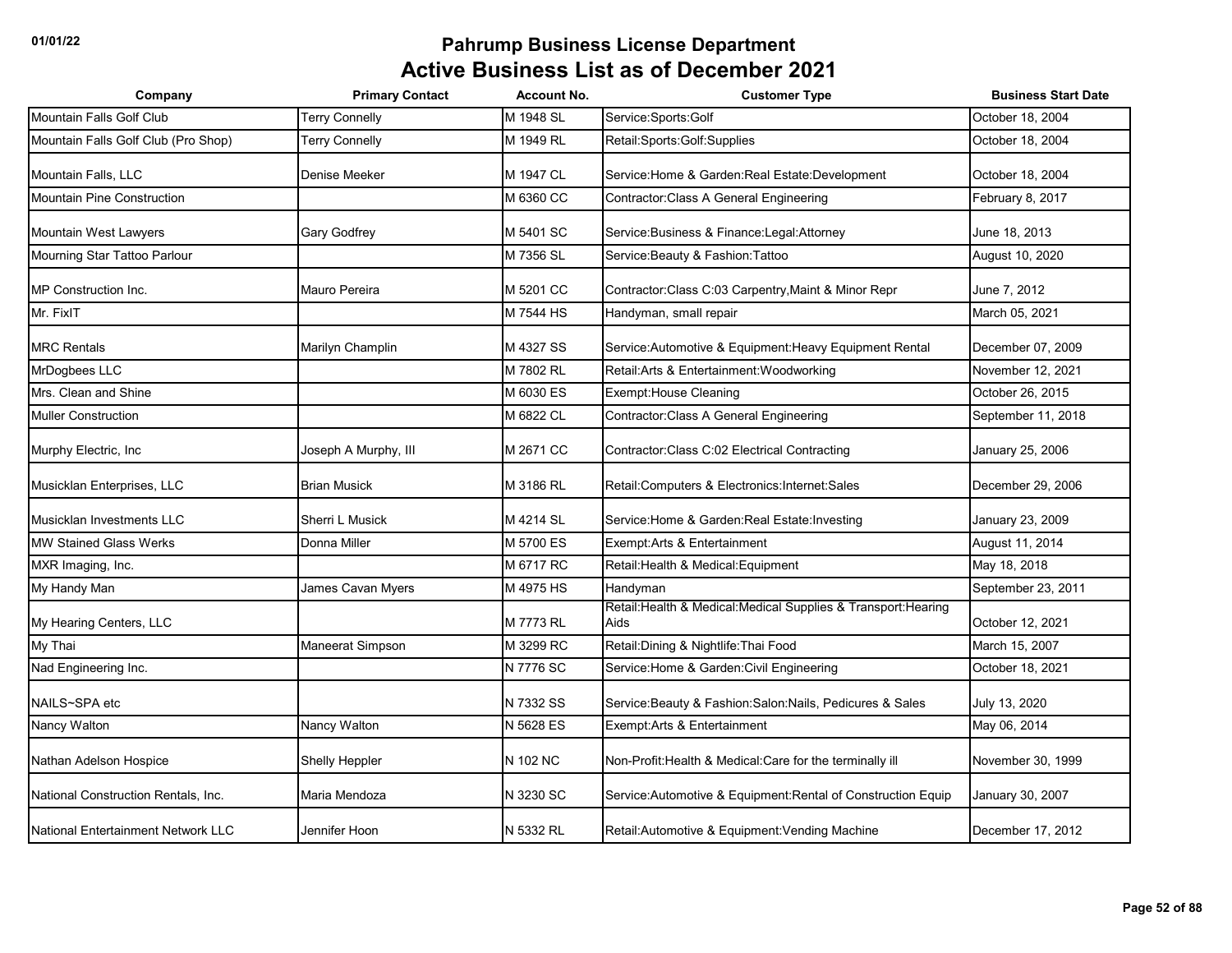# Pahrump Business License Department

## Active Business List as of December 2021

| Company | Primary Contact | Account No. | Customer Type | Business Start Date |
|---|---|---|---|---|
| Mountain Falls Golf Club | Terry Connelly | M 1948 SL | Service:Sports:Golf | October 18, 2004 |
| Mountain Falls Golf Club (Pro Shop) | Terry Connelly | M 1949 RL | Retail:Sports:Golf:Supplies | October 18, 2004 |
| Mountain Falls, LLC | Denise Meeker | M 1947 CL | Service:Home & Garden:Real Estate:Development | October 18, 2004 |
| Mountain Pine Construction | | M 6360 CC | Contractor:Class A General Engineering | February 8, 2017 |
| Mountain West Lawyers | Gary Godfrey | M 5401 SC | Service:Business & Finance:Legal:Attorney | June 18, 2013 |
| Mourning Star Tattoo Parlour | | M 7356 SL | Service:Beauty & Fashion:Tattoo | August 10, 2020 |
| MP Construction Inc. | Mauro Pereira | M 5201 CC | Contractor:Class C:03 Carpentry,Maint & Minor Repr | June 7, 2012 |
| Mr. FixIT | | M 7544 HS | Handyman, small repair | March 05, 2021 |
| MRC Rentals | Marilyn Champlin | M 4327 SS | Service:Automotive & Equipment:Heavy Equipment Rental | December 07, 2009 |
| MrDogbees LLC | | M 7802 RL | Retail:Arts & Entertainment:Woodworking | November 12, 2021 |
| Mrs. Clean and Shine | | M 6030 ES | Exempt:House Cleaning | October 26, 2015 |
| Muller Construction | | M 6822 CL | Contractor:Class A General Engineering | September 11, 2018 |
| Murphy Electric, Inc | Joseph A Murphy, III | M 2671 CC | Contractor:Class C:02 Electrical Contracting | January 25, 2006 |
| Musicklan Enterprises, LLC | Brian Musick | M 3186 RL | Retail:Computers & Electronics:Internet:Sales | December 29, 2006 |
| Musicklan Investments LLC | Sherri L Musick | M 4214 SL | Service:Home & Garden:Real Estate:Investing | January 23, 2009 |
| MW Stained Glass Werks | Donna Miller | M 5700 ES | Exempt:Arts & Entertainment | August 11, 2014 |
| MXR Imaging, Inc. | | M 6717 RC | Retail:Health & Medical:Equipment | May 18, 2018 |
| My Handy Man | James Cavan Myers | M 4975 HS | Handyman | September 23, 2011 |
| My Hearing Centers, LLC | | M 7773 RL | Retail:Health & Medical:Medical Supplies & Transport:Hearing Aids | October 12, 2021 |
| My Thai | Maneerat Simpson | M 3299 RC | Retail:Dining & Nightlife:Thai Food | March 15, 2007 |
| Nad Engineering Inc. | | N 7776 SC | Service:Home & Garden:Civil Engineering | October 18, 2021 |
| NAILS~SPA etc | | N 7332 SS | Service:Beauty & Fashion:Salon:Nails, Pedicures & Sales | July 13, 2020 |
| Nancy Walton | Nancy Walton | N 5628 ES | Exempt:Arts & Entertainment | May 06, 2014 |
| Nathan Adelson Hospice | Shelly Heppler | N 102 NC | Non-Profit:Health & Medical:Care for the terminally ill | November 30, 1999 |
| National Construction Rentals, Inc. | Maria Mendoza | N 3230 SC | Service:Automotive & Equipment:Rental of Construction Equip | January 30, 2007 |
| National Entertainment Network LLC | Jennifer Hoon | N 5332 RL | Retail:Automotive & Equipment:Vending Machine | December 17, 2012 |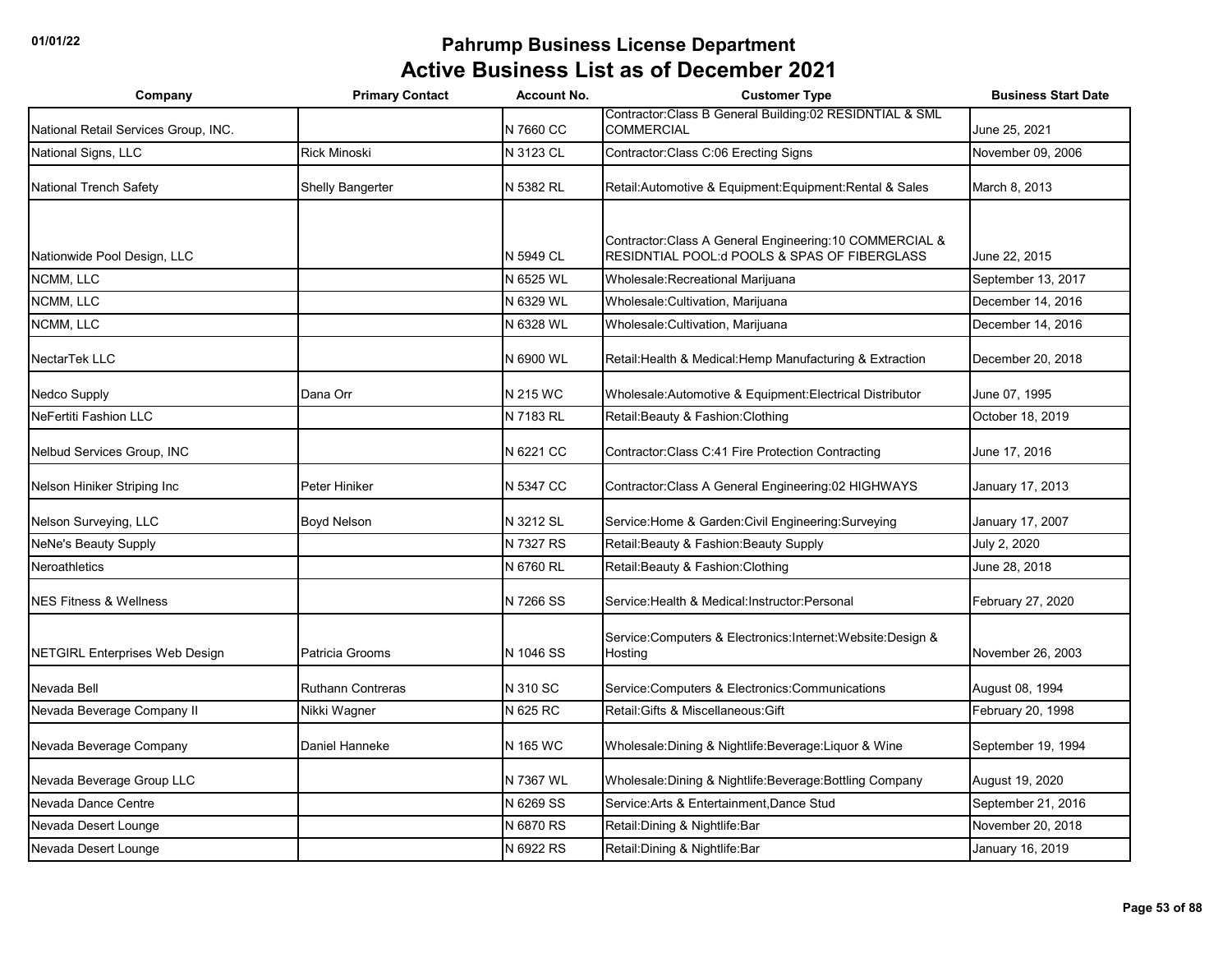# Pahrump Business License Department

# Active Business List as of December 2021

| Company | Primary Contact | Account No. | Customer Type | Business Start Date |
|---|---|---|---|---|
| National Retail Services Group, INC. | | N 7660 CC | Contractor:Class B General Building:02 RESIDNTIAL & SML COMMERCIAL | June 25, 2021 |
| National Signs, LLC | Rick Minoski | N 3123 CL | Contractor:Class C:06 Erecting Signs | November 09, 2006 |
| National Trench Safety | Shelly Bangerter | N 5382 RL | Retail:Automotive & Equipment:Equipment:Rental & Sales | March 8, 2013 |
| Nationwide Pool Design, LLC | | N 5949 CL | Contractor:Class A General Engineering:10 COMMERCIAL & RESIDNTIAL POOL:d POOLS & SPAS OF FIBERGLASS | June 22, 2015 |
| NCMM, LLC | | N 6525 WL | Wholesale:Recreational Marijuana | September 13, 2017 |
| NCMM, LLC | | N 6329 WL | Wholesale:Cultivation, Marijuana | December 14, 2016 |
| NCMM, LLC | | N 6328 WL | Wholesale:Cultivation, Marijuana | December 14, 2016 |
| NectarTek LLC | | N 6900 WL | Retail:Health & Medical:Hemp Manufacturing & Extraction | December 20, 2018 |
| Nedco Supply | Dana Orr | N 215 WC | Wholesale:Automotive & Equipment:Electrical Distributor | June 07, 1995 |
| NeFertiti Fashion LLC | | N 7183 RL | Retail:Beauty & Fashion:Clothing | October 18, 2019 |
| Nelbud Services Group, INC | | N 6221 CC | Contractor:Class C:41 Fire Protection Contracting | June 17, 2016 |
| Nelson Hiniker Striping Inc | Peter Hiniker | N 5347 CC | Contractor:Class A General Engineering:02 HIGHWAYS | January 17, 2013 |
| Nelson Surveying, LLC | Boyd Nelson | N 3212 SL | Service:Home & Garden:Civil Engineering:Surveying | January 17, 2007 |
| NeNe's Beauty Supply | | N 7327 RS | Retail:Beauty & Fashion:Beauty Supply | July 2, 2020 |
| Neroathletics | | N 6760 RL | Retail:Beauty & Fashion:Clothing | June 28, 2018 |
| NES Fitness & Wellness | | N 7266 SS | Service:Health & Medical:Instructor:Personal | February 27, 2020 |
| NETGIRL Enterprises Web Design | Patricia Grooms | N 1046 SS | Service:Computers & Electronics:Internet:Website:Design & Hosting | November 26, 2003 |
| Nevada Bell | Ruthann Contreras | N 310 SC | Service:Computers & Electronics:Communications | August 08, 1994 |
| Nevada Beverage Company II | Nikki Wagner | N 625 RC | Retail:Gifts & Miscellaneous:Gift | February 20, 1998 |
| Nevada Beverage Company | Daniel Hanneke | N 165 WC | Wholesale:Dining & Nightlife:Beverage:Liquor & Wine | September 19, 1994 |
| Nevada Beverage Group LLC | | N 7367 WL | Wholesale:Dining & Nightlife:Beverage:Bottling Company | August 19, 2020 |
| Nevada Dance Centre | | N 6269 SS | Service:Arts & Entertainment,Dance Stud | September 21, 2016 |
| Nevada Desert Lounge | | N 6870 RS | Retail:Dining & Nightlife:Bar | November 20, 2018 |
| Nevada Desert Lounge | | N 6922 RS | Retail:Dining & Nightlife:Bar | January 16, 2019 |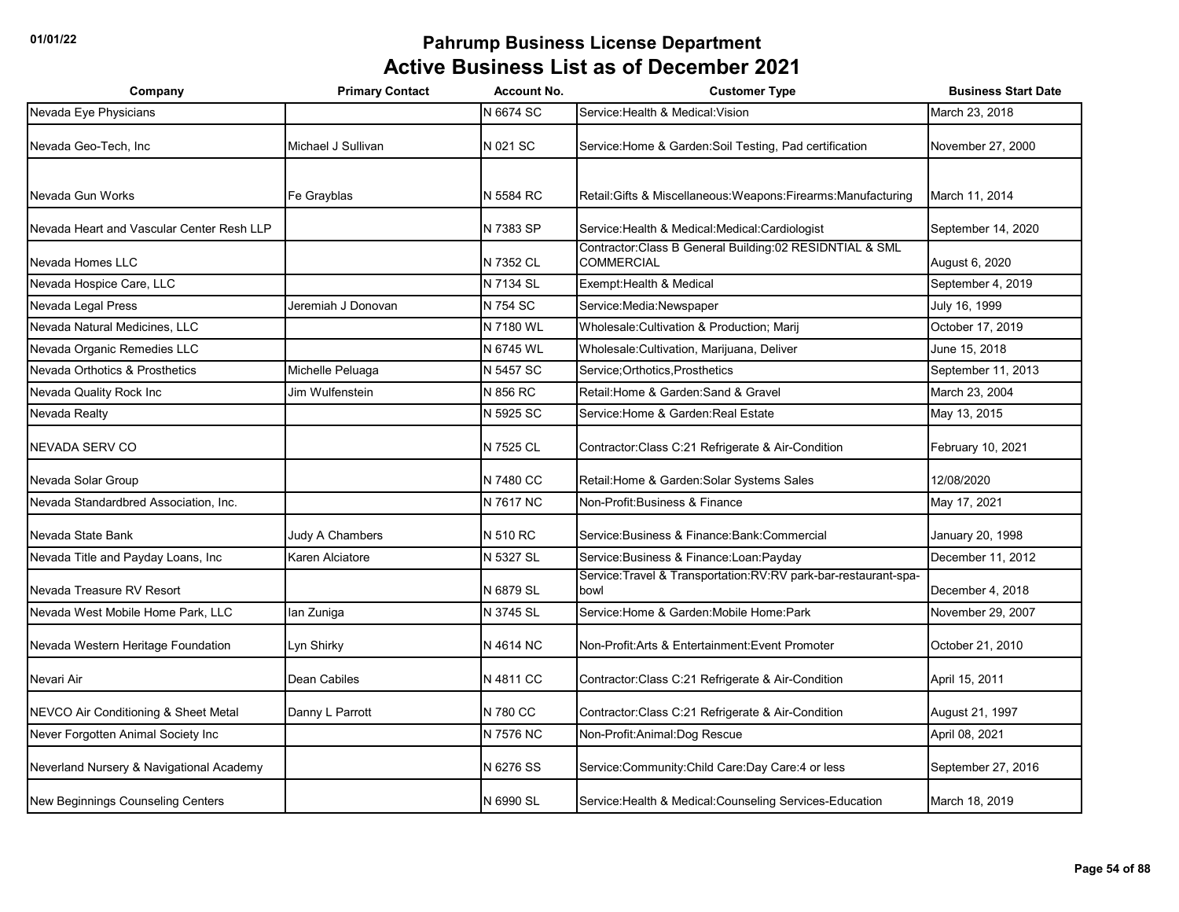# Pahrump Business License Department

## Active Business List as of December 2021

| Company | Primary Contact | Account No. | Customer Type | Business Start Date |
|---|---|---|---|---|
| Nevada Eye Physicians | | N 6674 SC | Service:Health & Medical:Vision | March 23, 2018 |
| Nevada Geo-Tech, Inc | Michael J Sullivan | N 021 SC | Service:Home & Garden:Soil Testing, Pad certification | November 27, 2000 |
| Nevada Gun Works | Fe Grayblas | N 5584 RC | Retail:Gifts & Miscellaneous:Weapons:Firearms:Manufacturing | March 11, 2014 |
| Nevada Heart and Vascular Center Resh LLP | | N 7383 SP | Service:Health & Medical:Medical:Cardiologist | September 14, 2020 |
| Nevada Homes LLC | | N 7352 CL | Contractor:Class B General Building:02 RESIDNTIAL & SML COMMERCIAL | August 6, 2020 |
| Nevada Hospice Care, LLC | | N 7134 SL | Exempt:Health & Medical | September 4, 2019 |
| Nevada Legal Press | Jeremiah J Donovan | N 754 SC | Service:Media:Newspaper | July 16, 1999 |
| Nevada Natural Medicines, LLC | | N 7180 WL | Wholesale:Cultivation & Production; Marij | October 17, 2019 |
| Nevada Organic Remedies LLC | | N 6745 WL | Wholesale:Cultivation, Marijuana, Deliver | June 15, 2018 |
| Nevada Orthotics & Prosthetics | Michelle Peluaga | N 5457 SC | Service;Orthotics,Prosthetics | September 11, 2013 |
| Nevada Quality Rock Inc | Jim Wulfenstein | N 856 RC | Retail:Home & Garden:Sand & Gravel | March 23, 2004 |
| Nevada Realty | | N 5925 SC | Service:Home & Garden:Real Estate | May 13, 2015 |
| NEVADA SERV CO | | N 7525 CL | Contractor:Class C:21 Refrigerate & Air-Condition | February 10, 2021 |
| Nevada Solar Group | | N 7480 CC | Retail:Home & Garden:Solar Systems Sales | 12/08/2020 |
| Nevada Standardbred Association, Inc. | | N 7617 NC | Non-Profit:Business & Finance | May 17, 2021 |
| Nevada State Bank | Judy A Chambers | N 510 RC | Service:Business & Finance:Bank:Commercial | January 20, 1998 |
| Nevada Title and Payday Loans, Inc | Karen Alciatore | N 5327 SL | Service:Business & Finance:Loan:Payday | December 11, 2012 |
| Nevada Treasure RV Resort | | N 6879 SL | Service:Travel & Transportation:RV:RV park-bar-restaurant-spa-bowl | December 4, 2018 |
| Nevada West Mobile Home Park, LLC | Ian Zuniga | N 3745 SL | Service:Home & Garden:Mobile Home:Park | November 29, 2007 |
| Nevada Western Heritage Foundation | Lyn Shirky | N 4614 NC | Non-Profit:Arts & Entertainment:Event Promoter | October 21, 2010 |
| Nevari Air | Dean Cabiles | N 4811 CC | Contractor:Class C:21 Refrigerate & Air-Condition | April 15, 2011 |
| NEVCO Air Conditioning & Sheet Metal | Danny L Parrott | N 780 CC | Contractor:Class C:21 Refrigerate & Air-Condition | August 21, 1997 |
| Never Forgotten Animal Society Inc | | N 7576 NC | Non-Profit:Animal:Dog Rescue | April 08, 2021 |
| Neverland Nursery & Navigational Academy | | N 6276 SS | Service:Community:Child Care:Day Care:4 or less | September 27, 2016 |
| New Beginnings Counseling Centers | | N 6990 SL | Service:Health & Medical:Counseling Services-Education | March 18, 2019 |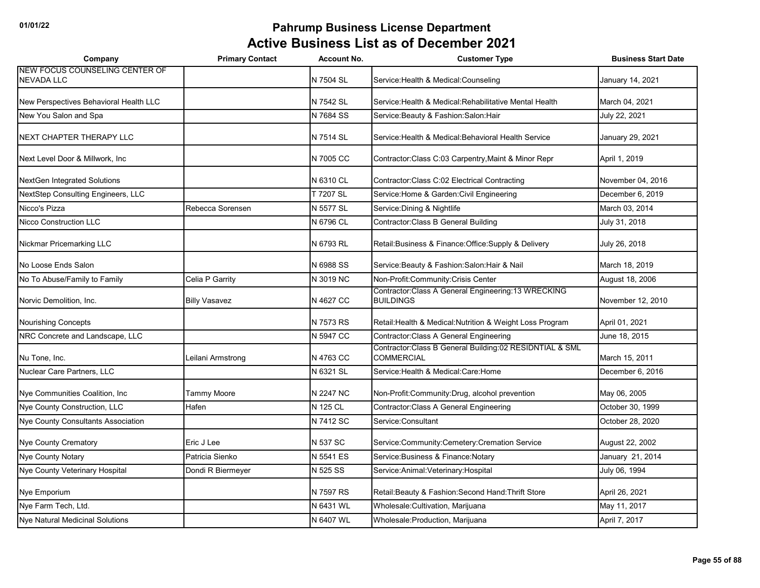# Pahrump Business License Department

## Active Business List as of December 2021

| Company | Primary Contact | Account No. | Customer Type | Business Start Date |
|---|---|---|---|---|
| NEW FOCUS COUNSELING CENTER OF NEVADA LLC | | N 7504 SL | Service:Health & Medical:Counseling | January 14, 2021 |
| New Perspectives Behavioral Health LLC | | N 7542 SL | Service:Health & Medical:Rehabilitative Mental Health | March 04, 2021 |
| New You Salon and Spa | | N 7684 SS | Service:Beauty & Fashion:Salon:Hair | July 22, 2021 |
| NEXT CHAPTER THERAPY LLC | | N 7514 SL | Service:Health & Medical:Behavioral Health Service | January 29, 2021 |
| Next Level Door & Millwork, Inc | | N 7005 CC | Contractor:Class C:03 Carpentry,Maint & Minor Repr | April 1, 2019 |
| NextGen Integrated Solutions | | N 6310 CL | Contractor:Class C:02 Electrical Contracting | November 04, 2016 |
| NextStep Consulting Engineers, LLC | | T 7207 SL | Service:Home & Garden:Civil Engineering | December 6, 2019 |
| Nicco's Pizza | Rebecca Sorensen | N 5577 SL | Service:Dining & Nightlife | March 03, 2014 |
| Nicco Construction LLC | | N 6796 CL | Contractor:Class B General Building | July 31, 2018 |
| Nickmar Pricemarking LLC | | N 6793 RL | Retail:Business & Finance:Office:Supply & Delivery | July 26, 2018 |
| No Loose Ends Salon | | N 6988 SS | Service:Beauty & Fashion:Salon:Hair & Nail | March 18, 2019 |
| No To Abuse/Family to Family | Celia P Garrity | N 3019 NC | Non-Profit:Community:Crisis Center | August 18, 2006 |
| Norvic Demolition, Inc. | Billy Vasavez | N 4627 CC | Contractor:Class A General Engineering:13 WRECKING BUILDINGS | November 12, 2010 |
| Nourishing Concepts | | N 7573 RS | Retail:Health & Medical:Nutrition & Weight Loss Program | April 01, 2021 |
| NRC Concrete and Landscape, LLC | | N 5947 CC | Contractor:Class A General Engineering | June 18, 2015 |
| Nu Tone, Inc. | Leilani Armstrong | N 4763 CC | Contractor:Class B General Building:02 RESIDNTIAL & SML COMMERCIAL | March 15, 2011 |
| Nuclear Care Partners, LLC | | N 6321 SL | Service:Health & Medical:Care:Home | December 6, 2016 |
| Nye Communities Coalition, Inc | Tammy Moore | N 2247 NC | Non-Profit:Community:Drug, alcohol prevention | May 06, 2005 |
| Nye County Construction, LLC | Hafen | N 125 CL | Contractor:Class A General Engineering | October 30, 1999 |
| Nye County Consultants Association | | N 7412 SC | Service:Consultant | October 28, 2020 |
| Nye County Crematory | Eric J Lee | N 537 SC | Service:Community:Cemetery:Cremation Service | August 22, 2002 |
| Nye County Notary | Patricia Sienko | N 5541 ES | Service:Business & Finance:Notary | January 21, 2014 |
| Nye County Veterinary Hospital | Dondi R Biermeyer | N 525 SS | Service:Animal:Veterinary:Hospital | July 06, 1994 |
| Nye Emporium | | N 7597 RS | Retail:Beauty & Fashion:Second Hand:Thrift Store | April 26, 2021 |
| Nye Farm Tech, Ltd. | | N 6431 WL | Wholesale:Cultivation, Marijuana | May 11, 2017 |
| Nye Natural Medicinal Solutions | | N 6407 WL | Wholesale:Production, Marijuana | April 7, 2017 |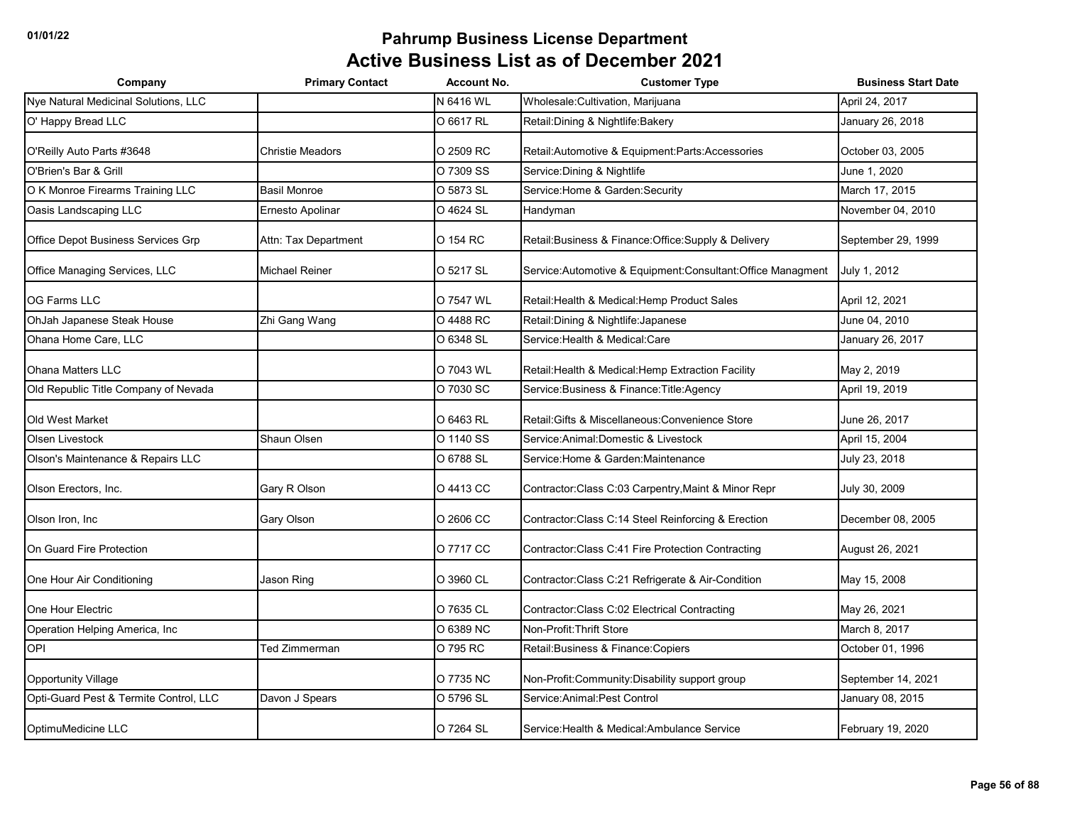# Pahrump Business License Department

## Active Business List as of December 2021

| Company | Primary Contact | Account No. | Customer Type | Business Start Date |
|---|---|---|---|---|
| Nye Natural Medicinal Solutions, LLC | | N 6416 WL | Wholesale:Cultivation, Marijuana | April 24, 2017 |
| O' Happy Bread LLC | | O 6617 RL | Retail:Dining & Nightlife:Bakery | January 26, 2018 |
| O'Reilly Auto Parts #3648 | Christie Meadors | O 2509 RC | Retail:Automotive & Equipment:Parts:Accessories | October 03, 2005 |
| O'Brien's Bar & Grill | | O 7309 SS | Service:Dining & Nightlife | June 1, 2020 |
| O K Monroe Firearms Training LLC | Basil Monroe | O 5873 SL | Service:Home & Garden:Security | March 17, 2015 |
| Oasis Landscaping LLC | Ernesto Apolinar | O 4624 SL | Handyman | November 04, 2010 |
| Office Depot Business Services Grp | Attn: Tax Department | O 154 RC | Retail:Business & Finance:Office:Supply & Delivery | September 29, 1999 |
| Office Managing Services, LLC | Michael Reiner | O 5217 SL | Service:Automotive & Equipment:Consultant:Office Managment | July 1, 2012 |
| OG Farms LLC | | O 7547 WL | Retail:Health & Medical:Hemp Product Sales | April 12, 2021 |
| OhJah Japanese Steak House | Zhi Gang Wang | O 4488 RC | Retail:Dining & Nightlife:Japanese | June 04, 2010 |
| Ohana Home Care, LLC | | O 6348 SL | Service:Health & Medical:Care | January 26, 2017 |
| Ohana Matters LLC | | O 7043 WL | Retail:Health & Medical:Hemp Extraction Facility | May 2, 2019 |
| Old Republic Title Company of Nevada | | O 7030 SC | Service:Business & Finance:Title:Agency | April 19, 2019 |
| Old West Market | | O 6463 RL | Retail:Gifts & Miscellaneous:Convenience Store | June 26, 2017 |
| Olsen Livestock | Shaun Olsen | O 1140 SS | Service:Animal:Domestic & Livestock | April 15, 2004 |
| Olson's Maintenance & Repairs LLC | | O 6788 SL | Service:Home & Garden:Maintenance | July 23, 2018 |
| Olson Erectors, Inc. | Gary R Olson | O 4413 CC | Contractor:Class C:03 Carpentry,Maint & Minor Repr | July 30, 2009 |
| Olson Iron, Inc | Gary Olson | O 2606 CC | Contractor:Class C:14 Steel Reinforcing & Erection | December 08, 2005 |
| On Guard Fire Protection | | O 7717 CC | Contractor:Class C:41 Fire Protection Contracting | August 26, 2021 |
| One Hour Air Conditioning | Jason Ring | O 3960 CL | Contractor:Class C:21 Refrigerate & Air-Condition | May 15, 2008 |
| One Hour Electric | | O 7635 CL | Contractor:Class C:02 Electrical Contracting | May 26, 2021 |
| Operation Helping America, Inc | | O 6389 NC | Non-Profit:Thrift Store | March 8, 2017 |
| OPI | Ted Zimmerman | O 795 RC | Retail:Business & Finance:Copiers | October 01, 1996 |
| Opportunity Village | | O 7735 NC | Non-Profit:Community:Disability support group | September 14, 2021 |
| Opti-Guard Pest & Termite Control, LLC | Davon J Spears | O 5796 SL | Service:Animal:Pest Control | January 08, 2015 |
| OptimuMedicine LLC | | O 7264 SL | Service:Health & Medical:Ambulance Service | February 19, 2020 |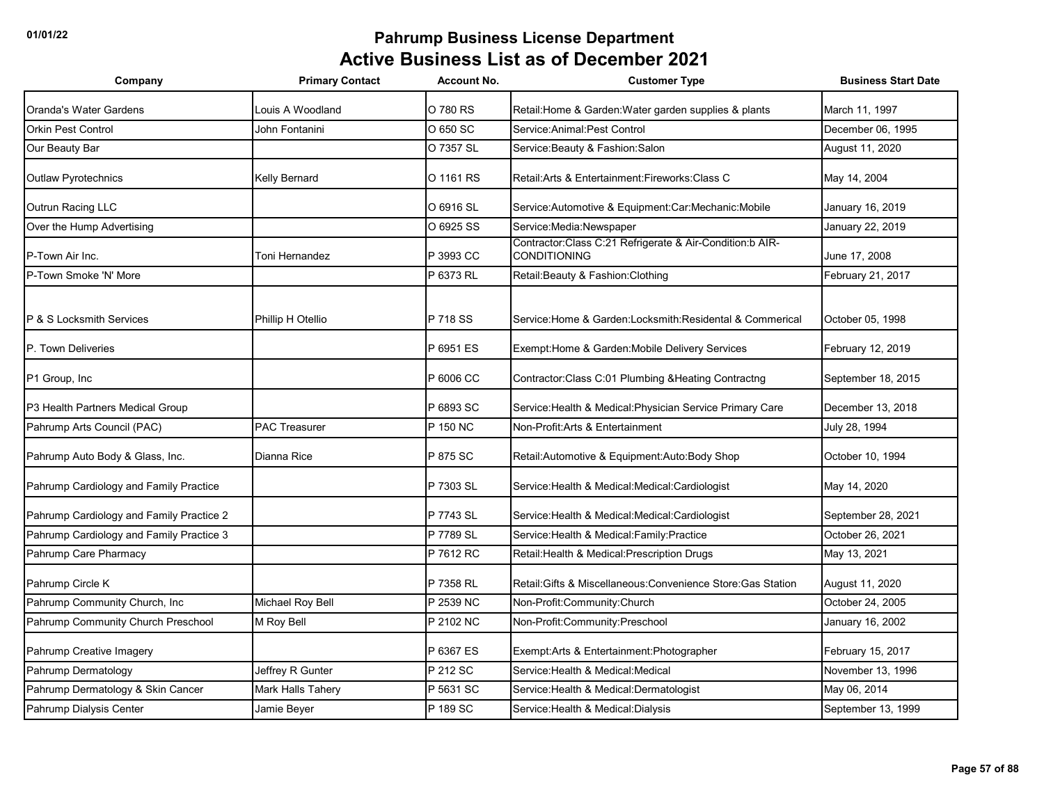# Pahrump Business License Department

## Active Business List as of December 2021

| Company | Primary Contact | Account No. | Customer Type | Business Start Date |
|---|---|---|---|---|
| Oranda's Water Gardens | Louis A Woodland | O 780 RS | Retail:Home & Garden:Water garden supplies & plants | March 11, 1997 |
| Orkin Pest Control | John Fontanini | O 650 SC | Service:Animal:Pest Control | December 06, 1995 |
| Our Beauty Bar | | O 7357 SL | Service:Beauty & Fashion:Salon | August 11, 2020 |
| Outlaw Pyrotechnics | Kelly Bernard | O 1161 RS | Retail:Arts & Entertainment:Fireworks:Class C | May 14, 2004 |
| Outrun Racing LLC | | O 6916 SL | Service:Automotive & Equipment:Car:Mechanic:Mobile | January 16, 2019 |
| Over the Hump Advertising | | O 6925 SS | Service:Media:Newspaper | January 22, 2019 |
| P-Town Air Inc. | Toni Hernandez | P 3993 CC | Contractor:Class C:21 Refrigerate & Air-Condition:b AIR-CONDITIONING | June 17, 2008 |
| P-Town Smoke 'N' More | | P 6373 RL | Retail:Beauty & Fashion:Clothing | February 21, 2017 |
| P & S Locksmith Services | Phillip H Otellio | P 718 SS | Service:Home & Garden:Locksmith:Residental & Commerical | October 05, 1998 |
| P. Town Deliveries | | P 6951 ES | Exempt:Home & Garden:Mobile Delivery Services | February 12, 2019 |
| P1 Group, Inc | | P 6006 CC | Contractor:Class C:01 Plumbing &Heating Contractng | September 18, 2015 |
| P3 Health Partners Medical Group | | P 6893 SC | Service:Health & Medical:Physician Service Primary Care | December 13, 2018 |
| Pahrump Arts Council (PAC) | PAC Treasurer | P 150 NC | Non-Profit:Arts & Entertainment | July 28, 1994 |
| Pahrump Auto Body & Glass, Inc. | Dianna Rice | P 875 SC | Retail:Automotive & Equipment:Auto:Body Shop | October 10, 1994 |
| Pahrump Cardiology and Family Practice | | P 7303 SL | Service:Health & Medical:Medical:Cardiologist | May 14, 2020 |
| Pahrump Cardiology and Family Practice 2 | | P 7743 SL | Service:Health & Medical:Medical:Cardiologist | September 28, 2021 |
| Pahrump Cardiology and Family Practice 3 | | P 7789 SL | Service:Health & Medical:Family:Practice | October 26, 2021 |
| Pahrump Care Pharmacy | | P 7612 RC | Retail:Health & Medical:Prescription Drugs | May 13, 2021 |
| Pahrump Circle K | | P 7358 RL | Retail:Gifts & Miscellaneous:Convenience Store:Gas Station | August 11, 2020 |
| Pahrump Community Church, Inc | Michael Roy Bell | P 2539 NC | Non-Profit:Community:Church | October 24, 2005 |
| Pahrump Community Church Preschool | M Roy Bell | P 2102 NC | Non-Profit:Community:Preschool | January 16, 2002 |
| Pahrump Creative Imagery | | P 6367 ES | Exempt:Arts & Entertainment:Photographer | February 15, 2017 |
| Pahrump Dermatology | Jeffrey R Gunter | P 212 SC | Service:Health & Medical:Medical | November 13, 1996 |
| Pahrump Dermatology & Skin Cancer | Mark Halls Tahery | P 5631 SC | Service:Health & Medical:Dermatologist | May 06, 2014 |
| Pahrump Dialysis Center | Jamie Beyer | P 189 SC | Service:Health & Medical:Dialysis | September 13, 1999 |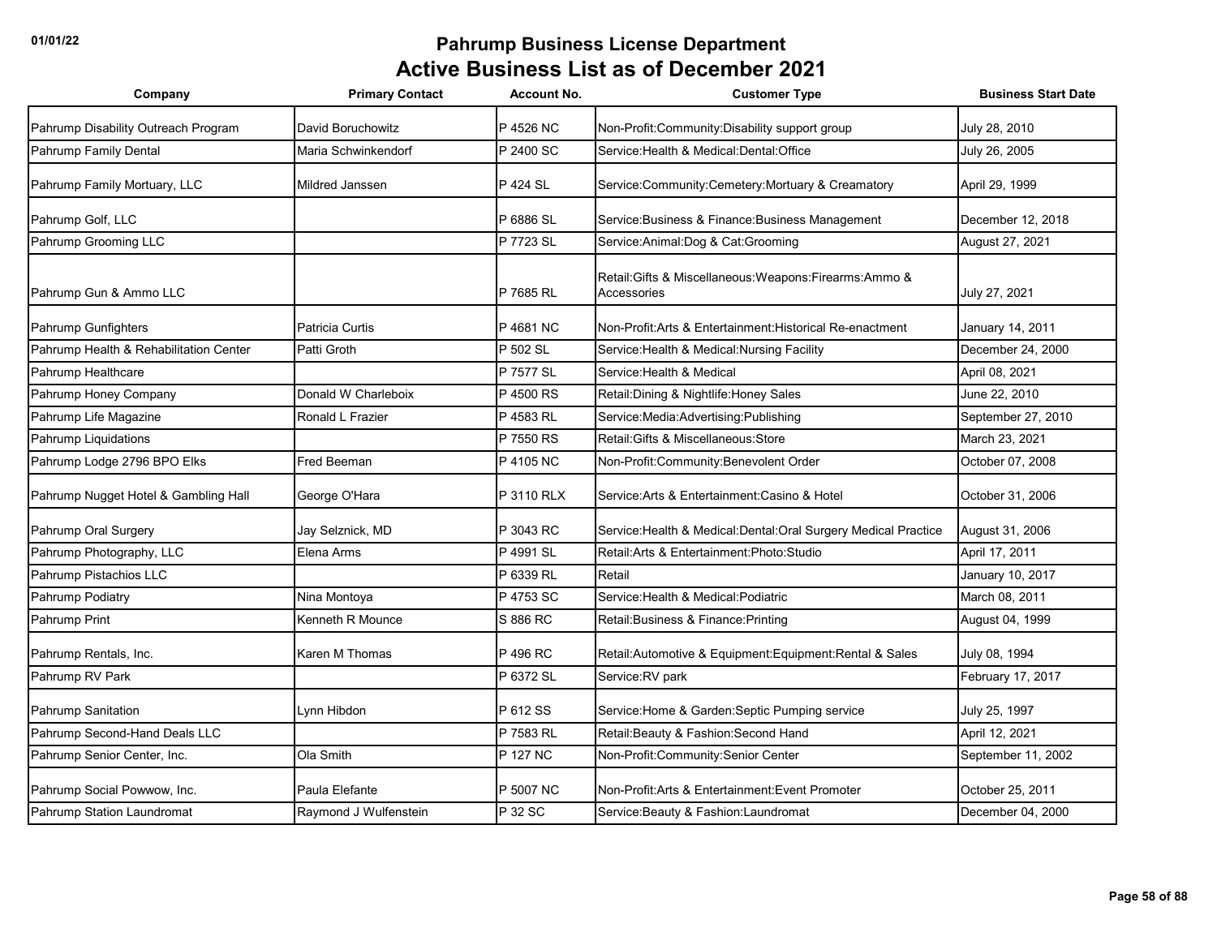# Pahrump Business License Department

## Active Business List as of December 2021

| Company | Primary Contact | Account No. | Customer Type | Business Start Date |
|---|---|---|---|---|
| Pahrump Disability Outreach Program | David Boruchowitz | P 4526 NC | Non-Profit:Community:Disability support group | July 28, 2010 |
| Pahrump Family Dental | Maria Schwinkendorf | P 2400 SC | Service:Health & Medical:Dental:Office | July 26, 2005 |
| Pahrump Family Mortuary, LLC | Mildred Janssen | P 424 SL | Service:Community:Cemetery:Mortuary & Creamatory | April 29, 1999 |
| Pahrump Golf, LLC | | P 6886 SL | Service:Business & Finance:Business Management | December 12, 2018 |
| Pahrump Grooming LLC | | P 7723 SL | Service:Animal:Dog & Cat:Grooming | August 27, 2021 |
| Pahrump Gun & Ammo LLC | | P 7685 RL | Retail:Gifts & Miscellaneous:Weapons:Firearms:Ammo & Accessories | July 27, 2021 |
| Pahrump Gunfighters | Patricia Curtis | P 4681 NC | Non-Profit:Arts & Entertainment:Historical Re-enactment | January 14, 2011 |
| Pahrump Health & Rehabilitation Center | Patti Groth | P 502 SL | Service:Health & Medical:Nursing Facility | December 24, 2000 |
| Pahrump Healthcare | | P 7577 SL | Service:Health & Medical | April 08, 2021 |
| Pahrump Honey Company | Donald W Charleboix | P 4500 RS | Retail:Dining & Nightlife:Honey Sales | June 22, 2010 |
| Pahrump Life Magazine | Ronald L Frazier | P 4583 RL | Service:Media:Advertising:Publishing | September 27, 2010 |
| Pahrump Liquidations | | P 7550 RS | Retail:Gifts & Miscellaneous:Store | March 23, 2021 |
| Pahrump Lodge 2796 BPO Elks | Fred Beeman | P 4105 NC | Non-Profit:Community:Benevolent Order | October 07, 2008 |
| Pahrump Nugget Hotel & Gambling Hall | George O'Hara | P 3110 RLX | Service:Arts & Entertainment:Casino & Hotel | October 31, 2006 |
| Pahrump Oral Surgery | Jay Selznick, MD | P 3043 RC | Service:Health & Medical:Dental:Oral Surgery Medical Practice | August 31, 2006 |
| Pahrump Photography, LLC | Elena Arms | P 4991 SL | Retail:Arts & Entertainment:Photo:Studio | April 17, 2011 |
| Pahrump Pistachios LLC | | P 6339 RL | Retail | January 10, 2017 |
| Pahrump Podiatry | Nina Montoya | P 4753 SC | Service:Health & Medical:Podiatric | March 08, 2011 |
| Pahrump Print | Kenneth R Mounce | S 886 RC | Retail:Business & Finance:Printing | August 04, 1999 |
| Pahrump Rentals, Inc. | Karen M Thomas | P 496 RC | Retail:Automotive & Equipment:Equipment:Rental & Sales | July 08, 1994 |
| Pahrump RV Park | | P 6372 SL | Service:RV park | February 17, 2017 |
| Pahrump Sanitation | Lynn Hibdon | P 612 SS | Service:Home & Garden:Septic Pumping service | July 25, 1997 |
| Pahrump Second-Hand Deals LLC | | P 7583 RL | Retail:Beauty & Fashion:Second Hand | April 12, 2021 |
| Pahrump Senior Center, Inc. | Ola Smith | P 127 NC | Non-Profit:Community:Senior Center | September 11, 2002 |
| Pahrump Social Powwow, Inc. | Paula Elefante | P 5007 NC | Non-Profit:Arts & Entertainment:Event Promoter | October 25, 2011 |
| Pahrump Station Laundromat | Raymond J Wulfenstein | P 32 SC | Service:Beauty & Fashion:Laundromat | December 04, 2000 |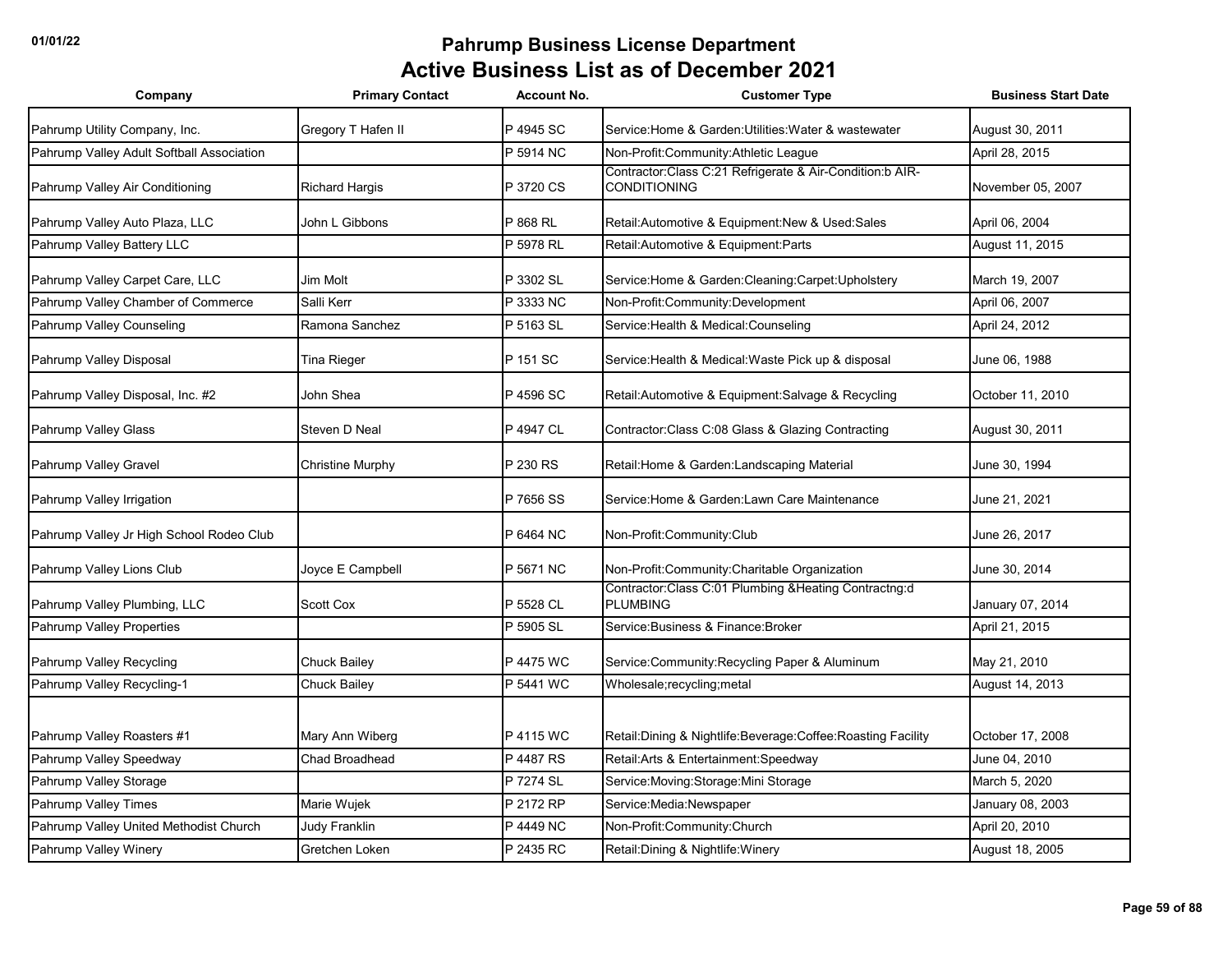# Pahrump Business License Department

## Active Business List as of December 2021

| Company | Primary Contact | Account No. | Customer Type | Business Start Date |
|---|---|---|---|---|
| Pahrump Utility Company, Inc. | Gregory T Hafen II | P 4945 SC | Service:Home & Garden:Utilities:Water & wastewater | August 30, 2011 |
| Pahrump Valley Adult Softball Association | | P 5914 NC | Non-Profit:Community:Athletic League | April 28, 2015 |
| Pahrump Valley Air Conditioning | Richard Hargis | P 3720 CS | Contractor:Class C:21 Refrigerate & Air-Condition:b AIR-CONDITIONING | November 05, 2007 |
| Pahrump Valley Auto Plaza, LLC | John L Gibbons | P 868 RL | Retail:Automotive & Equipment:New & Used:Sales | April 06, 2004 |
| Pahrump Valley Battery LLC | | P 5978 RL | Retail:Automotive & Equipment:Parts | August 11, 2015 |
| Pahrump Valley Carpet Care, LLC | Jim Molt | P 3302 SL | Service:Home & Garden:Cleaning:Carpet:Upholstery | March 19, 2007 |
| Pahrump Valley Chamber of Commerce | Salli Kerr | P 3333 NC | Non-Profit:Community:Development | April 06, 2007 |
| Pahrump Valley Counseling | Ramona Sanchez | P 5163 SL | Service:Health & Medical:Counseling | April 24, 2012 |
| Pahrump Valley Disposal | Tina Rieger | P 151 SC | Service:Health & Medical:Waste Pick up & disposal | June 06, 1988 |
| Pahrump Valley Disposal, Inc. #2 | John Shea | P 4596 SC | Retail:Automotive & Equipment:Salvage & Recycling | October 11, 2010 |
| Pahrump Valley Glass | Steven D Neal | P 4947 CL | Contractor:Class C:08 Glass & Glazing Contracting | August 30, 2011 |
| Pahrump Valley Gravel | Christine Murphy | P 230 RS | Retail:Home & Garden:Landscaping Material | June 30, 1994 |
| Pahrump Valley Irrigation | | P 7656 SS | Service:Home & Garden:Lawn Care Maintenance | June 21, 2021 |
| Pahrump Valley Jr High School Rodeo Club | | P 6464 NC | Non-Profit:Community:Club | June 26, 2017 |
| Pahrump Valley Lions Club | Joyce E Campbell | P 5671 NC | Non-Profit:Community:Charitable Organization | June 30, 2014 |
| Pahrump Valley Plumbing, LLC | Scott Cox | P 5528 CL | Contractor:Class C:01 Plumbing &Heating Contractng:d PLUMBING | January 07, 2014 |
| Pahrump Valley Properties | | P 5905 SL | Service:Business & Finance:Broker | April 21, 2015 |
| Pahrump Valley Recycling | Chuck Bailey | P 4475 WC | Service:Community:Recycling Paper & Aluminum | May 21, 2010 |
| Pahrump Valley Recycling-1 | Chuck Bailey | P 5441 WC | Wholesale;recycling;metal | August 14, 2013 |
| Pahrump Valley Roasters #1 | Mary Ann Wiberg | P 4115 WC | Retail:Dining & Nightlife:Beverage:Coffee:Roasting Facility | October 17, 2008 |
| Pahrump Valley Speedway | Chad Broadhead | P 4487 RS | Retail:Arts & Entertainment:Speedway | June 04, 2010 |
| Pahrump Valley Storage | | P 7274 SL | Service:Moving:Storage:Mini Storage | March 5, 2020 |
| Pahrump Valley Times | Marie Wujek | P 2172 RP | Service:Media:Newspaper | January 08, 2003 |
| Pahrump Valley United Methodist Church | Judy Franklin | P 4449 NC | Non-Profit:Community:Church | April 20, 2010 |
| Pahrump Valley Winery | Gretchen Loken | P 2435 RC | Retail:Dining & Nightlife:Winery | August 18, 2005 |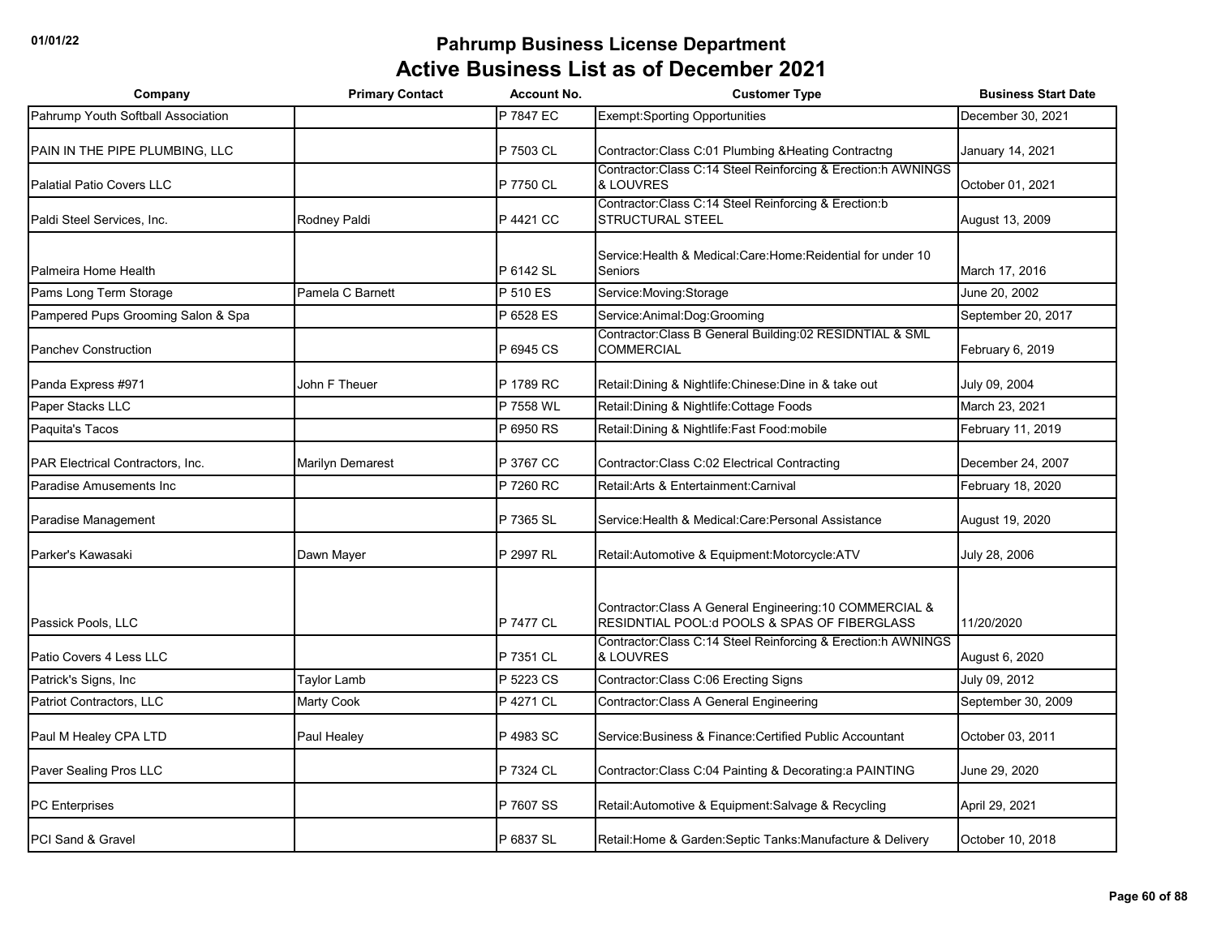# Pahrump Business License Department

## Active Business List as of December 2021

| Company | Primary Contact | Account No. | Customer Type | Business Start Date |
| --- | --- | --- | --- | --- |
| Pahrump Youth Softball Association | | P 7847 EC | Exempt:Sporting Opportunities | December 30, 2021 |
| PAIN IN THE PIPE PLUMBING, LLC | | P 7503 CL | Contractor:Class C:01 Plumbing &Heating Contractng | January 14, 2021 |
| Palatial Patio Covers LLC | | P 7750 CL | Contractor:Class C:14 Steel Reinforcing & Erection:h AWNINGS & LOUVRES | October 01, 2021 |
| Paldi Steel Services, Inc. | Rodney Paldi | P 4421 CC | Contractor:Class C:14 Steel Reinforcing & Erection:b STRUCTURAL STEEL | August 13, 2009 |
| Palmeira Home Health | | P 6142 SL | Service:Health & Medical:Care:Home:Reidential for under 10 Seniors | March 17, 2016 |
| Pams Long Term Storage | Pamela C Barnett | P 510 ES | Service:Moving:Storage | June 20, 2002 |
| Pampered Pups Grooming Salon & Spa | | P 6528 ES | Service:Animal:Dog:Grooming | September 20, 2017 |
| Panchev Construction | | P 6945 CS | Contractor:Class B General Building:02 RESIDNTIAL & SML COMMERCIAL | February 6, 2019 |
| Panda Express #971 | John F Theuer | P 1789 RC | Retail:Dining & Nightlife:Chinese:Dine in & take out | July 09, 2004 |
| Paper Stacks LLC | | P 7558 WL | Retail:Dining & Nightlife:Cottage Foods | March 23, 2021 |
| Paquita's Tacos | | P 6950 RS | Retail:Dining & Nightlife:Fast Food:mobile | February 11, 2019 |
| PAR Electrical Contractors, Inc. | Marilyn Demarest | P 3767 CC | Contractor:Class C:02 Electrical Contracting | December 24, 2007 |
| Paradise Amusements Inc | | P 7260 RC | Retail:Arts & Entertainment:Carnival | February 18, 2020 |
| Paradise Management | | P 7365 SL | Service:Health & Medical:Care:Personal Assistance | August 19, 2020 |
| Parker's Kawasaki | Dawn Mayer | P 2997 RL | Retail:Automotive & Equipment:Motorcycle:ATV | July 28, 2006 |
| Passick Pools, LLC | | P 7477 CL | Contractor:Class A General Engineering:10 COMMERCIAL & RESIDNTIAL POOL:d POOLS & SPAS OF FIBERGLASS | 11/20/2020 |
| Patio Covers 4 Less LLC | | P 7351 CL | Contractor:Class C:14 Steel Reinforcing & Erection:h AWNINGS & LOUVRES | August 6, 2020 |
| Patrick's Signs, Inc | Taylor Lamb | P 5223 CS | Contractor:Class C:06 Erecting Signs | July 09, 2012 |
| Patriot Contractors, LLC | Marty Cook | P 4271 CL | Contractor:Class A General Engineering | September 30, 2009 |
| Paul M Healey CPA LTD | Paul Healey | P 4983 SC | Service:Business & Finance:Certified Public Accountant | October 03, 2011 |
| Paver Sealing Pros LLC | | P 7324 CL | Contractor:Class C:04 Painting & Decorating:a PAINTING | June 29, 2020 |
| PC Enterprises | | P 7607 SS | Retail:Automotive & Equipment:Salvage & Recycling | April 29, 2021 |
| PCI Sand & Gravel | | P 6837 SL | Retail:Home & Garden:Septic Tanks:Manufacture & Delivery | October 10, 2018 |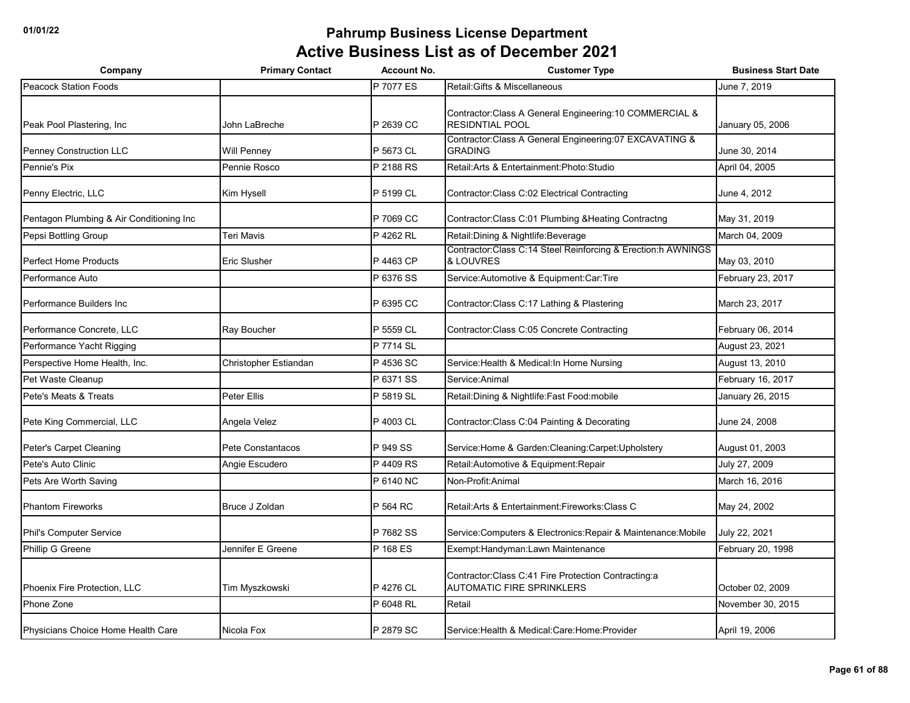# Pahrump Business License Department

## Active Business List as of December 2021

| Company | Primary Contact | Account No. | Customer Type | Business Start Date |
|---|---|---|---|---|
| Peacock Station Foods | | P 7077 ES | Retail:Gifts & Miscellaneous | June 7, 2019 |
| Peak Pool Plastering, Inc | John LaBreche | P 2639 CC | Contractor:Class A General Engineering:10 COMMERCIAL & RESIDNTIAL POOL | January 05, 2006 |
| Penney Construction LLC | Will Penney | P 5673 CL | Contractor:Class A General Engineering:07 EXCAVATING & GRADING | June 30, 2014 |
| Pennie's Pix | Pennie Rosco | P 2188 RS | Retail:Arts & Entertainment:Photo:Studio | April 04, 2005 |
| Penny Electric, LLC | Kim Hysell | P 5199 CL | Contractor:Class C:02 Electrical Contracting | June 4, 2012 |
| Pentagon Plumbing & Air Conditioning Inc | | P 7069 CC | Contractor:Class C:01 Plumbing &Heating Contractng | May 31, 2019 |
| Pepsi Bottling Group | Teri Mavis | P 4262 RL | Retail:Dining & Nightlife:Beverage | March 04, 2009 |
| Perfect Home Products | Eric Slusher | P 4463 CP | Contractor:Class C:14 Steel Reinforcing & Erection:h AWNINGS & LOUVRES | May 03, 2010 |
| Performance Auto | | P 6376 SS | Service:Automotive & Equipment:Car:Tire | February 23, 2017 |
| Performance Builders Inc | | P 6395 CC | Contractor:Class C:17 Lathing & Plastering | March 23, 2017 |
| Performance Concrete, LLC | Ray Boucher | P 5559 CL | Contractor:Class C:05 Concrete Contracting | February 06, 2014 |
| Performance Yacht Rigging | | P 7714 SL | | August 23, 2021 |
| Perspective Home Health, Inc. | Christopher Estiandan | P 4536 SC | Service:Health & Medical:In Home Nursing | August 13, 2010 |
| Pet Waste Cleanup | | P 6371 SS | Service:Animal | February 16, 2017 |
| Pete's Meats & Treats | Peter Ellis | P 5819 SL | Retail:Dining & Nightlife:Fast Food:mobile | January 26, 2015 |
| Pete King Commercial, LLC | Angela Velez | P 4003 CL | Contractor:Class C:04 Painting & Decorating | June 24, 2008 |
| Peter's Carpet Cleaning | Pete Constantacos | P 949 SS | Service:Home & Garden:Cleaning:Carpet:Upholstery | August 01, 2003 |
| Pete's Auto Clinic | Angie Escudero | P 4409 RS | Retail:Automotive & Equipment:Repair | July 27, 2009 |
| Pets Are Worth Saving | | P 6140 NC | Non-Profit:Animal | March 16, 2016 |
| Phantom Fireworks | Bruce J Zoldan | P 564 RC | Retail:Arts & Entertainment:Fireworks:Class C | May 24, 2002 |
| Phil's Computer Service | | P 7682 SS | Service:Computers & Electronics:Repair & Maintenance:Mobile | July 22, 2021 |
| Phillip G Greene | Jennifer E Greene | P 168 ES | Exempt:Handyman:Lawn Maintenance | February 20, 1998 |
| Phoenix Fire Protection, LLC | Tim Myszkowski | P 4276 CL | Contractor:Class C:41 Fire Protection Contracting:a AUTOMATIC FIRE SPRINKLERS | October 02, 2009 |
| Phone Zone | | P 6048 RL | Retail | November 30, 2015 |
| Physicians Choice Home Health Care | Nicola Fox | P 2879 SC | Service:Health & Medical:Care:Home:Provider | April 19, 2006 |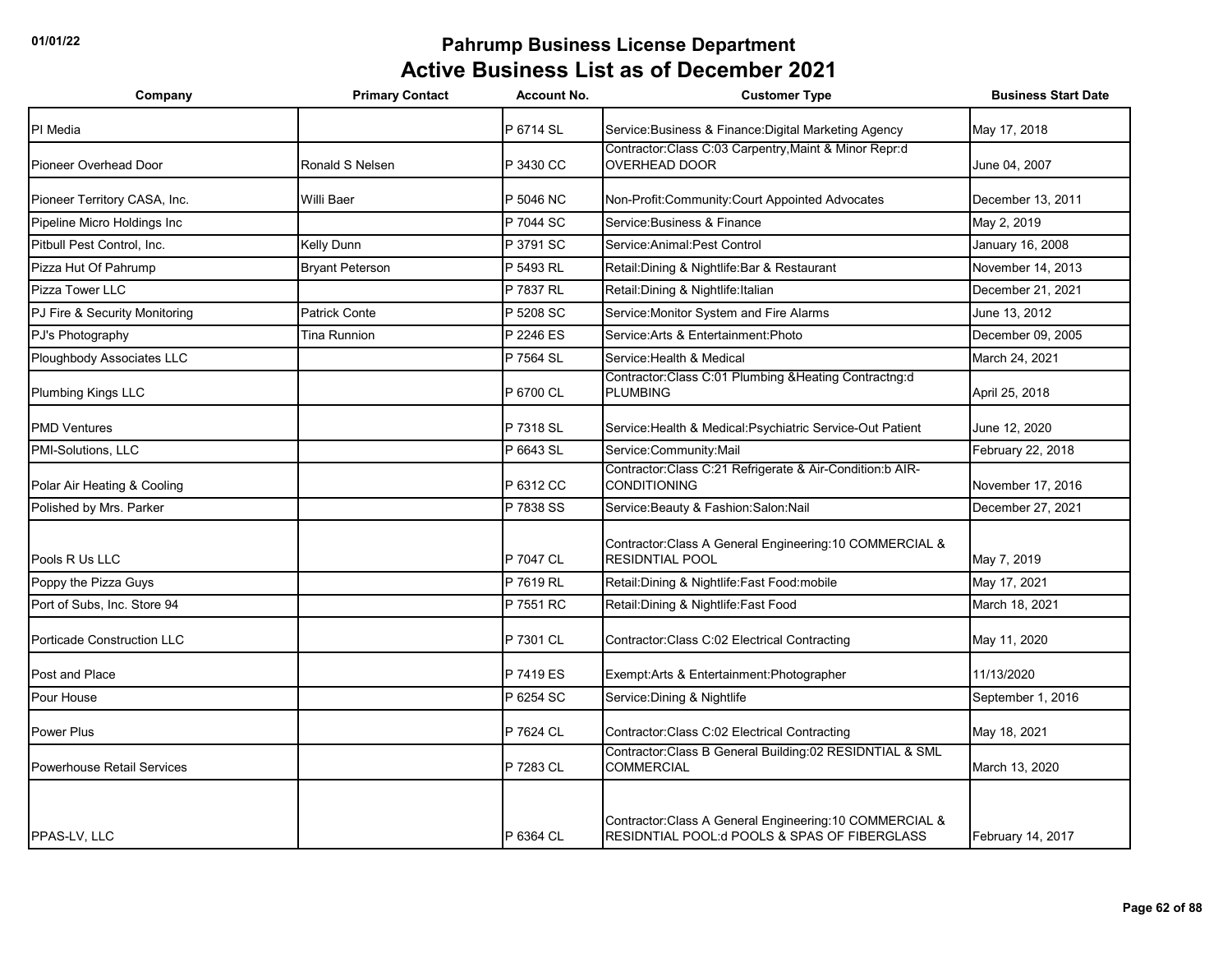# Pahrump Business License Department

## Active Business List as of December 2021

| Company | Primary Contact | Account No. | Customer Type | Business Start Date |
|---|---|---|---|---|
| PI Media | | P 6714 SL | Service:Business & Finance:Digital Marketing Agency | May 17, 2018 |
| Pioneer Overhead Door | Ronald S Nelsen | P 3430 CC | Contractor:Class C:03 Carpentry,Maint & Minor Repr:d OVERHEAD DOOR | June 04, 2007 |
| Pioneer Territory CASA, Inc. | Willi Baer | P 5046 NC | Non-Profit:Community:Court Appointed Advocates | December 13, 2011 |
| Pipeline Micro Holdings Inc | | P 7044 SC | Service:Business & Finance | May 2, 2019 |
| Pitbull Pest Control, Inc. | Kelly Dunn | P 3791 SC | Service:Animal:Pest Control | January 16, 2008 |
| Pizza Hut Of Pahrump | Bryant Peterson | P 5493 RL | Retail:Dining & Nightlife:Bar & Restaurant | November 14, 2013 |
| Pizza Tower LLC | | P 7837 RL | Retail:Dining & Nightlife:Italian | December 21, 2021 |
| PJ Fire & Security Monitoring | Patrick Conte | P 5208 SC | Service:Monitor System and Fire Alarms | June 13, 2012 |
| PJ's Photography | Tina Runnion | P 2246 ES | Service:Arts & Entertainment:Photo | December 09, 2005 |
| Ploughbody Associates LLC | | P 7564 SL | Service:Health & Medical | March 24, 2021 |
| Plumbing Kings LLC | | P 6700 CL | Contractor:Class C:01 Plumbing &Heating Contractng:d PLUMBING | April 25, 2018 |
| PMD Ventures | | P 7318 SL | Service:Health & Medical:Psychiatric Service-Out Patient | June 12, 2020 |
| PMI-Solutions, LLC | | P 6643 SL | Service:Community:Mail | February 22, 2018 |
| Polar Air Heating & Cooling | | P 6312 CC | Contractor:Class C:21 Refrigerate & Air-Condition:b AIR-CONDITIONING | November 17, 2016 |
| Polished by Mrs. Parker | | P 7838 SS | Service:Beauty & Fashion:Salon:Nail | December 27, 2021 |
| Pools R Us LLC | | P 7047 CL | Contractor:Class A General Engineering:10 COMMERCIAL & RESIDNTIAL POOL | May 7, 2019 |
| Poppy the Pizza Guys | | P 7619 RL | Retail:Dining & Nightlife:Fast Food:mobile | May 17, 2021 |
| Port of Subs, Inc. Store 94 | | P 7551 RC | Retail:Dining & Nightlife:Fast Food | March 18, 2021 |
| Porticade Construction LLC | | P 7301 CL | Contractor:Class C:02 Electrical Contracting | May 11, 2020 |
| Post and Place | | P 7419 ES | Exempt:Arts & Entertainment:Photographer | 11/13/2020 |
| Pour House | | P 6254 SC | Service:Dining & Nightlife | September 1, 2016 |
| Power Plus | | P 7624 CL | Contractor:Class C:02 Electrical Contracting | May 18, 2021 |
| Powerhouse Retail Services | | P 7283 CL | Contractor:Class B General Building:02 RESIDNTIAL & SML COMMERCIAL | March 13, 2020 |
| PPAS-LV, LLC | | P 6364 CL | Contractor:Class A General Engineering:10 COMMERCIAL & RESIDNTIAL POOL:d POOLS & SPAS OF FIBERGLASS | February 14, 2017 |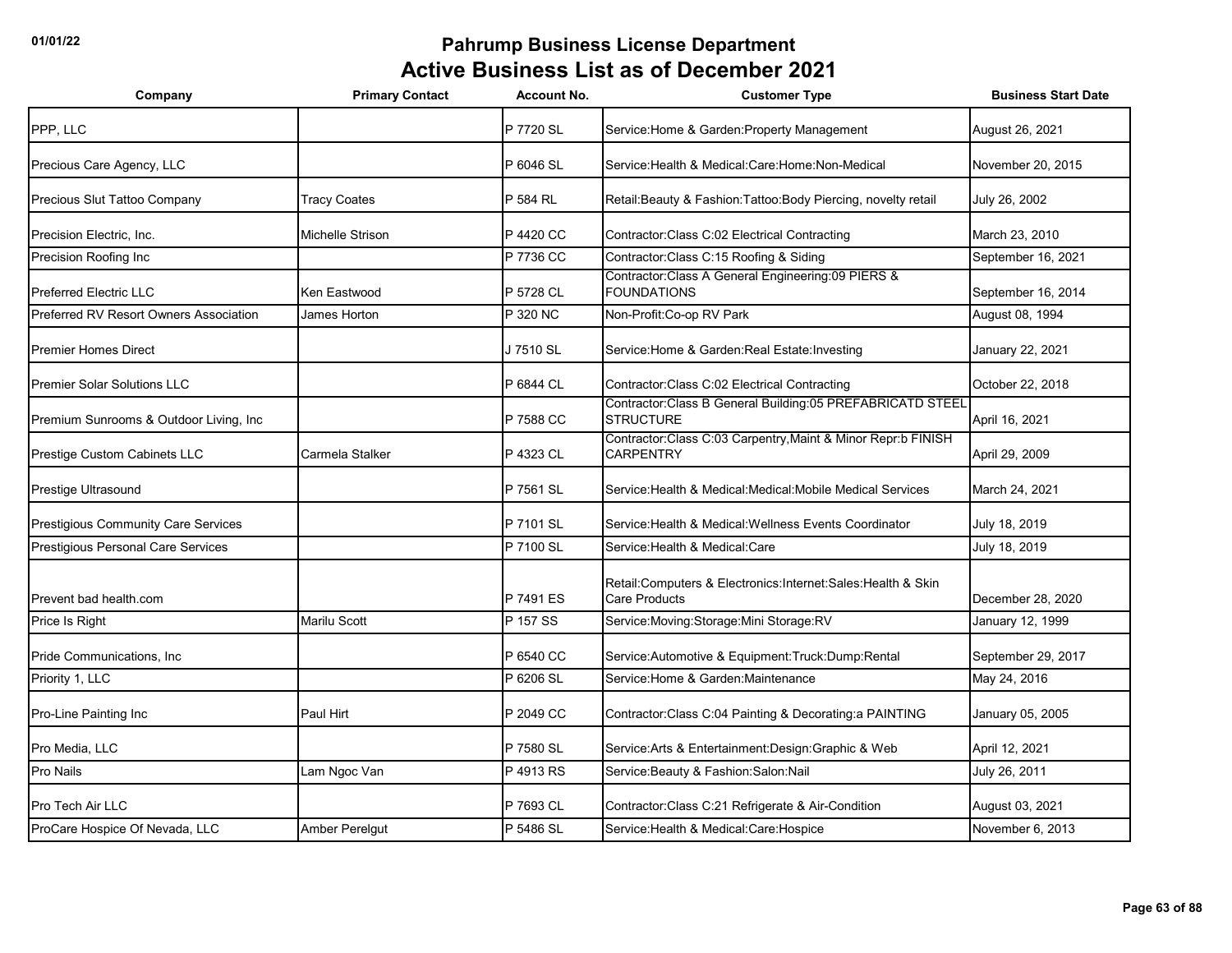# Pahrump Business License Department

## Active Business List as of December 2021

| Company | Primary Contact | Account No. | Customer Type | Business Start Date |
|---|---|---|---|---|
| PPP, LLC | | P 7720 SL | Service:Home & Garden:Property Management | August 26, 2021 |
| Precious Care Agency, LLC | | P 6046 SL | Service:Health & Medical:Care:Home:Non-Medical | November 20, 2015 |
| Precious Slut Tattoo Company | Tracy Coates | P 584 RL | Retail:Beauty & Fashion:Tattoo:Body Piercing, novelty retail | July 26, 2002 |
| Precision Electric, Inc. | Michelle Strison | P 4420 CC | Contractor:Class C:02 Electrical Contracting | March 23, 2010 |
| Precision Roofing Inc | | P 7736 CC | Contractor:Class C:15 Roofing & Siding | September 16, 2021 |
| Preferred Electric LLC | Ken Eastwood | P 5728 CL | Contractor:Class A General Engineering:09 PIERS & FOUNDATIONS | September 16, 2014 |
| Preferred RV Resort Owners Association | James Horton | P 320 NC | Non-Profit:Co-op RV Park | August 08, 1994 |
| Premier Homes Direct | | J 7510 SL | Service:Home & Garden:Real Estate:Investing | January 22, 2021 |
| Premier Solar Solutions LLC | | P 6844 CL | Contractor:Class C:02 Electrical Contracting | October 22, 2018 |
| Premium Sunrooms & Outdoor Living, Inc | | P 7588 CC | Contractor:Class B General Building:05 PREFABRICATD STEEL STRUCTURE | April 16, 2021 |
| Prestige Custom Cabinets LLC | Carmela Stalker | P 4323 CL | Contractor:Class C:03 Carpentry,Maint & Minor Repr:b FINISH CARPENTRY | April 29, 2009 |
| Prestige Ultrasound | | P 7561 SL | Service:Health & Medical:Medical:Mobile Medical Services | March 24, 2021 |
| Prestigious Community Care Services | | P 7101 SL | Service:Health & Medical:Wellness Events Coordinator | July 18, 2019 |
| Prestigious Personal Care Services | | P 7100 SL | Service:Health & Medical:Care | July 18, 2019 |
| Prevent bad health.com | | P 7491 ES | Retail:Computers & Electronics:Internet:Sales:Health & Skin Care Products | December 28, 2020 |
| Price Is Right | Marilu Scott | P 157 SS | Service:Moving:Storage:Mini Storage:RV | January 12, 1999 |
| Pride Communications, Inc | | P 6540 CC | Service:Automotive & Equipment:Truck:Dump:Rental | September 29, 2017 |
| Priority 1, LLC | | P 6206 SL | Service:Home & Garden:Maintenance | May 24, 2016 |
| Pro-Line Painting Inc | Paul Hirt | P 2049 CC | Contractor:Class C:04 Painting & Decorating:a PAINTING | January 05, 2005 |
| Pro Media, LLC | | P 7580 SL | Service:Arts & Entertainment:Design:Graphic & Web | April 12, 2021 |
| Pro Nails | Lam Ngoc Van | P 4913 RS | Service:Beauty & Fashion:Salon:Nail | July 26, 2011 |
| Pro Tech Air LLC | | P 7693 CL | Contractor:Class C:21 Refrigerate & Air-Condition | August 03, 2021 |
| ProCare Hospice Of Nevada, LLC | Amber Perelgut | P 5486 SL | Service:Health & Medical:Care:Hospice | November 6, 2013 |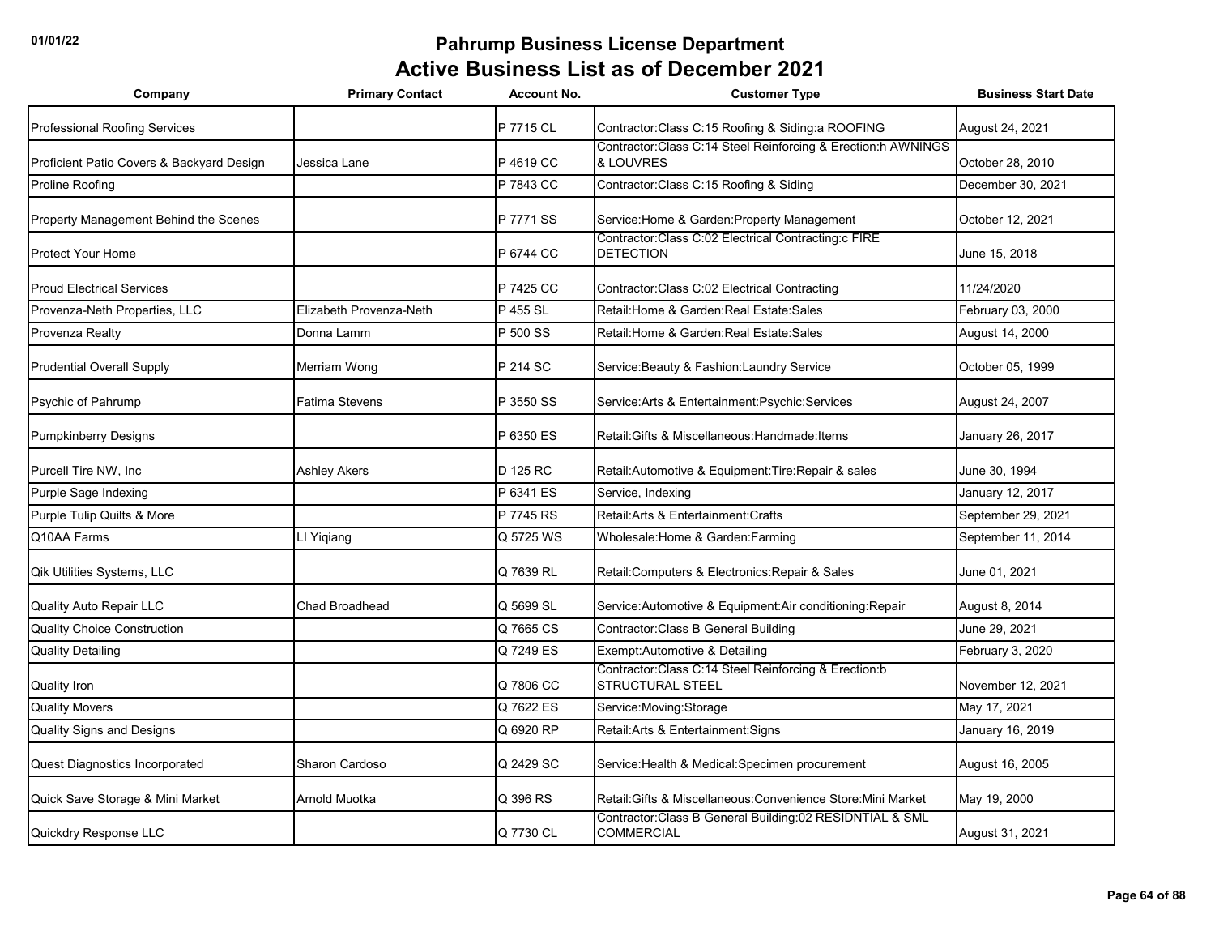# Pahrump Business License Department

## Active Business List as of December 2021

| Company | Primary Contact | Account No. | Customer Type | Business Start Date |
|---|---|---|---|---|
| Professional Roofing Services | | P 7715 CL | Contractor:Class C:15 Roofing & Siding:a ROOFING | August 24, 2021 |
| Proficient Patio Covers & Backyard Design | Jessica Lane | P 4619 CC | Contractor:Class C:14 Steel Reinforcing & Erection:h AWNINGS & LOUVRES | October 28, 2010 |
| Proline Roofing | | P 7843 CC | Contractor:Class C:15 Roofing & Siding | December 30, 2021 |
| Property Management Behind the Scenes | | P 7771 SS | Service:Home & Garden:Property Management | October 12, 2021 |
| Protect Your Home | | P 6744 CC | Contractor:Class C:02 Electrical Contracting:c FIRE DETECTION | June 15, 2018 |
| Proud Electrical Services | | P 7425 CC | Contractor:Class C:02 Electrical Contracting | 11/24/2020 |
| Provenza-Neth Properties, LLC | Elizabeth Provenza-Neth | P 455 SL | Retail:Home & Garden:Real Estate:Sales | February 03, 2000 |
| Provenza Realty | Donna Lamm | P 500 SS | Retail:Home & Garden:Real Estate:Sales | August 14, 2000 |
| Prudential Overall Supply | Merriam Wong | P 214 SC | Service:Beauty & Fashion:Laundry Service | October 05, 1999 |
| Psychic of Pahrump | Fatima Stevens | P 3550 SS | Service:Arts & Entertainment:Psychic:Services | August 24, 2007 |
| Pumpkinberry Designs | | P 6350 ES | Retail:Gifts & Miscellaneous:Handmade:Items | January 26, 2017 |
| Purcell Tire NW, Inc | Ashley Akers | D 125 RC | Retail:Automotive & Equipment:Tire:Repair & sales | June 30, 1994 |
| Purple Sage Indexing | | P 6341 ES | Service, Indexing | January 12, 2017 |
| Purple Tulip Quilts & More | | P 7745 RS | Retail:Arts & Entertainment:Crafts | September 29, 2021 |
| Q10AA Farms | LI Yiqiang | Q 5725 WS | Wholesale:Home & Garden:Farming | September 11, 2014 |
| Qik Utilities Systems, LLC | | Q 7639 RL | Retail:Computers & Electronics:Repair & Sales | June 01, 2021 |
| Quality Auto Repair LLC | Chad Broadhead | Q 5699 SL | Service:Automotive & Equipment:Air conditioning:Repair | August 8, 2014 |
| Quality Choice Construction | | Q 7665 CS | Contractor:Class B General Building | June 29, 2021 |
| Quality Detailing | | Q 7249 ES | Exempt:Automotive & Detailing | February 3, 2020 |
| Quality Iron | | Q 7806 CC | Contractor:Class C:14 Steel Reinforcing & Erection:b STRUCTURAL STEEL | November 12, 2021 |
| Quality Movers | | Q 7622 ES | Service:Moving:Storage | May 17, 2021 |
| Quality Signs and Designs | | Q 6920 RP | Retail:Arts & Entertainment:Signs | January 16, 2019 |
| Quest Diagnostics Incorporated | Sharon Cardoso | Q 2429 SC | Service:Health & Medical:Specimen procurement | August 16, 2005 |
| Quick Save Storage & Mini Market | Arnold Muotka | Q 396 RS | Retail:Gifts & Miscellaneous:Convenience Store:Mini Market | May 19, 2000 |
| Quickdry Response LLC | | Q 7730 CL | Contractor:Class B General Building:02 RESIDNTIAL & SML COMMERCIAL | August 31, 2021 |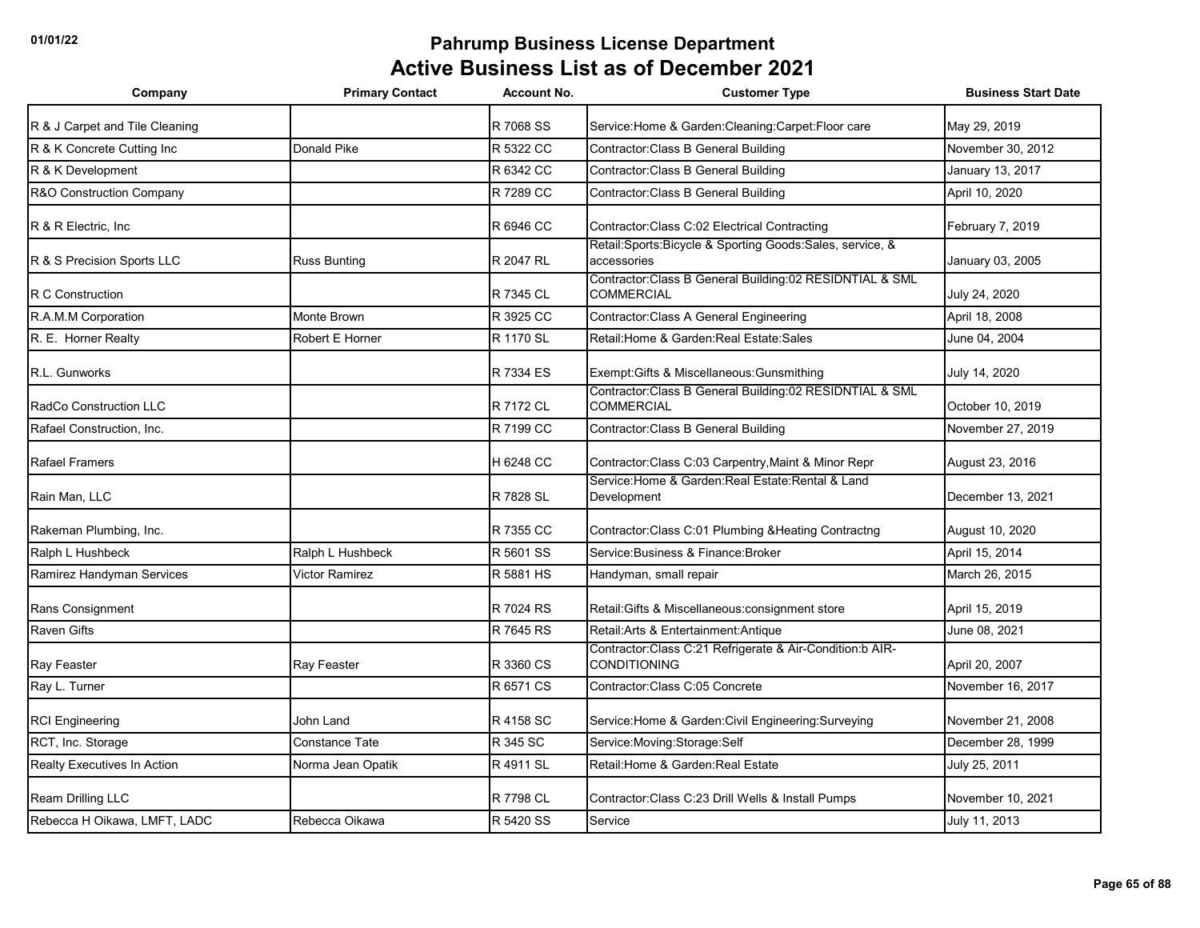# Pahrump Business License Department
## Active Business List as of December 2021

| Company | Primary Contact | Account No. | Customer Type | Business Start Date |
|---|---|---|---|---|
| R & J Carpet and Tile Cleaning | | R 7068 SS | Service:Home & Garden:Cleaning:Carpet:Floor care | May 29, 2019 |
| R & K Concrete Cutting Inc | Donald Pike | R 5322 CC | Contractor:Class B General Building | November 30, 2012 |
| R & K Development | | R 6342 CC | Contractor:Class B General Building | January 13, 2017 |
| R&O Construction Company | | R 7289 CC | Contractor:Class B General Building | April 10, 2020 |
| R & R Electric, Inc | | R 6946 CC | Contractor:Class C:02 Electrical Contracting | February 7, 2019 |
| R & S Precision Sports LLC | Russ Bunting | R 2047 RL | Retail:Sports:Bicycle & Sporting Goods:Sales, service, & accessories | January 03, 2005 |
| R C Construction | | R 7345 CL | Contractor:Class B General Building:02 RESIDNTIAL & SML COMMERCIAL | July 24, 2020 |
| R.A.M.M Corporation | Monte Brown | R 3925 CC | Contractor:Class A General Engineering | April 18, 2008 |
| R. E. Horner Realty | Robert E Horner | R 1170 SL | Retail:Home & Garden:Real Estate:Sales | June 04, 2004 |
| R.L. Gunworks | | R 7334 ES | Exempt:Gifts & Miscellaneous:Gunsmithing | July 14, 2020 |
| RadCo Construction LLC | | R 7172 CL | Contractor:Class B General Building:02 RESIDNTIAL & SML COMMERCIAL | October 10, 2019 |
| Rafael Construction, Inc. | | R 7199 CC | Contractor:Class B General Building | November 27, 2019 |
| Rafael Framers | | H 6248 CC | Contractor:Class C:03 Carpentry,Maint & Minor Repr | August 23, 2016 |
| Rain Man, LLC | | R 7828 SL | Service:Home & Garden:Real Estate:Rental & Land Development | December 13, 2021 |
| Rakeman Plumbing, Inc. | | R 7355 CC | Contractor:Class C:01 Plumbing &Heating Contractng | August 10, 2020 |
| Ralph L Hushbeck | Ralph L Hushbeck | R 5601 SS | Service:Business & Finance:Broker | April 15, 2014 |
| Ramirez Handyman Services | Victor Ramirez | R 5881 HS | Handyman, small repair | March 26, 2015 |
| Rans Consignment | | R 7024 RS | Retail:Gifts & Miscellaneous:consignment store | April 15, 2019 |
| Raven Gifts | | R 7645 RS | Retail:Arts & Entertainment:Antique | June 08, 2021 |
| Ray Feaster | Ray Feaster | R 3360 CS | Contractor:Class C:21 Refrigerate & Air-Condition:b AIR-CONDITIONING | April 20, 2007 |
| Ray L. Turner | | R 6571 CS | Contractor:Class C:05 Concrete | November 16, 2017 |
| RCI Engineering | John Land | R 4158 SC | Service:Home & Garden:Civil Engineering:Surveying | November 21, 2008 |
| RCT, Inc. Storage | Constance Tate | R 345 SC | Service:Moving:Storage:Self | December 28, 1999 |
| Realty Executives In Action | Norma Jean Opatik | R 4911 SL | Retail:Home & Garden:Real Estate | July 25, 2011 |
| Ream Drilling LLC | | R 7798 CL | Contractor:Class C:23 Drill Wells & Install Pumps | November 10, 2021 |
| Rebecca H Oikawa, LMFT, LADC | Rebecca Oikawa | R 5420 SS | Service | July 11, 2013 |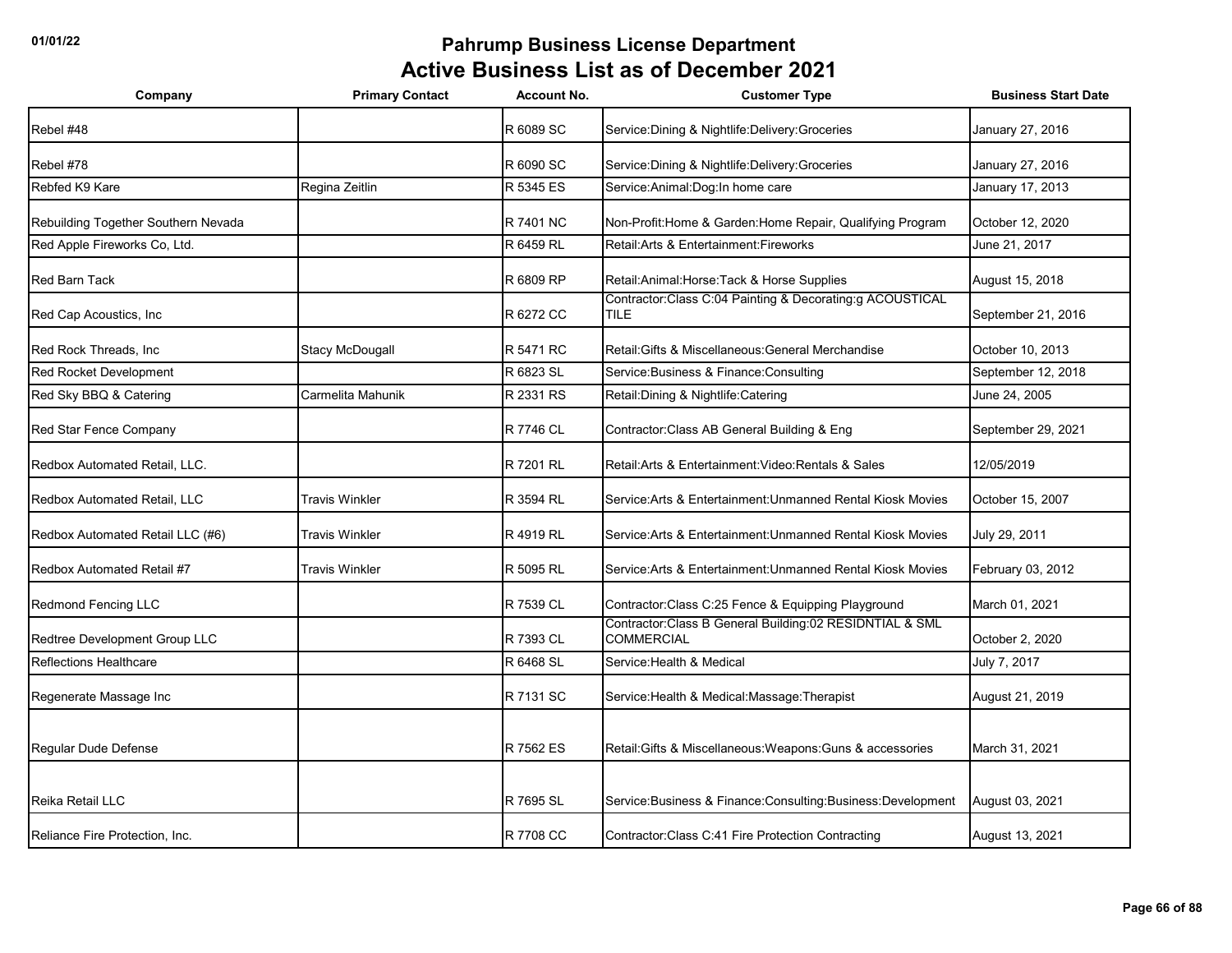# Pahrump Business License Department

## Active Business List as of December 2021

| Company | Primary Contact | Account No. | Customer Type | Business Start Date |
|---|---|---|---|---|
| Rebel #48 | | R 6089 SC | Service:Dining & Nightlife:Delivery:Groceries | January 27, 2016 |
| Rebel #78 | | R 6090 SC | Service:Dining & Nightlife:Delivery:Groceries | January 27, 2016 |
| Rebfed K9 Kare | Regina Zeitlin | R 5345 ES | Service:Animal:Dog:In home care | January 17, 2013 |
| Rebuilding Together Southern Nevada | | R 7401 NC | Non-Profit:Home & Garden:Home Repair, Qualifying Program | October 12, 2020 |
| Red Apple Fireworks Co, Ltd. | | R 6459 RL | Retail:Arts & Entertainment:Fireworks | June 21, 2017 |
| Red Barn Tack | | R 6809 RP | Retail:Animal:Horse:Tack & Horse Supplies | August 15, 2018 |
| Red Cap Acoustics, Inc | | R 6272 CC | Contractor:Class C:04 Painting & Decorating:g ACOUSTICAL TILE | September 21, 2016 |
| Red Rock Threads, Inc | Stacy McDougall | R 5471 RC | Retail:Gifts & Miscellaneous:General Merchandise | October 10, 2013 |
| Red Rocket Development | | R 6823 SL | Service:Business & Finance:Consulting | September 12, 2018 |
| Red Sky BBQ & Catering | Carmelita Mahunik | R 2331 RS | Retail:Dining & Nightlife:Catering | June 24, 2005 |
| Red Star Fence Company | | R 7746 CL | Contractor:Class AB General Building & Eng | September 29, 2021 |
| Redbox Automated Retail, LLC. | | R 7201 RL | Retail:Arts & Entertainment:Video:Rentals & Sales | 12/05/2019 |
| Redbox Automated Retail, LLC | Travis Winkler | R 3594 RL | Service:Arts & Entertainment:Unmanned Rental Kiosk Movies | October 15, 2007 |
| Redbox Automated Retail LLC (#6) | Travis Winkler | R 4919 RL | Service:Arts & Entertainment:Unmanned Rental Kiosk Movies | July 29, 2011 |
| Redbox Automated Retail #7 | Travis Winkler | R 5095 RL | Service:Arts & Entertainment:Unmanned Rental Kiosk Movies | February 03, 2012 |
| Redmond Fencing LLC | | R 7539 CL | Contractor:Class C:25 Fence & Equipping Playground | March 01, 2021 |
| Redtree Development Group LLC | | R 7393 CL | Contractor:Class B General Building:02 RESIDNTIAL & SML COMMERCIAL | October 2, 2020 |
| Reflections Healthcare | | R 6468 SL | Service:Health & Medical | July 7, 2017 |
| Regenerate Massage Inc | | R 7131 SC | Service:Health & Medical:Massage:Therapist | August 21, 2019 |
| Regular Dude Defense | | R 7562 ES | Retail:Gifts & Miscellaneous:Weapons:Guns & accessories | March 31, 2021 |
| Reika Retail LLC | | R 7695 SL | Service:Business & Finance:Consulting:Business:Development | August 03, 2021 |
| Reliance Fire Protection, Inc. | | R 7708 CC | Contractor:Class C:41 Fire Protection Contracting | August 13, 2021 |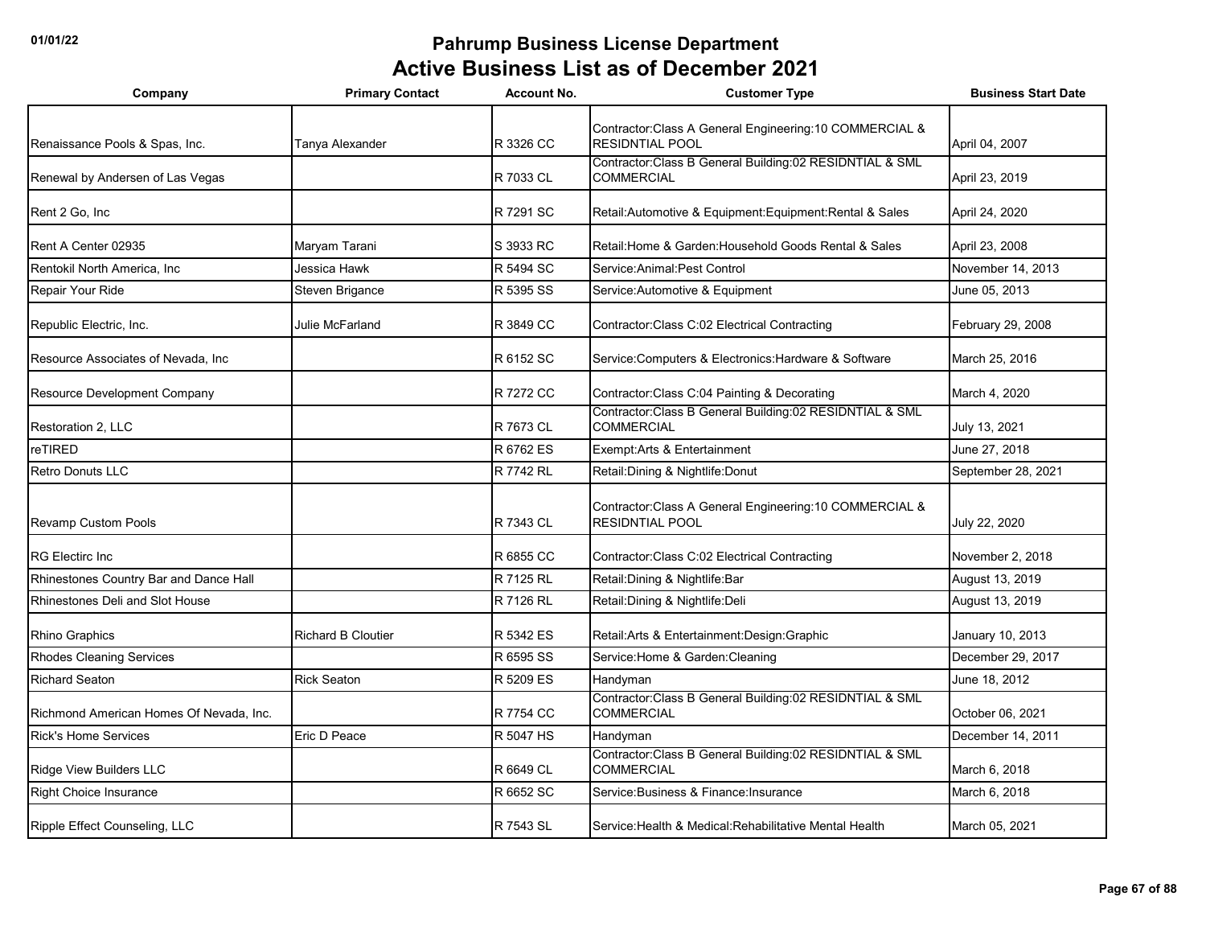# Pahrump Business License Department

## Active Business List as of December 2021

| Company | Primary Contact | Account No. | Customer Type | Business Start Date |
|---|---|---|---|---|
| Renaissance Pools & Spas, Inc. | Tanya Alexander | R 3326 CC | Contractor:Class A General Engineering:10 COMMERCIAL & RESIDNTIAL POOL | April 04, 2007 |
| Renewal by Andersen of Las Vegas | | R 7033 CL | Contractor:Class B General Building:02 RESIDNTIAL & SML COMMERCIAL | April 23, 2019 |
| Rent 2 Go, Inc | | R 7291 SC | Retail:Automotive & Equipment:Equipment:Rental & Sales | April 24, 2020 |
| Rent A Center 02935 | Maryam Tarani | S 3933 RC | Retail:Home & Garden:Household Goods Rental & Sales | April 23, 2008 |
| Rentokil North America, Inc | Jessica Hawk | R 5494 SC | Service:Animal:Pest Control | November 14, 2013 |
| Repair Your Ride | Steven Brigance | R 5395 SS | Service:Automotive & Equipment | June 05, 2013 |
| Republic Electric, Inc. | Julie McFarland | R 3849 CC | Contractor:Class C:02 Electrical Contracting | February 29, 2008 |
| Resource Associates of Nevada, Inc | | R 6152 SC | Service:Computers & Electronics:Hardware & Software | March 25, 2016 |
| Resource Development Company | | R 7272 CC | Contractor:Class C:04 Painting & Decorating | March 4, 2020 |
| Restoration 2, LLC | | R 7673 CL | Contractor:Class B General Building:02 RESIDNTIAL & SML COMMERCIAL | July 13, 2021 |
| reTIRED | | R 6762 ES | Exempt:Arts & Entertainment | June 27, 2018 |
| Retro Donuts LLC | | R 7742 RL | Retail:Dining & Nightlife:Donut | September 28, 2021 |
| Revamp Custom Pools | | R 7343 CL | Contractor:Class A General Engineering:10 COMMERCIAL & RESIDNTIAL POOL | July 22, 2020 |
| RG Electirc Inc | | R 6855 CC | Contractor:Class C:02 Electrical Contracting | November 2, 2018 |
| Rhinestones Country Bar and Dance Hall | | R 7125 RL | Retail:Dining & Nightlife:Bar | August 13, 2019 |
| Rhinestones Deli and Slot House | | R 7126 RL | Retail:Dining & Nightlife:Deli | August 13, 2019 |
| Rhino Graphics | Richard B Cloutier | R 5342 ES | Retail:Arts & Entertainment:Design:Graphic | January 10, 2013 |
| Rhodes Cleaning Services | | R 6595 SS | Service:Home & Garden:Cleaning | December 29, 2017 |
| Richard Seaton | Rick Seaton | R 5209 ES | Handyman | June 18, 2012 |
| Richmond American Homes Of Nevada, Inc. | | R 7754 CC | Contractor:Class B General Building:02 RESIDNTIAL & SML COMMERCIAL | October 06, 2021 |
| Rick's Home Services | Eric D Peace | R 5047 HS | Handyman | December 14, 2011 |
| Ridge View Builders LLC | | R 6649 CL | Contractor:Class B General Building:02 RESIDNTIAL & SML COMMERCIAL | March 6, 2018 |
| Right Choice Insurance | | R 6652 SC | Service:Business & Finance:Insurance | March 6, 2018 |
| Ripple Effect Counseling, LLC | | R 7543 SL | Service:Health & Medical:Rehabilitative Mental Health | March 05, 2021 |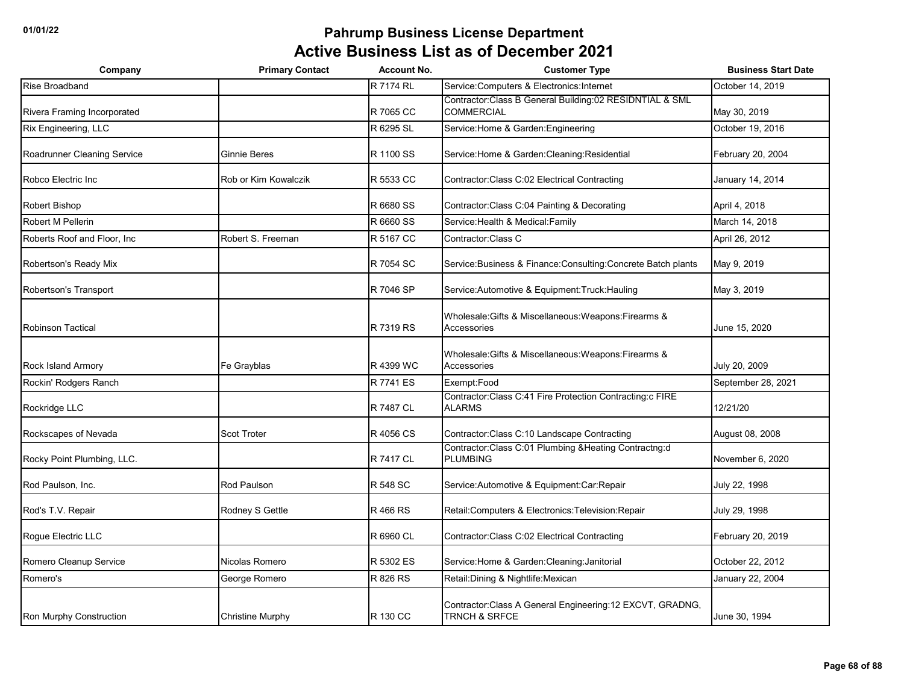# Pahrump Business License Department

## Active Business List as of December 2021

| Company | Primary Contact | Account No. | Customer Type | Business Start Date |
|---|---|---|---|---|
| Rise Broadband | | R 7174 RL | Service:Computers & Electronics:Internet | October 14, 2019 |
| Rivera Framing Incorporated | | R 7065 CC | Contractor:Class B General Building:02 RESIDNTIAL & SML COMMERCIAL | May 30, 2019 |
| Rix Engineering, LLC | | R 6295 SL | Service:Home & Garden:Engineering | October 19, 2016 |
| Roadrunner Cleaning Service | Ginnie Beres | R 1100 SS | Service:Home & Garden:Cleaning:Residential | February 20, 2004 |
| Robco Electric Inc | Rob or Kim Kowalczik | R 5533 CC | Contractor:Class C:02 Electrical Contracting | January 14, 2014 |
| Robert Bishop | | R 6680 SS | Contractor:Class C:04 Painting & Decorating | April 4, 2018 |
| Robert M Pellerin | | R 6660 SS | Service:Health & Medical:Family | March 14, 2018 |
| Roberts Roof and Floor, Inc | Robert S. Freeman | R 5167 CC | Contractor:Class C | April 26, 2012 |
| Robertson's Ready Mix | | R 7054 SC | Service:Business & Finance:Consulting:Concrete Batch plants | May 9, 2019 |
| Robertson's Transport | | R 7046 SP | Service:Automotive & Equipment:Truck:Hauling | May 3, 2019 |
| Robinson Tactical | | R 7319 RS | Wholesale:Gifts & Miscellaneous:Weapons:Firearms & Accessories | June 15, 2020 |
| Rock Island Armory | Fe Grayblas | R 4399 WC | Wholesale:Gifts & Miscellaneous:Weapons:Firearms & Accessories | July 20, 2009 |
| Rockin' Rodgers Ranch | | R 7741 ES | Exempt:Food | September 28, 2021 |
| Rockridge LLC | | R 7487 CL | Contractor:Class C:41 Fire Protection Contracting:c FIRE ALARMS | 12/21/20 |
| Rockscapes of Nevada | Scot Troter | R 4056 CS | Contractor:Class C:10 Landscape Contracting | August 08, 2008 |
| Rocky Point Plumbing, LLC. | | R 7417 CL | Contractor:Class C:01 Plumbing &Heating Contractng:d PLUMBING | November 6, 2020 |
| Rod Paulson, Inc. | Rod Paulson | R 548 SC | Service:Automotive & Equipment:Car:Repair | July 22, 1998 |
| Rod's T.V. Repair | Rodney S Gettle | R 466 RS | Retail:Computers & Electronics:Television:Repair | July 29, 1998 |
| Rogue Electric LLC | | R 6960 CL | Contractor:Class C:02 Electrical Contracting | February 20, 2019 |
| Romero Cleanup Service | Nicolas Romero | R 5302 ES | Service:Home & Garden:Cleaning:Janitorial | October 22, 2012 |
| Romero's | George Romero | R 826 RS | Retail:Dining & Nightlife:Mexican | January 22, 2004 |
| Ron Murphy Construction | Christine Murphy | R 130 CC | Contractor:Class A General Engineering:12 EXCVT, GRADNG, TRNCH & SRFCE | June 30, 1994 |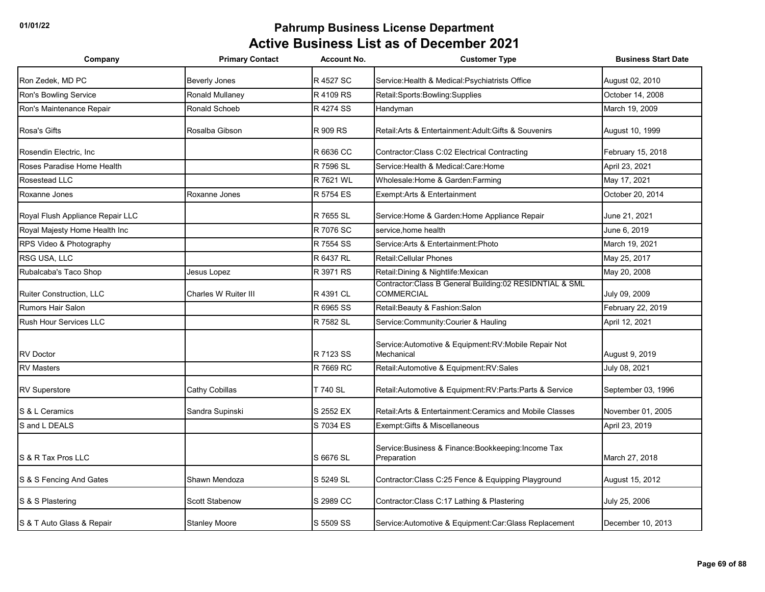# Pahrump Business License Department
## Active Business List as of December 2021

| Company | Primary Contact | Account No. | Customer Type | Business Start Date |
|---|---|---|---|---|
| Ron Zedek, MD PC | Beverly Jones | R 4527 SC | Service:Health & Medical:Psychiatrists Office | August 02, 2010 |
| Ron's Bowling Service | Ronald Mullaney | R 4109 RS | Retail:Sports:Bowling:Supplies | October 14, 2008 |
| Ron's Maintenance Repair | Ronald Schoeb | R 4274 SS | Handyman | March 19, 2009 |
| Rosa's Gifts | Rosalba Gibson | R 909 RS | Retail:Arts & Entertainment:Adult:Gifts & Souvenirs | August 10, 1999 |
| Rosendin Electric, Inc | | R 6636 CC | Contractor:Class C:02 Electrical Contracting | February 15, 2018 |
| Roses Paradise Home Health | | R 7596 SL | Service:Health & Medical:Care:Home | April 23, 2021 |
| Rosestead LLC | | R 7621 WL | Wholesale:Home & Garden:Farming | May 17, 2021 |
| Roxanne Jones | Roxanne Jones | R 5754 ES | Exempt:Arts & Entertainment | October 20, 2014 |
| Royal Flush Appliance Repair LLC | | R 7655 SL | Service:Home & Garden:Home Appliance Repair | June 21, 2021 |
| Royal Majesty Home Health Inc | | R 7076 SC | service,home health | June 6, 2019 |
| RPS Video & Photography | | R 7554 SS | Service:Arts & Entertainment:Photo | March 19, 2021 |
| RSG USA, LLC | | R 6437 RL | Retail:Cellular Phones | May 25, 2017 |
| Rubalcaba's Taco Shop | Jesus Lopez | R 3971 RS | Retail:Dining & Nightlife:Mexican | May 20, 2008 |
| Ruiter Construction, LLC | Charles W Ruiter III | R 4391 CL | Contractor:Class B General Building:02 RESIDNTIAL & SML COMMERCIAL | July 09, 2009 |
| Rumors Hair Salon | | R 6965 SS | Retail:Beauty & Fashion:Salon | February 22, 2019 |
| Rush Hour Services LLC | | R 7582 SL | Service:Community:Courier & Hauling | April 12, 2021 |
| RV Doctor | | R 7123 SS | Service:Automotive & Equipment:RV:Mobile Repair Not Mechanical | August 9, 2019 |
| RV Masters | | R 7669 RC | Retail:Automotive & Equipment:RV:Sales | July 08, 2021 |
| RV Superstore | Cathy Cobillas | T 740 SL | Retail:Automotive & Equipment:RV:Parts:Parts & Service | September 03, 1996 |
| S & L Ceramics | Sandra Supinski | S 2552 EX | Retail:Arts & Entertainment:Ceramics and Mobile Classes | November 01, 2005 |
| S and L DEALS | | S 7034 ES | Exempt:Gifts & Miscellaneous | April 23, 2019 |
| S & R Tax Pros LLC | | S 6676 SL | Service:Business & Finance:Bookkeeping:Income Tax Preparation | March 27, 2018 |
| S & S Fencing And Gates | Shawn Mendoza | S 5249 SL | Contractor:Class C:25 Fence & Equipping Playground | August 15, 2012 |
| S & S Plastering | Scott Stabenow | S 2989 CC | Contractor:Class C:17 Lathing & Plastering | July 25, 2006 |
| S & T Auto Glass & Repair | Stanley Moore | S 5509 SS | Service:Automotive & Equipment:Car:Glass Replacement | December 10, 2013 |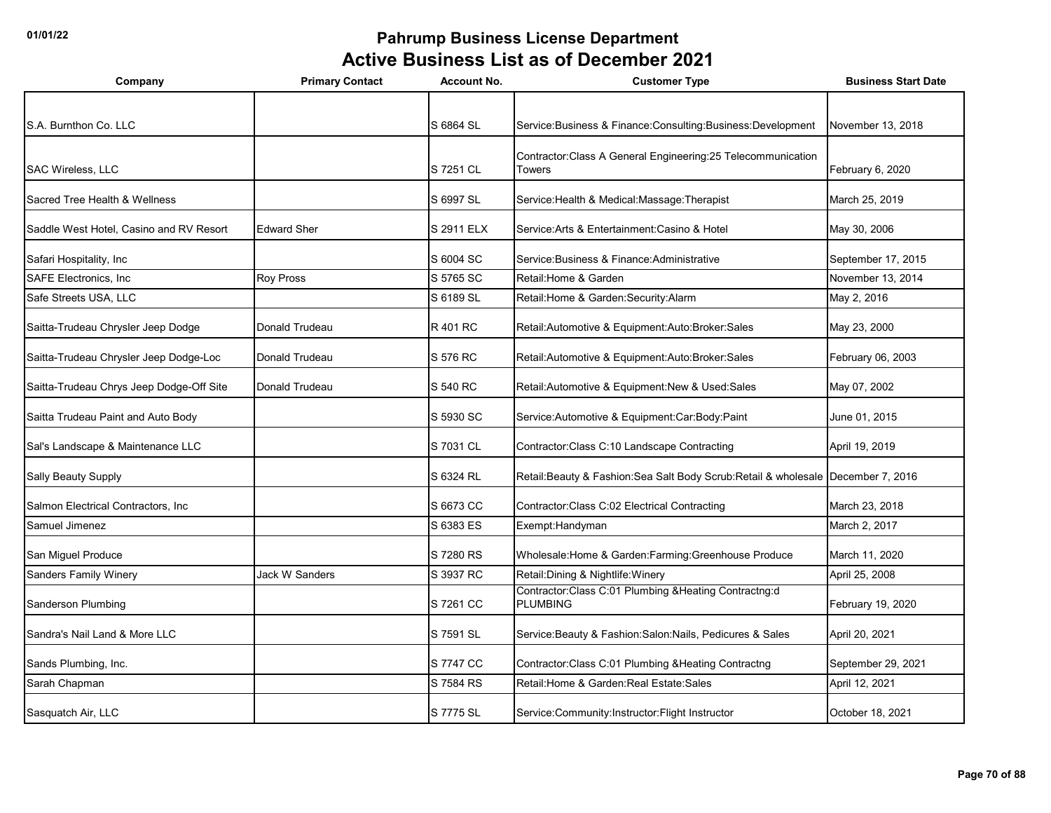# Pahrump Business License Department

## Active Business List as of December 2021

| Company | Primary Contact | Account No. | Customer Type | Business Start Date |
|---|---|---|---|---|
| S.A. Burnthon Co. LLC | | S 6864 SL | Service:Business & Finance:Consulting:Business:Development | November 13, 2018 |
| SAC Wireless, LLC | | S 7251 CL | Contractor:Class A General Engineering:25 Telecommunication Towers | February 6, 2020 |
| Sacred Tree Health & Wellness | | S 6997 SL | Service:Health & Medical:Massage:Therapist | March 25, 2019 |
| Saddle West Hotel, Casino and RV Resort | Edward Sher | S 2911 ELX | Service:Arts & Entertainment:Casino & Hotel | May 30, 2006 |
| Safari Hospitality, Inc | | S 6004 SC | Service:Business & Finance:Administrative | September 17, 2015 |
| SAFE Electronics, Inc | Roy Pross | S 5765 SC | Retail:Home & Garden | November 13, 2014 |
| Safe Streets USA, LLC | | S 6189 SL | Retail:Home & Garden:Security:Alarm | May 2, 2016 |
| Saitta-Trudeau Chrysler Jeep Dodge | Donald Trudeau | R 401 RC | Retail:Automotive & Equipment:Auto:Broker:Sales | May 23, 2000 |
| Saitta-Trudeau Chrysler Jeep Dodge-Loc | Donald Trudeau | S 576 RC | Retail:Automotive & Equipment:Auto:Broker:Sales | February 06, 2003 |
| Saitta-Trudeau Chrys Jeep Dodge-Off Site | Donald Trudeau | S 540 RC | Retail:Automotive & Equipment:New & Used:Sales | May 07, 2002 |
| Saitta Trudeau Paint and Auto Body | | S 5930 SC | Service:Automotive & Equipment:Car:Body:Paint | June 01, 2015 |
| Sal's Landscape & Maintenance LLC | | S 7031 CL | Contractor:Class C:10 Landscape Contracting | April 19, 2019 |
| Sally Beauty Supply | | S 6324 RL | Retail:Beauty & Fashion:Sea Salt Body Scrub:Retail & wholesale | December 7, 2016 |
| Salmon Electrical Contractors, Inc | | S 6673 CC | Contractor:Class C:02 Electrical Contracting | March 23, 2018 |
| Samuel Jimenez | | S 6383 ES | Exempt:Handyman | March 2, 2017 |
| San Miguel Produce | | S 7280 RS | Wholesale:Home & Garden:Farming:Greenhouse Produce | March 11, 2020 |
| Sanders Family Winery | Jack W Sanders | S 3937 RC | Retail:Dining & Nightlife:Winery | April 25, 2008 |
| Sanderson Plumbing | | S 7261 CC | Contractor:Class C:01 Plumbing &Heating Contractng:d PLUMBING | February 19, 2020 |
| Sandra's Nail Land & More LLC | | S 7591 SL | Service:Beauty & Fashion:Salon:Nails, Pedicures & Sales | April 20, 2021 |
| Sands Plumbing, Inc. | | S 7747 CC | Contractor:Class C:01 Plumbing &Heating Contractng | September 29, 2021 |
| Sarah Chapman | | S 7584 RS | Retail:Home & Garden:Real Estate:Sales | April 12, 2021 |
| Sasquatch Air, LLC | | S 7775 SL | Service:Community:Instructor:Flight Instructor | October 18, 2021 |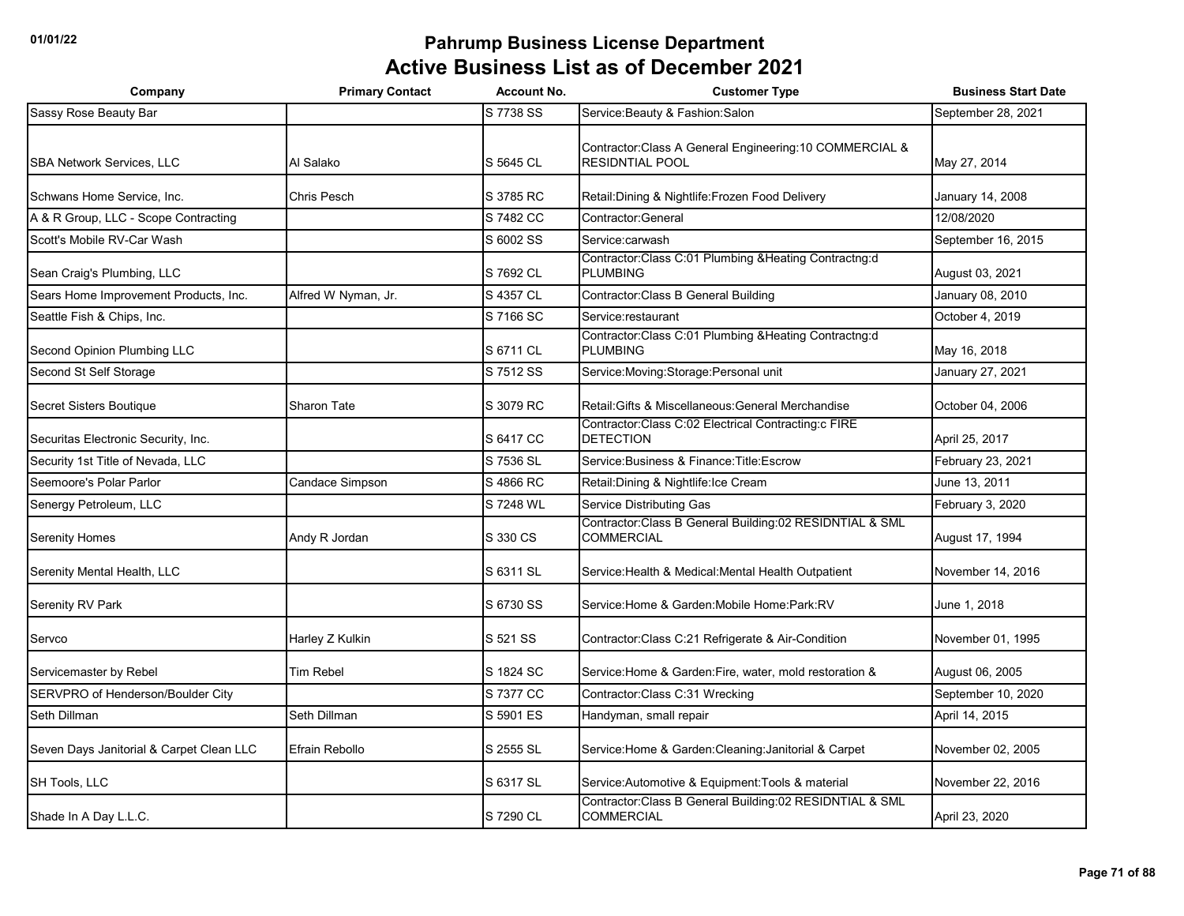# Pahrump Business License Department

## Active Business List as of December 2021

| Company | Primary Contact | Account No. | Customer Type | Business Start Date |
|---|---|---|---|---|
| Sassy Rose Beauty Bar | | S 7738 SS | Service:Beauty & Fashion:Salon | September 28, 2021 |
| SBA Network Services, LLC | Al Salako | S 5645 CL | Contractor:Class A General Engineering:10 COMMERCIAL & RESIDNTIAL POOL | May 27, 2014 |
| Schwans Home Service, Inc. | Chris Pesch | S 3785 RC | Retail:Dining & Nightlife:Frozen Food Delivery | January 14, 2008 |
| A & R Group, LLC - Scope Contracting | | S 7482 CC | Contractor:General | 12/08/2020 |
| Scott's Mobile RV-Car Wash | | S 6002 SS | Service:carwash | September 16, 2015 |
| Sean Craig's Plumbing, LLC | | S 7692 CL | Contractor:Class C:01 Plumbing &Heating Contractng:d PLUMBING | August 03, 2021 |
| Sears Home Improvement Products, Inc. | Alfred W Nyman, Jr. | S 4357 CL | Contractor:Class B General Building | January 08, 2010 |
| Seattle Fish & Chips, Inc. | | S 7166 SC | Service:restaurant | October 4, 2019 |
| Second Opinion Plumbing LLC | | S 6711 CL | Contractor:Class C:01 Plumbing &Heating Contractng:d PLUMBING | May 16, 2018 |
| Second St Self Storage | | S 7512 SS | Service:Moving:Storage:Personal unit | January 27, 2021 |
| Secret Sisters Boutique | Sharon Tate | S 3079 RC | Retail:Gifts & Miscellaneous:General Merchandise | October 04, 2006 |
| Securitas Electronic Security, Inc. | | S 6417 CC | Contractor:Class C:02 Electrical Contracting:c FIRE DETECTION | April 25, 2017 |
| Security 1st Title of Nevada, LLC | | S 7536 SL | Service:Business & Finance:Title:Escrow | February 23, 2021 |
| Seemoore's Polar Parlor | Candace Simpson | S 4866 RC | Retail:Dining & Nightlife:Ice Cream | June 13, 2011 |
| Senergy Petroleum, LLC | | S 7248 WL | Service Distributing Gas | February 3, 2020 |
| Serenity Homes | Andy R Jordan | S 330 CS | Contractor:Class B General Building:02 RESIDNTIAL & SML COMMERCIAL | August 17, 1994 |
| Serenity Mental Health, LLC | | S 6311 SL | Service:Health & Medical:Mental Health Outpatient | November 14, 2016 |
| Serenity RV Park | | S 6730 SS | Service:Home & Garden:Mobile Home:Park:RV | June 1, 2018 |
| Servco | Harley Z Kulkin | S 521 SS | Contractor:Class C:21 Refrigerate & Air-Condition | November 01, 1995 |
| Servicemaster by Rebel | Tim Rebel | S 1824 SC | Service:Home & Garden:Fire, water, mold restoration & | August 06, 2005 |
| SERVPRO of Henderson/Boulder City | | S 7377 CC | Contractor:Class C:31 Wrecking | September 10, 2020 |
| Seth Dillman | Seth Dillman | S 5901 ES | Handyman, small repair | April 14, 2015 |
| Seven Days Janitorial & Carpet Clean LLC | Efrain Rebollo | S 2555 SL | Service:Home & Garden:Cleaning:Janitorial & Carpet | November 02, 2005 |
| SH Tools, LLC | | S 6317 SL | Service:Automotive & Equipment:Tools & material | November 22, 2016 |
| Shade In A Day L.L.C. | | S 7290 CL | Contractor:Class B General Building:02 RESIDNTIAL & SML COMMERCIAL | April 23, 2020 |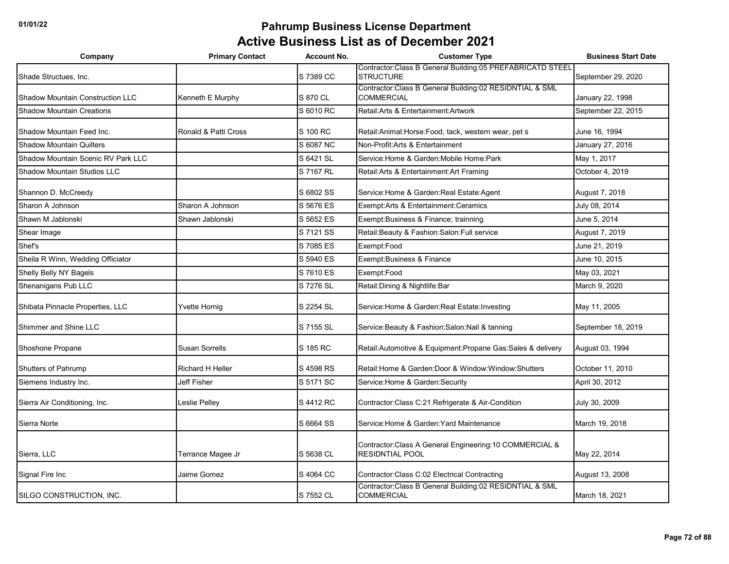# Pahrump Business License Department

## Active Business List as of December 2021

| Company | Primary Contact | Account No. | Customer Type | Business Start Date |
|---|---|---|---|---|
| Shade Structues, Inc. | | S 7389 CC | Contractor:Class B General Building:05 PREFABRICATD STEEL STRUCTURE | September 29, 2020 |
| Shadow Mountain Construction LLC | Kenneth E Murphy | S 870 CL | Contractor:Class B General Building:02 RESIDNTIAL & SML COMMERCIAL | January 22, 1998 |
| Shadow Mountain Creations | | S 6010 RC | Retail:Arts & Entertainment:Artwork | September 22, 2015 |
| Shadow Mountain Feed Inc. | Ronald & Patti Cross | S 100 RC | Retail:Animal:Horse:Food, tack, western wear, pet s | June 16, 1994 |
| Shadow Mountain Quilters | | S 6087 NC | Non-Profit:Arts & Entertainment | January 27, 2016 |
| Shadow Mountain Scenic RV Park LLC | | S 6421 SL | Service:Home & Garden:Mobile Home:Park | May 1, 2017 |
| Shadow Mountain Studios LLC | | S 7167 RL | Retail:Arts & Entertainment:Art Framing | October 4, 2019 |
| Shannon D. McCreedy | | S 6802 SS | Service:Home & Garden:Real Estate:Agent | August 7, 2018 |
| Sharon A Johnson | Sharon A Johnson | S 5676 ES | Exempt:Arts & Entertainment:Ceramics | July 08, 2014 |
| Shawn M Jablonski | Shawn Jablonski | S 5652 ES | Exempt:Business & Finance; trainning | June 5, 2014 |
| Shear Image | | S 7121 SS | Retail:Beauty & Fashion:Salon:Full service | August 7, 2019 |
| Shef's | | S 7085 ES | Exempt:Food | June 21, 2019 |
| Sheila R Winn, Wedding Officiator | | S 5940 ES | Exempt:Business & Finance | June 10, 2015 |
| Shelly Belly NY Bagels | | S 7610 ES | Exempt:Food | May 03, 2021 |
| Shenanigans Pub LLC | | S 7276 SL | Retail:Dining & Nightlife:Bar | March 9, 2020 |
| Shibata Pinnacle Properties, LLC | Yvette Hornig | S 2254 SL | Service:Home & Garden:Real Estate:Investing | May 11, 2005 |
| Shimmer and Shine LLC | | S 7155 SL | Service:Beauty & Fashion:Salon:Nail & tanning | September 18, 2019 |
| Shoshone Propane | Susan Sorrells | S 185 RC | Retail:Automotive & Equipment:Propane Gas:Sales & delivery | August 03, 1994 |
| Shutters of Pahrump | Richard H Heller | S 4598 RS | Retail:Home & Garden:Door & Window:Window:Shutters | October 11, 2010 |
| Siemens Industry Inc. | Jeff Fisher | S 5171 SC | Service:Home & Garden:Security | April 30, 2012 |
| Sierra Air Conditioning, Inc. | Leslie Pelley | S 4412 RC | Contractor:Class C:21 Refrigerate & Air-Condition | July 30, 2009 |
| Sierra Norte | | S 6664 SS | Service:Home & Garden:Yard Maintenance | March 19, 2018 |
| Sierra, LLC | Terrance Magee Jr | S 5638 CL | Contractor:Class A General Engineering:10 COMMERCIAL & RESIDNTIAL POOL | May 22, 2014 |
| Signal Fire Inc | Jaime Gomez | S 4064 CC | Contractor:Class C:02 Electrical Contracting | August 13, 2008 |
| SILGO CONSTRUCTION, INC. | | S 7552 CL | Contractor:Class B General Building:02 RESIDNTIAL & SML COMMERCIAL | March 18, 2021 |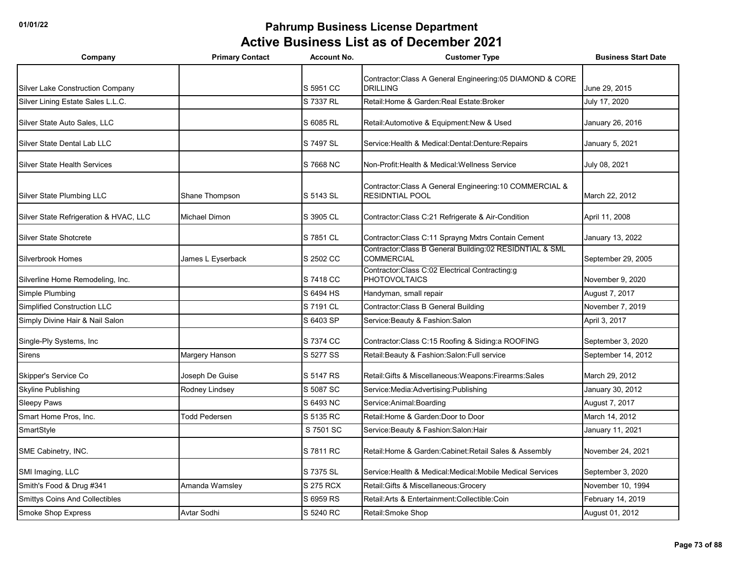# Pahrump Business License Department

## Active Business List as of December 2021

| Company | Primary Contact | Account No. | Customer Type | Business Start Date |
|---|---|---|---|---|
| Silver Lake Construction Company | | S 5951 CC | Contractor:Class A General Engineering:05 DIAMOND & CORE DRILLING | June 29, 2015 |
| Silver Lining Estate Sales L.L.C. | | S 7337 RL | Retail:Home & Garden:Real Estate:Broker | July 17, 2020 |
| Silver State Auto Sales, LLC | | S 6085 RL | Retail:Automotive & Equipment:New & Used | January 26, 2016 |
| Silver State Dental Lab LLC | | S 7497 SL | Service:Health & Medical:Dental:Denture:Repairs | January 5, 2021 |
| Silver State Health Services | | S 7668 NC | Non-Profit:Health & Medical:Wellness Service | July 08, 2021 |
| Silver State Plumbing LLC | Shane Thompson | S 5143 SL | Contractor:Class A General Engineering:10 COMMERCIAL & RESIDNTIAL POOL | March 22, 2012 |
| Silver State Refrigeration & HVAC, LLC | Michael Dimon | S 3905 CL | Contractor:Class C:21 Refrigerate & Air-Condition | April 11, 2008 |
| Silver State Shotcrete | | S 7851 CL | Contractor:Class C:11 Sprayng Mxtrs Contain Cement | January 13, 2022 |
| Silverbrook Homes | James L Eyserback | S 2502 CC | Contractor:Class B General Building:02 RESIDNTIAL & SML COMMERCIAL | September 29, 2005 |
| Silverline Home Remodeling, Inc. | | S 7418 CC | Contractor:Class C:02 Electrical Contracting:g PHOTOVOLTAICS | November 9, 2020 |
| Simple Plumbing | | S 6494 HS | Handyman, small repair | August 7, 2017 |
| Simplified Construction LLC | | S 7191 CL | Contractor:Class B General Building | November 7, 2019 |
| Simply Divine Hair & Nail Salon | | S 6403 SP | Service:Beauty & Fashion:Salon | April 3, 2017 |
| Single-Ply Systems, Inc | | S 7374 CC | Contractor:Class C:15 Roofing & Siding:a ROOFING | September 3, 2020 |
| Sirens | Margery Hanson | S 5277 SS | Retail:Beauty & Fashion:Salon:Full service | September 14, 2012 |
| Skipper's Service Co | Joseph De Guise | S 5147 RS | Retail:Gifts & Miscellaneous:Weapons:Firearms:Sales | March 29, 2012 |
| Skyline Publishing | Rodney Lindsey | S 5087 SC | Service:Media:Advertising:Publishing | January 30, 2012 |
| Sleepy Paws | | S 6493 NC | Service:Animal:Boarding | August 7, 2017 |
| Smart Home Pros, Inc. | Todd Pedersen | S 5135 RC | Retail:Home & Garden:Door to Door | March 14, 2012 |
| SmartStyle | | S 7501 SC | Service:Beauty & Fashion:Salon:Hair | January 11, 2021 |
| SME Cabinetry, INC. | | S 7811 RC | Retail:Home & Garden:Cabinet:Retail Sales & Assembly | November 24, 2021 |
| SMI Imaging, LLC | | S 7375 SL | Service:Health & Medical:Medical:Mobile Medical Services | September 3, 2020 |
| Smith's Food & Drug #341 | Amanda Wamsley | S 275 RCX | Retail:Gifts & Miscellaneous:Grocery | November 10, 1994 |
| Smittys Coins And Collectibles | | S 6959 RS | Retail:Arts & Entertainment:Collectible:Coin | February 14, 2019 |
| Smoke Shop Express | Avtar Sodhi | S 5240 RC | Retail:Smoke Shop | August 01, 2012 |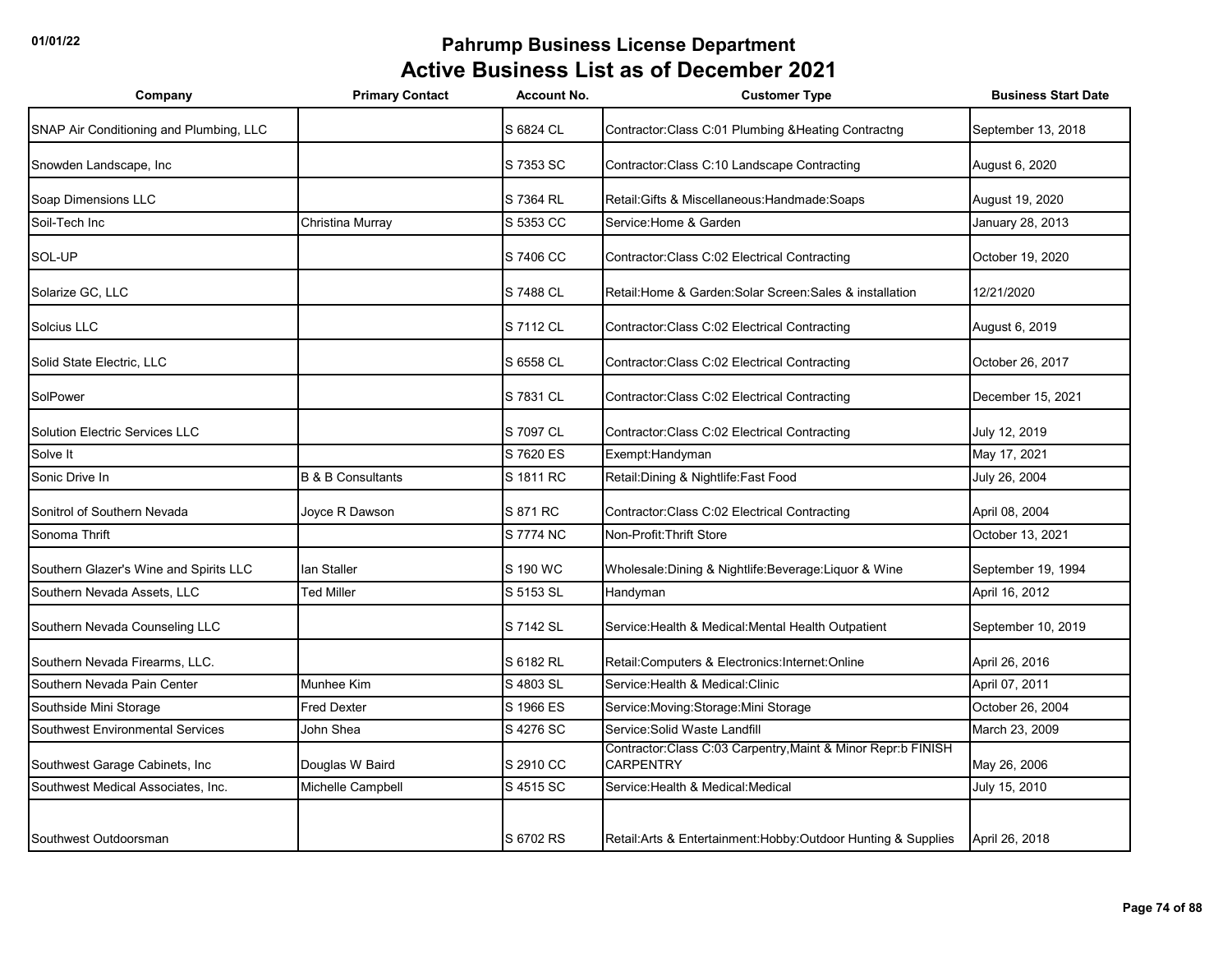# Pahrump Business License Department
## Active Business List as of December 2021

| Company | Primary Contact | Account No. | Customer Type | Business Start Date |
|---|---|---|---|---|
| SNAP Air Conditioning and Plumbing, LLC | | S 6824 CL | Contractor:Class C:01 Plumbing &Heating Contractng | September 13, 2018 |
| Snowden Landscape, Inc | | S 7353 SC | Contractor:Class C:10 Landscape Contracting | August 6, 2020 |
| Soap Dimensions LLC | | S 7364 RL | Retail:Gifts & Miscellaneous:Handmade:Soaps | August 19, 2020 |
| Soil-Tech Inc | Christina Murray | S 5353 CC | Service:Home & Garden | January 28, 2013 |
| SOL-UP | | S 7406 CC | Contractor:Class C:02 Electrical Contracting | October 19, 2020 |
| Solarize GC, LLC | | S 7488 CL | Retail:Home & Garden:Solar Screen:Sales & installation | 12/21/2020 |
| Solcius LLC | | S 7112 CL | Contractor:Class C:02 Electrical Contracting | August 6, 2019 |
| Solid State Electric, LLC | | S 6558 CL | Contractor:Class C:02 Electrical Contracting | October 26, 2017 |
| SolPower | | S 7831 CL | Contractor:Class C:02 Electrical Contracting | December 15, 2021 |
| Solution Electric Services LLC | | S 7097 CL | Contractor:Class C:02 Electrical Contracting | July 12, 2019 |
| Solve It | | S 7620 ES | Exempt:Handyman | May 17, 2021 |
| Sonic Drive In | B & B Consultants | S 1811 RC | Retail:Dining & Nightlife:Fast Food | July 26, 2004 |
| Sonitrol of Southern Nevada | Joyce R Dawson | S 871 RC | Contractor:Class C:02 Electrical Contracting | April 08, 2004 |
| Sonoma Thrift | | S 7774 NC | Non-Profit:Thrift Store | October 13, 2021 |
| Southern Glazer's Wine and Spirits LLC | Ian Staller | S 190 WC | Wholesale:Dining & Nightlife:Beverage:Liquor & Wine | September 19, 1994 |
| Southern Nevada Assets, LLC | Ted Miller | S 5153 SL | Handyman | April 16, 2012 |
| Southern Nevada Counseling LLC | | S 7142 SL | Service:Health & Medical:Mental Health Outpatient | September 10, 2019 |
| Southern Nevada Firearms, LLC. | | S 6182 RL | Retail:Computers & Electronics:Internet:Online | April 26, 2016 |
| Southern Nevada Pain Center | Munhee Kim | S 4803 SL | Service:Health & Medical:Clinic | April 07, 2011 |
| Southside Mini Storage | Fred Dexter | S 1966 ES | Service:Moving:Storage:Mini Storage | October 26, 2004 |
| Southwest Environmental Services | John Shea | S 4276 SC | Service:Solid Waste Landfill | March 23, 2009 |
| Southwest Garage Cabinets, Inc | Douglas W Baird | S 2910 CC | Contractor:Class C:03 Carpentry,Maint & Minor Repr:b FINISH CARPENTRY | May 26, 2006 |
| Southwest Medical Associates, Inc. | Michelle Campbell | S 4515 SC | Service:Health & Medical:Medical | July 15, 2010 |
| Southwest Outdoorsman | | S 6702 RS | Retail:Arts & Entertainment:Hobby:Outdoor Hunting & Supplies | April 26, 2018 |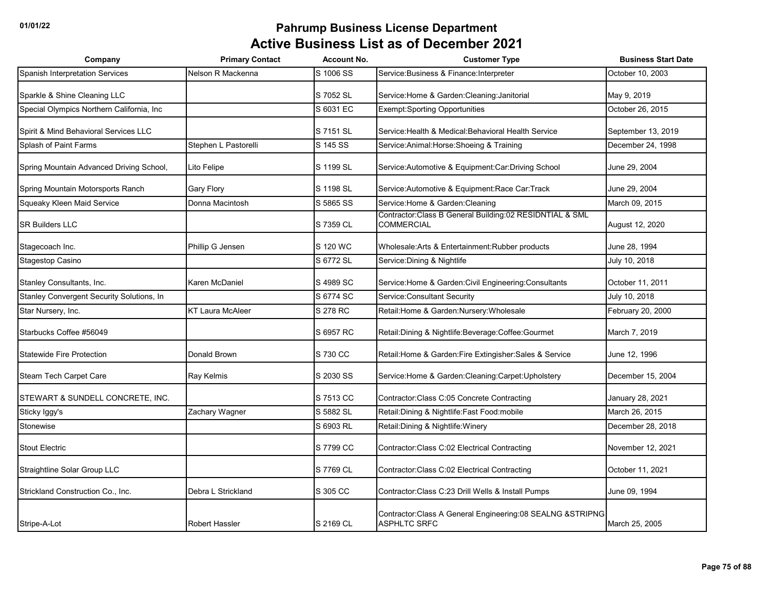# Pahrump Business License Department

## Active Business List as of December 2021

| Company | Primary Contact | Account No. | Customer Type | Business Start Date |
|---|---|---|---|---|
| Spanish Interpretation Services | Nelson R Mackenna | S 1006 SS | Service:Business & Finance:Interpreter | October 10, 2003 |
| Sparkle & Shine Cleaning LLC | | S 7052 SL | Service:Home & Garden:Cleaning:Janitorial | May 9, 2019 |
| Special Olympics Northern California, Inc | | S 6031 EC | Exempt:Sporting Opportunities | October 26, 2015 |
| Spirit & Mind Behavioral Services LLC | | S 7151 SL | Service:Health & Medical:Behavioral Health Service | September 13, 2019 |
| Splash of Paint Farms | Stephen L Pastorelli | S 145 SS | Service:Animal:Horse:Shoeing & Training | December 24, 1998 |
| Spring Mountain Advanced Driving School, | Lito Felipe | S 1199 SL | Service:Automotive & Equipment:Car:Driving School | June 29, 2004 |
| Spring Mountain Motorsports Ranch | Gary Flory | S 1198 SL | Service:Automotive & Equipment:Race Car:Track | June 29, 2004 |
| Squeaky Kleen Maid Service | Donna Macintosh | S 5865 SS | Service:Home & Garden:Cleaning | March 09, 2015 |
| SR Builders LLC | | S 7359 CL | Contractor:Class B General Building:02 RESIDNTIAL & SML COMMERCIAL | August 12, 2020 |
| Stagecoach Inc. | Phillip G Jensen | S 120 WC | Wholesale:Arts & Entertainment:Rubber products | June 28, 1994 |
| Stagestop Casino | | S 6772 SL | Service:Dining & Nightlife | July 10, 2018 |
| Stanley Consultants, Inc. | Karen McDaniel | S 4989 SC | Service:Home & Garden:Civil Engineering:Consultants | October 11, 2011 |
| Stanley Convergent Security Solutions, In | | S 6774 SC | Service:Consultant Security | July 10, 2018 |
| Star Nursery, Inc. | KT Laura McAleer | S 278 RC | Retail:Home & Garden:Nursery:Wholesale | February 20, 2000 |
| Starbucks Coffee #56049 | | S 6957 RC | Retail:Dining & Nightlife:Beverage:Coffee:Gourmet | March 7, 2019 |
| Statewide Fire Protection | Donald Brown | S 730 CC | Retail:Home & Garden:Fire Extingisher:Sales & Service | June 12, 1996 |
| Steam Tech Carpet Care | Ray Kelmis | S 2030 SS | Service:Home & Garden:Cleaning:Carpet:Upholstery | December 15, 2004 |
| STEWART & SUNDELL CONCRETE, INC. | | S 7513 CC | Contractor:Class C:05 Concrete Contracting | January 28, 2021 |
| Sticky Iggy's | Zachary Wagner | S 5882 SL | Retail:Dining & Nightlife:Fast Food:mobile | March 26, 2015 |
| Stonewise | | S 6903 RL | Retail:Dining & Nightlife:Winery | December 28, 2018 |
| Stout Electric | | S 7799 CC | Contractor:Class C:02 Electrical Contracting | November 12, 2021 |
| Straightline Solar Group LLC | | S 7769 CL | Contractor:Class C:02 Electrical Contracting | October 11, 2021 |
| Strickland Construction Co., Inc. | Debra L Strickland | S 305 CC | Contractor:Class C:23 Drill Wells & Install Pumps | June 09, 1994 |
| Stripe-A-Lot | Robert Hassler | S 2169 CL | Contractor:Class A General Engineering:08 SEALNG &STRIPNG ASPHLTC SRFC | March 25, 2005 |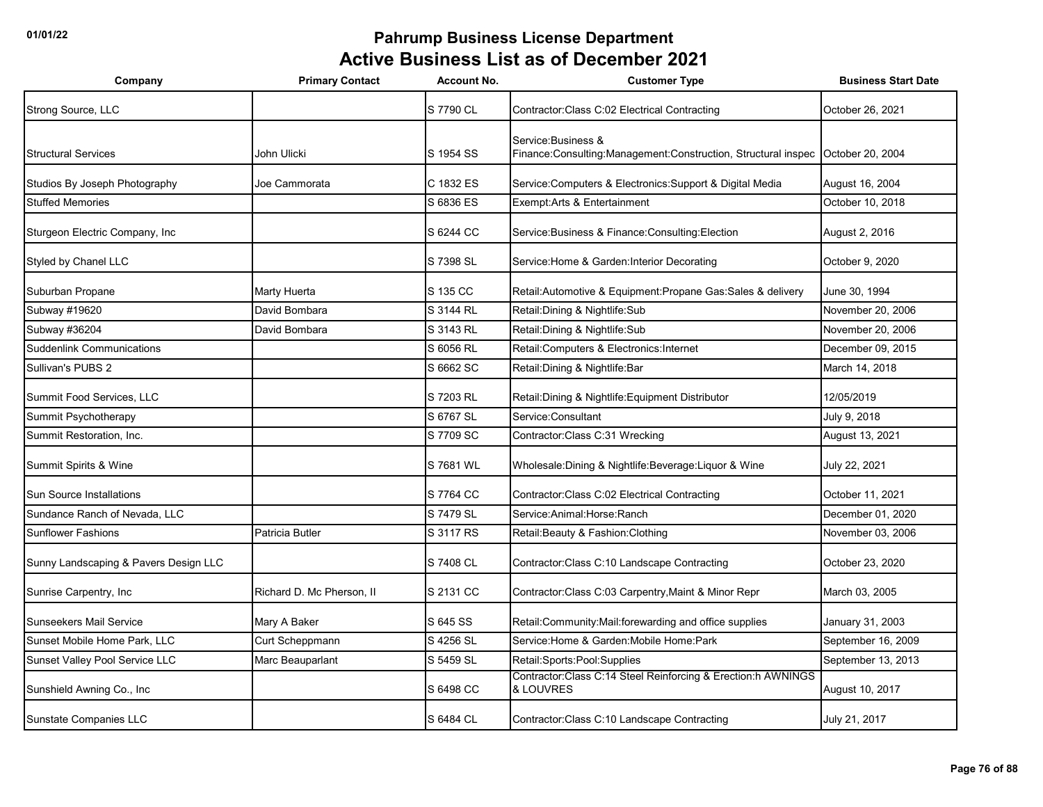# Pahrump Business License Department

## Active Business List as of December 2021

| Company | Primary Contact | Account No. | Customer Type | Business Start Date |
|---|---|---|---|---|
| Strong Source, LLC | | S 7790 CL | Contractor:Class C:02 Electrical Contracting | October 26, 2021 |
| Structural Services | John Ulicki | S 1954 SS | Service:Business & Finance:Consulting:Management:Construction, Structural inspec | October 20, 2004 |
| Studios By Joseph Photography | Joe Cammorata | C 1832 ES | Service:Computers & Electronics:Support & Digital Media | August 16, 2004 |
| Stuffed Memories | | S 6836 ES | Exempt:Arts & Entertainment | October 10, 2018 |
| Sturgeon Electric Company, Inc | | S 6244 CC | Service:Business & Finance:Consulting:Election | August 2, 2016 |
| Styled by Chanel LLC | | S 7398 SL | Service:Home & Garden:Interior Decorating | October 9, 2020 |
| Suburban Propane | Marty Huerta | S 135 CC | Retail:Automotive & Equipment:Propane Gas:Sales & delivery | June 30, 1994 |
| Subway #19620 | David Bombara | S 3144 RL | Retail:Dining & Nightlife:Sub | November 20, 2006 |
| Subway #36204 | David Bombara | S 3143 RL | Retail:Dining & Nightlife:Sub | November 20, 2006 |
| Suddenlink Communications | | S 6056 RL | Retail:Computers & Electronics:Internet | December 09, 2015 |
| Sullivan's PUBS 2 | | S 6662 SC | Retail:Dining & Nightlife:Bar | March 14, 2018 |
| Summit Food Services, LLC | | S 7203 RL | Retail:Dining & Nightlife:Equipment Distributor | 12/05/2019 |
| Summit Psychotherapy | | S 6767 SL | Service:Consultant | July 9, 2018 |
| Summit Restoration, Inc. | | S 7709 SC | Contractor:Class C:31 Wrecking | August 13, 2021 |
| Summit Spirits & Wine | | S 7681 WL | Wholesale:Dining & Nightlife:Beverage:Liquor & Wine | July 22, 2021 |
| Sun Source Installations | | S 7764 CC | Contractor:Class C:02 Electrical Contracting | October 11, 2021 |
| Sundance Ranch of Nevada, LLC | | S 7479 SL | Service:Animal:Horse:Ranch | December 01, 2020 |
| Sunflower Fashions | Patricia Butler | S 3117 RS | Retail:Beauty & Fashion:Clothing | November 03, 2006 |
| Sunny Landscaping & Pavers Design LLC | | S 7408 CL | Contractor:Class C:10 Landscape Contracting | October 23, 2020 |
| Sunrise Carpentry, Inc | Richard D. Mc Pherson, II | S 2131 CC | Contractor:Class C:03 Carpentry,Maint & Minor Repr | March 03, 2005 |
| Sunseekers Mail Service | Mary A Baker | S 645 SS | Retail:Community:Mail:forewarding and office supplies | January 31, 2003 |
| Sunset Mobile Home Park, LLC | Curt Scheppmann | S 4256 SL | Service:Home & Garden:Mobile Home:Park | September 16, 2009 |
| Sunset Valley Pool Service LLC | Marc Beauparlant | S 5459 SL | Retail:Sports:Pool:Supplies | September 13, 2013 |
| Sunshield Awning Co., Inc | | S 6498 CC | Contractor:Class C:14 Steel Reinforcing & Erection:h AWNINGS & LOUVRES | August 10, 2017 |
| Sunstate Companies LLC | | S 6484 CL | Contractor:Class C:10 Landscape Contracting | July 21, 2017 |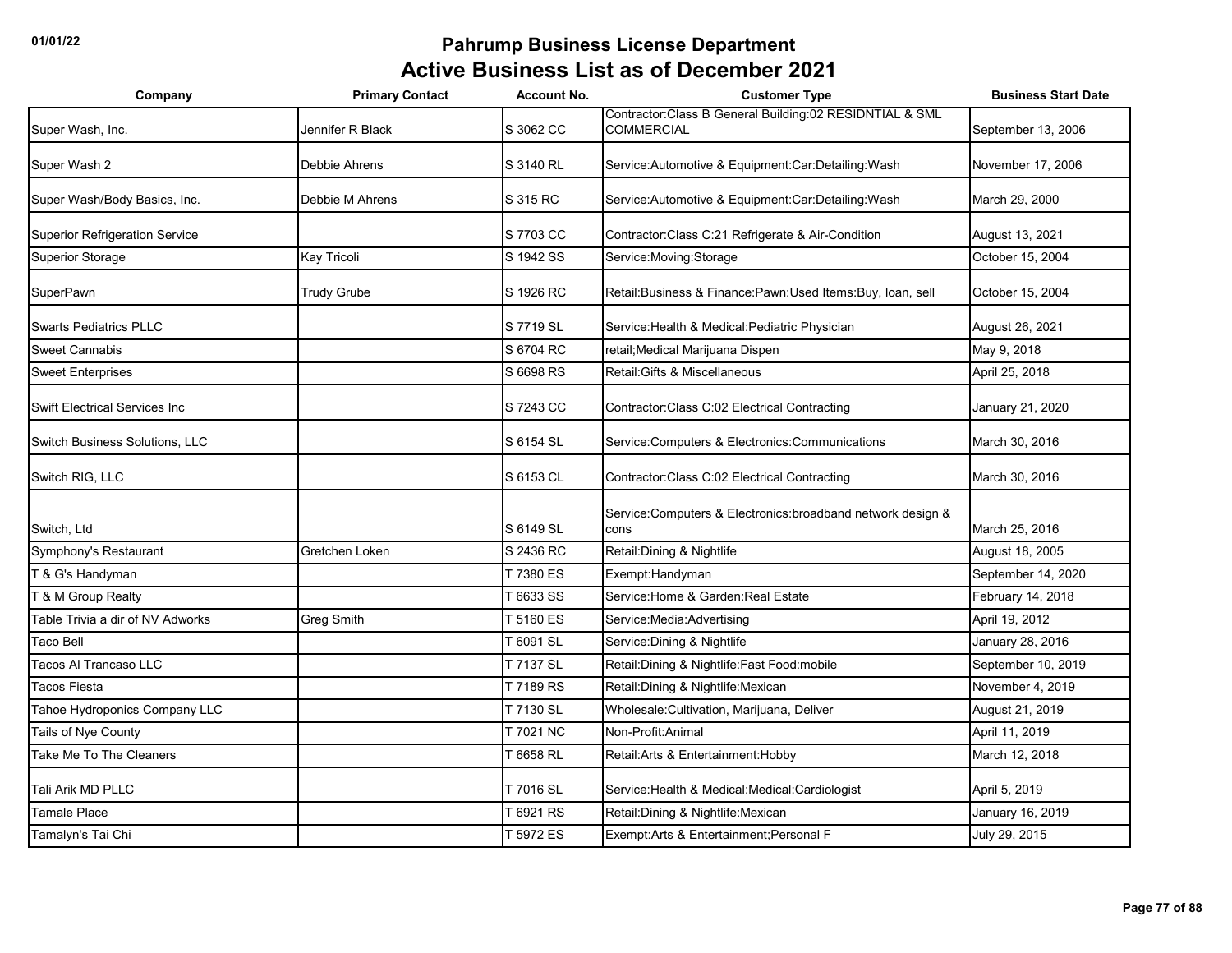# Pahrump Business License Department
## Active Business List as of December 2021

| Company | Primary Contact | Account No. | Customer Type | Business Start Date |
|---|---|---|---|---|
| Super Wash, Inc. | Jennifer R Black | S 3062 CC | Contractor:Class B General Building:02 RESIDNTIAL & SML COMMERCIAL | September 13, 2006 |
| Super Wash 2 | Debbie Ahrens | S 3140 RL | Service:Automotive & Equipment:Car:Detailing:Wash | November 17, 2006 |
| Super Wash/Body Basics, Inc. | Debbie M Ahrens | S 315 RC | Service:Automotive & Equipment:Car:Detailing:Wash | March 29, 2000 |
| Superior Refrigeration Service | | S 7703 CC | Contractor:Class C:21 Refrigerate & Air-Condition | August 13, 2021 |
| Superior Storage | Kay Tricoli | S 1942 SS | Service:Moving:Storage | October 15, 2004 |
| SuperPawn | Trudy Grube | S 1926 RC | Retail:Business & Finance:Pawn:Used Items:Buy, loan, sell | October 15, 2004 |
| Swarts Pediatrics PLLC | | S 7719 SL | Service:Health & Medical:Pediatric Physician | August 26, 2021 |
| Sweet Cannabis | | S 6704 RC | retail;Medical Marijuana Dispen | May 9, 2018 |
| Sweet Enterprises | | S 6698 RS | Retail:Gifts & Miscellaneous | April 25, 2018 |
| Swift Electrical Services Inc | | S 7243 CC | Contractor:Class C:02 Electrical Contracting | January 21, 2020 |
| Switch Business Solutions, LLC | | S 6154 SL | Service:Computers & Electronics:Communications | March 30, 2016 |
| Switch RIG, LLC | | S 6153 CL | Contractor:Class C:02 Electrical Contracting | March 30, 2016 |
| Switch, Ltd | | S 6149 SL | Service:Computers & Electronics:broadband network design & cons | March 25, 2016 |
| Symphony's Restaurant | Gretchen Loken | S 2436 RC | Retail:Dining & Nightlife | August 18, 2005 |
| T & G's Handyman | | T 7380 ES | Exempt:Handyman | September 14, 2020 |
| T & M Group Realty | | T 6633 SS | Service:Home & Garden:Real Estate | February 14, 2018 |
| Table Trivia a dir of NV Adworks | Greg Smith | T 5160 ES | Service:Media:Advertising | April 19, 2012 |
| Taco Bell | | T 6091 SL | Service:Dining & Nightlife | January 28, 2016 |
| Tacos Al Trancaso LLC | | T 7137 SL | Retail:Dining & Nightlife:Fast Food:mobile | September 10, 2019 |
| Tacos Fiesta | | T 7189 RS | Retail:Dining & Nightlife:Mexican | November 4, 2019 |
| Tahoe Hydroponics Company LLC | | T 7130 SL | Wholesale:Cultivation, Marijuana, Deliver | August 21, 2019 |
| Tails of Nye County | | T 7021 NC | Non-Profit:Animal | April 11, 2019 |
| Take Me To The Cleaners | | T 6658 RL | Retail:Arts & Entertainment:Hobby | March 12, 2018 |
| Tali Arik MD PLLC | | T 7016 SL | Service:Health & Medical:Medical:Cardiologist | April 5, 2019 |
| Tamale Place | | T 6921 RS | Retail:Dining & Nightlife:Mexican | January 16, 2019 |
| Tamalyn's Tai Chi | | T 5972 ES | Exempt:Arts & Entertainment;Personal F | July 29, 2015 |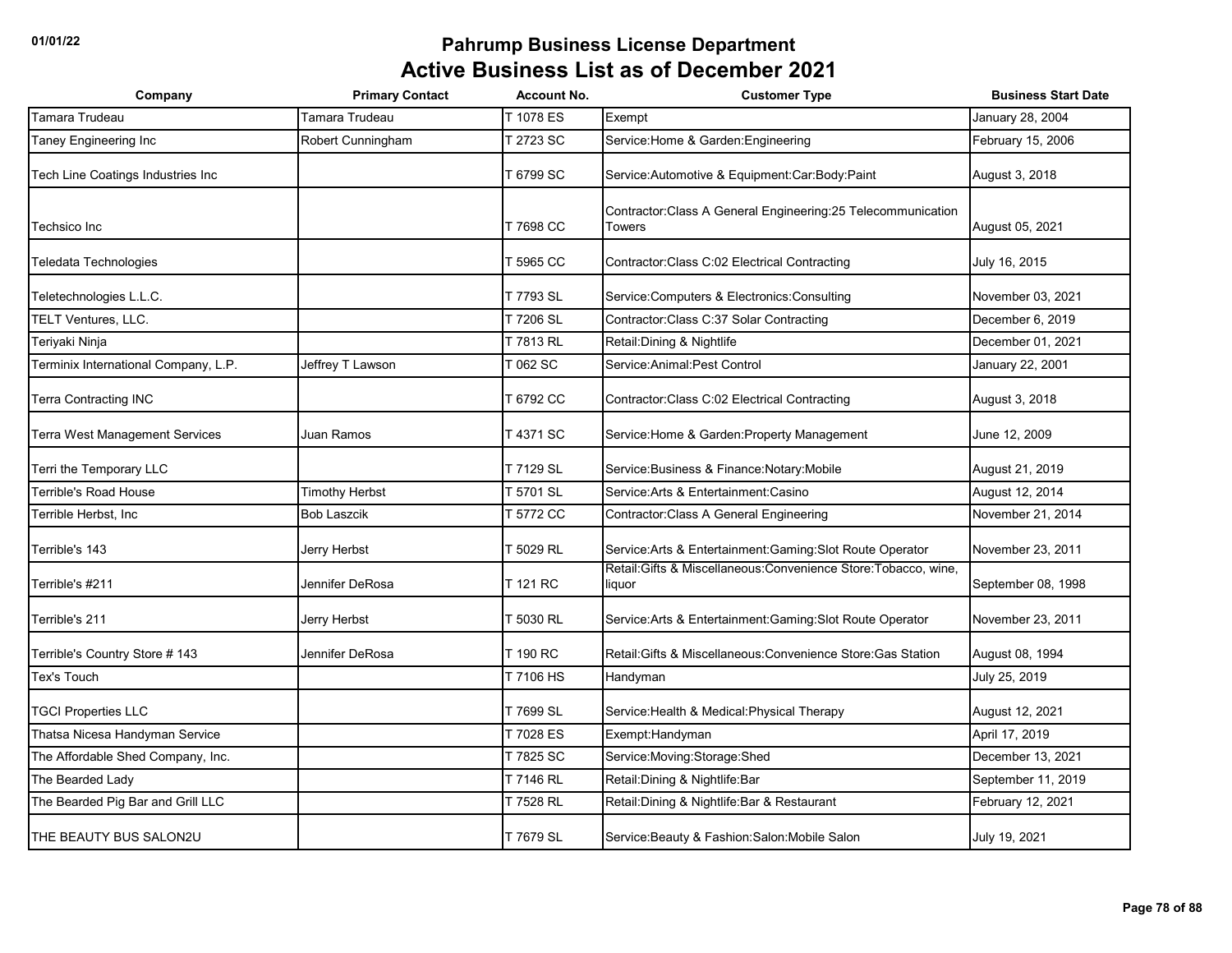# Pahrump Business License Department

## Active Business List as of December 2021

| Company | Primary Contact | Account No. | Customer Type | Business Start Date |
|---|---|---|---|---|
| Tamara Trudeau | Tamara Trudeau | T 1078 ES | Exempt | January 28, 2004 |
| Taney Engineering Inc | Robert Cunningham | T 2723 SC | Service:Home & Garden:Engineering | February 15, 2006 |
| Tech Line Coatings Industries Inc | | T 6799 SC | Service:Automotive & Equipment:Car:Body:Paint | August 3, 2018 |
| Techsico Inc | | T 7698 CC | Contractor:Class A General Engineering:25 Telecommunication Towers | August 05, 2021 |
| Teledata Technologies | | T 5965 CC | Contractor:Class C:02 Electrical Contracting | July 16, 2015 |
| Teletechnologies L.L.C. | | T 7793 SL | Service:Computers & Electronics:Consulting | November 03, 2021 |
| TELT Ventures, LLC. | | T 7206 SL | Contractor:Class C:37 Solar Contracting | December 6, 2019 |
| Teriyaki Ninja | | T 7813 RL | Retail:Dining & Nightlife | December 01, 2021 |
| Terminix International Company, L.P. | Jeffrey T Lawson | T 062 SC | Service:Animal:Pest Control | January 22, 2001 |
| Terra Contracting INC | | T 6792 CC | Contractor:Class C:02 Electrical Contracting | August 3, 2018 |
| Terra West Management Services | Juan Ramos | T 4371 SC | Service:Home & Garden:Property Management | June 12, 2009 |
| Terri the Temporary LLC | | T 7129 SL | Service:Business & Finance:Notary:Mobile | August 21, 2019 |
| Terrible's Road House | Timothy Herbst | T 5701 SL | Service:Arts & Entertainment:Casino | August 12, 2014 |
| Terrible Herbst, Inc | Bob Laszcik | T 5772 CC | Contractor:Class A General Engineering | November 21, 2014 |
| Terrible's 143 | Jerry Herbst | T 5029 RL | Service:Arts & Entertainment:Gaming:Slot Route Operator | November 23, 2011 |
| Terrible's #211 | Jennifer DeRosa | T 121 RC | Retail:Gifts & Miscellaneous:Convenience Store:Tobacco, wine, liquor | September 08, 1998 |
| Terrible's 211 | Jerry Herbst | T 5030 RL | Service:Arts & Entertainment:Gaming:Slot Route Operator | November 23, 2011 |
| Terrible's Country Store # 143 | Jennifer DeRosa | T 190 RC | Retail:Gifts & Miscellaneous:Convenience Store:Gas Station | August 08, 1994 |
| Tex's Touch | | T 7106 HS | Handyman | July 25, 2019 |
| TGCI Properties LLC | | T 7699 SL | Service:Health & Medical:Physical Therapy | August 12, 2021 |
| Thatsa Nicesa Handyman Service | | T 7028 ES | Exempt:Handyman | April 17, 2019 |
| The Affordable Shed Company, Inc. | | T 7825 SC | Service:Moving:Storage:Shed | December 13, 2021 |
| The Bearded Lady | | T 7146 RL | Retail:Dining & Nightlife:Bar | September 11, 2019 |
| The Bearded Pig Bar and Grill LLC | | T 7528 RL | Retail:Dining & Nightlife:Bar & Restaurant | February 12, 2021 |
| THE BEAUTY BUS SALON2U | | T 7679 SL | Service:Beauty & Fashion:Salon:Mobile Salon | July 19, 2021 |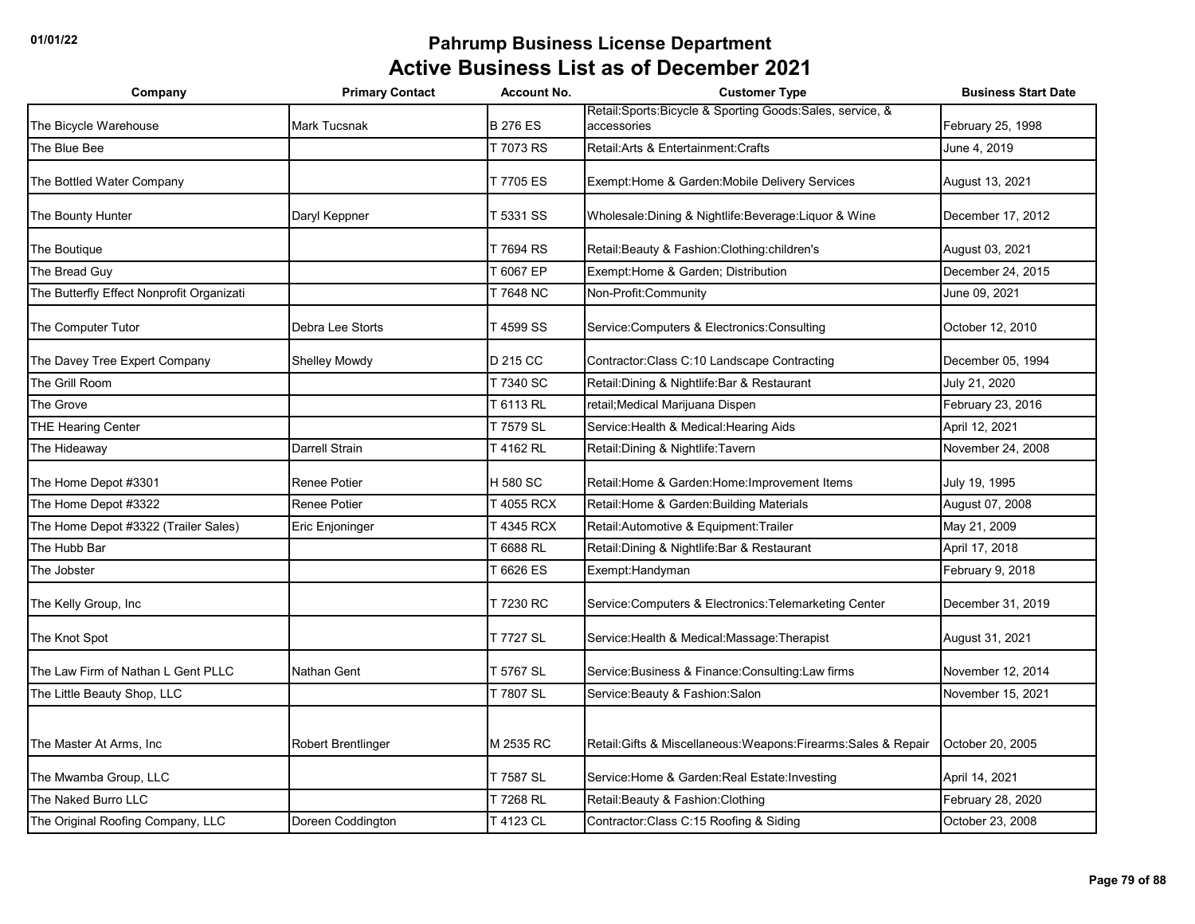# Pahrump Business License Department

## Active Business List as of December 2021

| Company | Primary Contact | Account No. | Customer Type | Business Start Date |
|---|---|---|---|---|
| The Bicycle Warehouse | Mark Tucsnak | B 276 ES | Retail:Sports:Bicycle & Sporting Goods:Sales, service, & accessories | February 25, 1998 |
| The Blue Bee | | T 7073 RS | Retail:Arts & Entertainment:Crafts | June 4, 2019 |
| The Bottled Water Company | | T 7705 ES | Exempt:Home & Garden:Mobile Delivery Services | August 13, 2021 |
| The Bounty Hunter | Daryl Keppner | T 5331 SS | Wholesale:Dining & Nightlife:Beverage:Liquor & Wine | December 17, 2012 |
| The Boutique | | T 7694 RS | Retail:Beauty & Fashion:Clothing:children's | August 03, 2021 |
| The Bread Guy | | T 6067 EP | Exempt:Home & Garden; Distribution | December 24, 2015 |
| The Butterfly Effect Nonprofit Organizati | | T 7648 NC | Non-Profit:Community | June 09, 2021 |
| The Computer Tutor | Debra Lee Storts | T 4599 SS | Service:Computers & Electronics:Consulting | October 12, 2010 |
| The Davey Tree Expert Company | Shelley Mowdy | D 215 CC | Contractor:Class C:10 Landscape Contracting | December 05, 1994 |
| The Grill Room | | T 7340 SC | Retail:Dining & Nightlife:Bar & Restaurant | July 21, 2020 |
| The Grove | | T 6113 RL | retail;Medical Marijuana Dispen | February 23, 2016 |
| THE Hearing Center | | T 7579 SL | Service:Health & Medical:Hearing Aids | April 12, 2021 |
| The Hideaway | Darrell Strain | T 4162 RL | Retail:Dining & Nightlife:Tavern | November 24, 2008 |
| The Home Depot #3301 | Renee Potier | H 580 SC | Retail:Home & Garden:Home:Improvement Items | July 19, 1995 |
| The Home Depot #3322 | Renee Potier | T 4055 RCX | Retail:Home & Garden:Building Materials | August 07, 2008 |
| The Home Depot #3322 (Trailer Sales) | Eric Enjoninger | T 4345 RCX | Retail:Automotive & Equipment:Trailer | May 21, 2009 |
| The Hubb Bar | | T 6688 RL | Retail:Dining & Nightlife:Bar & Restaurant | April 17, 2018 |
| The Jobster | | T 6626 ES | Exempt:Handyman | February 9, 2018 |
| The Kelly Group, Inc | | T 7230 RC | Service:Computers & Electronics:Telemarketing Center | December 31, 2019 |
| The Knot Spot | | T 7727 SL | Service:Health & Medical:Massage:Therapist | August 31, 2021 |
| The Law Firm of Nathan L Gent PLLC | Nathan Gent | T 5767 SL | Service:Business & Finance:Consulting:Law firms | November 12, 2014 |
| The Little Beauty Shop, LLC | | T 7807 SL | Service:Beauty & Fashion:Salon | November 15, 2021 |
| The Master At Arms, Inc | Robert Brentlinger | M 2535 RC | Retail:Gifts & Miscellaneous:Weapons:Firearms:Sales & Repair | October 20, 2005 |
| The Mwamba Group, LLC | | T 7587 SL | Service:Home & Garden:Real Estate:Investing | April 14, 2021 |
| The Naked Burro LLC | | T 7268 RL | Retail:Beauty & Fashion:Clothing | February 28, 2020 |
| The Original Roofing Company, LLC | Doreen Coddington | T 4123 CL | Contractor:Class C:15 Roofing & Siding | October 23, 2008 |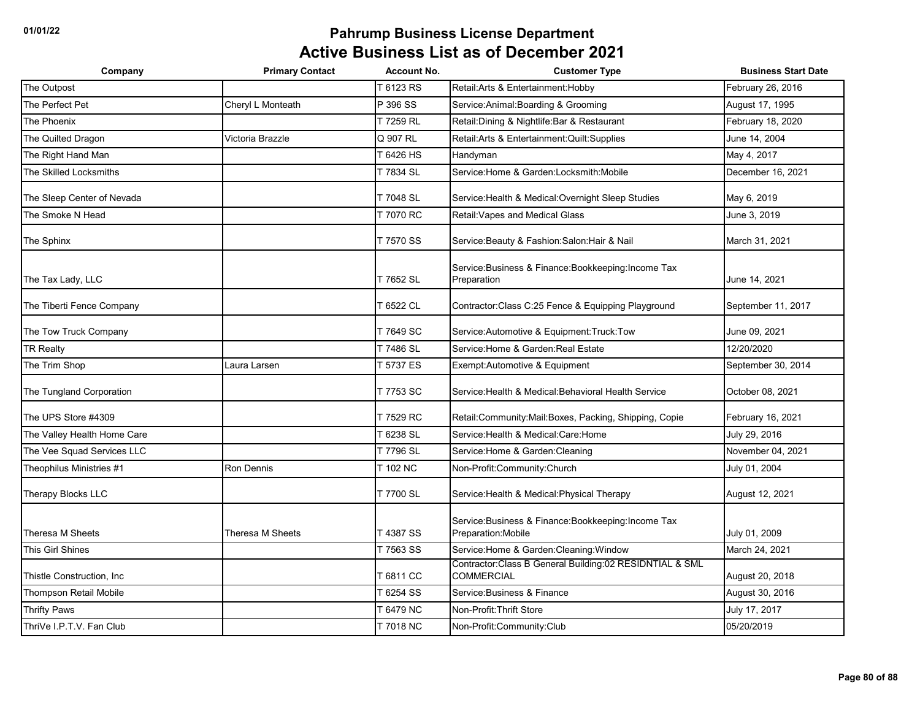# Pahrump Business License Department
## Active Business List as of December 2021

| Company | Primary Contact | Account No. | Customer Type | Business Start Date |
|---|---|---|---|---|
| The Outpost | | T 6123 RS | Retail:Arts & Entertainment:Hobby | February 26, 2016 |
| The Perfect Pet | Cheryl L Monteath | P 396 SS | Service:Animal:Boarding & Grooming | August 17, 1995 |
| The Phoenix | | T 7259 RL | Retail:Dining & Nightlife:Bar & Restaurant | February 18, 2020 |
| The Quilted Dragon | Victoria Brazzle | Q 907 RL | Retail:Arts & Entertainment:Quilt:Supplies | June 14, 2004 |
| The Right Hand Man | | T 6426 HS | Handyman | May 4, 2017 |
| The Skilled Locksmiths | | T 7834 SL | Service:Home & Garden:Locksmith:Mobile | December 16, 2021 |
| The Sleep Center of Nevada | | T 7048 SL | Service:Health & Medical:Overnight Sleep Studies | May 6, 2019 |
| The Smoke N Head | | T 7070 RC | Retail:Vapes and Medical Glass | June 3, 2019 |
| The Sphinx | | T 7570 SS | Service:Beauty & Fashion:Salon:Hair & Nail | March 31, 2021 |
| The Tax Lady, LLC | | T 7652 SL | Service:Business & Finance:Bookkeeping:Income Tax Preparation | June 14, 2021 |
| The Tiberti Fence Company | | T 6522 CL | Contractor:Class C:25 Fence & Equipping Playground | September 11, 2017 |
| The Tow Truck Company | | T 7649 SC | Service:Automotive & Equipment:Truck:Tow | June 09, 2021 |
| TR Realty | | T 7486 SL | Service:Home & Garden:Real Estate | 12/20/2020 |
| The Trim Shop | Laura Larsen | T 5737 ES | Exempt:Automotive & Equipment | September 30, 2014 |
| The Tungland Corporation | | T 7753 SC | Service:Health & Medical:Behavioral Health Service | October 08, 2021 |
| The UPS Store #4309 | | T 7529 RC | Retail:Community:Mail:Boxes, Packing, Shipping, Copie | February 16, 2021 |
| The Valley Health Home Care | | T 6238 SL | Service:Health & Medical:Care:Home | July 29, 2016 |
| The Vee Squad Services LLC | | T 7796 SL | Service:Home & Garden:Cleaning | November 04, 2021 |
| Theophilus Ministries #1 | Ron Dennis | T 102 NC | Non-Profit:Community:Church | July 01, 2004 |
| Therapy Blocks LLC | | T 7700 SL | Service:Health & Medical:Physical Therapy | August 12, 2021 |
| Theresa M Sheets | Theresa M Sheets | T 4387 SS | Service:Business & Finance:Bookkeeping:Income Tax Preparation:Mobile | July 01, 2009 |
| This Girl Shines | | T 7563 SS | Service:Home & Garden:Cleaning:Window | March 24, 2021 |
| Thistle Construction, Inc | | T 6811 CC | Contractor:Class B General Building:02 RESIDNTIAL & SML COMMERCIAL | August 20, 2018 |
| Thompson Retail Mobile | | T 6254 SS | Service:Business & Finance | August 30, 2016 |
| Thrifty Paws | | T 6479 NC | Non-Profit:Thrift Store | July 17, 2017 |
| ThriVe I.P.T.V. Fan Club | | T 7018 NC | Non-Profit:Community:Club | 05/20/2019 |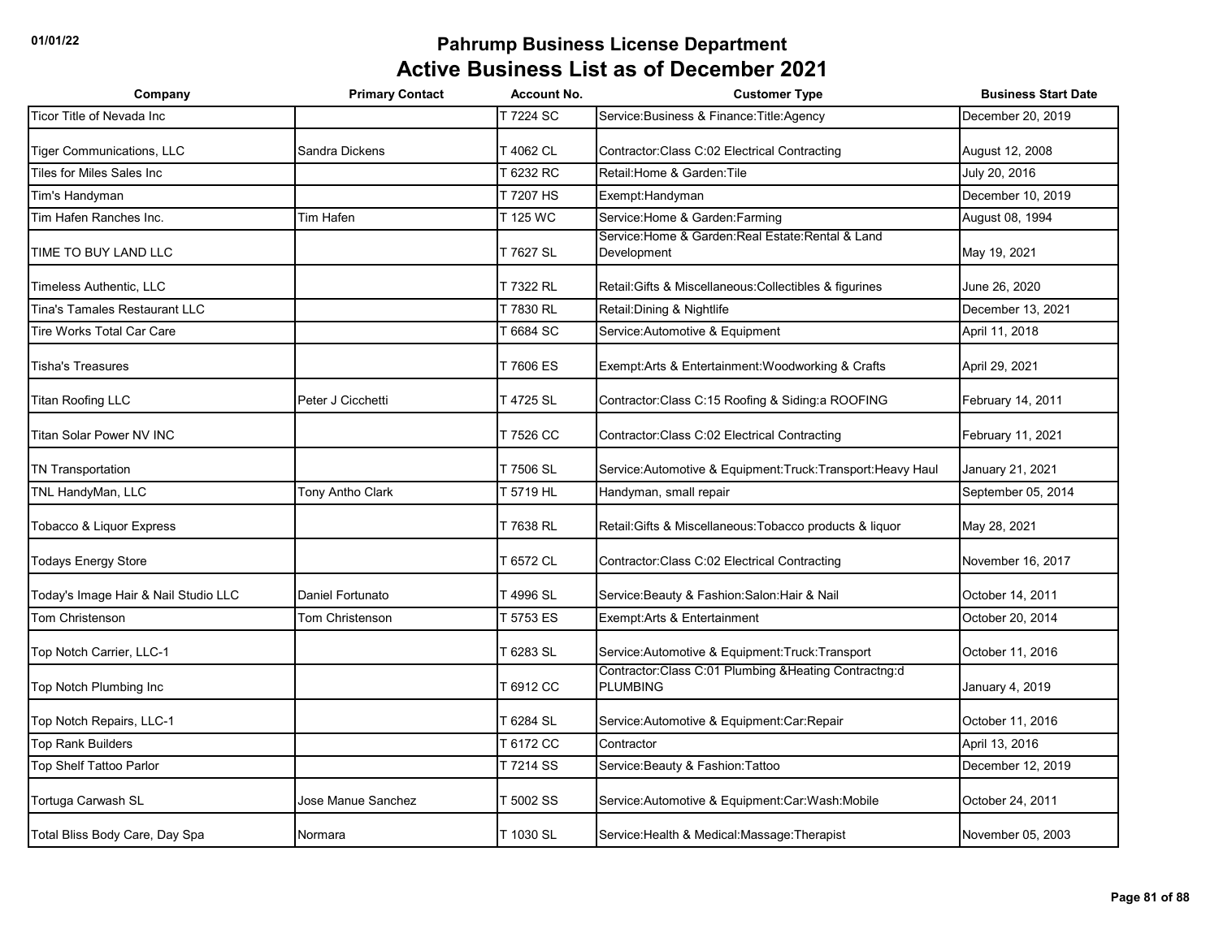# Pahrump Business License Department

## Active Business List as of December 2021

| Company | Primary Contact | Account No. | Customer Type | Business Start Date |
|---|---|---|---|---|
| Ticor Title of Nevada Inc | | T 7224 SC | Service:Business & Finance:Title:Agency | December 20, 2019 |
| Tiger Communications, LLC | Sandra Dickens | T 4062 CL | Contractor:Class C:02 Electrical Contracting | August 12, 2008 |
| Tiles for Miles Sales Inc | | T 6232 RC | Retail:Home & Garden:Tile | July 20, 2016 |
| Tim's Handyman | | T 7207 HS | Exempt:Handyman | December 10, 2019 |
| Tim Hafen Ranches Inc. | Tim Hafen | T 125 WC | Service:Home & Garden:Farming | August 08, 1994 |
| TIME TO BUY LAND LLC | | T 7627 SL | Service:Home & Garden:Real Estate:Rental & Land Development | May 19, 2021 |
| Timeless Authentic, LLC | | T 7322 RL | Retail:Gifts & Miscellaneous:Collectibles & figurines | June 26, 2020 |
| Tina's Tamales Restaurant LLC | | T 7830 RL | Retail:Dining & Nightlife | December 13, 2021 |
| Tire Works Total Car Care | | T 6684 SC | Service:Automotive & Equipment | April 11, 2018 |
| Tisha's Treasures | | T 7606 ES | Exempt:Arts & Entertainment:Woodworking & Crafts | April 29, 2021 |
| Titan Roofing LLC | Peter J Cicchetti | T 4725 SL | Contractor:Class C:15 Roofing & Siding:a ROOFING | February 14, 2011 |
| Titan Solar Power NV INC | | T 7526 CC | Contractor:Class C:02 Electrical Contracting | February 11, 2021 |
| TN Transportation | | T 7506 SL | Service:Automotive & Equipment:Truck:Transport:Heavy Haul | January 21, 2021 |
| TNL HandyMan, LLC | Tony Antho Clark | T 5719 HL | Handyman, small repair | September 05, 2014 |
| Tobacco & Liquor Express | | T 7638 RL | Retail:Gifts & Miscellaneous:Tobacco products & liquor | May 28, 2021 |
| Todays Energy Store | | T 6572 CL | Contractor:Class C:02 Electrical Contracting | November 16, 2017 |
| Today's Image Hair & Nail Studio LLC | Daniel Fortunato | T 4996 SL | Service:Beauty & Fashion:Salon:Hair & Nail | October 14, 2011 |
| Tom Christenson | Tom Christenson | T 5753 ES | Exempt:Arts & Entertainment | October 20, 2014 |
| Top Notch Carrier, LLC-1 | | T 6283 SL | Service:Automotive & Equipment:Truck:Transport | October 11, 2016 |
| Top Notch Plumbing Inc | | T 6912 CC | Contractor:Class C:01 Plumbing &Heating Contractng:d PLUMBING | January 4, 2019 |
| Top Notch Repairs, LLC-1 | | T 6284 SL | Service:Automotive & Equipment:Car:Repair | October 11, 2016 |
| Top Rank Builders | | T 6172 CC | Contractor | April 13, 2016 |
| Top Shelf Tattoo Parlor | | T 7214 SS | Service:Beauty & Fashion:Tattoo | December 12, 2019 |
| Tortuga Carwash SL | Jose Manue Sanchez | T 5002 SS | Service:Automotive & Equipment:Car:Wash:Mobile | October 24, 2011 |
| Total Bliss Body Care, Day Spa | Normara | T 1030 SL | Service:Health & Medical:Massage:Therapist | November 05, 2003 |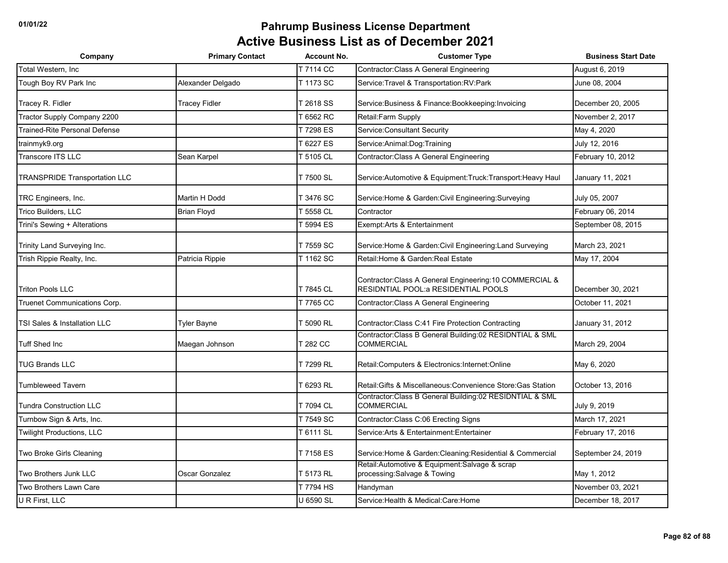# Pahrump Business License Department

## Active Business List as of December 2021

| Company | Primary Contact | Account No. | Customer Type | Business Start Date |
|---|---|---|---|---|
| Total Western, Inc | | T 7114 CC | Contractor:Class A General Engineering | August 6, 2019 |
| Tough Boy RV Park Inc | Alexander Delgado | T 1173 SC | Service:Travel & Transportation:RV:Park | June 08, 2004 |
| Tracey R. Fidler | Tracey Fidler | T 2618 SS | Service:Business & Finance:Bookkeeping:Invoicing | December 20, 2005 |
| Tractor Supply Company 2200 | | T 6562 RC | Retail:Farm Supply | November 2, 2017 |
| Trained-Rite Personal Defense | | T 7298 ES | Service:Consultant Security | May 4, 2020 |
| trainmyk9.org | | T 6227 ES | Service:Animal:Dog:Training | July 12, 2016 |
| Transcore ITS LLC | Sean Karpel | T 5105 CL | Contractor:Class A General Engineering | February 10, 2012 |
| TRANSPRIDE Transportation LLC | | T 7500 SL | Service:Automotive & Equipment:Truck:Transport:Heavy Haul | January 11, 2021 |
| TRC Engineers, Inc. | Martin H Dodd | T 3476 SC | Service:Home & Garden:Civil Engineering:Surveying | July 05, 2007 |
| Trico Builders, LLC | Brian Floyd | T 5558 CL | Contractor | February 06, 2014 |
| Trini's Sewing + Alterations | | T 5994 ES | Exempt:Arts & Entertainment | September 08, 2015 |
| Trinity Land Surveying Inc. | | T 7559 SC | Service:Home & Garden:Civil Engineering:Land Surveying | March 23, 2021 |
| Trish Rippie Realty, Inc. | Patricia Rippie | T 1162 SC | Retail:Home & Garden:Real Estate | May 17, 2004 |
| Triton Pools LLC | | T 7845 CL | Contractor:Class A General Engineering:10 COMMERCIAL & RESIDNTIAL POOL:a RESIDENTIAL POOLS | December 30, 2021 |
| Truenet Communications Corp. | | T 7765 CC | Contractor:Class A General Engineering | October 11, 2021 |
| TSI Sales & Installation LLC | Tyler Bayne | T 5090 RL | Contractor:Class C:41 Fire Protection Contracting | January 31, 2012 |
| Tuff Shed Inc | Maegan Johnson | T 282 CC | Contractor:Class B General Building:02 RESIDNTIAL & SML COMMERCIAL | March 29, 2004 |
| TUG Brands LLC | | T 7299 RL | Retail:Computers & Electronics:Internet:Online | May 6, 2020 |
| Tumbleweed Tavern | | T 6293 RL | Retail:Gifts & Miscellaneous:Convenience Store:Gas Station | October 13, 2016 |
| Tundra Construction LLC | | T 7094 CL | Contractor:Class B General Building:02 RESIDNTIAL & SML COMMERCIAL | July 9, 2019 |
| Turnbow Sign & Arts, Inc. | | T 7549 SC | Contractor:Class C:06 Erecting Signs | March 17, 2021 |
| Twilight Productions, LLC | | T 6111 SL | Service:Arts & Entertainment:Entertainer | February 17, 2016 |
| Two Broke Girls Cleaning | | T 7158 ES | Service:Home & Garden:Cleaning:Residential & Commercial | September 24, 2019 |
| Two Brothers Junk LLC | Oscar Gonzalez | T 5173 RL | Retail:Automotive & Equipment:Salvage & scrap processing:Salvage & Towing | May 1, 2012 |
| Two Brothers Lawn Care | | T 7794 HS | Handyman | November 03, 2021 |
| U R First, LLC | | U 6590 SL | Service:Health & Medical:Care:Home | December 18, 2017 |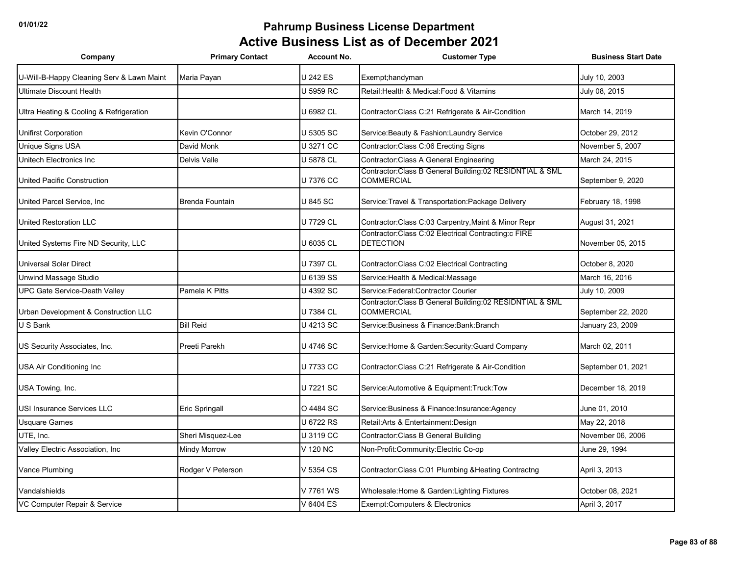# Pahrump Business License Department
## Active Business List as of December 2021

| Company | Primary Contact | Account No. | Customer Type | Business Start Date |
|---|---|---|---|---|
| U-Will-B-Happy Cleaning Serv & Lawn Maint | Maria Payan | U 242 ES | Exempt;handyman | July 10, 2003 |
| Ultimate Discount Health | | U 5959 RC | Retail:Health & Medical:Food & Vitamins | July 08, 2015 |
| Ultra Heating & Cooling & Refrigeration | | U 6982 CL | Contractor:Class C:21 Refrigerate & Air-Condition | March 14, 2019 |
| Unifirst Corporation | Kevin O'Connor | U 5305 SC | Service:Beauty & Fashion:Laundry Service | October 29, 2012 |
| Unique Signs USA | David Monk | U 3271 CC | Contractor:Class C:06 Erecting Signs | November 5, 2007 |
| Unitech Electronics Inc | Delvis Valle | U 5878 CL | Contractor:Class A General Engineering | March 24, 2015 |
| United Pacific Construction | | U 7376 CC | Contractor:Class B General Building:02 RESIDNTIAL & SML COMMERCIAL | September 9, 2020 |
| United Parcel Service, Inc | Brenda Fountain | U 845 SC | Service:Travel & Transportation:Package Delivery | February 18, 1998 |
| United Restoration LLC | | U 7729 CL | Contractor:Class C:03 Carpentry,Maint & Minor Repr | August 31, 2021 |
| United Systems Fire ND Security, LLC | | U 6035 CL | Contractor:Class C:02 Electrical Contracting:c FIRE DETECTION | November 05, 2015 |
| Universal Solar Direct | | U 7397 CL | Contractor:Class C:02 Electrical Contracting | October 8, 2020 |
| Unwind Massage Studio | | U 6139 SS | Service:Health & Medical:Massage | March 16, 2016 |
| UPC Gate Service-Death Valley | Pamela K Pitts | U 4392 SC | Service:Federal:Contractor Courier | July 10, 2009 |
| Urban Development & Construction LLC | | U 7384 CL | Contractor:Class B General Building:02 RESIDNTIAL & SML COMMERCIAL | September 22, 2020 |
| U S Bank | Bill Reid | U 4213 SC | Service:Business & Finance:Bank:Branch | January 23, 2009 |
| US Security Associates, Inc. | Preeti Parekh | U 4746 SC | Service:Home & Garden:Security:Guard Company | March 02, 2011 |
| USA Air Conditioning Inc | | U 7733 CC | Contractor:Class C:21 Refrigerate & Air-Condition | September 01, 2021 |
| USA Towing, Inc. | | U 7221 SC | Service:Automotive & Equipment:Truck:Tow | December 18, 2019 |
| USI Insurance Services LLC | Eric Springall | O 4484 SC | Service:Business & Finance:Insurance:Agency | June 01, 2010 |
| Usquare Games | | U 6722 RS | Retail:Arts & Entertainment:Design | May 22, 2018 |
| UTE, Inc. | Sheri Misquez-Lee | U 3119 CC | Contractor:Class B General Building | November 06, 2006 |
| Valley Electric Association, Inc | Mindy Morrow | V 120 NC | Non-Profit:Community:Electric Co-op | June 29, 1994 |
| Vance Plumbing | Rodger V Peterson | V 5354 CS | Contractor:Class C:01 Plumbing &Heating Contractng | April 3, 2013 |
| Vandalshields | | V 7761 WS | Wholesale:Home & Garden:Lighting Fixtures | October 08, 2021 |
| VC Computer Repair & Service | | V 6404 ES | Exempt:Computers & Electronics | April 3, 2017 |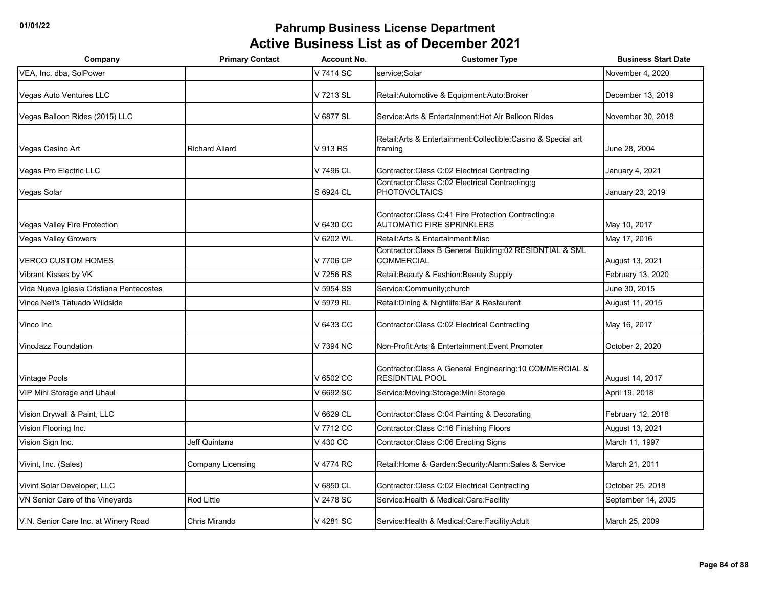# Pahrump Business License Department

## Active Business List as of December 2021

| Company | Primary Contact | Account No. | Customer Type | Business Start Date |
|---|---|---|---|---|
| VEA, Inc. dba, SolPower | | V 7414 SC | service;Solar | November 4, 2020 |
| Vegas Auto Ventures LLC | | V 7213 SL | Retail:Automotive & Equipment:Auto:Broker | December 13, 2019 |
| Vegas Balloon Rides (2015) LLC | | V 6877 SL | Service:Arts & Entertainment:Hot Air Balloon Rides | November 30, 2018 |
| Vegas Casino Art | Richard Allard | V 913 RS | Retail:Arts & Entertainment:Collectible:Casino & Special art framing | June 28, 2004 |
| Vegas Pro Electric LLC | | V 7496 CL | Contractor:Class C:02 Electrical Contracting | January 4, 2021 |
| Vegas Solar | | S 6924 CL | Contractor:Class C:02 Electrical Contracting:g PHOTOVOLTAICS | January 23, 2019 |
| Vegas Valley Fire Protection | | V 6430 CC | Contractor:Class C:41 Fire Protection Contracting:a AUTOMATIC FIRE SPRINKLERS | May 10, 2017 |
| Vegas Valley Growers | | V 6202 WL | Retail:Arts & Entertainment:Misc | May 17, 2016 |
| VERCO CUSTOM HOMES | | V 7706 CP | Contractor:Class B General Building:02 RESIDNTIAL & SML COMMERCIAL | August 13, 2021 |
| Vibrant Kisses by VK | | V 7256 RS | Retail:Beauty & Fashion:Beauty Supply | February 13, 2020 |
| Vida Nueva Iglesia Cristiana Pentecostes | | V 5954 SS | Service:Community;church | June 30, 2015 |
| Vince Neil's Tatuado Wildside | | V 5979 RL | Retail:Dining & Nightlife:Bar & Restaurant | August 11, 2015 |
| Vinco Inc | | V 6433 CC | Contractor:Class C:02 Electrical Contracting | May 16, 2017 |
| VinoJazz Foundation | | V 7394 NC | Non-Profit:Arts & Entertainment:Event Promoter | October 2, 2020 |
| Vintage Pools | | V 6502 CC | Contractor:Class A General Engineering:10 COMMERCIAL & RESIDNTIAL POOL | August 14, 2017 |
| VIP Mini Storage and Uhaul | | V 6692 SC | Service:Moving:Storage:Mini Storage | April 19, 2018 |
| Vision Drywall & Paint, LLC | | V 6629 CL | Contractor:Class C:04 Painting & Decorating | February 12, 2018 |
| Vision Flooring Inc. | | V 7712 CC | Contractor:Class C:16 Finishing Floors | August 13, 2021 |
| Vision Sign Inc. | Jeff Quintana | V 430 CC | Contractor:Class C:06 Erecting Signs | March 11, 1997 |
| Vivint, Inc. (Sales) | Company Licensing | V 4774 RC | Retail:Home & Garden:Security:Alarm:Sales & Service | March 21, 2011 |
| Vivint Solar Developer, LLC | | V 6850 CL | Contractor:Class C:02 Electrical Contracting | October 25, 2018 |
| VN Senior Care of the Vineyards | Rod Little | V 2478 SC | Service:Health & Medical:Care:Facility | September 14, 2005 |
| V.N. Senior Care Inc. at Winery Road | Chris Mirando | V 4281 SC | Service:Health & Medical:Care:Facility:Adult | March 25, 2009 |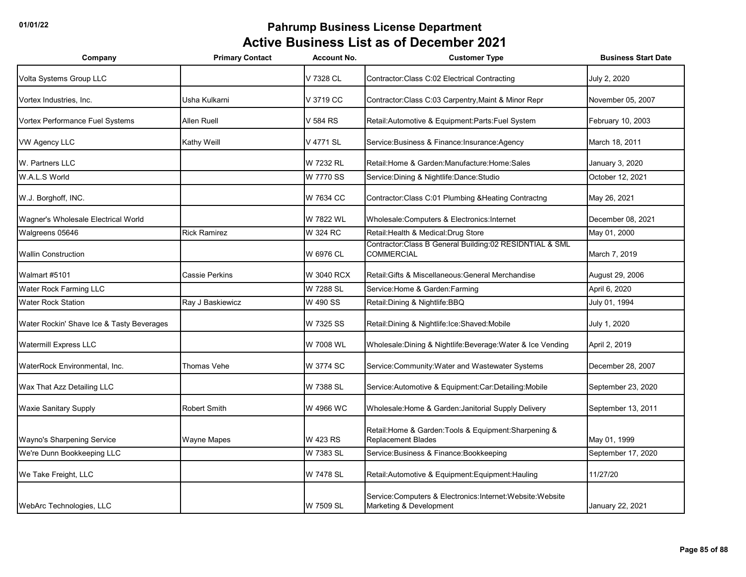# Pahrump Business License Department
## Active Business List as of December 2021

| Company | Primary Contact | Account No. | Customer Type | Business Start Date |
|---|---|---|---|---|
| Volta Systems Group LLC | | V 7328 CL | Contractor:Class C:02 Electrical Contracting | July 2, 2020 |
| Vortex Industries, Inc. | Usha Kulkarni | V 3719 CC | Contractor:Class C:03 Carpentry,Maint & Minor Repr | November 05, 2007 |
| Vortex Performance Fuel Systems | Allen Ruell | V 584 RS | Retail:Automotive & Equipment:Parts:Fuel System | February 10, 2003 |
| VW Agency LLC | Kathy Weill | V 4771 SL | Service:Business & Finance:Insurance:Agency | March 18, 2011 |
| W. Partners LLC | | W 7232 RL | Retail:Home & Garden:Manufacture:Home:Sales | January 3, 2020 |
| W.A.L.S World | | W 7770 SS | Service:Dining & Nightlife:Dance:Studio | October 12, 2021 |
| W.J. Borghoff, INC. | | W 7634 CC | Contractor:Class C:01 Plumbing &Heating Contractng | May 26, 2021 |
| Wagner's Wholesale Electrical World | | W 7822 WL | Wholesale:Computers & Electronics:Internet | December 08, 2021 |
| Walgreens 05646 | Rick Ramirez | W 324 RC | Retail:Health & Medical:Drug Store | May 01, 2000 |
| Wallin Construction | | W 6976 CL | Contractor:Class B General Building:02 RESIDNTIAL & SML COMMERCIAL | March 7, 2019 |
| Walmart #5101 | Cassie Perkins | W 3040 RCX | Retail:Gifts & Miscellaneous:General Merchandise | August 29, 2006 |
| Water Rock Farming LLC | | W 7288 SL | Service:Home & Garden:Farming | April 6, 2020 |
| Water Rock Station | Ray J Baskiewicz | W 490 SS | Retail:Dining & Nightlife:BBQ | July 01, 1994 |
| Water Rockin' Shave Ice & Tasty Beverages | | W 7325 SS | Retail:Dining & Nightlife:Ice:Shaved:Mobile | July 1, 2020 |
| Watermill Express LLC | | W 7008 WL | Wholesale:Dining & Nightlife:Beverage:Water & Ice Vending | April 2, 2019 |
| WaterRock Environmental, Inc. | Thomas Vehe | W 3774 SC | Service:Community:Water and Wastewater Systems | December 28, 2007 |
| Wax That Azz Detailing LLC | | W 7388 SL | Service:Automotive & Equipment:Car:Detailing:Mobile | September 23, 2020 |
| Waxie Sanitary Supply | Robert Smith | W 4966 WC | Wholesale:Home & Garden:Janitorial Supply Delivery | September 13, 2011 |
| Wayno's Sharpening Service | Wayne Mapes | W 423 RS | Retail:Home & Garden:Tools & Equipment:Sharpening & Replacement Blades | May 01, 1999 |
| We're Dunn Bookkeeping LLC | | W 7383 SL | Service:Business & Finance:Bookkeeping | September 17, 2020 |
| We Take Freight, LLC | | W 7478 SL | Retail:Automotive & Equipment:Equipment:Hauling | 11/27/20 |
| WebArc Technologies, LLC | | W 7509 SL | Service:Computers & Electronics:Internet:Website:Website Marketing & Development | January 22, 2021 |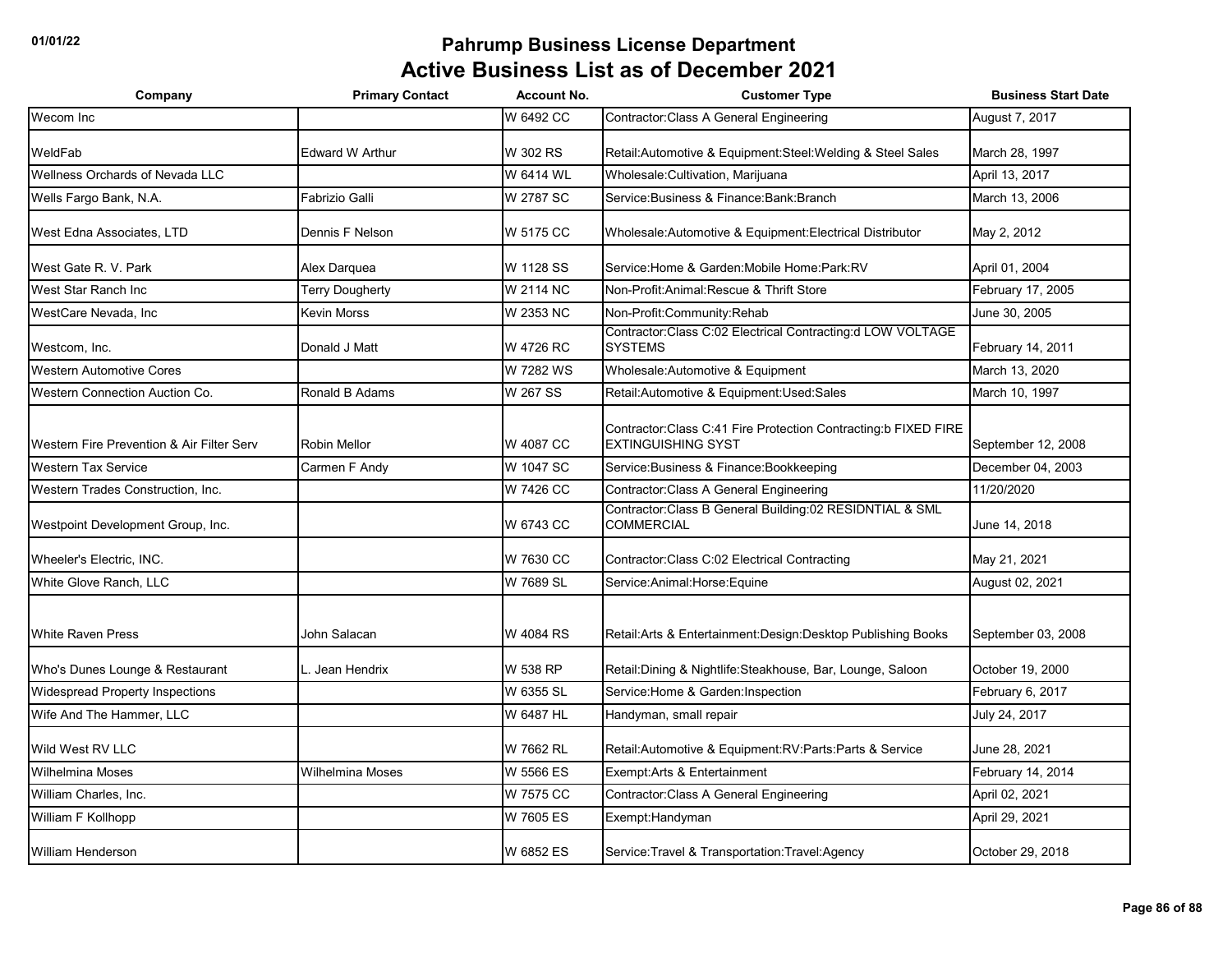# Pahrump Business License Department

## Active Business List as of December 2021

| Company | Primary Contact | Account No. | Customer Type | Business Start Date |
|---|---|---|---|---|
| Wecom Inc | | W 6492 CC | Contractor:Class A General Engineering | August 7, 2017 |
| WeldFab | Edward W Arthur | W 302 RS | Retail:Automotive & Equipment:Steel:Welding & Steel Sales | March 28, 1997 |
| Wellness Orchards of Nevada LLC | | W 6414 WL | Wholesale:Cultivation, Marijuana | April 13, 2017 |
| Wells Fargo Bank, N.A. | Fabrizio Galli | W 2787 SC | Service:Business & Finance:Bank:Branch | March 13, 2006 |
| West Edna Associates, LTD | Dennis F Nelson | W 5175 CC | Wholesale:Automotive & Equipment:Electrical Distributor | May 2, 2012 |
| West Gate R. V. Park | Alex Darquea | W 1128 SS | Service:Home & Garden:Mobile Home:Park:RV | April 01, 2004 |
| West Star Ranch Inc | Terry Dougherty | W 2114 NC | Non-Profit:Animal:Rescue & Thrift Store | February 17, 2005 |
| WestCare Nevada, Inc | Kevin Morss | W 2353 NC | Non-Profit:Community:Rehab | June 30, 2005 |
| Westcom, Inc. | Donald J Matt | W 4726 RC | Contractor:Class C:02 Electrical Contracting:d LOW VOLTAGE SYSTEMS | February 14, 2011 |
| Western Automotive Cores | | W 7282 WS | Wholesale:Automotive & Equipment | March 13, 2020 |
| Western Connection Auction Co. | Ronald B Adams | W 267 SS | Retail:Automotive & Equipment:Used:Sales | March 10, 1997 |
| Western Fire Prevention & Air Filter Serv | Robin Mellor | W 4087 CC | Contractor:Class C:41 Fire Protection Contracting:b FIXED FIRE EXTINGUISHING SYST | September 12, 2008 |
| Western Tax Service | Carmen F Andy | W 1047 SC | Service:Business & Finance:Bookkeeping | December 04, 2003 |
| Western Trades Construction, Inc. | | W 7426 CC | Contractor:Class A General Engineering | 11/20/2020 |
| Westpoint Development Group, Inc. | | W 6743 CC | Contractor:Class B General Building:02 RESIDNTIAL & SML COMMERCIAL | June 14, 2018 |
| Wheeler's Electric, INC. | | W 7630 CC | Contractor:Class C:02 Electrical Contracting | May 21, 2021 |
| White Glove Ranch, LLC | | W 7689 SL | Service:Animal:Horse:Equine | August 02, 2021 |
| White Raven Press | John Salacan | W 4084 RS | Retail:Arts & Entertainment:Design:Desktop Publishing Books | September 03, 2008 |
| Who's Dunes Lounge & Restaurant | L. Jean Hendrix | W 538 RP | Retail:Dining & Nightlife:Steakhouse, Bar, Lounge, Saloon | October 19, 2000 |
| Widespread Property Inspections | | W 6355 SL | Service:Home & Garden:Inspection | February 6, 2017 |
| Wife And The Hammer, LLC | | W 6487 HL | Handyman, small repair | July 24, 2017 |
| Wild West RV LLC | | W 7662 RL | Retail:Automotive & Equipment:RV:Parts:Parts & Service | June 28, 2021 |
| Wilhelmina Moses | Wilhelmina Moses | W 5566 ES | Exempt:Arts & Entertainment | February 14, 2014 |
| William Charles, Inc. | | W 7575 CC | Contractor:Class A General Engineering | April 02, 2021 |
| William F Kollhopp | | W 7605 ES | Exempt:Handyman | April 29, 2021 |
| William Henderson | | W 6852 ES | Service:Travel & Transportation:Travel:Agency | October 29, 2018 |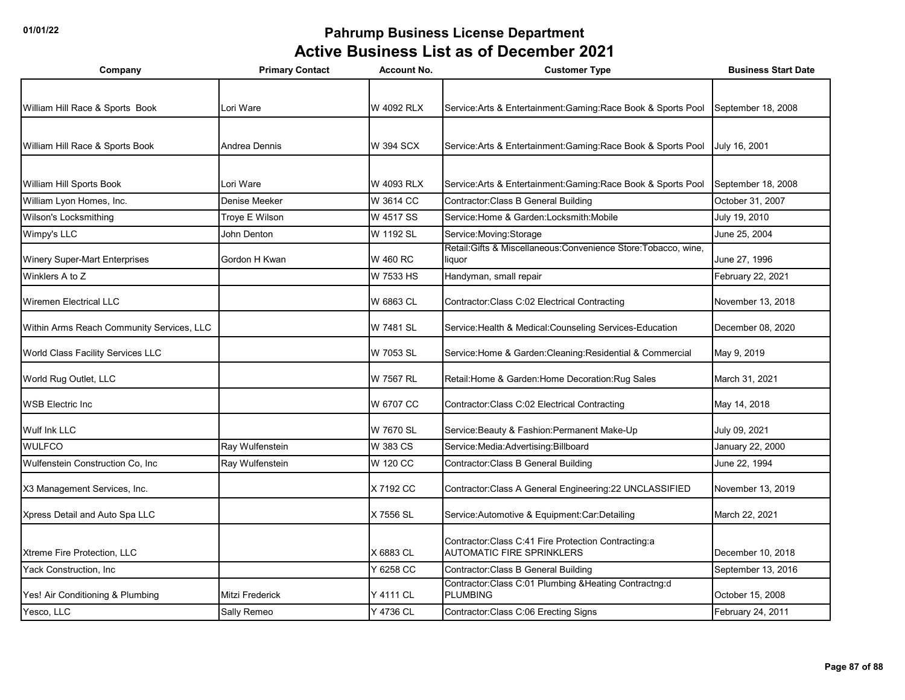# Pahrump Business License Department

## Active Business List as of December 2021

| Company | Primary Contact | Account No. | Customer Type | Business Start Date |
|---|---|---|---|---|
| William Hill Race & Sports  Book | Lori Ware | W 4092 RLX | Service:Arts & Entertainment:Gaming:Race Book & Sports Pool | September 18, 2008 |
| William Hill Race & Sports Book | Andrea Dennis | W 394 SCX | Service:Arts & Entertainment:Gaming:Race Book & Sports Pool | July 16, 2001 |
| William Hill Sports Book | Lori Ware | W 4093 RLX | Service:Arts & Entertainment:Gaming:Race Book & Sports Pool | September 18, 2008 |
| William Lyon Homes, Inc. | Denise Meeker | W 3614 CC | Contractor:Class B General Building | October 31, 2007 |
| Wilson's Locksmithing | Troye E Wilson | W 4517 SS | Service:Home & Garden:Locksmith:Mobile | July 19, 2010 |
| Wimpy's LLC | John Denton | W 1192 SL | Service:Moving:Storage | June 25, 2004 |
| Winery Super-Mart Enterprises | Gordon H Kwan | W 460 RC | Retail:Gifts & Miscellaneous:Convenience Store:Tobacco, wine, liquor | June 27, 1996 |
| Winklers A to Z | | W 7533 HS | Handyman, small repair | February 22, 2021 |
| Wiremen Electrical LLC | | W 6863 CL | Contractor:Class C:02 Electrical Contracting | November 13, 2018 |
| Within Arms Reach Community Services, LLC | | W 7481 SL | Service:Health & Medical:Counseling Services-Education | December 08, 2020 |
| World Class Facility Services LLC | | W 7053 SL | Service:Home & Garden:Cleaning:Residential & Commercial | May 9, 2019 |
| World Rug Outlet, LLC | | W 7567 RL | Retail:Home & Garden:Home Decoration:Rug Sales | March 31, 2021 |
| WSB Electric Inc | | W 6707 CC | Contractor:Class C:02 Electrical Contracting | May 14, 2018 |
| Wulf Ink LLC | | W 7670 SL | Service:Beauty & Fashion:Permanent Make-Up | July 09, 2021 |
| WULFCO | Ray Wulfenstein | W 383 CS | Service:Media:Advertising:Billboard | January 22, 2000 |
| Wulfenstein Construction Co, Inc | Ray Wulfenstein | W 120 CC | Contractor:Class B General Building | June 22, 1994 |
| X3 Management Services, Inc. | | X 7192 CC | Contractor:Class A General Engineering:22 UNCLASSIFIED | November 13, 2019 |
| Xpress Detail and Auto Spa LLC | | X 7556 SL | Service:Automotive & Equipment:Car:Detailing | March 22, 2021 |
| Xtreme Fire Protection, LLC | | X 6883 CL | Contractor:Class C:41 Fire Protection Contracting:a AUTOMATIC FIRE SPRINKLERS | December 10, 2018 |
| Yack Construction, Inc | | Y 6258 CC | Contractor:Class B General Building | September 13, 2016 |
| Yes! Air Conditioning & Plumbing | Mitzi Frederick | Y 4111 CL | Contractor:Class C:01 Plumbing &Heating Contractng:d PLUMBING | October 15, 2008 |
| Yesco, LLC | Sally Remeo | Y 4736 CL | Contractor:Class C:06 Erecting Signs | February 24, 2011 |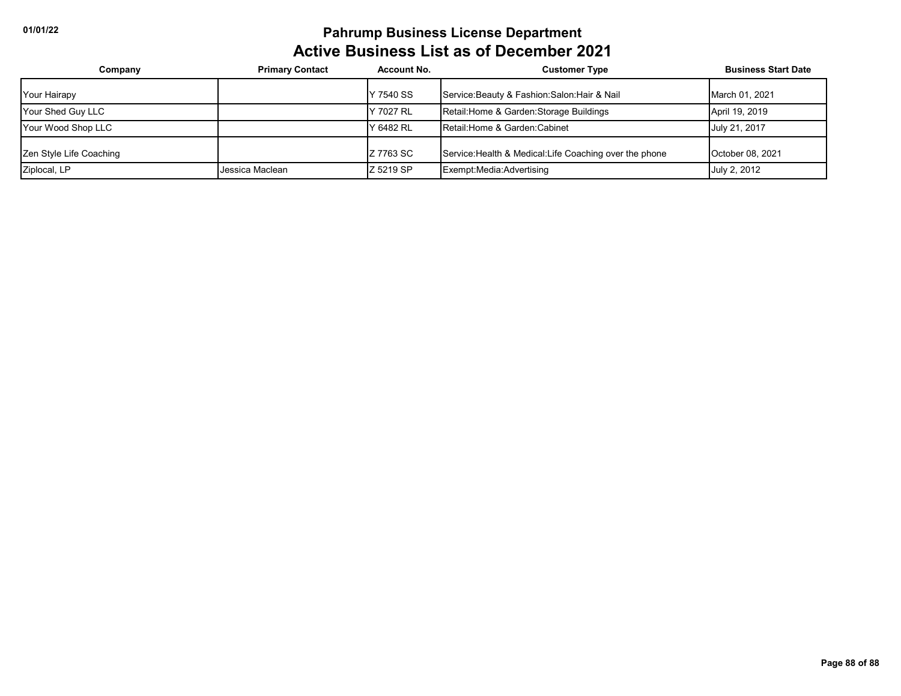# Pahrump Business License Department

## Active Business List as of December 2021

| Company | Primary Contact | Account No. | Customer Type | Business Start Date |
|---|---|---|---|---|
| Your Hairapy | | Y 7540 SS | Service:Beauty & Fashion:Salon:Hair & Nail | March 01, 2021 |
| Your Shed Guy LLC | | Y 7027 RL | Retail:Home & Garden:Storage Buildings | April 19, 2019 |
| Your Wood Shop LLC | | Y 6482 RL | Retail:Home & Garden:Cabinet | July 21, 2017 |
| Zen Style Life Coaching | | Z 7763 SC | Service:Health & Medical:Life Coaching over the phone | October 08, 2021 |
| Ziplocal, LP | Jessica Maclean | Z 5219 SP | Exempt:Media:Advertising | July 2, 2012 |